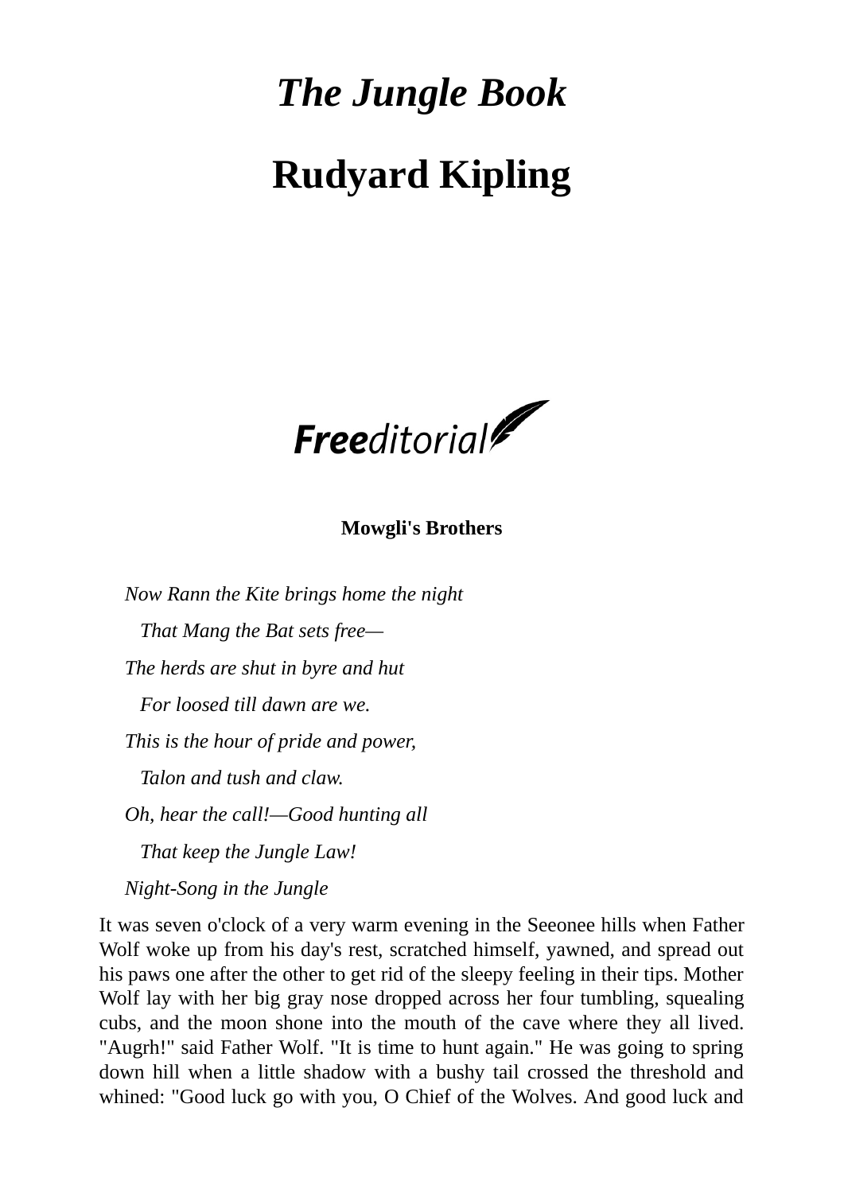# *The Jungle Book*

# Rudyard Kipling

Freeditorial

## Mowgli's Brothers

*Now Rann the Kite brings home the night*

*That Mang the Bat sets free—*

*The herds are shut in byre and hut*

*For loosed till dawn are we.*

*This is the hour of pride and power,*

*Talon and tush and claw.*

*Oh, hear the call!—Good hunting all*

*That keep the Jungle Law!*

*Night-Song in the Jungle*

It was seven o'clock of a very warm evening in the Seeonee hills when Father Wolf woke up from his day's rest, scratched himself, yawned, and spread out his paws one after the other to get rid of the sleepy feeling in their tips. Mother Wolf lay with her big gray nose dropped across her four tumbling, squealing cubs, and the moon shone into the mouth of the cave where they all lived. "Augrh!" said Father Wolf. "It is time to hunt again." He was going to spring down hill when a little shadow with a bushy tail crossed the threshold and whined: "Good luck go with you, O Chief of the Wolves. And good luck and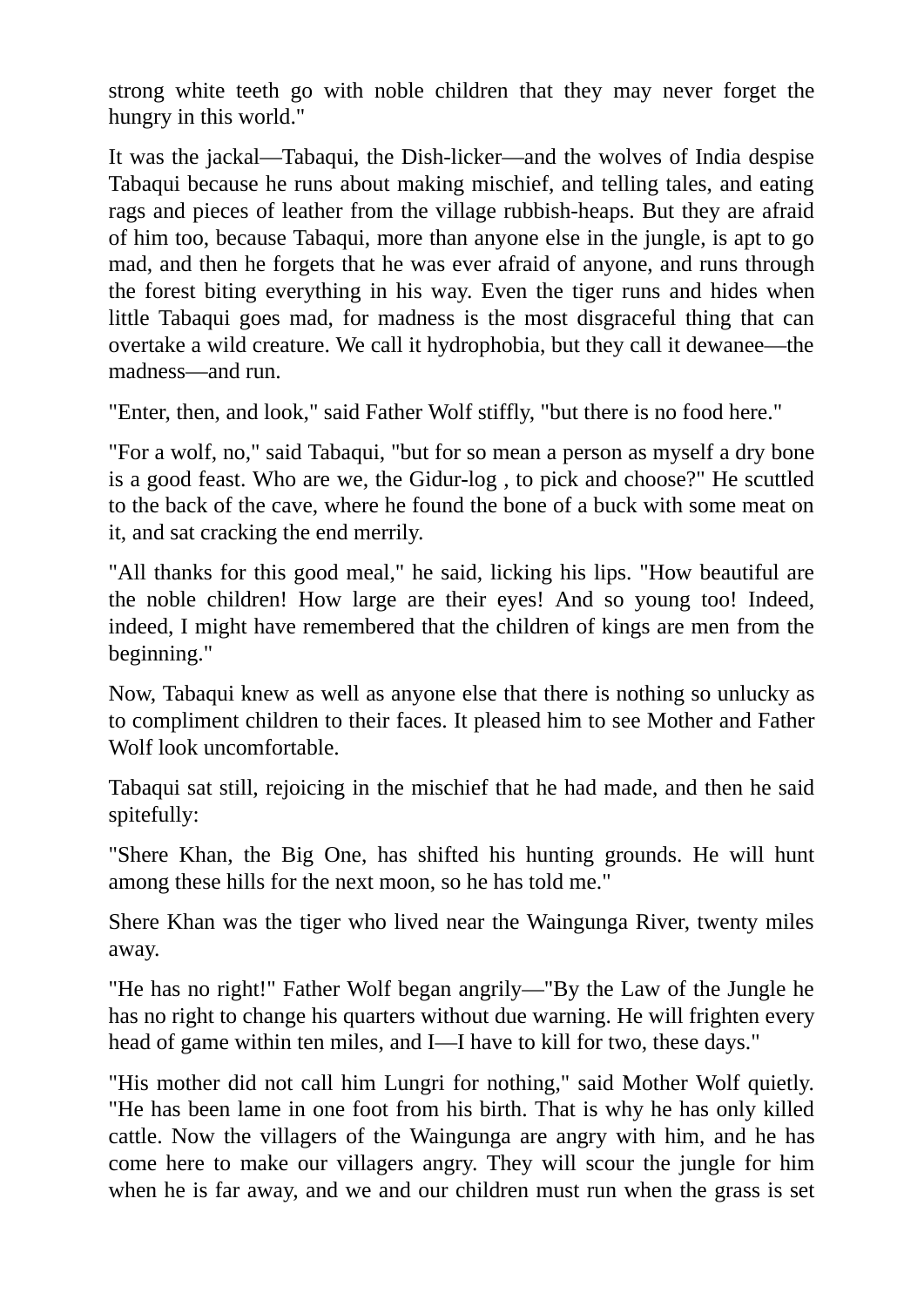strong white teeth go with noble children that they may never forget the hungry in this world."

It was the jackal—Tabaqui, the Dish-licker—and the wolves of India despise Tabaqui because he runs about making mischief, and telling tales, and eating rags and pieces of leather from the village rubbish-heaps. But they are afraid of him too, because Tabaqui, more than anyone else in the jungle, is apt to go mad, and then he forgets that he was ever afraid of anyone, and runs through the forest biting everything in his way. Even the tiger runs and hides when little Tabaqui goes mad, for madness is the most disgraceful thing that can overtake a wild creature. We call it hydrophobia, but they call it dewanee—the madness—and run.

"Enter, then, and look," said Father Wolf stiffly, "but there is no food here."

"For a wolf, no," said Tabaqui, "but for so mean a person as myself a dry bone is a good feast. Who are we, the Gidur-log , to pick and choose?" He scuttled to the back of the cave, where he found the bone of a buck with some meat on it, and sat cracking the end merrily.

"All thanks for this good meal," he said, licking his lips. "How beautiful are the noble children! How large are their eyes! And so young too! Indeed, indeed, I might have remembered that the children of kings are men from the beginning."

Now, Tabaqui knew as well as anyone else that there is nothing so unlucky as to compliment children to their faces. It pleased him to see Mother and Father Wolf look uncomfortable.

Tabaqui sat still, rejoicing in the mischief that he had made, and then he said spitefully:

"Shere Khan, the Big One, has shifted his hunting grounds. He will hunt among these hills for the next moon, so he has told me."

Shere Khan was the tiger who lived near the Waingunga River, twenty miles away.

"He has no right!" Father Wolf began angrily—"By the Law of the Jungle he has no right to change his quarters without due warning. He will frighten every head of game within ten miles, and I—I have to kill for two, these days."

"His mother did not call him Lungri for nothing," said Mother Wolf quietly. "He has been lame in one foot from his birth. That is why he has only killed cattle. Now the villagers of the Waingunga are angry with him, and he has come here to make our villagers angry. They will scour the jungle for him when he is far away, and we and our children must run when the grass is set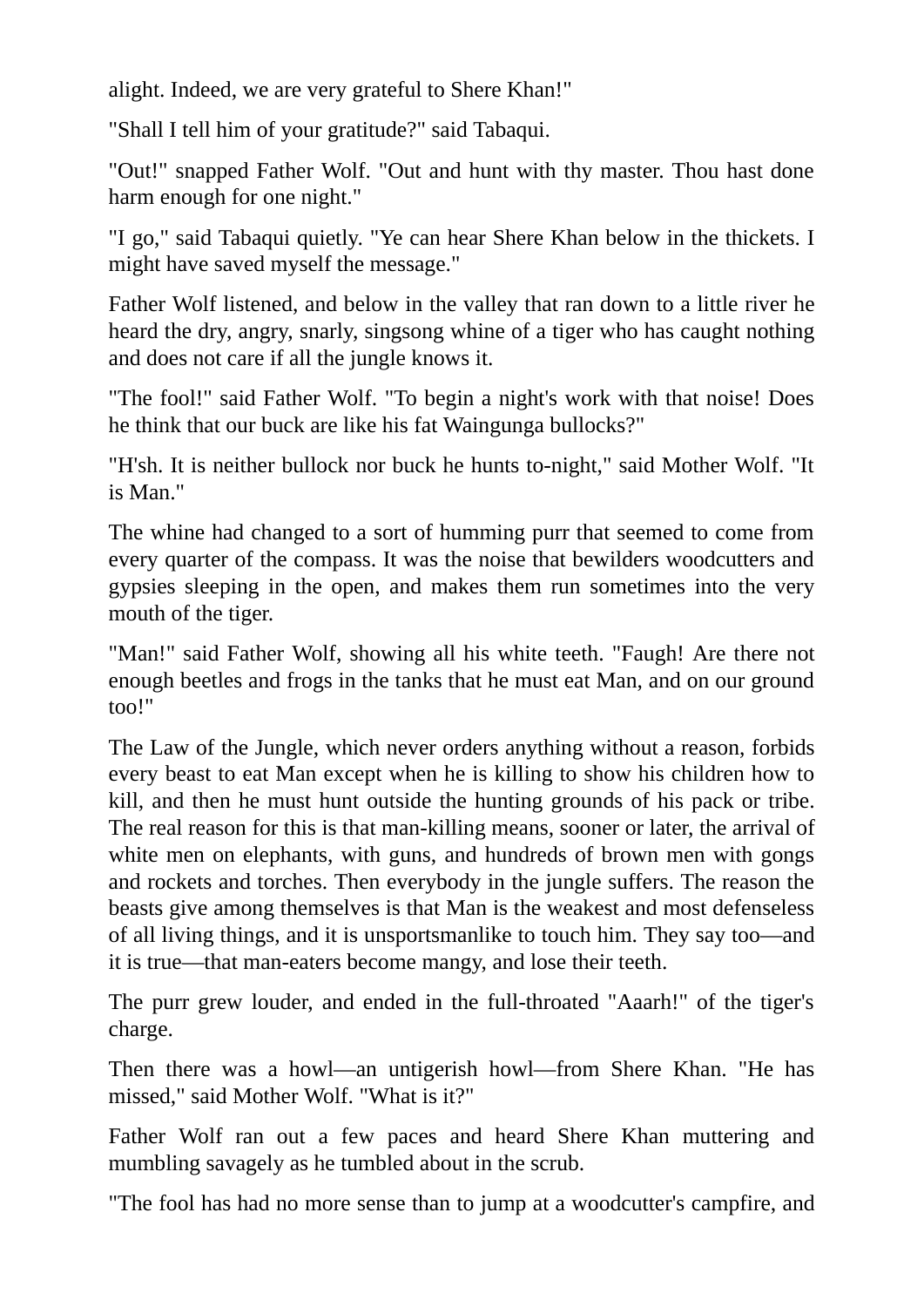alight. Indeed, we are very grateful to Shere Khan!"

"Shall I tell him of your gratitude?" said Tabaqui.

"Out!" snapped Father Wolf. "Out and hunt with thy master. Thou hast done harm enough for one night."

"I go," said Tabaqui quietly. "Ye can hear Shere Khan below in the thickets. I might have saved myself the message."

Father Wolf listened, and below in the valley that ran down to a little river he heard the dry, angry, snarly, singsong whine of a tiger who has caught nothing and does not care if all the jungle knows it.

"The fool!" said Father Wolf. "To begin a night's work with that noise! Does he think that our buck are like his fat Waingunga bullocks?"

"H'sh. It is neither bullock nor buck he hunts to-night," said Mother Wolf. "It is Man."

The whine had changed to a sort of humming purr that seemed to come from every quarter of the compass. It was the noise that bewilders woodcutters and gypsies sleeping in the open, and makes them run sometimes into the very mouth of the tiger.

"Man!" said Father Wolf, showing all his white teeth. "Faugh! Are there not enough beetles and frogs in the tanks that he must eat Man, and on our ground too!"

The Law of the Jungle, which never orders anything without a reason, forbids every beast to eat Man except when he is killing to show his children how to kill, and then he must hunt outside the hunting grounds of his pack or tribe. The real reason for this is that man-killing means, sooner or later, the arrival of white men on elephants, with guns, and hundreds of brown men with gongs and rockets and torches. Then everybody in the jungle suffers. The reason the beasts give among themselves is that Man is the weakest and most defenseless of all living things, and it is unsportsmanlike to touch him. They say too—and it is true—that man-eaters become mangy, and lose their teeth.

The purr grew louder, and ended in the full-throated "Aaarh!" of the tiger's charge.

Then there was a howl—an untigerish howl—from Shere Khan. "He has missed," said Mother Wolf. "What is it?"

Father Wolf ran out a few paces and heard Shere Khan muttering and mumbling savagely as he tumbled about in the scrub.

"The fool has had no more sense than to jump at a woodcutter's campfire, and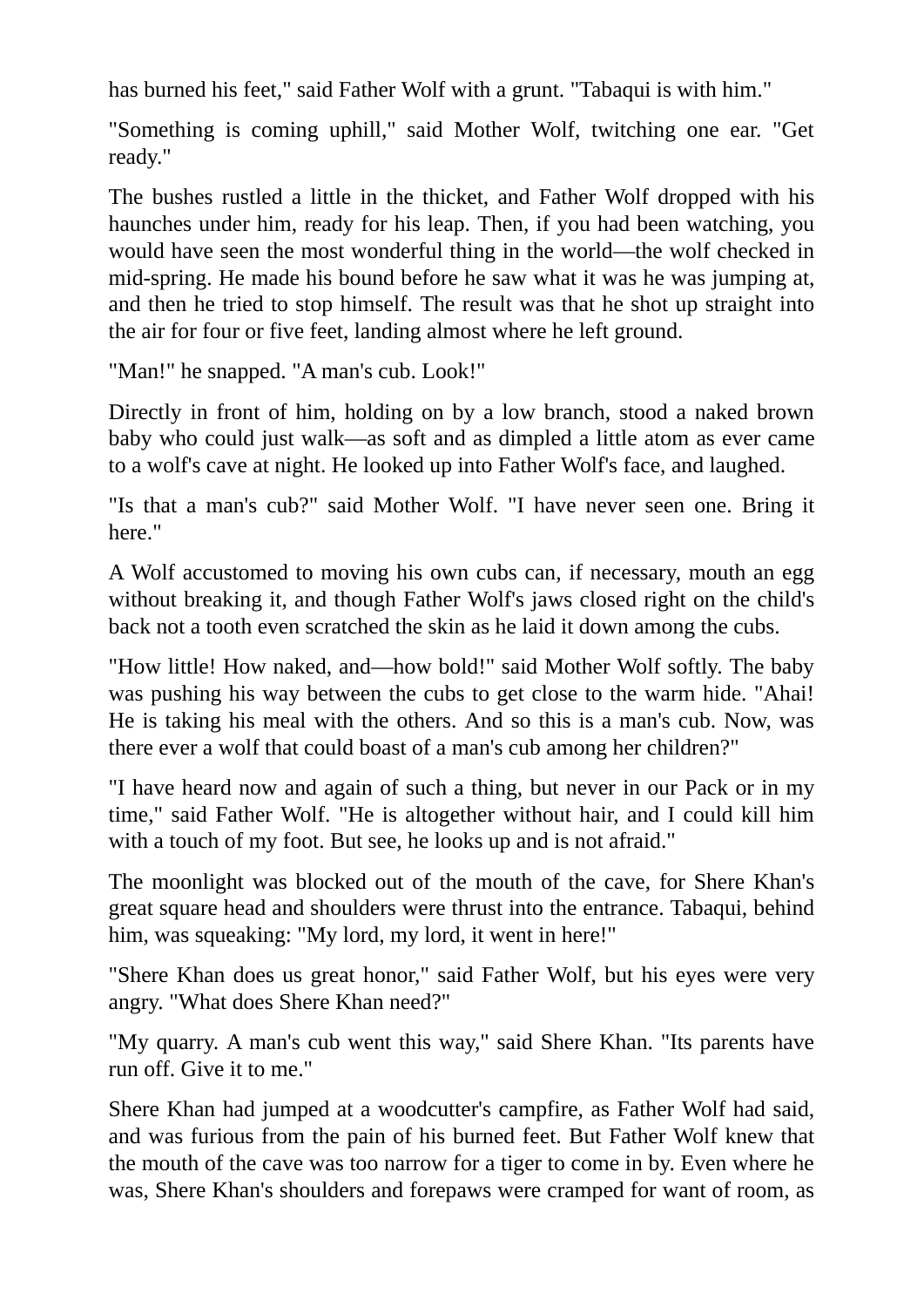has burned his feet," said Father Wolf with a grunt. "Tabaqui is with him."

"Something is coming uphill," said Mother Wolf, twitching one ear. "Get ready."

The bushes rustled a little in the thicket, and Father Wolf dropped with his haunches under him, ready for his leap. Then, if you had been watching, you would have seen the most wonderful thing in the world—the wolf checked in mid-spring. He made his bound before he saw what it was he was jumping at, and then he tried to stop himself. The result was that he shot up straight into the air for four or five feet, landing almost where he left ground.

"Man!" he snapped. "A man's cub. Look!"

Directly in front of him, holding on by a low branch, stood a naked brown baby who could just walk—as soft and as dimpled a little atom as ever came to a wolf's cave at night. He looked up into Father Wolf's face, and laughed.

"Is that a man's cub?" said Mother Wolf. "I have never seen one. Bring it here."

A Wolf accustomed to moving his own cubs can, if necessary, mouth an egg without breaking it, and though Father Wolf's jaws closed right on the child's back not a tooth even scratched the skin as he laid it down among the cubs.

"How little! How naked, and—how bold!" said Mother Wolf softly. The baby was pushing his way between the cubs to get close to the warm hide. "Ahai! He is taking his meal with the others. And so this is a man's cub. Now, was there ever a wolf that could boast of a man's cub among her children?"

"I have heard now and again of such a thing, but never in our Pack or in my time," said Father Wolf. "He is altogether without hair, and I could kill him with a touch of my foot. But see, he looks up and is not afraid."

The moonlight was blocked out of the mouth of the cave, for Shere Khan's great square head and shoulders were thrust into the entrance. Tabaqui, behind him, was squeaking: "My lord, my lord, it went in here!"

"Shere Khan does us great honor," said Father Wolf, but his eyes were very angry. "What does Shere Khan need?"

"My quarry. A man's cub went this way," said Shere Khan. "Its parents have run off. Give it to me."

Shere Khan had jumped at a woodcutter's campfire, as Father Wolf had said, and was furious from the pain of his burned feet. But Father Wolf knew that the mouth of the cave was too narrow for a tiger to come in by. Even where he was, Shere Khan's shoulders and forepaws were cramped for want of room, as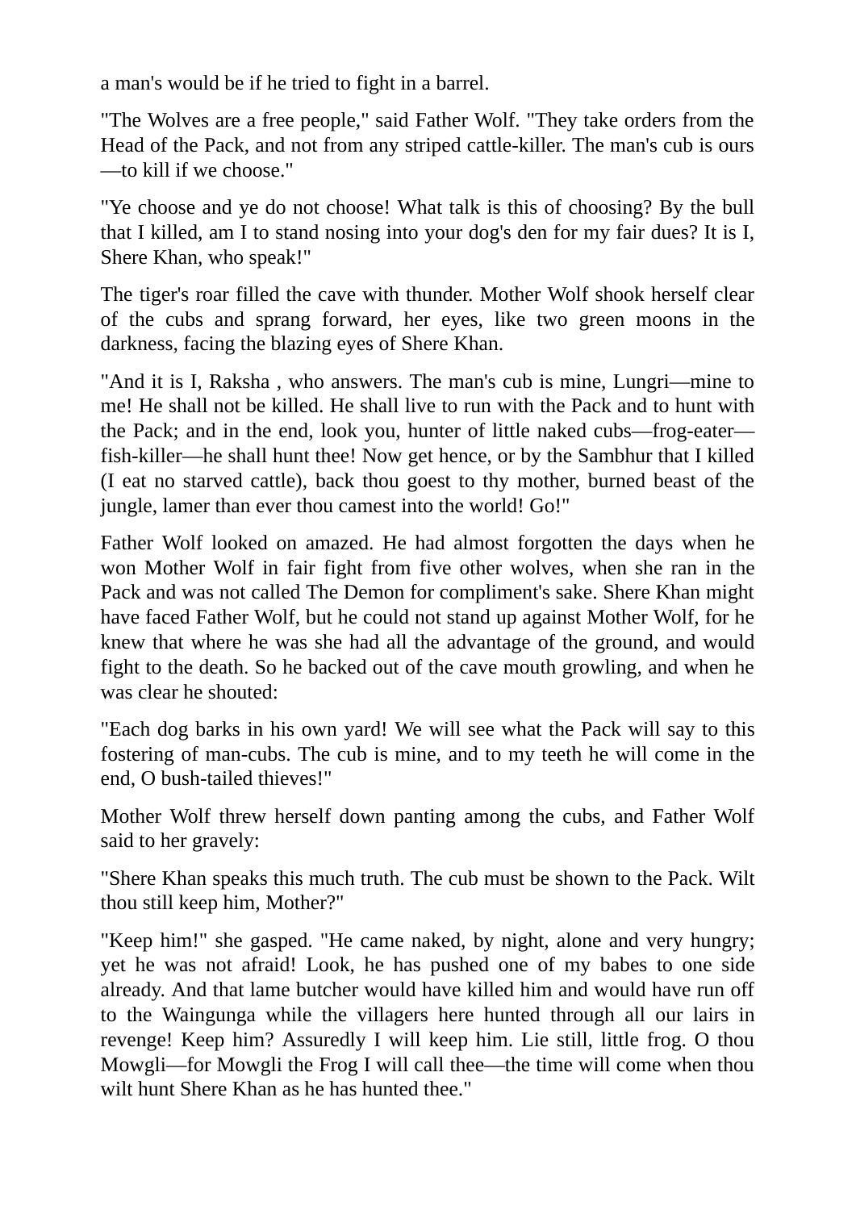a man's would be if he tried to fight in a barrel.

"The Wolves are a free people," said Father Wolf. "They take orders from the Head of the Pack, and not from any striped cattle-killer. The man's cub is ours—to kill if we choose."

"Ye choose and ye do not choose! What talk is this of choosing? By the bull that I killed, am I to stand nosing into your dog's den for my fair dues? It is I, Shere Khan, who speak!"

The tiger's roar filled the cave with thunder. Mother Wolf shook herself clear of the cubs and sprang forward, her eyes, like two green moons in the darkness, facing the blazing eyes of Shere Khan.

"And it is I, Raksha , who answers. The man's cub is mine, Lungri—mine to me! He shall not be killed. He shall live to run with the Pack and to hunt with the Pack; and in the end, look you, hunter of little naked cubs—frog-eater—fish-killer—he shall hunt thee! Now get hence, or by the Sambhur that I killed (I eat no starved cattle), back thou goest to thy mother, burned beast of the jungle, lamer than ever thou camest into the world! Go!"

Father Wolf looked on amazed. He had almost forgotten the days when he won Mother Wolf in fair fight from five other wolves, when she ran in the Pack and was not called The Demon for compliment's sake. Shere Khan might have faced Father Wolf, but he could not stand up against Mother Wolf, for he knew that where he was she had all the advantage of the ground, and would fight to the death. So he backed out of the cave mouth growling, and when he was clear he shouted:

"Each dog barks in his own yard! We will see what the Pack will say to this fostering of man-cubs. The cub is mine, and to my teeth he will come in the end, O bush-tailed thieves!"

Mother Wolf threw herself down panting among the cubs, and Father Wolf said to her gravely:

"Shere Khan speaks this much truth. The cub must be shown to the Pack. Wilt thou still keep him, Mother?"

"Keep him!" she gasped. "He came naked, by night, alone and very hungry; yet he was not afraid! Look, he has pushed one of my babes to one side already. And that lame butcher would have killed him and would have run off to the Waingunga while the villagers here hunted through all our lairs in revenge! Keep him? Assuredly I will keep him. Lie still, little frog. O thou Mowgli—for Mowgli the Frog I will call thee—the time will come when thou wilt hunt Shere Khan as he has hunted thee."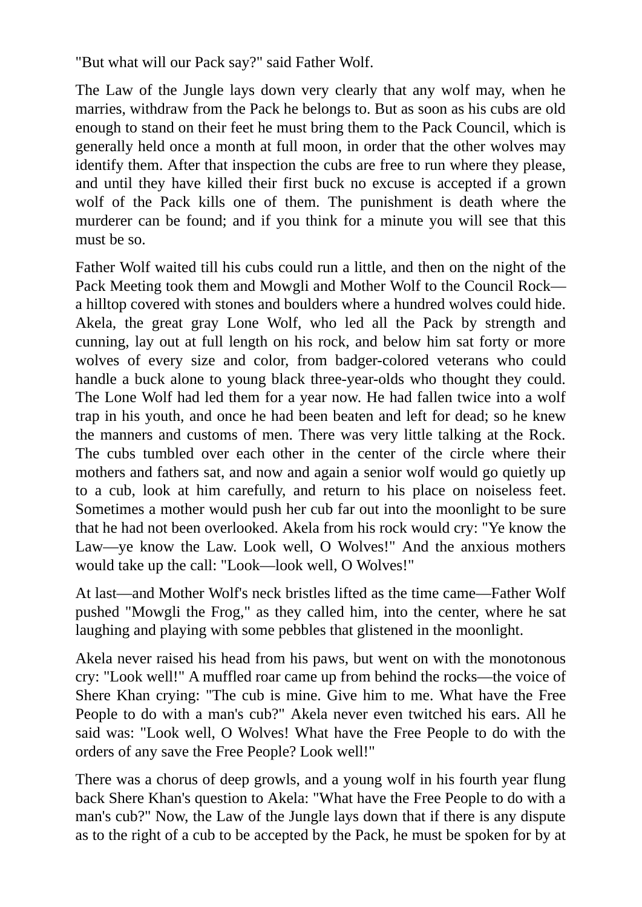"But what will our Pack say?" said Father Wolf.

The Law of the Jungle lays down very clearly that any wolf may, when he marries, withdraw from the Pack he belongs to. But as soon as his cubs are old enough to stand on their feet he must bring them to the Pack Council, which is generally held once a month at full moon, in order that the other wolves may identify them. After that inspection the cubs are free to run where they please, and until they have killed their first buck no excuse is accepted if a grown wolf of the Pack kills one of them. The punishment is death where the murderer can be found; and if you think for a minute you will see that this must be so.

Father Wolf waited till his cubs could run a little, and then on the night of the Pack Meeting took them and Mowgli and Mother Wolf to the Council Rock—a hilltop covered with stones and boulders where a hundred wolves could hide. Akela, the great gray Lone Wolf, who led all the Pack by strength and cunning, lay out at full length on his rock, and below him sat forty or more wolves of every size and color, from badger-colored veterans who could handle a buck alone to young black three-year-olds who thought they could. The Lone Wolf had led them for a year now. He had fallen twice into a wolf trap in his youth, and once he had been beaten and left for dead; so he knew the manners and customs of men. There was very little talking at the Rock. The cubs tumbled over each other in the center of the circle where their mothers and fathers sat, and now and again a senior wolf would go quietly up to a cub, look at him carefully, and return to his place on noiseless feet. Sometimes a mother would push her cub far out into the moonlight to be sure that he had not been overlooked. Akela from his rock would cry: "Ye know the Law—ye know the Law. Look well, O Wolves!" And the anxious mothers would take up the call: "Look—look well, O Wolves!"

At last—and Mother Wolf's neck bristles lifted as the time came—Father Wolf pushed "Mowgli the Frog," as they called him, into the center, where he sat laughing and playing with some pebbles that glistened in the moonlight.

Akela never raised his head from his paws, but went on with the monotonous cry: "Look well!" A muffled roar came up from behind the rocks—the voice of Shere Khan crying: "The cub is mine. Give him to me. What have the Free People to do with a man's cub?" Akela never even twitched his ears. All he said was: "Look well, O Wolves! What have the Free People to do with the orders of any save the Free People? Look well!"

There was a chorus of deep growls, and a young wolf in his fourth year flung back Shere Khan's question to Akela: "What have the Free People to do with a man's cub?" Now, the Law of the Jungle lays down that if there is any dispute as to the right of a cub to be accepted by the Pack, he must be spoken for by at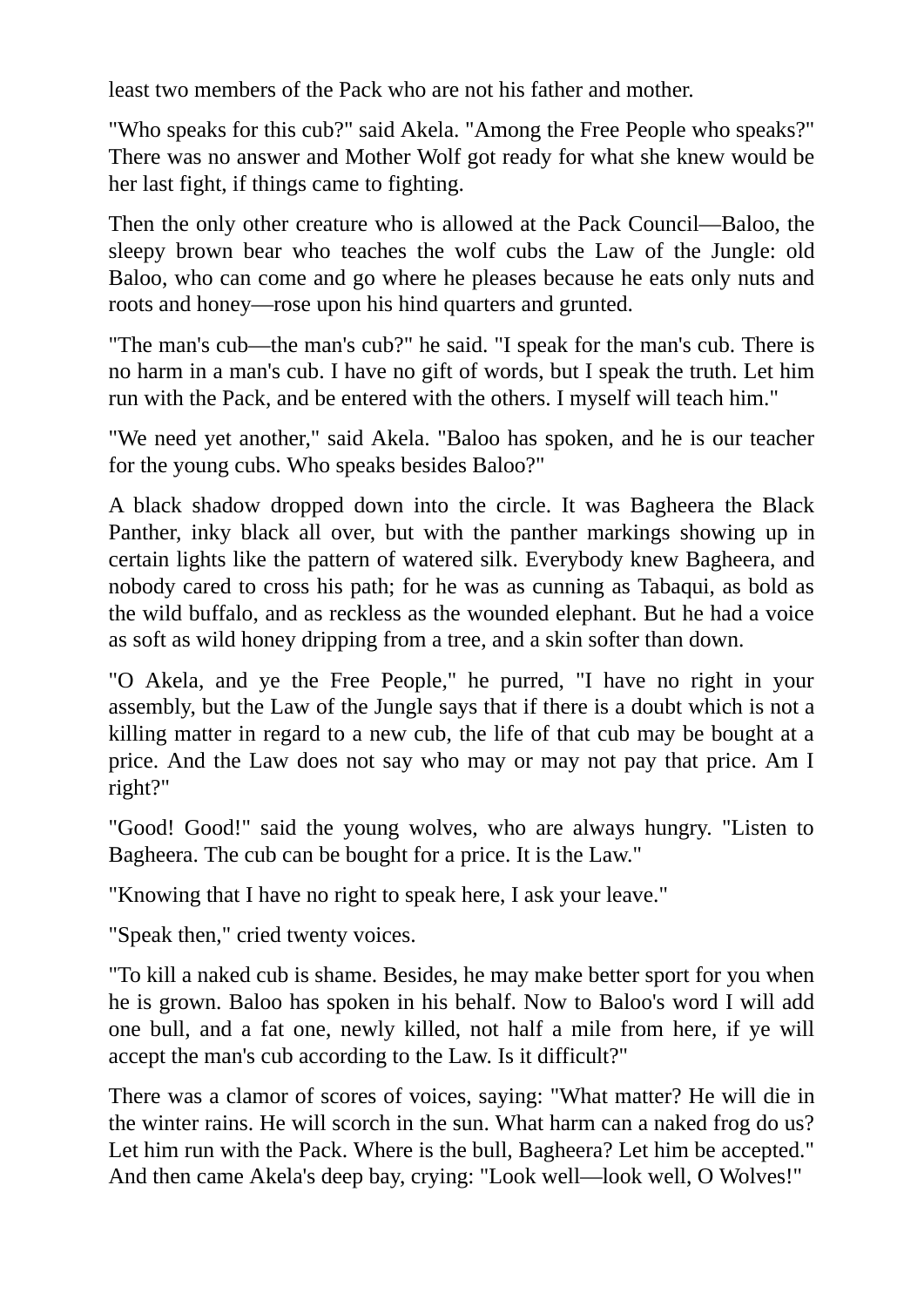least two members of the Pack who are not his father and mother.

"Who speaks for this cub?" said Akela. "Among the Free People who speaks?" There was no answer and Mother Wolf got ready for what she knew would be her last fight, if things came to fighting.

Then the only other creature who is allowed at the Pack Council—Baloo, the sleepy brown bear who teaches the wolf cubs the Law of the Jungle: old Baloo, who can come and go where he pleases because he eats only nuts and roots and honey—rose upon his hind quarters and grunted.

"The man's cub—the man's cub?" he said. "I speak for the man's cub. There is no harm in a man's cub. I have no gift of words, but I speak the truth. Let him run with the Pack, and be entered with the others. I myself will teach him."

"We need yet another," said Akela. "Baloo has spoken, and he is our teacher for the young cubs. Who speaks besides Baloo?"

A black shadow dropped down into the circle. It was Bagheera the Black Panther, inky black all over, but with the panther markings showing up in certain lights like the pattern of watered silk. Everybody knew Bagheera, and nobody cared to cross his path; for he was as cunning as Tabaqui, as bold as the wild buffalo, and as reckless as the wounded elephant. But he had a voice as soft as wild honey dripping from a tree, and a skin softer than down.

"O Akela, and ye the Free People," he purred, "I have no right in your assembly, but the Law of the Jungle says that if there is a doubt which is not a killing matter in regard to a new cub, the life of that cub may be bought at a price. And the Law does not say who may or may not pay that price. Am I right?"

"Good! Good!" said the young wolves, who are always hungry. "Listen to Bagheera. The cub can be bought for a price. It is the Law."

"Knowing that I have no right to speak here, I ask your leave."

"Speak then," cried twenty voices.

"To kill a naked cub is shame. Besides, he may make better sport for you when he is grown. Baloo has spoken in his behalf. Now to Baloo's word I will add one bull, and a fat one, newly killed, not half a mile from here, if ye will accept the man's cub according to the Law. Is it difficult?"

There was a clamor of scores of voices, saying: "What matter? He will die in the winter rains. He will scorch in the sun. What harm can a naked frog do us? Let him run with the Pack. Where is the bull, Bagheera? Let him be accepted." And then came Akela's deep bay, crying: "Look well—look well, O Wolves!"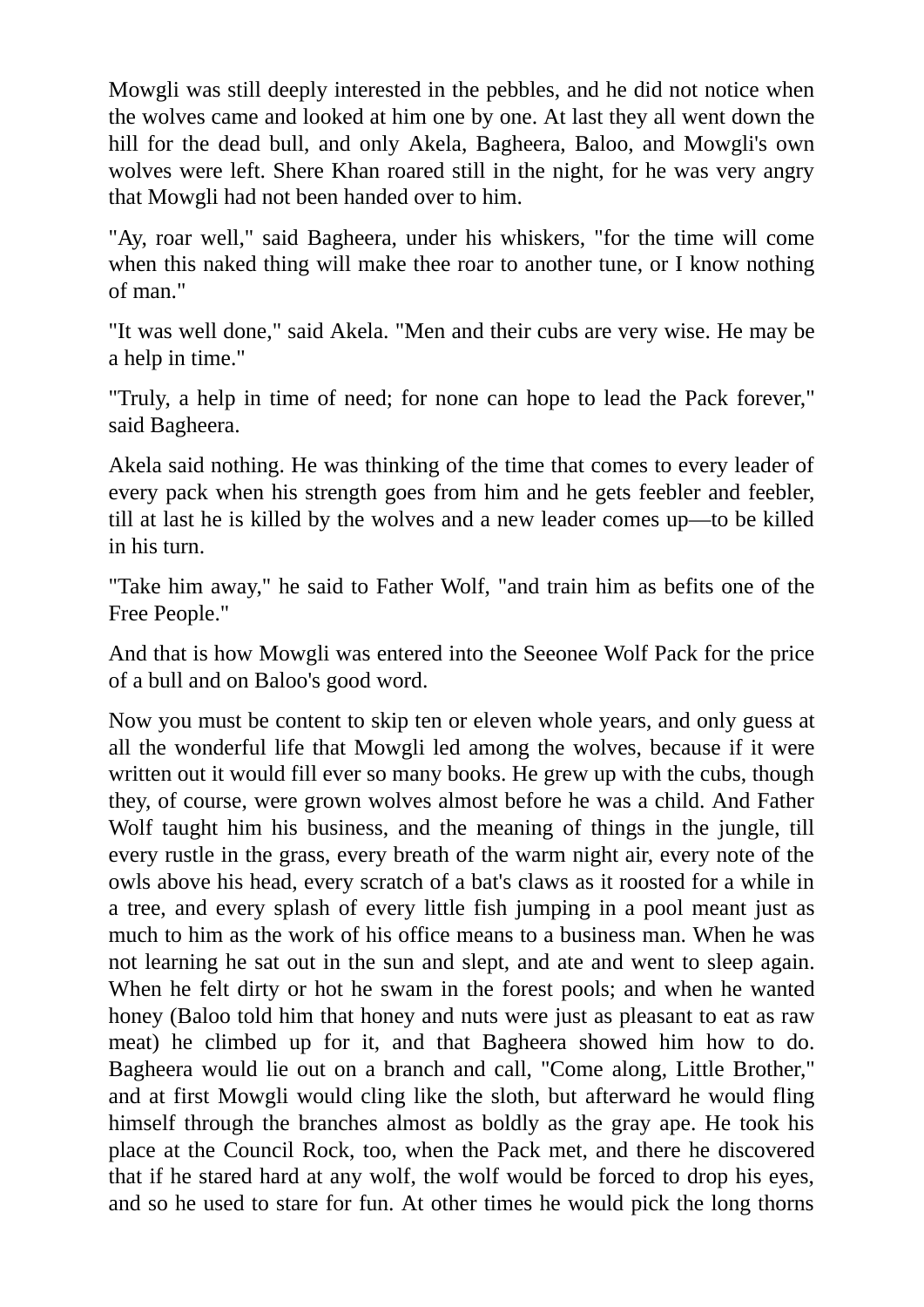Mowgli was still deeply interested in the pebbles, and he did not notice when the wolves came and looked at him one by one. At last they all went down the hill for the dead bull, and only Akela, Bagheera, Baloo, and Mowgli's own wolves were left. Shere Khan roared still in the night, for he was very angry that Mowgli had not been handed over to him.

"Ay, roar well," said Bagheera, under his whiskers, "for the time will come when this naked thing will make thee roar to another tune, or I know nothing of man."

"It was well done," said Akela. "Men and their cubs are very wise. He may be a help in time."

"Truly, a help in time of need; for none can hope to lead the Pack forever," said Bagheera.

Akela said nothing. He was thinking of the time that comes to every leader of every pack when his strength goes from him and he gets feebler and feebler, till at last he is killed by the wolves and a new leader comes up—to be killed in his turn.

"Take him away," he said to Father Wolf, "and train him as befits one of the Free People."

And that is how Mowgli was entered into the Seeonee Wolf Pack for the price of a bull and on Baloo's good word.

Now you must be content to skip ten or eleven whole years, and only guess at all the wonderful life that Mowgli led among the wolves, because if it were written out it would fill ever so many books. He grew up with the cubs, though they, of course, were grown wolves almost before he was a child. And Father Wolf taught him his business, and the meaning of things in the jungle, till every rustle in the grass, every breath of the warm night air, every note of the owls above his head, every scratch of a bat's claws as it roosted for a while in a tree, and every splash of every little fish jumping in a pool meant just as much to him as the work of his office means to a business man. When he was not learning he sat out in the sun and slept, and ate and went to sleep again. When he felt dirty or hot he swam in the forest pools; and when he wanted honey (Baloo told him that honey and nuts were just as pleasant to eat as raw meat) he climbed up for it, and that Bagheera showed him how to do. Bagheera would lie out on a branch and call, "Come along, Little Brother," and at first Mowgli would cling like the sloth, but afterward he would fling himself through the branches almost as boldly as the gray ape. He took his place at the Council Rock, too, when the Pack met, and there he discovered that if he stared hard at any wolf, the wolf would be forced to drop his eyes, and so he used to stare for fun. At other times he would pick the long thorns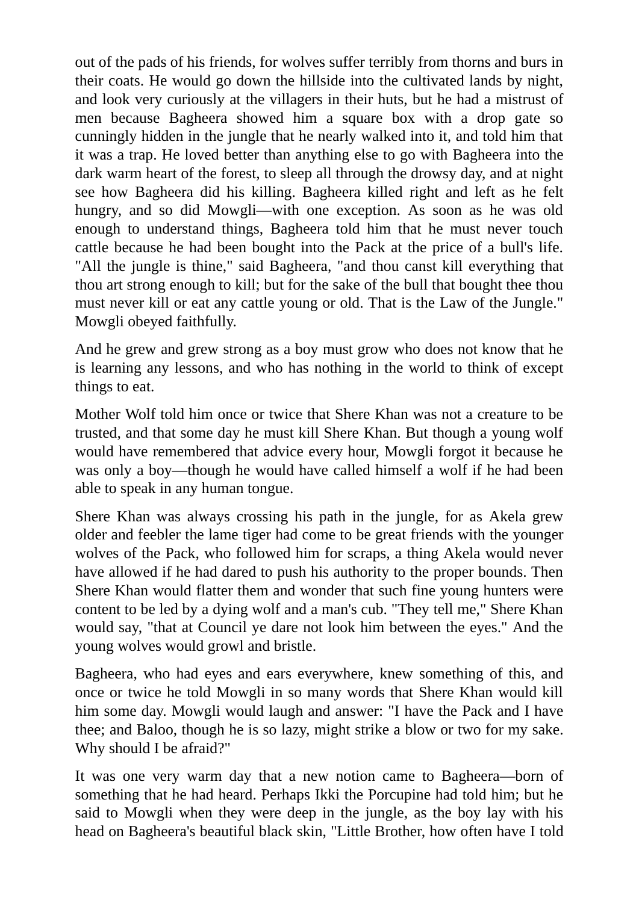out of the pads of his friends, for wolves suffer terribly from thorns and burs in their coats. He would go down the hillside into the cultivated lands by night, and look very curiously at the villagers in their huts, but he had a mistrust of men because Bagheera showed him a square box with a drop gate so cunningly hidden in the jungle that he nearly walked into it, and told him that it was a trap. He loved better than anything else to go with Bagheera into the dark warm heart of the forest, to sleep all through the drowsy day, and at night see how Bagheera did his killing. Bagheera killed right and left as he felt hungry, and so did Mowgli—with one exception. As soon as he was old enough to understand things, Bagheera told him that he must never touch cattle because he had been bought into the Pack at the price of a bull's life. "All the jungle is thine," said Bagheera, "and thou canst kill everything that thou art strong enough to kill; but for the sake of the bull that bought thee thou must never kill or eat any cattle young or old. That is the Law of the Jungle." Mowgli obeyed faithfully.

And he grew and grew strong as a boy must grow who does not know that he is learning any lessons, and who has nothing in the world to think of except things to eat.

Mother Wolf told him once or twice that Shere Khan was not a creature to be trusted, and that some day he must kill Shere Khan. But though a young wolf would have remembered that advice every hour, Mowgli forgot it because he was only a boy—though he would have called himself a wolf if he had been able to speak in any human tongue.

Shere Khan was always crossing his path in the jungle, for as Akela grew older and feebler the lame tiger had come to be great friends with the younger wolves of the Pack, who followed him for scraps, a thing Akela would never have allowed if he had dared to push his authority to the proper bounds. Then Shere Khan would flatter them and wonder that such fine young hunters were content to be led by a dying wolf and a man's cub. "They tell me," Shere Khan would say, "that at Council ye dare not look him between the eyes." And the young wolves would growl and bristle.

Bagheera, who had eyes and ears everywhere, knew something of this, and once or twice he told Mowgli in so many words that Shere Khan would kill him some day. Mowgli would laugh and answer: "I have the Pack and I have thee; and Baloo, though he is so lazy, might strike a blow or two for my sake. Why should I be afraid?"

It was one very warm day that a new notion came to Bagheera—born of something that he had heard. Perhaps Ikki the Porcupine had told him; but he said to Mowgli when they were deep in the jungle, as the boy lay with his head on Bagheera's beautiful black skin, "Little Brother, how often have I told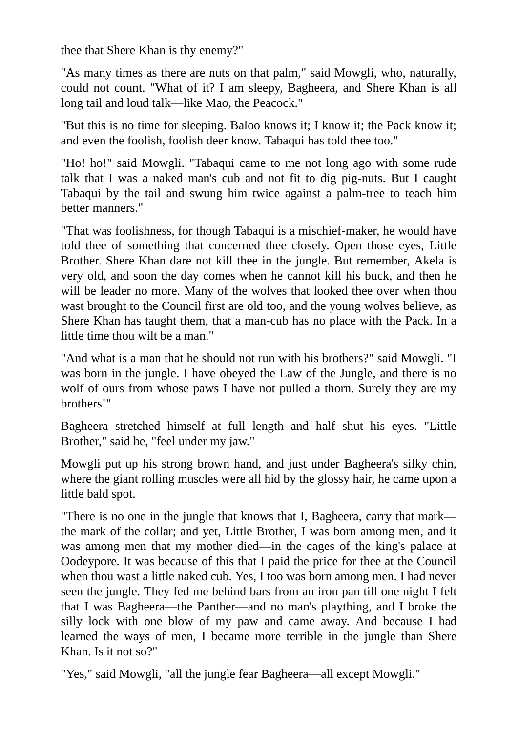thee that Shere Khan is thy enemy?"

"As many times as there are nuts on that palm," said Mowgli, who, naturally, could not count. "What of it? I am sleepy, Bagheera, and Shere Khan is all long tail and loud talk—like Mao, the Peacock."

"But this is no time for sleeping. Baloo knows it; I know it; the Pack know it; and even the foolish, foolish deer know. Tabaqui has told thee too."

"Ho! ho!" said Mowgli. "Tabaqui came to me not long ago with some rude talk that I was a naked man's cub and not fit to dig pig-nuts. But I caught Tabaqui by the tail and swung him twice against a palm-tree to teach him better manners."

"That was foolishness, for though Tabaqui is a mischief-maker, he would have told thee of something that concerned thee closely. Open those eyes, Little Brother. Shere Khan dare not kill thee in the jungle. But remember, Akela is very old, and soon the day comes when he cannot kill his buck, and then he will be leader no more. Many of the wolves that looked thee over when thou wast brought to the Council first are old too, and the young wolves believe, as Shere Khan has taught them, that a man-cub has no place with the Pack. In a little time thou wilt be a man."

"And what is a man that he should not run with his brothers?" said Mowgli. "I was born in the jungle. I have obeyed the Law of the Jungle, and there is no wolf of ours from whose paws I have not pulled a thorn. Surely they are my brothers!"

Bagheera stretched himself at full length and half shut his eyes. "Little Brother," said he, "feel under my jaw."

Mowgli put up his strong brown hand, and just under Bagheera's silky chin, where the giant rolling muscles were all hid by the glossy hair, he came upon a little bald spot.

"There is no one in the jungle that knows that I, Bagheera, carry that mark—the mark of the collar; and yet, Little Brother, I was born among men, and it was among men that my mother died—in the cages of the king's palace at Oodeypore. It was because of this that I paid the price for thee at the Council when thou wast a little naked cub. Yes, I too was born among men. I had never seen the jungle. They fed me behind bars from an iron pan till one night I felt that I was Bagheera—the Panther—and no man's plaything, and I broke the silly lock with one blow of my paw and came away. And because I had learned the ways of men, I became more terrible in the jungle than Shere Khan. Is it not so?"

"Yes," said Mowgli, "all the jungle fear Bagheera—all except Mowgli."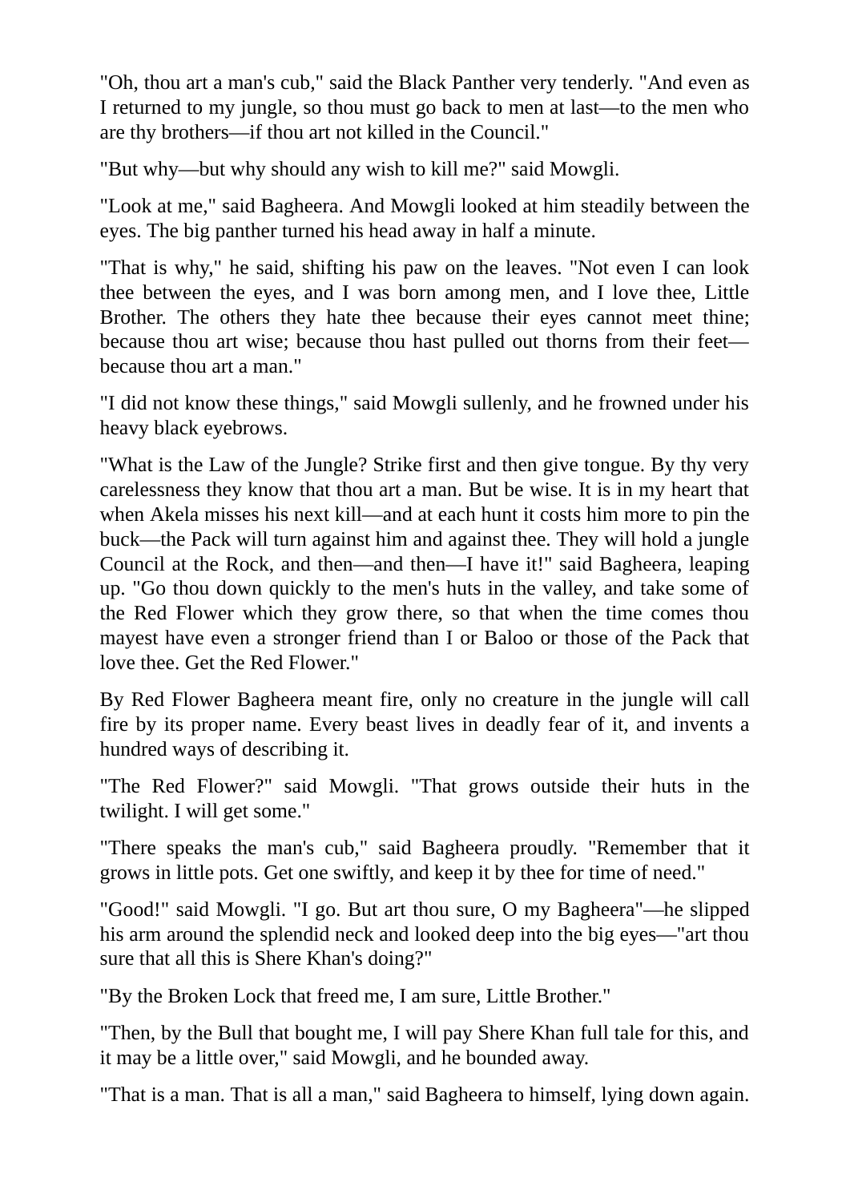"Oh, thou art a man's cub," said the Black Panther very tenderly. "And even as I returned to my jungle, so thou must go back to men at last—to the men who are thy brothers—if thou art not killed in the Council."

"But why—but why should any wish to kill me?" said Mowgli.

"Look at me," said Bagheera. And Mowgli looked at him steadily between the eyes. The big panther turned his head away in half a minute.

"That is why," he said, shifting his paw on the leaves. "Not even I can look thee between the eyes, and I was born among men, and I love thee, Little Brother. The others they hate thee because their eyes cannot meet thine; because thou art wise; because thou hast pulled out thorns from their feet—because thou art a man."

"I did not know these things," said Mowgli sullenly, and he frowned under his heavy black eyebrows.

"What is the Law of the Jungle? Strike first and then give tongue. By thy very carelessness they know that thou art a man. But be wise. It is in my heart that when Akela misses his next kill—and at each hunt it costs him more to pin the buck—the Pack will turn against him and against thee. They will hold a jungle Council at the Rock, and then—and then—I have it!" said Bagheera, leaping up. "Go thou down quickly to the men's huts in the valley, and take some of the Red Flower which they grow there, so that when the time comes thou mayest have even a stronger friend than I or Baloo or those of the Pack that love thee. Get the Red Flower."

By Red Flower Bagheera meant fire, only no creature in the jungle will call fire by its proper name. Every beast lives in deadly fear of it, and invents a hundred ways of describing it.

"The Red Flower?" said Mowgli. "That grows outside their huts in the twilight. I will get some."

"There speaks the man's cub," said Bagheera proudly. "Remember that it grows in little pots. Get one swiftly, and keep it by thee for time of need."

"Good!" said Mowgli. "I go. But art thou sure, O my Bagheera"—he slipped his arm around the splendid neck and looked deep into the big eyes—"art thou sure that all this is Shere Khan's doing?"

"By the Broken Lock that freed me, I am sure, Little Brother."

"Then, by the Bull that bought me, I will pay Shere Khan full tale for this, and it may be a little over," said Mowgli, and he bounded away.

"That is a man. That is all a man," said Bagheera to himself, lying down again.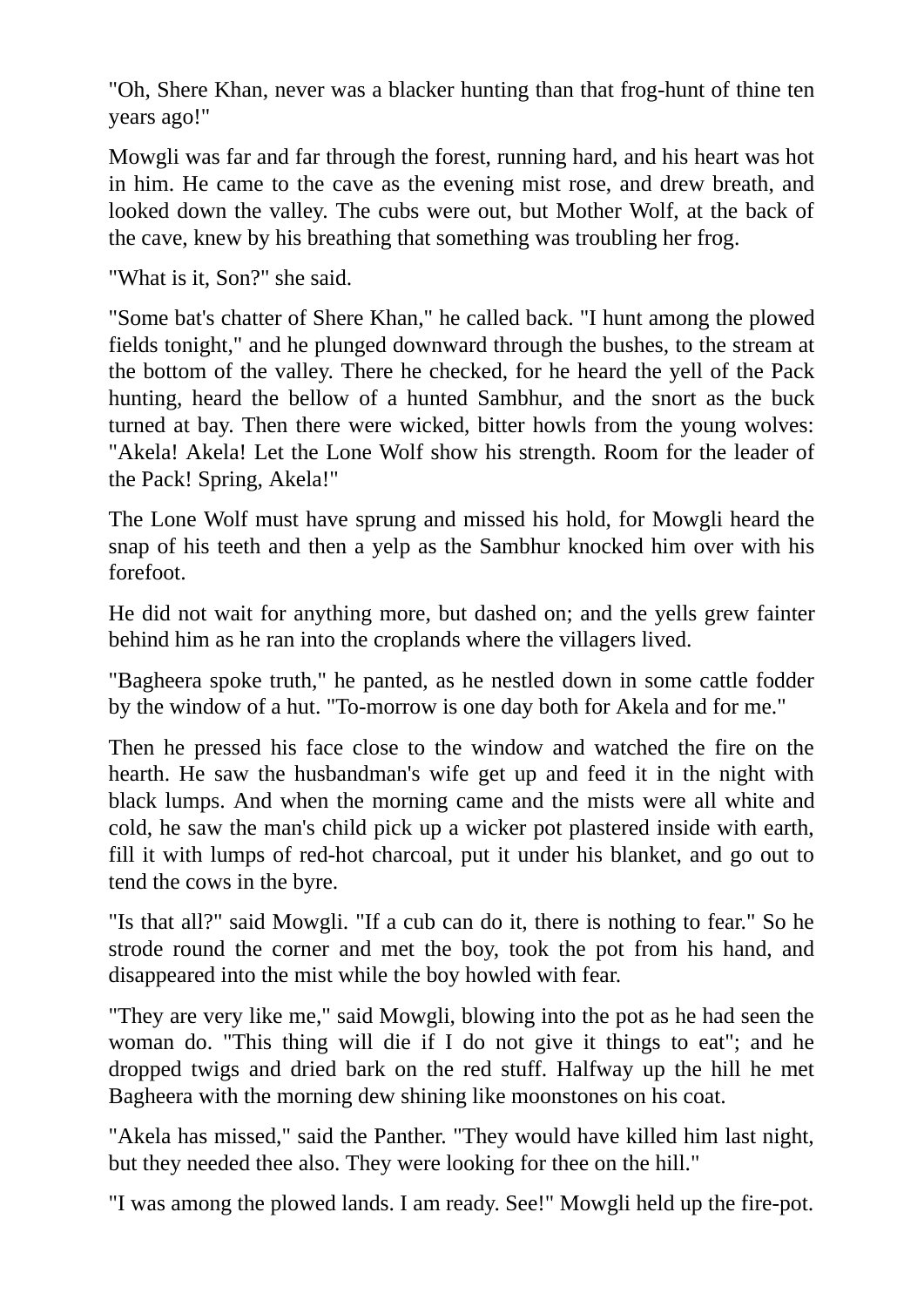"Oh, Shere Khan, never was a blacker hunting than that frog-hunt of thine ten years ago!"

Mowgli was far and far through the forest, running hard, and his heart was hot in him. He came to the cave as the evening mist rose, and drew breath, and looked down the valley. The cubs were out, but Mother Wolf, at the back of the cave, knew by his breathing that something was troubling her frog.

"What is it, Son?" she said.

"Some bat's chatter of Shere Khan," he called back. "I hunt among the plowed fields tonight," and he plunged downward through the bushes, to the stream at the bottom of the valley. There he checked, for he heard the yell of the Pack hunting, heard the bellow of a hunted Sambhur, and the snort as the buck turned at bay. Then there were wicked, bitter howls from the young wolves: "Akela! Akela! Let the Lone Wolf show his strength. Room for the leader of the Pack! Spring, Akela!"

The Lone Wolf must have sprung and missed his hold, for Mowgli heard the snap of his teeth and then a yelp as the Sambhur knocked him over with his forefoot.

He did not wait for anything more, but dashed on; and the yells grew fainter behind him as he ran into the croplands where the villagers lived.

"Bagheera spoke truth," he panted, as he nestled down in some cattle fodder by the window of a hut. "To-morrow is one day both for Akela and for me."

Then he pressed his face close to the window and watched the fire on the hearth. He saw the husbandman's wife get up and feed it in the night with black lumps. And when the morning came and the mists were all white and cold, he saw the man's child pick up a wicker pot plastered inside with earth, fill it with lumps of red-hot charcoal, put it under his blanket, and go out to tend the cows in the byre.

"Is that all?" said Mowgli. "If a cub can do it, there is nothing to fear." So he strode round the corner and met the boy, took the pot from his hand, and disappeared into the mist while the boy howled with fear.

"They are very like me," said Mowgli, blowing into the pot as he had seen the woman do. "This thing will die if I do not give it things to eat"; and he dropped twigs and dried bark on the red stuff. Halfway up the hill he met Bagheera with the morning dew shining like moonstones on his coat.

"Akela has missed," said the Panther. "They would have killed him last night, but they needed thee also. They were looking for thee on the hill."

"I was among the plowed lands. I am ready. See!" Mowgli held up the fire-pot.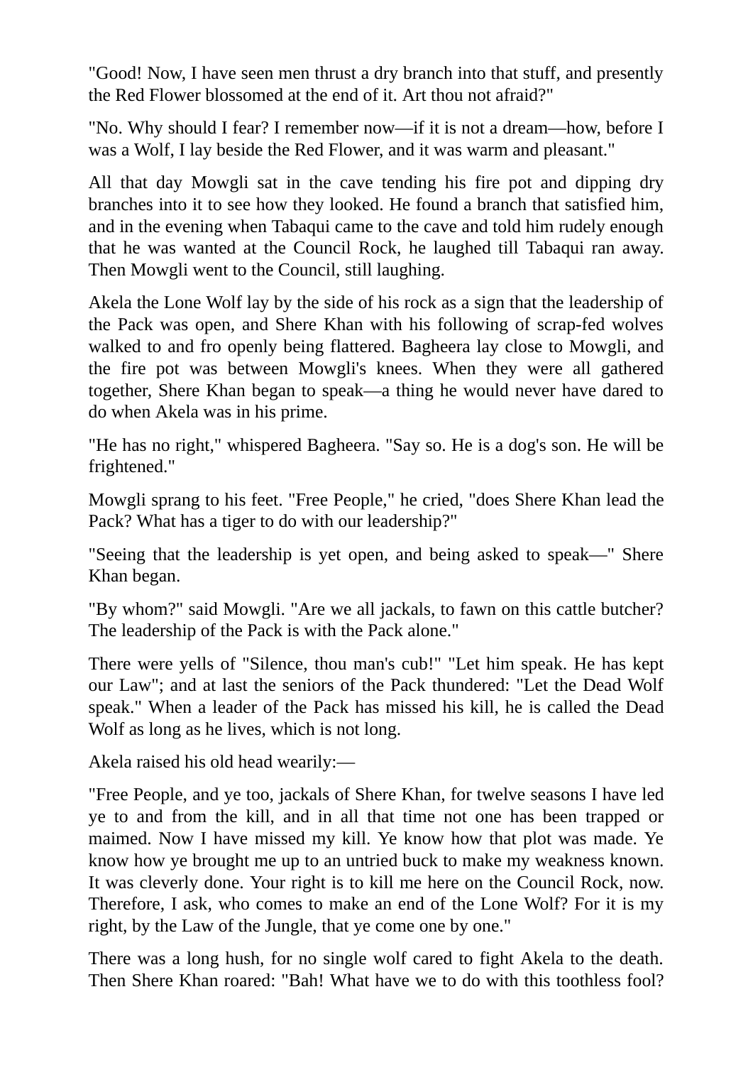"Good! Now, I have seen men thrust a dry branch into that stuff, and presently the Red Flower blossomed at the end of it. Art thou not afraid?"

"No. Why should I fear? I remember now—if it is not a dream—how, before I was a Wolf, I lay beside the Red Flower, and it was warm and pleasant."

All that day Mowgli sat in the cave tending his fire pot and dipping dry branches into it to see how they looked. He found a branch that satisfied him, and in the evening when Tabaqui came to the cave and told him rudely enough that he was wanted at the Council Rock, he laughed till Tabaqui ran away. Then Mowgli went to the Council, still laughing.

Akela the Lone Wolf lay by the side of his rock as a sign that the leadership of the Pack was open, and Shere Khan with his following of scrap-fed wolves walked to and fro openly being flattered. Bagheera lay close to Mowgli, and the fire pot was between Mowgli's knees. When they were all gathered together, Shere Khan began to speak—a thing he would never have dared to do when Akela was in his prime.

"He has no right," whispered Bagheera. "Say so. He is a dog's son. He will be frightened."

Mowgli sprang to his feet. "Free People," he cried, "does Shere Khan lead the Pack? What has a tiger to do with our leadership?"

"Seeing that the leadership is yet open, and being asked to speak—" Shere Khan began.

"By whom?" said Mowgli. "Are we all jackals, to fawn on this cattle butcher? The leadership of the Pack is with the Pack alone."

There were yells of "Silence, thou man's cub!" "Let him speak. He has kept our Law"; and at last the seniors of the Pack thundered: "Let the Dead Wolf speak." When a leader of the Pack has missed his kill, he is called the Dead Wolf as long as he lives, which is not long.

Akela raised his old head wearily:—

"Free People, and ye too, jackals of Shere Khan, for twelve seasons I have led ye to and from the kill, and in all that time not one has been trapped or maimed. Now I have missed my kill. Ye know how that plot was made. Ye know how ye brought me up to an untried buck to make my weakness known. It was cleverly done. Your right is to kill me here on the Council Rock, now. Therefore, I ask, who comes to make an end of the Lone Wolf? For it is my right, by the Law of the Jungle, that ye come one by one."

There was a long hush, for no single wolf cared to fight Akela to the death. Then Shere Khan roared: "Bah! What have we to do with this toothless fool?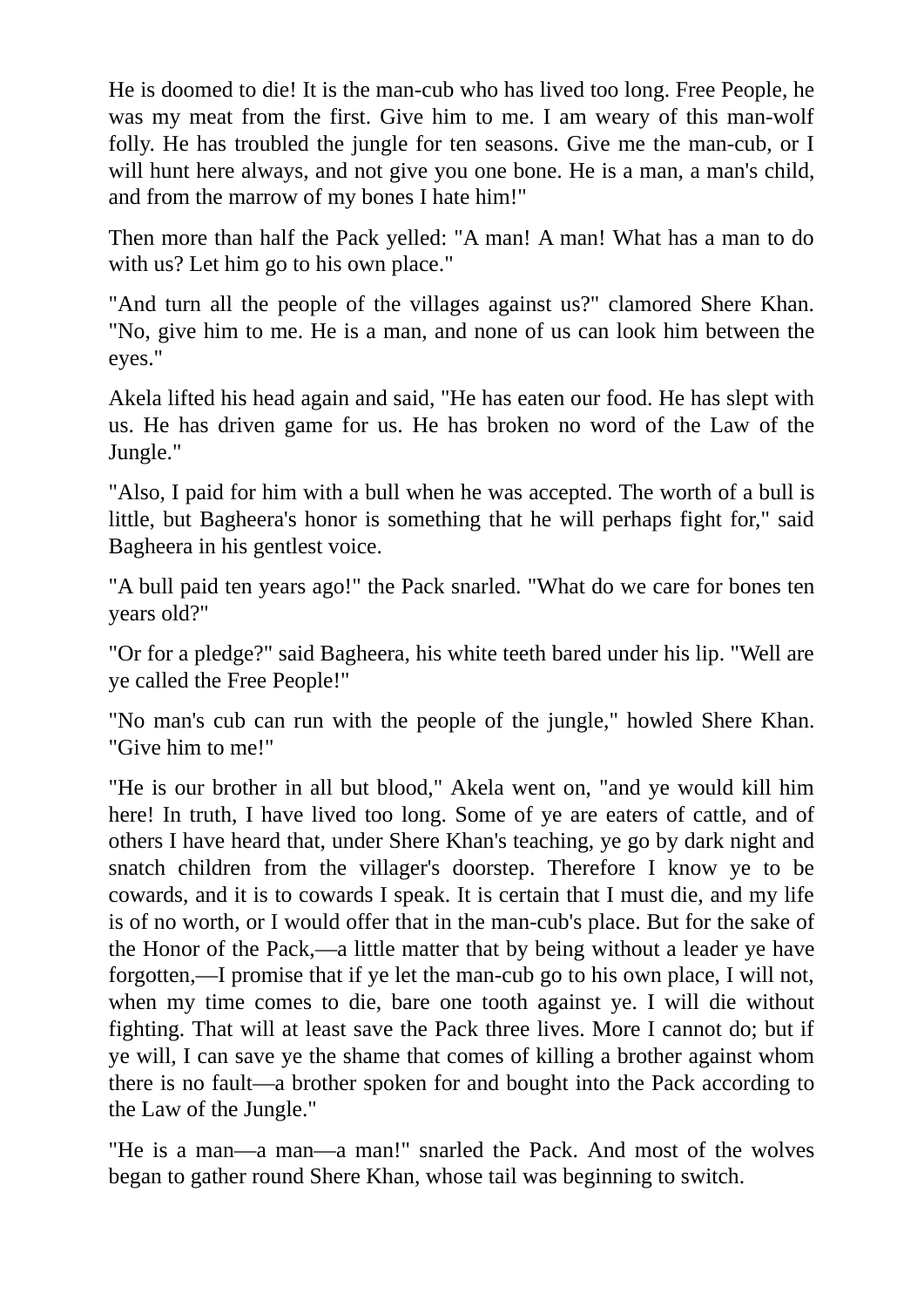He is doomed to die! It is the man-cub who has lived too long. Free People, he was my meat from the first. Give him to me. I am weary of this man-wolf folly. He has troubled the jungle for ten seasons. Give me the man-cub, or I will hunt here always, and not give you one bone. He is a man, a man's child, and from the marrow of my bones I hate him!"

Then more than half the Pack yelled: "A man! A man! What has a man to do with us? Let him go to his own place."

"And turn all the people of the villages against us?" clamored Shere Khan. "No, give him to me. He is a man, and none of us can look him between the eyes."

Akela lifted his head again and said, "He has eaten our food. He has slept with us. He has driven game for us. He has broken no word of the Law of the Jungle."

"Also, I paid for him with a bull when he was accepted. The worth of a bull is little, but Bagheera's honor is something that he will perhaps fight for," said Bagheera in his gentlest voice.

"A bull paid ten years ago!" the Pack snarled. "What do we care for bones ten years old?"

"Or for a pledge?" said Bagheera, his white teeth bared under his lip. "Well are ye called the Free People!"

"No man's cub can run with the people of the jungle," howled Shere Khan. "Give him to me!"

"He is our brother in all but blood," Akela went on, "and ye would kill him here! In truth, I have lived too long. Some of ye are eaters of cattle, and of others I have heard that, under Shere Khan's teaching, ye go by dark night and snatch children from the villager's doorstep. Therefore I know ye to be cowards, and it is to cowards I speak. It is certain that I must die, and my life is of no worth, or I would offer that in the man-cub's place. But for the sake of the Honor of the Pack,—a little matter that by being without a leader ye have forgotten,—I promise that if ye let the man-cub go to his own place, I will not, when my time comes to die, bare one tooth against ye. I will die without fighting. That will at least save the Pack three lives. More I cannot do; but if ye will, I can save ye the shame that comes of killing a brother against whom there is no fault—a brother spoken for and bought into the Pack according to the Law of the Jungle."

"He is a man—a man—a man!" snarled the Pack. And most of the wolves began to gather round Shere Khan, whose tail was beginning to switch.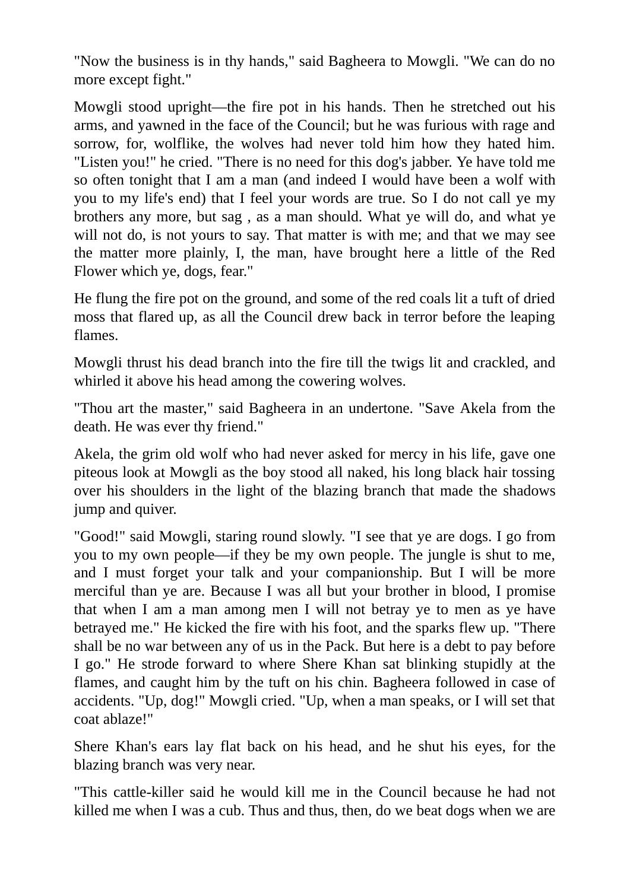"Now the business is in thy hands," said Bagheera to Mowgli. "We can do no more except fight."

Mowgli stood upright—the fire pot in his hands. Then he stretched out his arms, and yawned in the face of the Council; but he was furious with rage and sorrow, for, wolflike, the wolves had never told him how they hated him. "Listen you!" he cried. "There is no need for this dog's jabber. Ye have told me so often tonight that I am a man (and indeed I would have been a wolf with you to my life's end) that I feel your words are true. So I do not call ye my brothers any more, but sag , as a man should. What ye will do, and what ye will not do, is not yours to say. That matter is with me; and that we may see the matter more plainly, I, the man, have brought here a little of the Red Flower which ye, dogs, fear."

He flung the fire pot on the ground, and some of the red coals lit a tuft of dried moss that flared up, as all the Council drew back in terror before the leaping flames.

Mowgli thrust his dead branch into the fire till the twigs lit and crackled, and whirled it above his head among the cowering wolves.

"Thou art the master," said Bagheera in an undertone. "Save Akela from the death. He was ever thy friend."

Akela, the grim old wolf who had never asked for mercy in his life, gave one piteous look at Mowgli as the boy stood all naked, his long black hair tossing over his shoulders in the light of the blazing branch that made the shadows jump and quiver.

"Good!" said Mowgli, staring round slowly. "I see that ye are dogs. I go from you to my own people—if they be my own people. The jungle is shut to me, and I must forget your talk and your companionship. But I will be more merciful than ye are. Because I was all but your brother in blood, I promise that when I am a man among men I will not betray ye to men as ye have betrayed me." He kicked the fire with his foot, and the sparks flew up. "There shall be no war between any of us in the Pack. But here is a debt to pay before I go." He strode forward to where Shere Khan sat blinking stupidly at the flames, and caught him by the tuft on his chin. Bagheera followed in case of accidents. "Up, dog!" Mowgli cried. "Up, when a man speaks, or I will set that coat ablaze!"

Shere Khan's ears lay flat back on his head, and he shut his eyes, for the blazing branch was very near.

"This cattle-killer said he would kill me in the Council because he had not killed me when I was a cub. Thus and thus, then, do we beat dogs when we are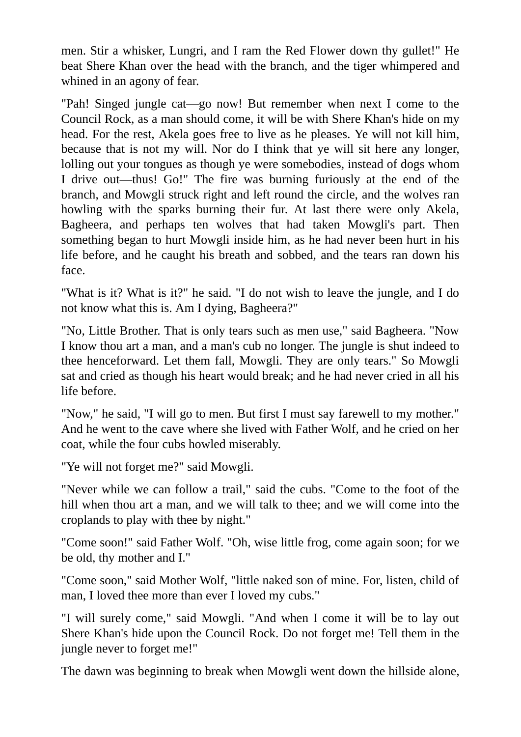men. Stir a whisker, Lungri, and I ram the Red Flower down thy gullet!" He beat Shere Khan over the head with the branch, and the tiger whimpered and whined in an agony of fear.

"Pah! Singed jungle cat—go now! But remember when next I come to the Council Rock, as a man should come, it will be with Shere Khan's hide on my head. For the rest, Akela goes free to live as he pleases. Ye will not kill him, because that is not my will. Nor do I think that ye will sit here any longer, lolling out your tongues as though ye were somebodies, instead of dogs whom I drive out—thus! Go!" The fire was burning furiously at the end of the branch, and Mowgli struck right and left round the circle, and the wolves ran howling with the sparks burning their fur. At last there were only Akela, Bagheera, and perhaps ten wolves that had taken Mowgli's part. Then something began to hurt Mowgli inside him, as he had never been hurt in his life before, and he caught his breath and sobbed, and the tears ran down his face.

"What is it? What is it?" he said. "I do not wish to leave the jungle, and I do not know what this is. Am I dying, Bagheera?"

"No, Little Brother. That is only tears such as men use," said Bagheera. "Now I know thou art a man, and a man's cub no longer. The jungle is shut indeed to thee henceforward. Let them fall, Mowgli. They are only tears." So Mowgli sat and cried as though his heart would break; and he had never cried in all his life before.

"Now," he said, "I will go to men. But first I must say farewell to my mother." And he went to the cave where she lived with Father Wolf, and he cried on her coat, while the four cubs howled miserably.

"Ye will not forget me?" said Mowgli.

"Never while we can follow a trail," said the cubs. "Come to the foot of the hill when thou art a man, and we will talk to thee; and we will come into the croplands to play with thee by night."

"Come soon!" said Father Wolf. "Oh, wise little frog, come again soon; for we be old, thy mother and I."

"Come soon," said Mother Wolf, "little naked son of mine. For, listen, child of man, I loved thee more than ever I loved my cubs."

"I will surely come," said Mowgli. "And when I come it will be to lay out Shere Khan's hide upon the Council Rock. Do not forget me! Tell them in the jungle never to forget me!"

The dawn was beginning to break when Mowgli went down the hillside alone,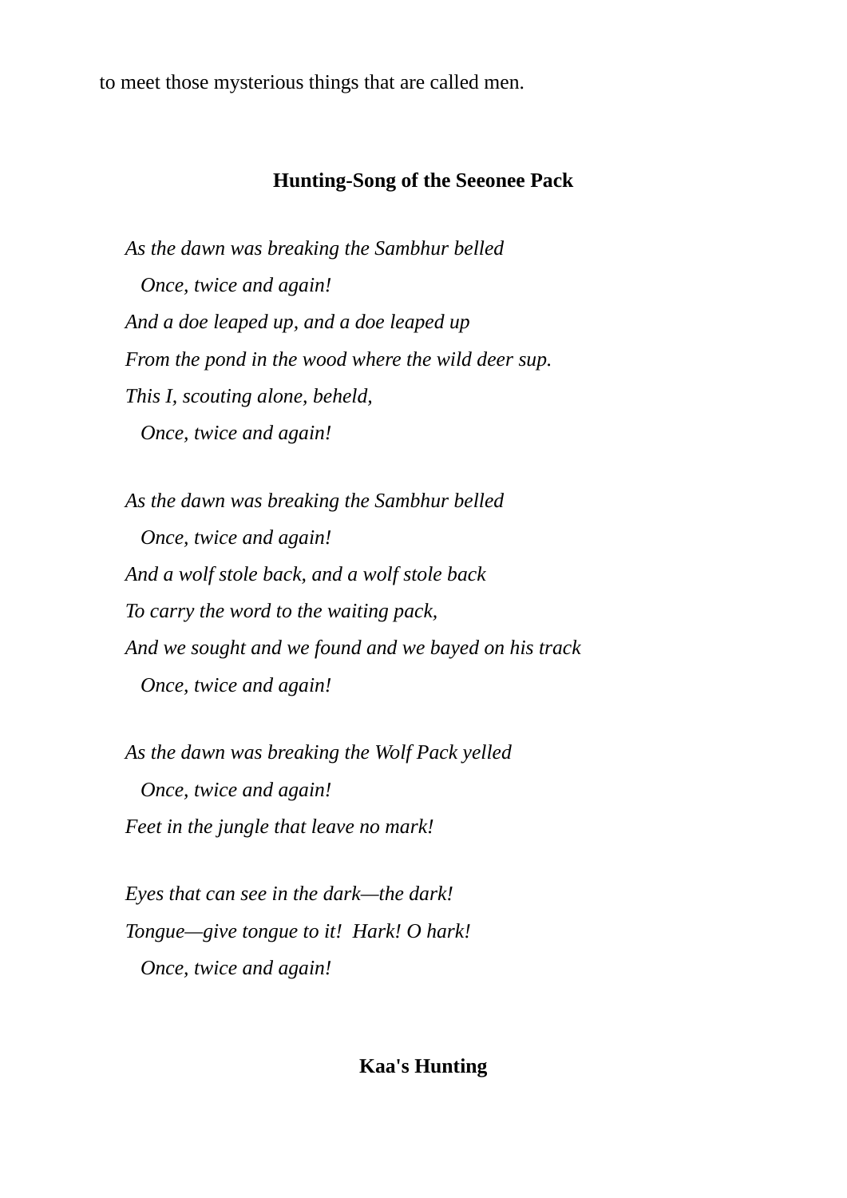to meet those mysterious things that are called men.

## Hunting-Song of the Seeonee Pack

*As the dawn was breaking the Sambhur belled*  
*Once, twice and again!*  
*And a doe leaped up, and a doe leaped up*  
*From the pond in the wood where the wild deer sup.*  
*This I, scouting alone, beheld,*  
*Once, twice and again!*

*As the dawn was breaking the Sambhur belled*  
*Once, twice and again!*  
*And a wolf stole back, and a wolf stole back*  
*To carry the word to the waiting pack,*  
*And we sought and we found and we bayed on his track*  
*Once, twice and again!*

*As the dawn was breaking the Wolf Pack yelled*  
*Once, twice and again!*  
*Feet in the jungle that leave no mark!*

*Eyes that can see in the dark—the dark!*  
*Tongue—give tongue to it!  Hark! O hark!*  
*Once, twice and again!*

## Kaa's Hunting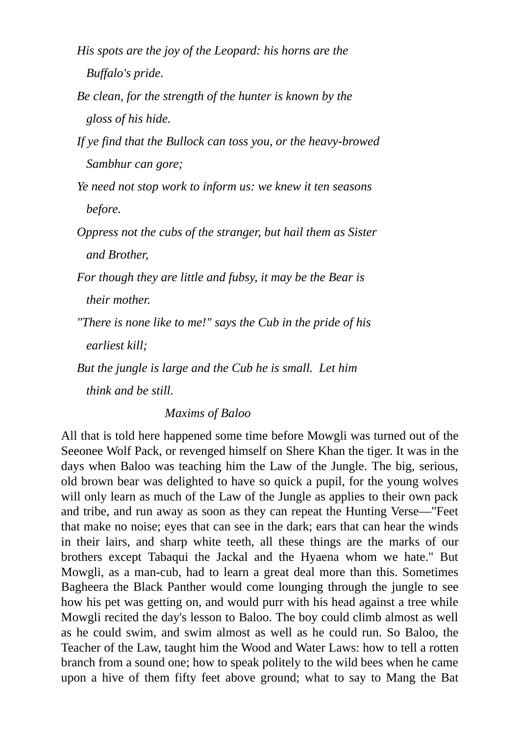*His spots are the joy of the Leopard: his horns are the*
*Buffalo's pride.*
*Be clean, for the strength of the hunter is known by the*
*gloss of his hide.*
*If ye find that the Bullock can toss you, or the heavy-browed*
*Sambhur can gore;*
*Ye need not stop work to inform us: we knew it ten seasons*
*before.*
*Oppress not the cubs of the stranger, but hail them as Sister*
*and Brother,*
*For though they are little and fubsy, it may be the Bear is*
*their mother.*
*"There is none like to me!" says the Cub in the pride of his*
*earliest kill;*
*But the jungle is large and the Cub he is small. Let him*
*think and be still.*

*Maxims of Baloo*

All that is told here happened some time before Mowgli was turned out of the Seeonee Wolf Pack, or revenged himself on Shere Khan the tiger. It was in the days when Baloo was teaching him the Law of the Jungle. The big, serious, old brown bear was delighted to have so quick a pupil, for the young wolves will only learn as much of the Law of the Jungle as applies to their own pack and tribe, and run away as soon as they can repeat the Hunting Verse—"Feet that make no noise; eyes that can see in the dark; ears that can hear the winds in their lairs, and sharp white teeth, all these things are the marks of our brothers except Tabaqui the Jackal and the Hyaena whom we hate." But Mowgli, as a man-cub, had to learn a great deal more than this. Sometimes Bagheera the Black Panther would come lounging through the jungle to see how his pet was getting on, and would purr with his head against a tree while Mowgli recited the day's lesson to Baloo. The boy could climb almost as well as he could swim, and swim almost as well as he could run. So Baloo, the Teacher of the Law, taught him the Wood and Water Laws: how to tell a rotten branch from a sound one; how to speak politely to the wild bees when he came upon a hive of them fifty feet above ground; what to say to Mang the Bat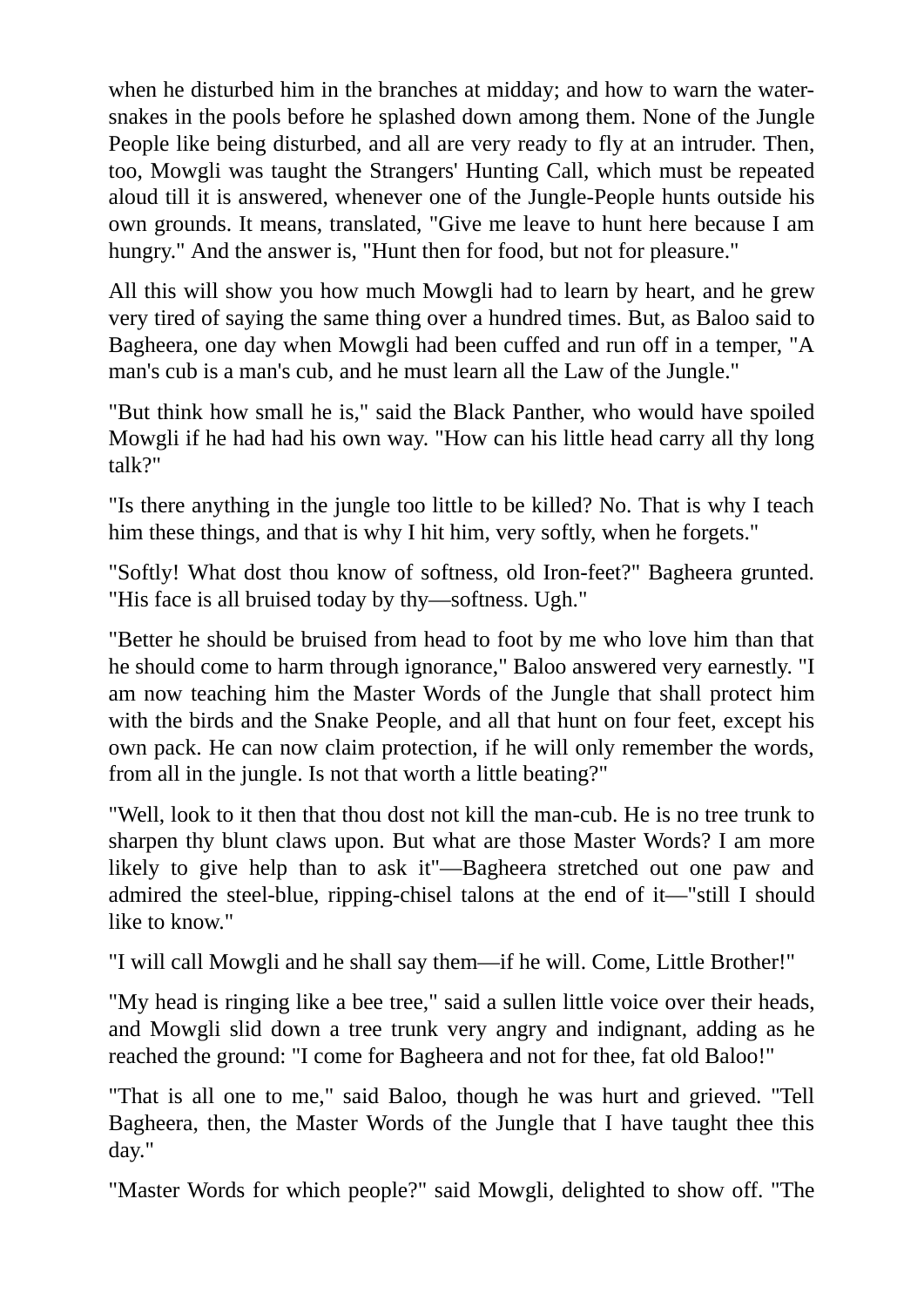when he disturbed him in the branches at midday; and how to warn the water-snakes in the pools before he splashed down among them. None of the Jungle People like being disturbed, and all are very ready to fly at an intruder. Then, too, Mowgli was taught the Strangers' Hunting Call, which must be repeated aloud till it is answered, whenever one of the Jungle-People hunts outside his own grounds. It means, translated, "Give me leave to hunt here because I am hungry." And the answer is, "Hunt then for food, but not for pleasure."

All this will show you how much Mowgli had to learn by heart, and he grew very tired of saying the same thing over a hundred times. But, as Baloo said to Bagheera, one day when Mowgli had been cuffed and run off in a temper, "A man's cub is a man's cub, and he must learn all the Law of the Jungle."

"But think how small he is," said the Black Panther, who would have spoiled Mowgli if he had had his own way. "How can his little head carry all thy long talk?"

"Is there anything in the jungle too little to be killed? No. That is why I teach him these things, and that is why I hit him, very softly, when he forgets."

"Softly! What dost thou know of softness, old Iron-feet?" Bagheera grunted. "His face is all bruised today by thy—softness. Ugh."

"Better he should be bruised from head to foot by me who love him than that he should come to harm through ignorance," Baloo answered very earnestly. "I am now teaching him the Master Words of the Jungle that shall protect him with the birds and the Snake People, and all that hunt on four feet, except his own pack. He can now claim protection, if he will only remember the words, from all in the jungle. Is not that worth a little beating?"

"Well, look to it then that thou dost not kill the man-cub. He is no tree trunk to sharpen thy blunt claws upon. But what are those Master Words? I am more likely to give help than to ask it"—Bagheera stretched out one paw and admired the steel-blue, ripping-chisel talons at the end of it—"still I should like to know."

"I will call Mowgli and he shall say them—if he will. Come, Little Brother!"

"My head is ringing like a bee tree," said a sullen little voice over their heads, and Mowgli slid down a tree trunk very angry and indignant, adding as he reached the ground: "I come for Bagheera and not for thee, fat old Baloo!"

"That is all one to me," said Baloo, though he was hurt and grieved. "Tell Bagheera, then, the Master Words of the Jungle that I have taught thee this day."

"Master Words for which people?" said Mowgli, delighted to show off. "The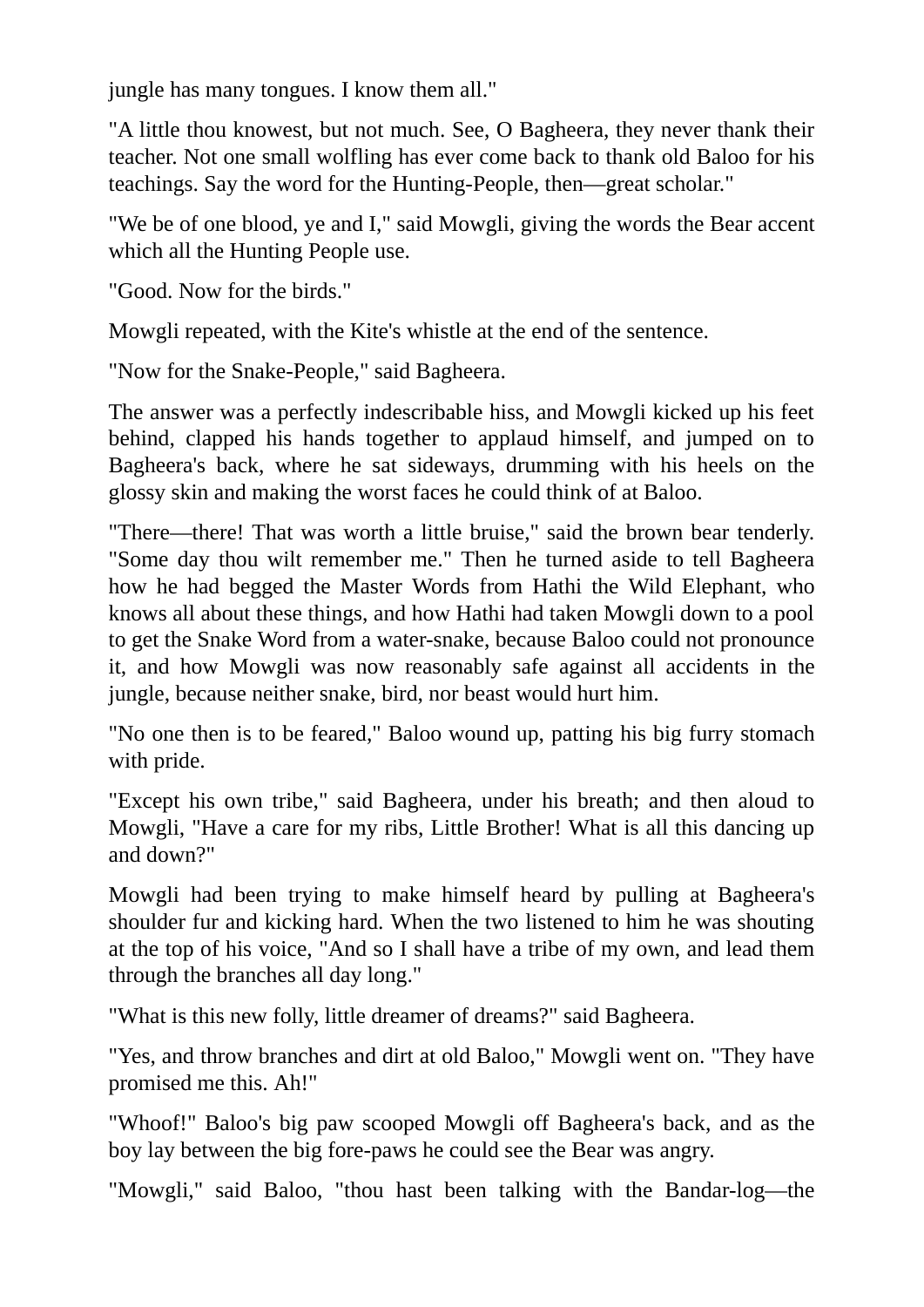jungle has many tongues. I know them all."

"A little thou knowest, but not much. See, O Bagheera, they never thank their teacher. Not one small wolfling has ever come back to thank old Baloo for his teachings. Say the word for the Hunting-People, then—great scholar."

"We be of one blood, ye and I," said Mowgli, giving the words the Bear accent which all the Hunting People use.

"Good. Now for the birds."

Mowgli repeated, with the Kite's whistle at the end of the sentence.

"Now for the Snake-People," said Bagheera.

The answer was a perfectly indescribable hiss, and Mowgli kicked up his feet behind, clapped his hands together to applaud himself, and jumped on to Bagheera's back, where he sat sideways, drumming with his heels on the glossy skin and making the worst faces he could think of at Baloo.

"There—there! That was worth a little bruise," said the brown bear tenderly. "Some day thou wilt remember me." Then he turned aside to tell Bagheera how he had begged the Master Words from Hathi the Wild Elephant, who knows all about these things, and how Hathi had taken Mowgli down to a pool to get the Snake Word from a water-snake, because Baloo could not pronounce it, and how Mowgli was now reasonably safe against all accidents in the jungle, because neither snake, bird, nor beast would hurt him.

"No one then is to be feared," Baloo wound up, patting his big furry stomach with pride.

"Except his own tribe," said Bagheera, under his breath; and then aloud to Mowgli, "Have a care for my ribs, Little Brother! What is all this dancing up and down?"

Mowgli had been trying to make himself heard by pulling at Bagheera's shoulder fur and kicking hard. When the two listened to him he was shouting at the top of his voice, "And so I shall have a tribe of my own, and lead them through the branches all day long."

"What is this new folly, little dreamer of dreams?" said Bagheera.

"Yes, and throw branches and dirt at old Baloo," Mowgli went on. "They have promised me this. Ah!"

"Whoof!" Baloo's big paw scooped Mowgli off Bagheera's back, and as the boy lay between the big fore-paws he could see the Bear was angry.

"Mowgli," said Baloo, "thou hast been talking with the Bandar-log—the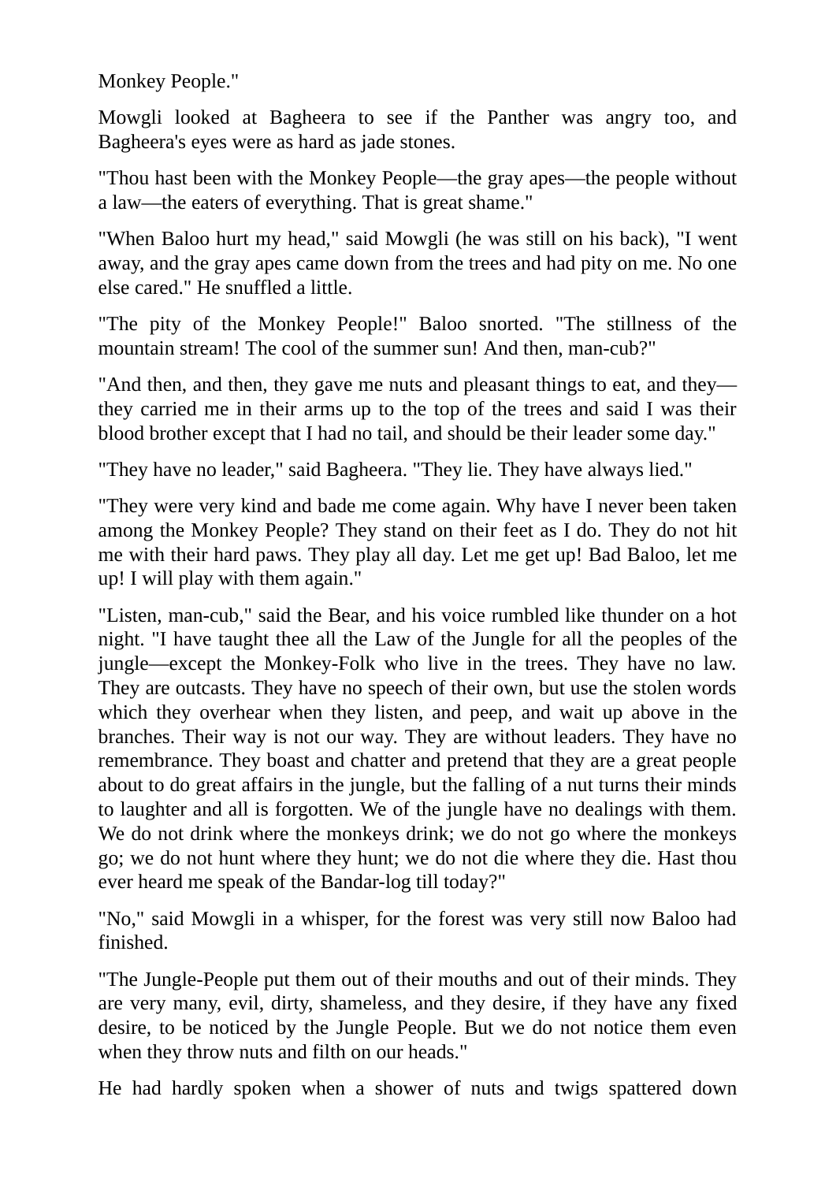Monkey People."

Mowgli looked at Bagheera to see if the Panther was angry too, and Bagheera's eyes were as hard as jade stones.

"Thou hast been with the Monkey People—the gray apes—the people without a law—the eaters of everything. That is great shame."

"When Baloo hurt my head," said Mowgli (he was still on his back), "I went away, and the gray apes came down from the trees and had pity on me. No one else cared." He snuffled a little.

"The pity of the Monkey People!" Baloo snorted. "The stillness of the mountain stream! The cool of the summer sun! And then, man-cub?"

"And then, and then, they gave me nuts and pleasant things to eat, and they—they carried me in their arms up to the top of the trees and said I was their blood brother except that I had no tail, and should be their leader some day."

"They have no leader," said Bagheera. "They lie. They have always lied."

"They were very kind and bade me come again. Why have I never been taken among the Monkey People? They stand on their feet as I do. They do not hit me with their hard paws. They play all day. Let me get up! Bad Baloo, let me up! I will play with them again."

"Listen, man-cub," said the Bear, and his voice rumbled like thunder on a hot night. "I have taught thee all the Law of the Jungle for all the peoples of the jungle—except the Monkey-Folk who live in the trees. They have no law. They are outcasts. They have no speech of their own, but use the stolen words which they overhear when they listen, and peep, and wait up above in the branches. Their way is not our way. They are without leaders. They have no remembrance. They boast and chatter and pretend that they are a great people about to do great affairs in the jungle, but the falling of a nut turns their minds to laughter and all is forgotten. We of the jungle have no dealings with them. We do not drink where the monkeys drink; we do not go where the monkeys go; we do not hunt where they hunt; we do not die where they die. Hast thou ever heard me speak of the Bandar-log till today?"

"No," said Mowgli in a whisper, for the forest was very still now Baloo had finished.

"The Jungle-People put them out of their mouths and out of their minds. They are very many, evil, dirty, shameless, and they desire, if they have any fixed desire, to be noticed by the Jungle People. But we do not notice them even when they throw nuts and filth on our heads."

He had hardly spoken when a shower of nuts and twigs spattered down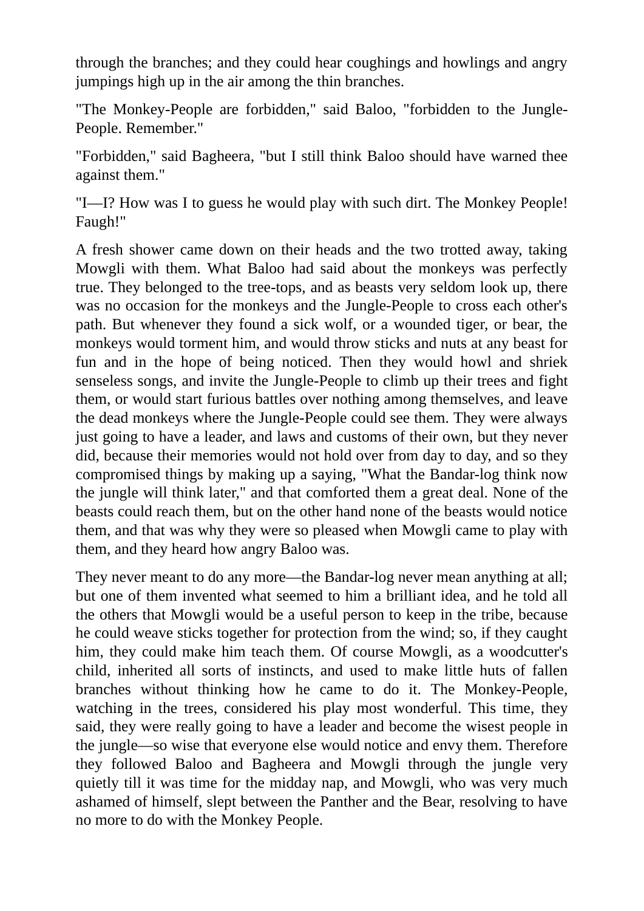through the branches; and they could hear coughings and howlings and angry jumpings high up in the air among the thin branches.

"The Monkey-People are forbidden," said Baloo, "forbidden to the Jungle-People. Remember."

"Forbidden," said Bagheera, "but I still think Baloo should have warned thee against them."

"I—I? How was I to guess he would play with such dirt. The Monkey People! Faugh!"

A fresh shower came down on their heads and the two trotted away, taking Mowgli with them. What Baloo had said about the monkeys was perfectly true. They belonged to the tree-tops, and as beasts very seldom look up, there was no occasion for the monkeys and the Jungle-People to cross each other's path. But whenever they found a sick wolf, or a wounded tiger, or bear, the monkeys would torment him, and would throw sticks and nuts at any beast for fun and in the hope of being noticed. Then they would howl and shriek senseless songs, and invite the Jungle-People to climb up their trees and fight them, or would start furious battles over nothing among themselves, and leave the dead monkeys where the Jungle-People could see them. They were always just going to have a leader, and laws and customs of their own, but they never did, because their memories would not hold over from day to day, and so they compromised things by making up a saying, "What the Bandar-log think now the jungle will think later," and that comforted them a great deal. None of the beasts could reach them, but on the other hand none of the beasts would notice them, and that was why they were so pleased when Mowgli came to play with them, and they heard how angry Baloo was.

They never meant to do any more—the Bandar-log never mean anything at all; but one of them invented what seemed to him a brilliant idea, and he told all the others that Mowgli would be a useful person to keep in the tribe, because he could weave sticks together for protection from the wind; so, if they caught him, they could make him teach them. Of course Mowgli, as a woodcutter's child, inherited all sorts of instincts, and used to make little huts of fallen branches without thinking how he came to do it. The Monkey-People, watching in the trees, considered his play most wonderful. This time, they said, they were really going to have a leader and become the wisest people in the jungle—so wise that everyone else would notice and envy them. Therefore they followed Baloo and Bagheera and Mowgli through the jungle very quietly till it was time for the midday nap, and Mowgli, who was very much ashamed of himself, slept between the Panther and the Bear, resolving to have no more to do with the Monkey People.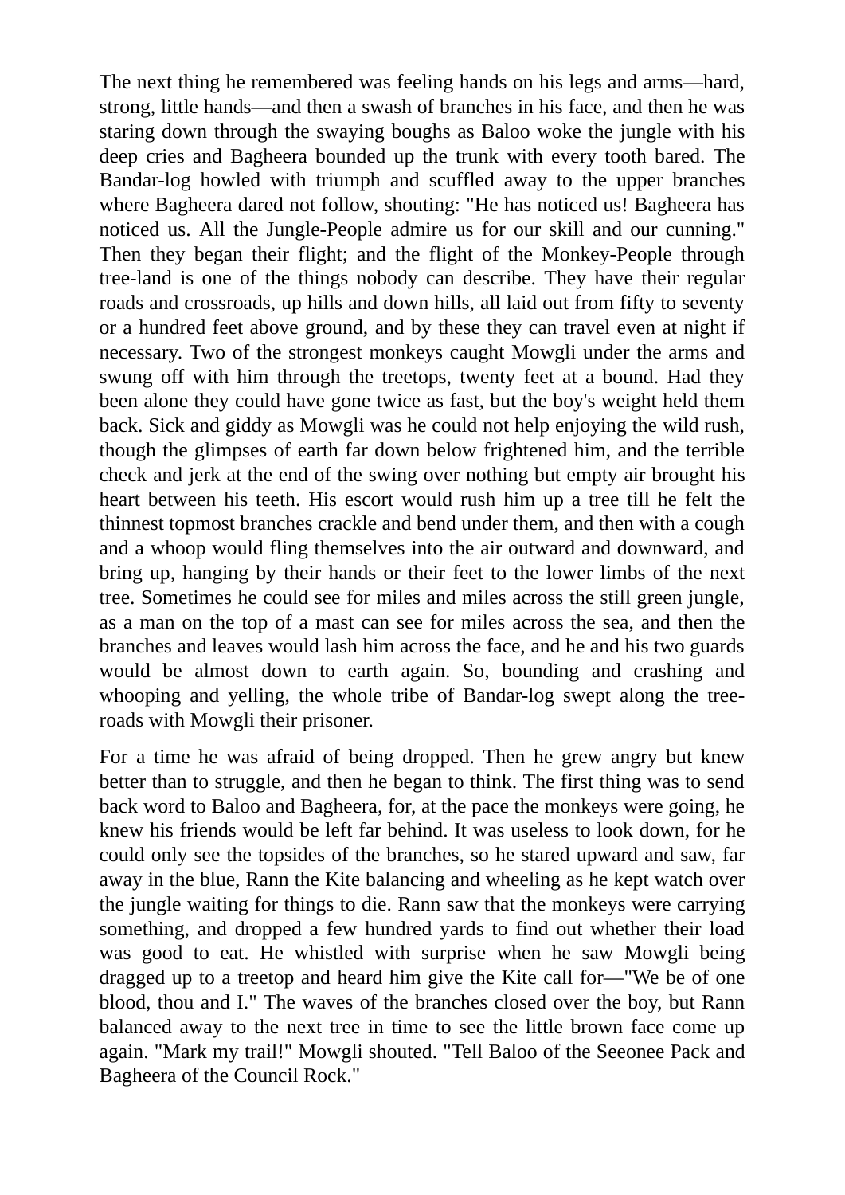The next thing he remembered was feeling hands on his legs and arms—hard, strong, little hands—and then a swash of branches in his face, and then he was staring down through the swaying boughs as Baloo woke the jungle with his deep cries and Bagheera bounded up the trunk with every tooth bared. The Bandar-log howled with triumph and scuffled away to the upper branches where Bagheera dared not follow, shouting: "He has noticed us! Bagheera has noticed us. All the Jungle-People admire us for our skill and our cunning." Then they began their flight; and the flight of the Monkey-People through tree-land is one of the things nobody can describe. They have their regular roads and crossroads, up hills and down hills, all laid out from fifty to seventy or a hundred feet above ground, and by these they can travel even at night if necessary. Two of the strongest monkeys caught Mowgli under the arms and swung off with him through the treetops, twenty feet at a bound. Had they been alone they could have gone twice as fast, but the boy's weight held them back. Sick and giddy as Mowgli was he could not help enjoying the wild rush, though the glimpses of earth far down below frightened him, and the terrible check and jerk at the end of the swing over nothing but empty air brought his heart between his teeth. His escort would rush him up a tree till he felt the thinnest topmost branches crackle and bend under them, and then with a cough and a whoop would fling themselves into the air outward and downward, and bring up, hanging by their hands or their feet to the lower limbs of the next tree. Sometimes he could see for miles and miles across the still green jungle, as a man on the top of a mast can see for miles across the sea, and then the branches and leaves would lash him across the face, and he and his two guards would be almost down to earth again. So, bounding and crashing and whooping and yelling, the whole tribe of Bandar-log swept along the tree-roads with Mowgli their prisoner.

For a time he was afraid of being dropped. Then he grew angry but knew better than to struggle, and then he began to think. The first thing was to send back word to Baloo and Bagheera, for, at the pace the monkeys were going, he knew his friends would be left far behind. It was useless to look down, for he could only see the topsides of the branches, so he stared upward and saw, far away in the blue, Rann the Kite balancing and wheeling as he kept watch over the jungle waiting for things to die. Rann saw that the monkeys were carrying something, and dropped a few hundred yards to find out whether their load was good to eat. He whistled with surprise when he saw Mowgli being dragged up to a treetop and heard him give the Kite call for—"We be of one blood, thou and I." The waves of the branches closed over the boy, but Rann balanced away to the next tree in time to see the little brown face come up again. "Mark my trail!" Mowgli shouted. "Tell Baloo of the Seeonee Pack and Bagheera of the Council Rock."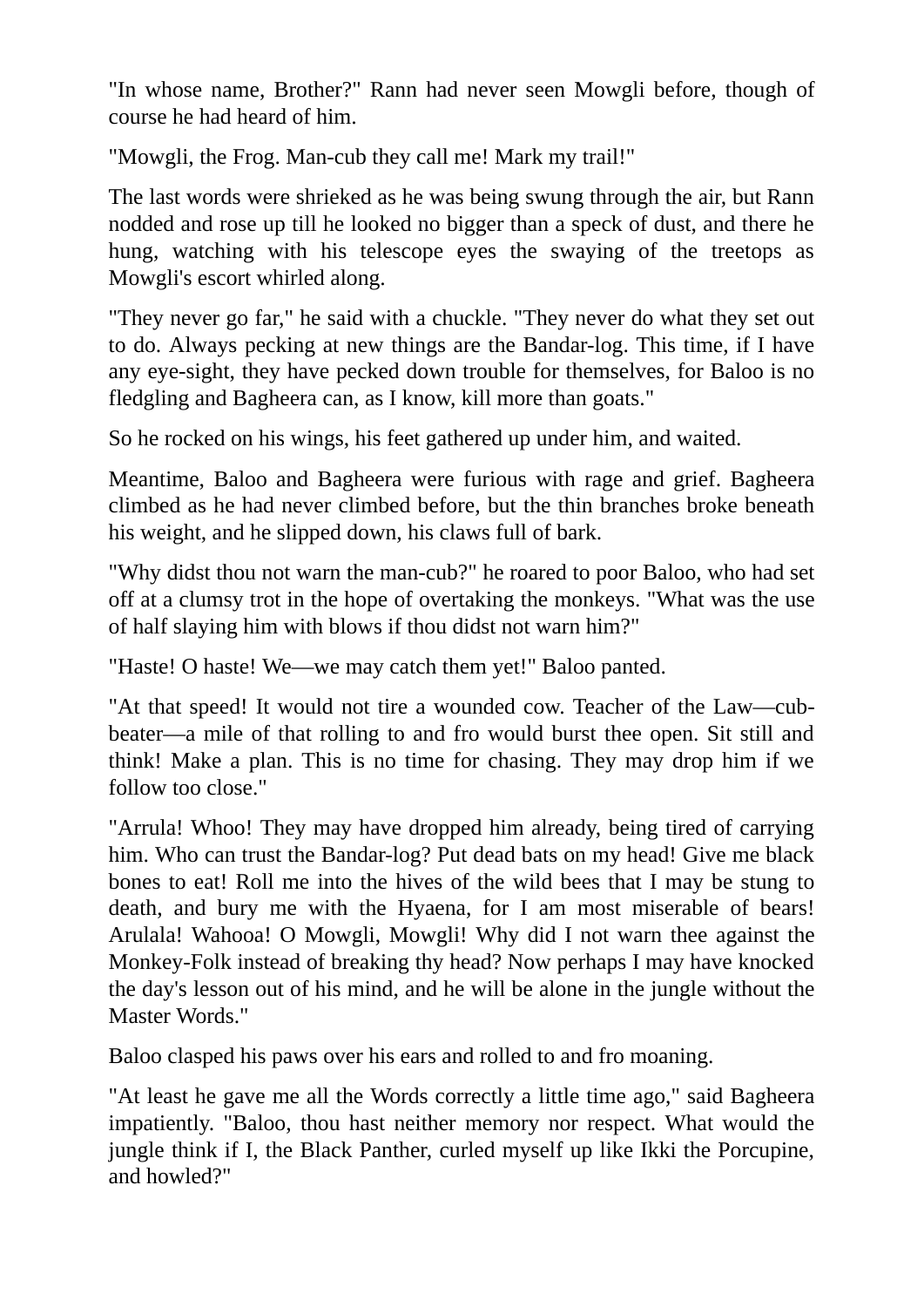"In whose name, Brother?" Rann had never seen Mowgli before, though of course he had heard of him.

"Mowgli, the Frog. Man-cub they call me! Mark my trail!"

The last words were shrieked as he was being swung through the air, but Rann nodded and rose up till he looked no bigger than a speck of dust, and there he hung, watching with his telescope eyes the swaying of the treetops as Mowgli's escort whirled along.

"They never go far," he said with a chuckle. "They never do what they set out to do. Always pecking at new things are the Bandar-log. This time, if I have any eye-sight, they have pecked down trouble for themselves, for Baloo is no fledgling and Bagheera can, as I know, kill more than goats."

So he rocked on his wings, his feet gathered up under him, and waited.

Meantime, Baloo and Bagheera were furious with rage and grief. Bagheera climbed as he had never climbed before, but the thin branches broke beneath his weight, and he slipped down, his claws full of bark.

"Why didst thou not warn the man-cub?" he roared to poor Baloo, who had set off at a clumsy trot in the hope of overtaking the monkeys. "What was the use of half slaying him with blows if thou didst not warn him?"

"Haste! O haste! We—we may catch them yet!" Baloo panted.

"At that speed! It would not tire a wounded cow. Teacher of the Law—cub-beater—a mile of that rolling to and fro would burst thee open. Sit still and think! Make a plan. This is no time for chasing. They may drop him if we follow too close."

"Arrula! Whoo! They may have dropped him already, being tired of carrying him. Who can trust the Bandar-log? Put dead bats on my head! Give me black bones to eat! Roll me into the hives of the wild bees that I may be stung to death, and bury me with the Hyaena, for I am most miserable of bears! Arulala! Wahooa! O Mowgli, Mowgli! Why did I not warn thee against the Monkey-Folk instead of breaking thy head? Now perhaps I may have knocked the day's lesson out of his mind, and he will be alone in the jungle without the Master Words."

Baloo clasped his paws over his ears and rolled to and fro moaning.

"At least he gave me all the Words correctly a little time ago," said Bagheera impatiently. "Baloo, thou hast neither memory nor respect. What would the jungle think if I, the Black Panther, curled myself up like Ikki the Porcupine, and howled?"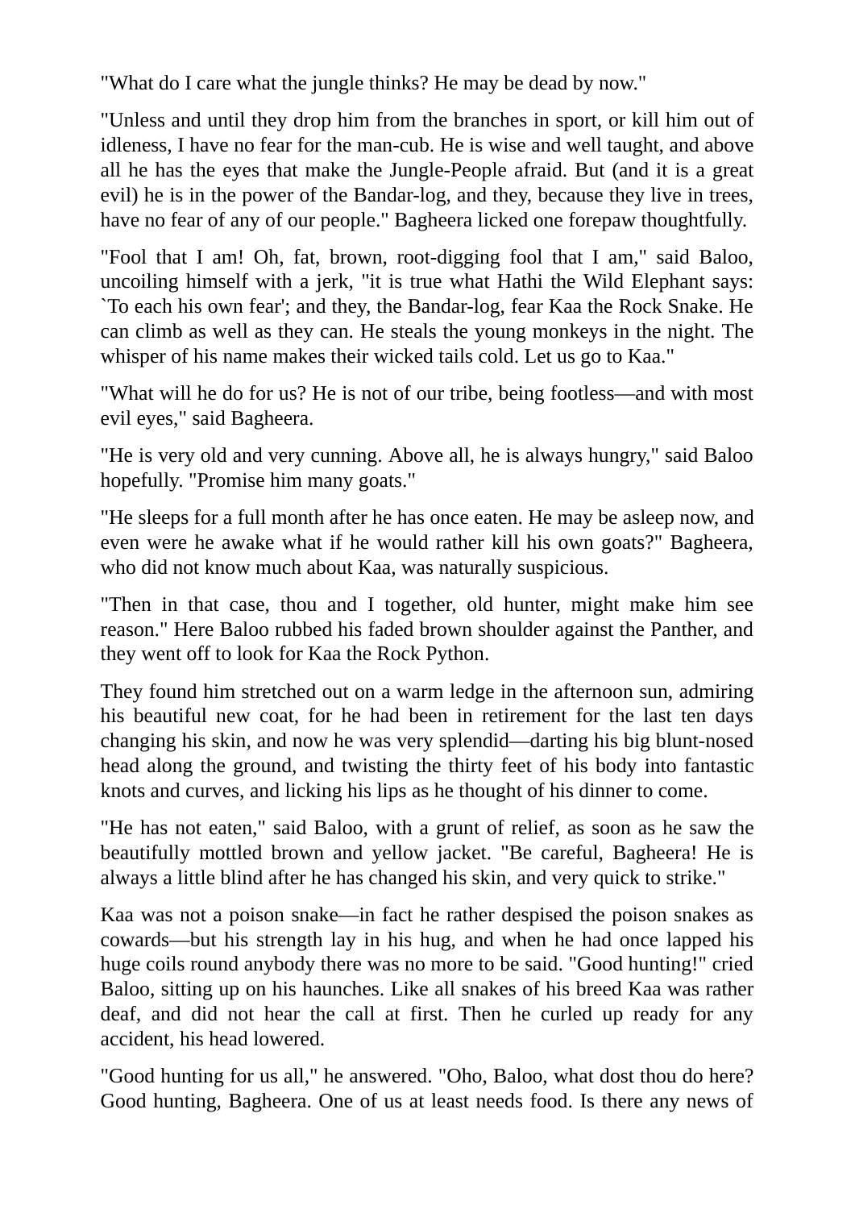"What do I care what the jungle thinks? He may be dead by now."

"Unless and until they drop him from the branches in sport, or kill him out of idleness, I have no fear for the man-cub. He is wise and well taught, and above all he has the eyes that make the Jungle-People afraid. But (and it is a great evil) he is in the power of the Bandar-log, and they, because they live in trees, have no fear of any of our people." Bagheera licked one forepaw thoughtfully.

"Fool that I am! Oh, fat, brown, root-digging fool that I am," said Baloo, uncoiling himself with a jerk, "it is true what Hathi the Wild Elephant says: `To each his own fear'; and they, the Bandar-log, fear Kaa the Rock Snake. He can climb as well as they can. He steals the young monkeys in the night. The whisper of his name makes their wicked tails cold. Let us go to Kaa."

"What will he do for us? He is not of our tribe, being footless—and with most evil eyes," said Bagheera.

"He is very old and very cunning. Above all, he is always hungry," said Baloo hopefully. "Promise him many goats."

"He sleeps for a full month after he has once eaten. He may be asleep now, and even were he awake what if he would rather kill his own goats?" Bagheera, who did not know much about Kaa, was naturally suspicious.

"Then in that case, thou and I together, old hunter, might make him see reason." Here Baloo rubbed his faded brown shoulder against the Panther, and they went off to look for Kaa the Rock Python.

They found him stretched out on a warm ledge in the afternoon sun, admiring his beautiful new coat, for he had been in retirement for the last ten days changing his skin, and now he was very splendid—darting his big blunt-nosed head along the ground, and twisting the thirty feet of his body into fantastic knots and curves, and licking his lips as he thought of his dinner to come.

"He has not eaten," said Baloo, with a grunt of relief, as soon as he saw the beautifully mottled brown and yellow jacket. "Be careful, Bagheera! He is always a little blind after he has changed his skin, and very quick to strike."

Kaa was not a poison snake—in fact he rather despised the poison snakes as cowards—but his strength lay in his hug, and when he had once lapped his huge coils round anybody there was no more to be said. "Good hunting!" cried Baloo, sitting up on his haunches. Like all snakes of his breed Kaa was rather deaf, and did not hear the call at first. Then he curled up ready for any accident, his head lowered.

"Good hunting for us all," he answered. "Oho, Baloo, what dost thou do here? Good hunting, Bagheera. One of us at least needs food. Is there any news of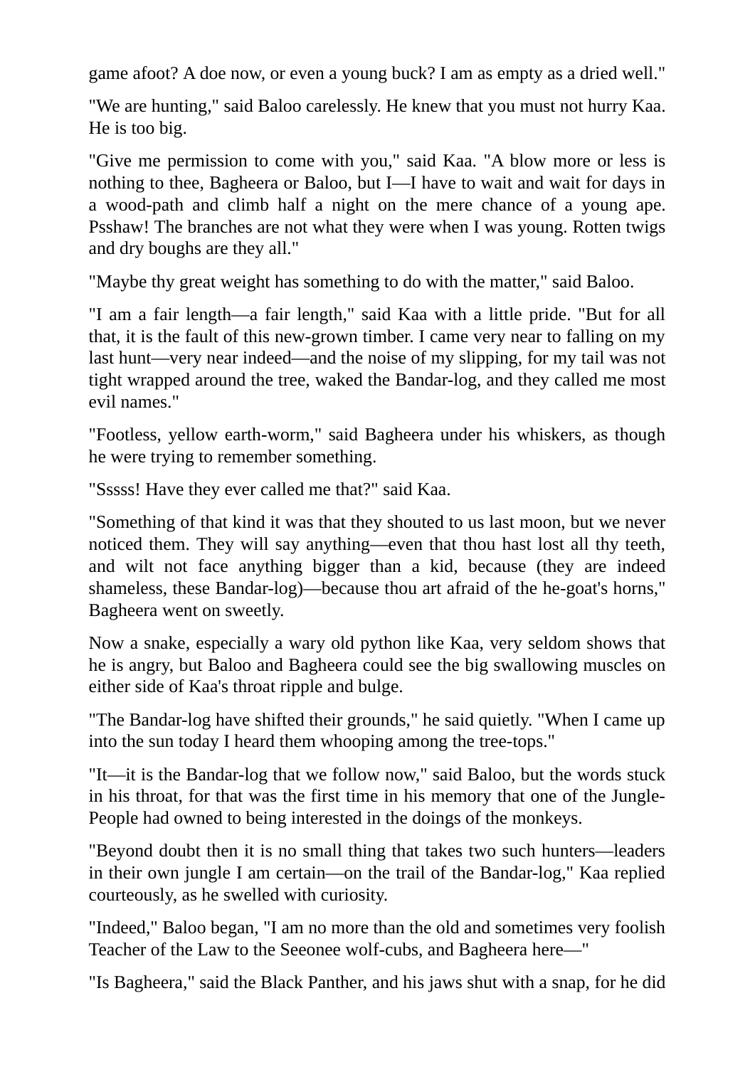game afoot? A doe now, or even a young buck? I am as empty as a dried well."

"We are hunting," said Baloo carelessly. He knew that you must not hurry Kaa. He is too big.

"Give me permission to come with you," said Kaa. "A blow more or less is nothing to thee, Bagheera or Baloo, but I—I have to wait and wait for days in a wood-path and climb half a night on the mere chance of a young ape. Psshaw! The branches are not what they were when I was young. Rotten twigs and dry boughs are they all."

"Maybe thy great weight has something to do with the matter," said Baloo.

"I am a fair length—a fair length," said Kaa with a little pride. "But for all that, it is the fault of this new-grown timber. I came very near to falling on my last hunt—very near indeed—and the noise of my slipping, for my tail was not tight wrapped around the tree, waked the Bandar-log, and they called me most evil names."

"Footless, yellow earth-worm," said Bagheera under his whiskers, as though he were trying to remember something.

"Sssss! Have they ever called me that?" said Kaa.

"Something of that kind it was that they shouted to us last moon, but we never noticed them. They will say anything—even that thou hast lost all thy teeth, and wilt not face anything bigger than a kid, because (they are indeed shameless, these Bandar-log)—because thou art afraid of the he-goat's horns," Bagheera went on sweetly.

Now a snake, especially a wary old python like Kaa, very seldom shows that he is angry, but Baloo and Bagheera could see the big swallowing muscles on either side of Kaa's throat ripple and bulge.

"The Bandar-log have shifted their grounds," he said quietly. "When I came up into the sun today I heard them whooping among the tree-tops."

"It—it is the Bandar-log that we follow now," said Baloo, but the words stuck in his throat, for that was the first time in his memory that one of the Jungle-People had owned to being interested in the doings of the monkeys.

"Beyond doubt then it is no small thing that takes two such hunters—leaders in their own jungle I am certain—on the trail of the Bandar-log," Kaa replied courteously, as he swelled with curiosity.

"Indeed," Baloo began, "I am no more than the old and sometimes very foolish Teacher of the Law to the Seeonee wolf-cubs, and Bagheera here—"

"Is Bagheera," said the Black Panther, and his jaws shut with a snap, for he did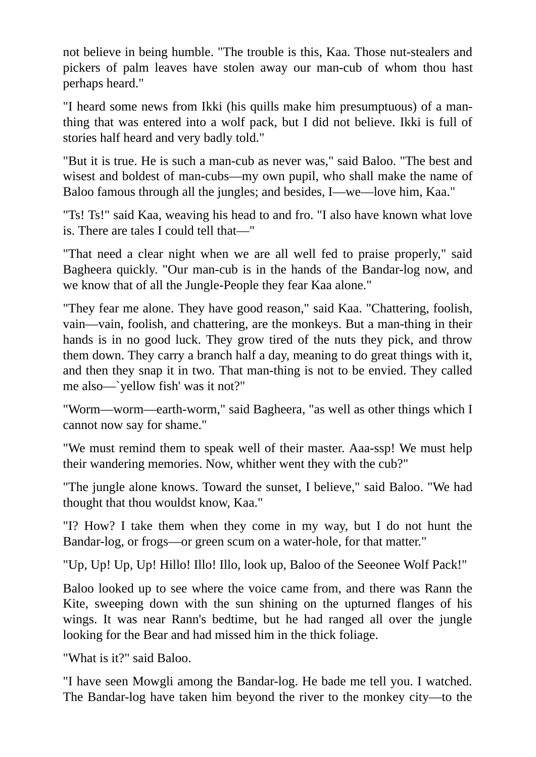not believe in being humble. "The trouble is this, Kaa. Those nut-stealers and pickers of palm leaves have stolen away our man-cub of whom thou hast perhaps heard."

"I heard some news from Ikki (his quills make him presumptuous) of a man-thing that was entered into a wolf pack, but I did not believe. Ikki is full of stories half heard and very badly told."

"But it is true. He is such a man-cub as never was," said Baloo. "The best and wisest and boldest of man-cubs—my own pupil, who shall make the name of Baloo famous through all the jungles; and besides, I—we—love him, Kaa."

"Ts! Ts!" said Kaa, weaving his head to and fro. "I also have known what love is. There are tales I could tell that—"

"That need a clear night when we are all well fed to praise properly," said Bagheera quickly. "Our man-cub is in the hands of the Bandar-log now, and we know that of all the Jungle-People they fear Kaa alone."

"They fear me alone. They have good reason," said Kaa. "Chattering, foolish, vain—vain, foolish, and chattering, are the monkeys. But a man-thing in their hands is in no good luck. They grow tired of the nuts they pick, and throw them down. They carry a branch half a day, meaning to do great things with it, and then they snap it in two. That man-thing is not to be envied. They called me also—`yellow fish' was it not?"

"Worm—worm—earth-worm," said Bagheera, "as well as other things which I cannot now say for shame."

"We must remind them to speak well of their master. Aaa-ssp! We must help their wandering memories. Now, whither went they with the cub?"

"The jungle alone knows. Toward the sunset, I believe," said Baloo. "We had thought that thou wouldst know, Kaa."

"I? How? I take them when they come in my way, but I do not hunt the Bandar-log, or frogs—or green scum on a water-hole, for that matter."

"Up, Up! Up, Up! Hillo! Illo! Illo, look up, Baloo of the Seeonee Wolf Pack!"

Baloo looked up to see where the voice came from, and there was Rann the Kite, sweeping down with the sun shining on the upturned flanges of his wings. It was near Rann's bedtime, but he had ranged all over the jungle looking for the Bear and had missed him in the thick foliage.

"What is it?" said Baloo.

"I have seen Mowgli among the Bandar-log. He bade me tell you. I watched. The Bandar-log have taken him beyond the river to the monkey city—to the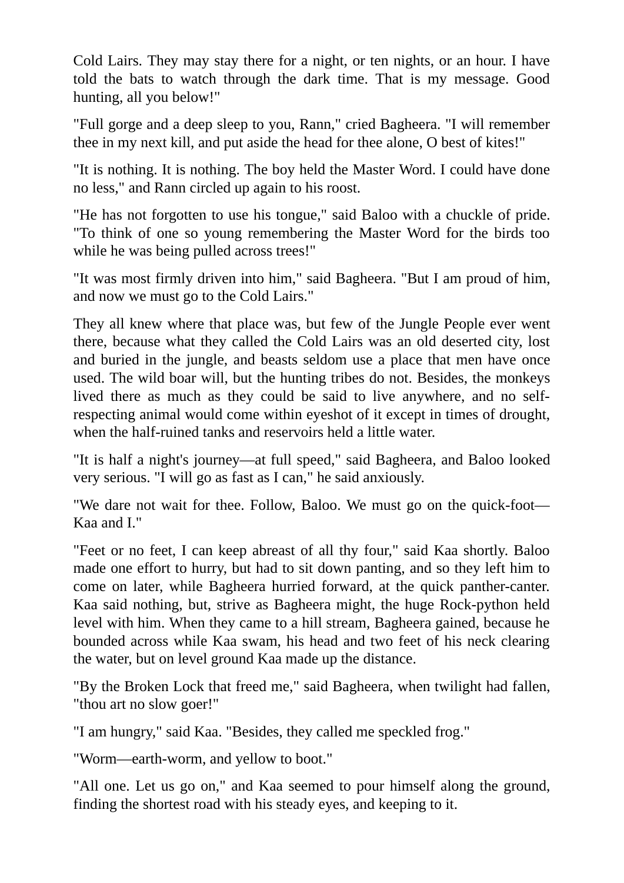Cold Lairs. They may stay there for a night, or ten nights, or an hour. I have told the bats to watch through the dark time. That is my message. Good hunting, all you below!"

"Full gorge and a deep sleep to you, Rann," cried Bagheera. "I will remember thee in my next kill, and put aside the head for thee alone, O best of kites!"

"It is nothing. It is nothing. The boy held the Master Word. I could have done no less," and Rann circled up again to his roost.

"He has not forgotten to use his tongue," said Baloo with a chuckle of pride. "To think of one so young remembering the Master Word for the birds too while he was being pulled across trees!"

"It was most firmly driven into him," said Bagheera. "But I am proud of him, and now we must go to the Cold Lairs."

They all knew where that place was, but few of the Jungle People ever went there, because what they called the Cold Lairs was an old deserted city, lost and buried in the jungle, and beasts seldom use a place that men have once used. The wild boar will, but the hunting tribes do not. Besides, the monkeys lived there as much as they could be said to live anywhere, and no self-respecting animal would come within eyeshot of it except in times of drought, when the half-ruined tanks and reservoirs held a little water.

"It is half a night's journey—at full speed," said Bagheera, and Baloo looked very serious. "I will go as fast as I can," he said anxiously.

"We dare not wait for thee. Follow, Baloo. We must go on the quick-foot—Kaa and I."

"Feet or no feet, I can keep abreast of all thy four," said Kaa shortly. Baloo made one effort to hurry, but had to sit down panting, and so they left him to come on later, while Bagheera hurried forward, at the quick panther-canter. Kaa said nothing, but, strive as Bagheera might, the huge Rock-python held level with him. When they came to a hill stream, Bagheera gained, because he bounded across while Kaa swam, his head and two feet of his neck clearing the water, but on level ground Kaa made up the distance.

"By the Broken Lock that freed me," said Bagheera, when twilight had fallen, "thou art no slow goer!"

"I am hungry," said Kaa. "Besides, they called me speckled frog."

"Worm—earth-worm, and yellow to boot."

"All one. Let us go on," and Kaa seemed to pour himself along the ground, finding the shortest road with his steady eyes, and keeping to it.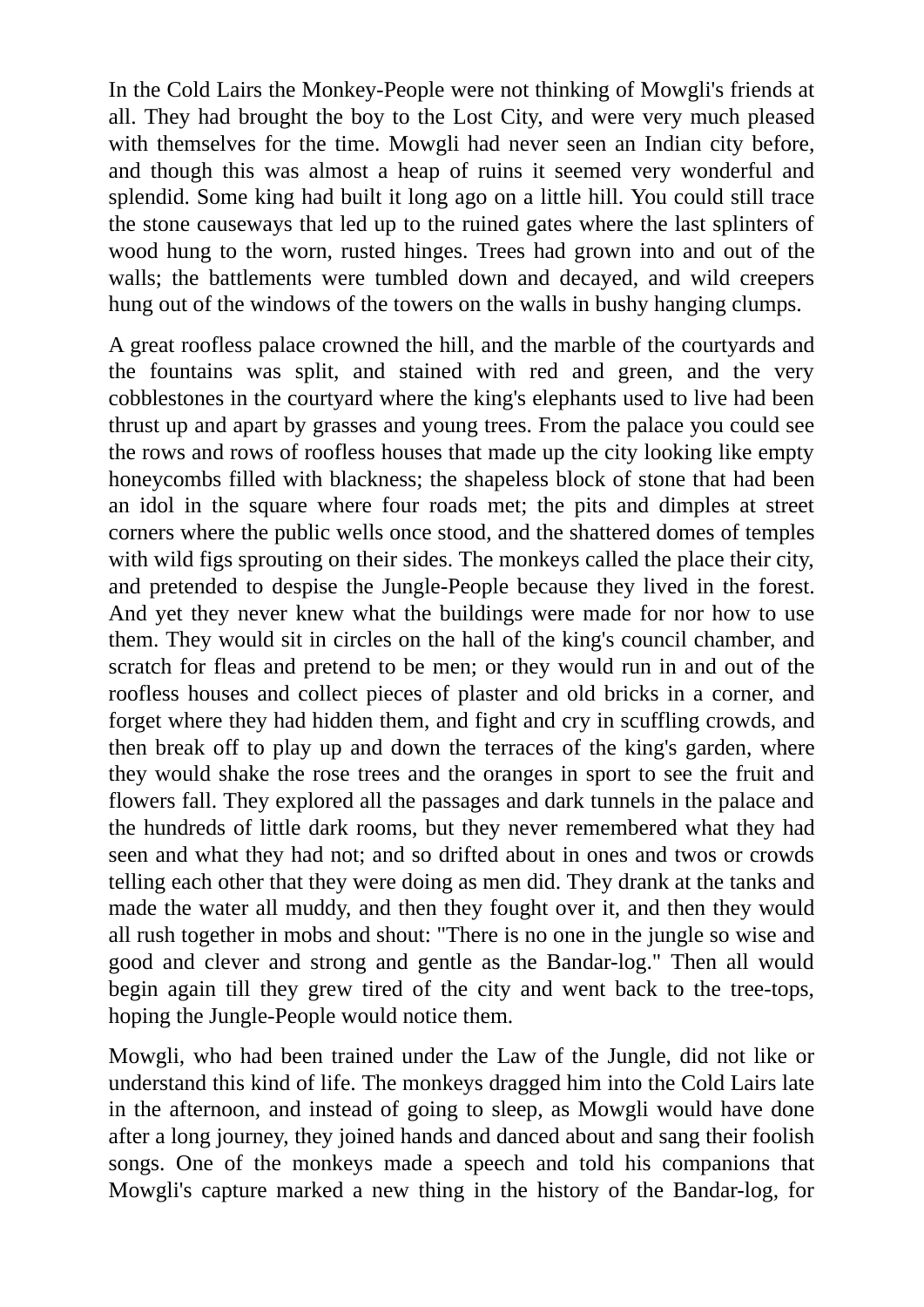In the Cold Lairs the Monkey-People were not thinking of Mowgli's friends at all. They had brought the boy to the Lost City, and were very much pleased with themselves for the time. Mowgli had never seen an Indian city before, and though this was almost a heap of ruins it seemed very wonderful and splendid. Some king had built it long ago on a little hill. You could still trace the stone causeways that led up to the ruined gates where the last splinters of wood hung to the worn, rusted hinges. Trees had grown into and out of the walls; the battlements were tumbled down and decayed, and wild creepers hung out of the windows of the towers on the walls in bushy hanging clumps.

A great roofless palace crowned the hill, and the marble of the courtyards and the fountains was split, and stained with red and green, and the very cobblestones in the courtyard where the king's elephants used to live had been thrust up and apart by grasses and young trees. From the palace you could see the rows and rows of roofless houses that made up the city looking like empty honeycombs filled with blackness; the shapeless block of stone that had been an idol in the square where four roads met; the pits and dimples at street corners where the public wells once stood, and the shattered domes of temples with wild figs sprouting on their sides. The monkeys called the place their city, and pretended to despise the Jungle-People because they lived in the forest. And yet they never knew what the buildings were made for nor how to use them. They would sit in circles on the hall of the king's council chamber, and scratch for fleas and pretend to be men; or they would run in and out of the roofless houses and collect pieces of plaster and old bricks in a corner, and forget where they had hidden them, and fight and cry in scuffling crowds, and then break off to play up and down the terraces of the king's garden, where they would shake the rose trees and the oranges in sport to see the fruit and flowers fall. They explored all the passages and dark tunnels in the palace and the hundreds of little dark rooms, but they never remembered what they had seen and what they had not; and so drifted about in ones and twos or crowds telling each other that they were doing as men did. They drank at the tanks and made the water all muddy, and then they fought over it, and then they would all rush together in mobs and shout: "There is no one in the jungle so wise and good and clever and strong and gentle as the Bandar-log." Then all would begin again till they grew tired of the city and went back to the tree-tops, hoping the Jungle-People would notice them.

Mowgli, who had been trained under the Law of the Jungle, did not like or understand this kind of life. The monkeys dragged him into the Cold Lairs late in the afternoon, and instead of going to sleep, as Mowgli would have done after a long journey, they joined hands and danced about and sang their foolish songs. One of the monkeys made a speech and told his companions that Mowgli's capture marked a new thing in the history of the Bandar-log, for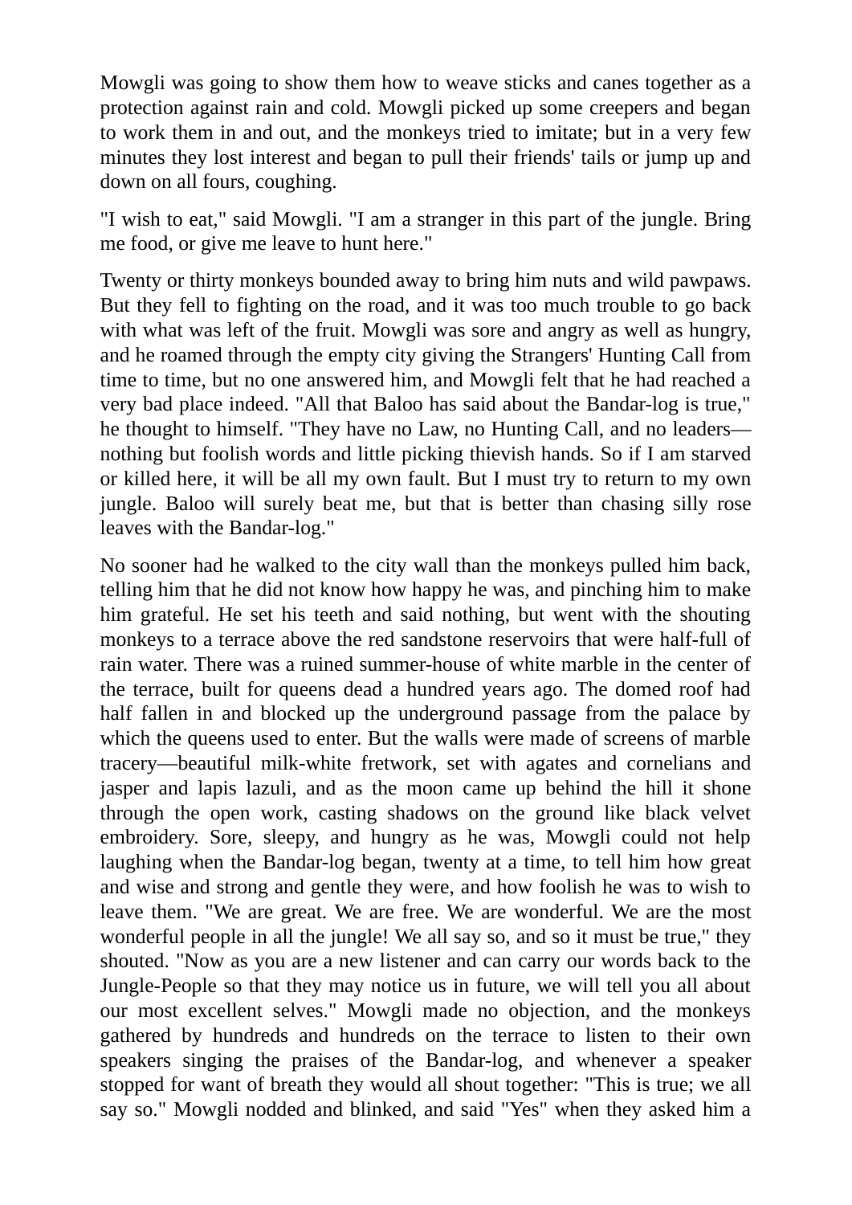Mowgli was going to show them how to weave sticks and canes together as a protection against rain and cold. Mowgli picked up some creepers and began to work them in and out, and the monkeys tried to imitate; but in a very few minutes they lost interest and began to pull their friends' tails or jump up and down on all fours, coughing.

"I wish to eat," said Mowgli. "I am a stranger in this part of the jungle. Bring me food, or give me leave to hunt here."

Twenty or thirty monkeys bounded away to bring him nuts and wild pawpaws. But they fell to fighting on the road, and it was too much trouble to go back with what was left of the fruit. Mowgli was sore and angry as well as hungry, and he roamed through the empty city giving the Strangers' Hunting Call from time to time, but no one answered him, and Mowgli felt that he had reached a very bad place indeed. "All that Baloo has said about the Bandar-log is true," he thought to himself. "They have no Law, no Hunting Call, and no leaders—nothing but foolish words and little picking thievish hands. So if I am starved or killed here, it will be all my own fault. But I must try to return to my own jungle. Baloo will surely beat me, but that is better than chasing silly rose leaves with the Bandar-log."

No sooner had he walked to the city wall than the monkeys pulled him back, telling him that he did not know how happy he was, and pinching him to make him grateful. He set his teeth and said nothing, but went with the shouting monkeys to a terrace above the red sandstone reservoirs that were half-full of rain water. There was a ruined summer-house of white marble in the center of the terrace, built for queens dead a hundred years ago. The domed roof had half fallen in and blocked up the underground passage from the palace by which the queens used to enter. But the walls were made of screens of marble tracery—beautiful milk-white fretwork, set with agates and cornelians and jasper and lapis lazuli, and as the moon came up behind the hill it shone through the open work, casting shadows on the ground like black velvet embroidery. Sore, sleepy, and hungry as he was, Mowgli could not help laughing when the Bandar-log began, twenty at a time, to tell him how great and wise and strong and gentle they were, and how foolish he was to wish to leave them. "We are great. We are free. We are wonderful. We are the most wonderful people in all the jungle! We all say so, and so it must be true," they shouted. "Now as you are a new listener and can carry our words back to the Jungle-People so that they may notice us in future, we will tell you all about our most excellent selves." Mowgli made no objection, and the monkeys gathered by hundreds and hundreds on the terrace to listen to their own speakers singing the praises of the Bandar-log, and whenever a speaker stopped for want of breath they would all shout together: "This is true; we all say so." Mowgli nodded and blinked, and said "Yes" when they asked him a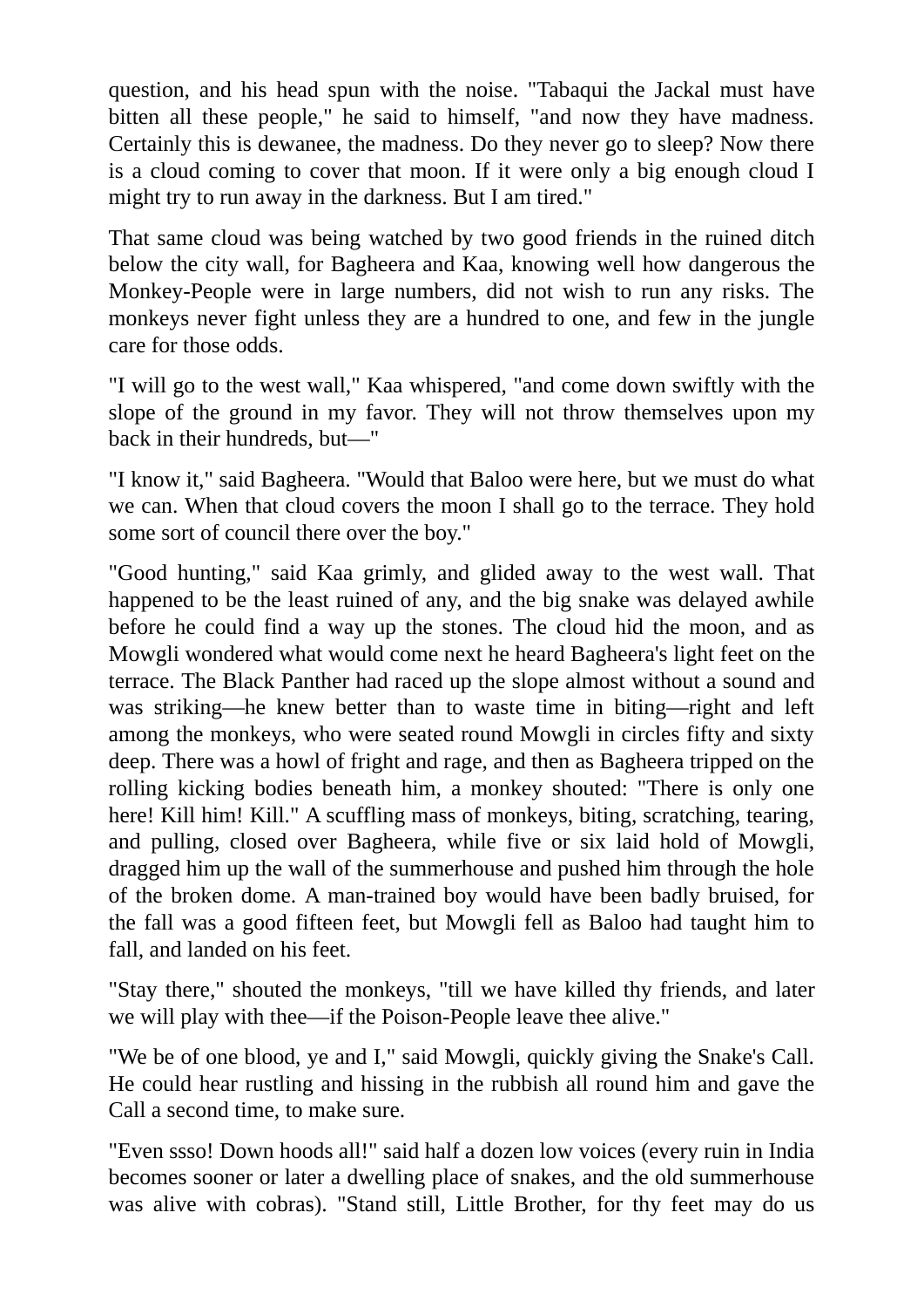question, and his head spun with the noise. "Tabaqui the Jackal must have bitten all these people," he said to himself, "and now they have madness. Certainly this is dewanee, the madness. Do they never go to sleep? Now there is a cloud coming to cover that moon. If it were only a big enough cloud I might try to run away in the darkness. But I am tired."

That same cloud was being watched by two good friends in the ruined ditch below the city wall, for Bagheera and Kaa, knowing well how dangerous the Monkey-People were in large numbers, did not wish to run any risks. The monkeys never fight unless they are a hundred to one, and few in the jungle care for those odds.

"I will go to the west wall," Kaa whispered, "and come down swiftly with the slope of the ground in my favor. They will not throw themselves upon my back in their hundreds, but—"

"I know it," said Bagheera. "Would that Baloo were here, but we must do what we can. When that cloud covers the moon I shall go to the terrace. They hold some sort of council there over the boy."

"Good hunting," said Kaa grimly, and glided away to the west wall. That happened to be the least ruined of any, and the big snake was delayed awhile before he could find a way up the stones. The cloud hid the moon, and as Mowgli wondered what would come next he heard Bagheera's light feet on the terrace. The Black Panther had raced up the slope almost without a sound and was striking—he knew better than to waste time in biting—right and left among the monkeys, who were seated round Mowgli in circles fifty and sixty deep. There was a howl of fright and rage, and then as Bagheera tripped on the rolling kicking bodies beneath him, a monkey shouted: "There is only one here! Kill him! Kill." A scuffling mass of monkeys, biting, scratching, tearing, and pulling, closed over Bagheera, while five or six laid hold of Mowgli, dragged him up the wall of the summerhouse and pushed him through the hole of the broken dome. A man-trained boy would have been badly bruised, for the fall was a good fifteen feet, but Mowgli fell as Baloo had taught him to fall, and landed on his feet.

"Stay there," shouted the monkeys, "till we have killed thy friends, and later we will play with thee—if the Poison-People leave thee alive."

"We be of one blood, ye and I," said Mowgli, quickly giving the Snake's Call. He could hear rustling and hissing in the rubbish all round him and gave the Call a second time, to make sure.

"Even ssso! Down hoods all!" said half a dozen low voices (every ruin in India becomes sooner or later a dwelling place of snakes, and the old summerhouse was alive with cobras). "Stand still, Little Brother, for thy feet may do us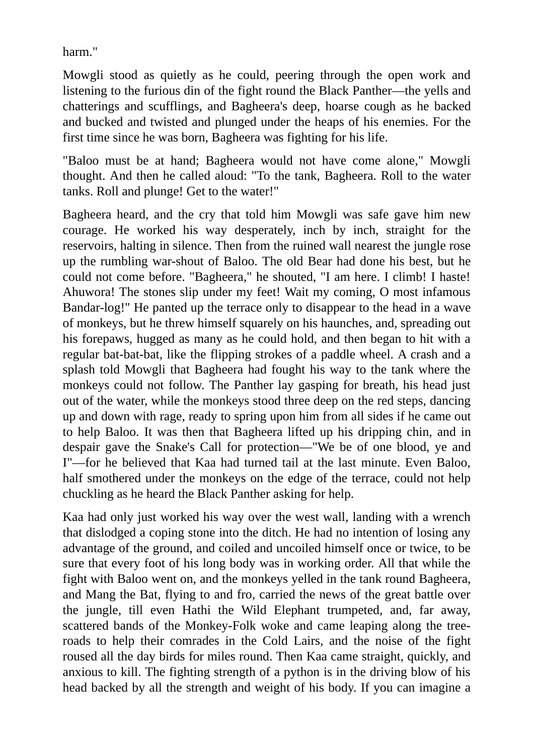harm."

Mowgli stood as quietly as he could, peering through the open work and listening to the furious din of the fight round the Black Panther—the yells and chatterings and scufflings, and Bagheera's deep, hoarse cough as he backed and bucked and twisted and plunged under the heaps of his enemies. For the first time since he was born, Bagheera was fighting for his life.

"Baloo must be at hand; Bagheera would not have come alone," Mowgli thought. And then he called aloud: "To the tank, Bagheera. Roll to the water tanks. Roll and plunge! Get to the water!"

Bagheera heard, and the cry that told him Mowgli was safe gave him new courage. He worked his way desperately, inch by inch, straight for the reservoirs, halting in silence. Then from the ruined wall nearest the jungle rose up the rumbling war-shout of Baloo. The old Bear had done his best, but he could not come before. "Bagheera," he shouted, "I am here. I climb! I haste! Ahuwora! The stones slip under my feet! Wait my coming, O most infamous Bandar-log!" He panted up the terrace only to disappear to the head in a wave of monkeys, but he threw himself squarely on his haunches, and, spreading out his forepaws, hugged as many as he could hold, and then began to hit with a regular bat-bat-bat, like the flipping strokes of a paddle wheel. A crash and a splash told Mowgli that Bagheera had fought his way to the tank where the monkeys could not follow. The Panther lay gasping for breath, his head just out of the water, while the monkeys stood three deep on the red steps, dancing up and down with rage, ready to spring upon him from all sides if he came out to help Baloo. It was then that Bagheera lifted up his dripping chin, and in despair gave the Snake's Call for protection—"We be of one blood, ye and I"—for he believed that Kaa had turned tail at the last minute. Even Baloo, half smothered under the monkeys on the edge of the terrace, could not help chuckling as he heard the Black Panther asking for help.

Kaa had only just worked his way over the west wall, landing with a wrench that dislodged a coping stone into the ditch. He had no intention of losing any advantage of the ground, and coiled and uncoiled himself once or twice, to be sure that every foot of his long body was in working order. All that while the fight with Baloo went on, and the monkeys yelled in the tank round Bagheera, and Mang the Bat, flying to and fro, carried the news of the great battle over the jungle, till even Hathi the Wild Elephant trumpeted, and, far away, scattered bands of the Monkey-Folk woke and came leaping along the tree-roads to help their comrades in the Cold Lairs, and the noise of the fight roused all the day birds for miles round. Then Kaa came straight, quickly, and anxious to kill. The fighting strength of a python is in the driving blow of his head backed by all the strength and weight of his body. If you can imagine a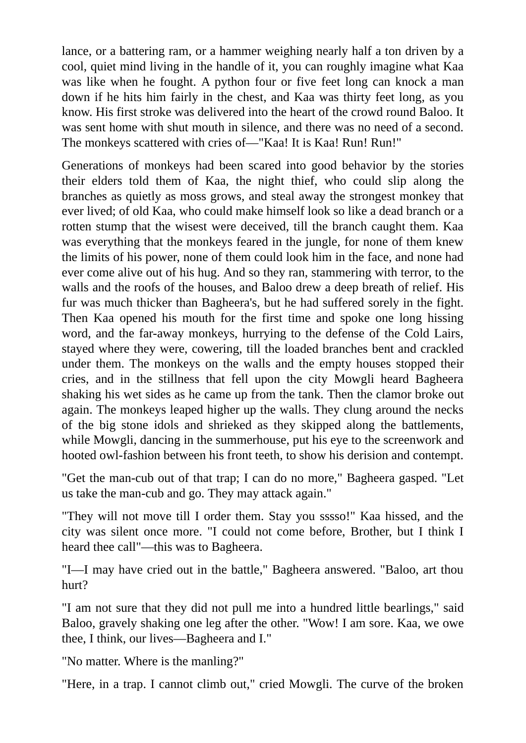lance, or a battering ram, or a hammer weighing nearly half a ton driven by a cool, quiet mind living in the handle of it, you can roughly imagine what Kaa was like when he fought. A python four or five feet long can knock a man down if he hits him fairly in the chest, and Kaa was thirty feet long, as you know. His first stroke was delivered into the heart of the crowd round Baloo. It was sent home with shut mouth in silence, and there was no need of a second. The monkeys scattered with cries of—"Kaa! It is Kaa! Run! Run!"

Generations of monkeys had been scared into good behavior by the stories their elders told them of Kaa, the night thief, who could slip along the branches as quietly as moss grows, and steal away the strongest monkey that ever lived; of old Kaa, who could make himself look so like a dead branch or a rotten stump that the wisest were deceived, till the branch caught them. Kaa was everything that the monkeys feared in the jungle, for none of them knew the limits of his power, none of them could look him in the face, and none had ever come alive out of his hug. And so they ran, stammering with terror, to the walls and the roofs of the houses, and Baloo drew a deep breath of relief. His fur was much thicker than Bagheera's, but he had suffered sorely in the fight. Then Kaa opened his mouth for the first time and spoke one long hissing word, and the far-away monkeys, hurrying to the defense of the Cold Lairs, stayed where they were, cowering, till the loaded branches bent and crackled under them. The monkeys on the walls and the empty houses stopped their cries, and in the stillness that fell upon the city Mowgli heard Bagheera shaking his wet sides as he came up from the tank. Then the clamor broke out again. The monkeys leaped higher up the walls. They clung around the necks of the big stone idols and shrieked as they skipped along the battlements, while Mowgli, dancing in the summerhouse, put his eye to the screenwork and hooted owl-fashion between his front teeth, to show his derision and contempt.

"Get the man-cub out of that trap; I can do no more," Bagheera gasped. "Let us take the man-cub and go. They may attack again."

"They will not move till I order them. Stay you sssso!" Kaa hissed, and the city was silent once more. "I could not come before, Brother, but I think I heard thee call"—this was to Bagheera.

"I—I may have cried out in the battle," Bagheera answered. "Baloo, art thou hurt?

"I am not sure that they did not pull me into a hundred little bearlings," said Baloo, gravely shaking one leg after the other. "Wow! I am sore. Kaa, we owe thee, I think, our lives—Bagheera and I."

"No matter. Where is the manling?"

"Here, in a trap. I cannot climb out," cried Mowgli. The curve of the broken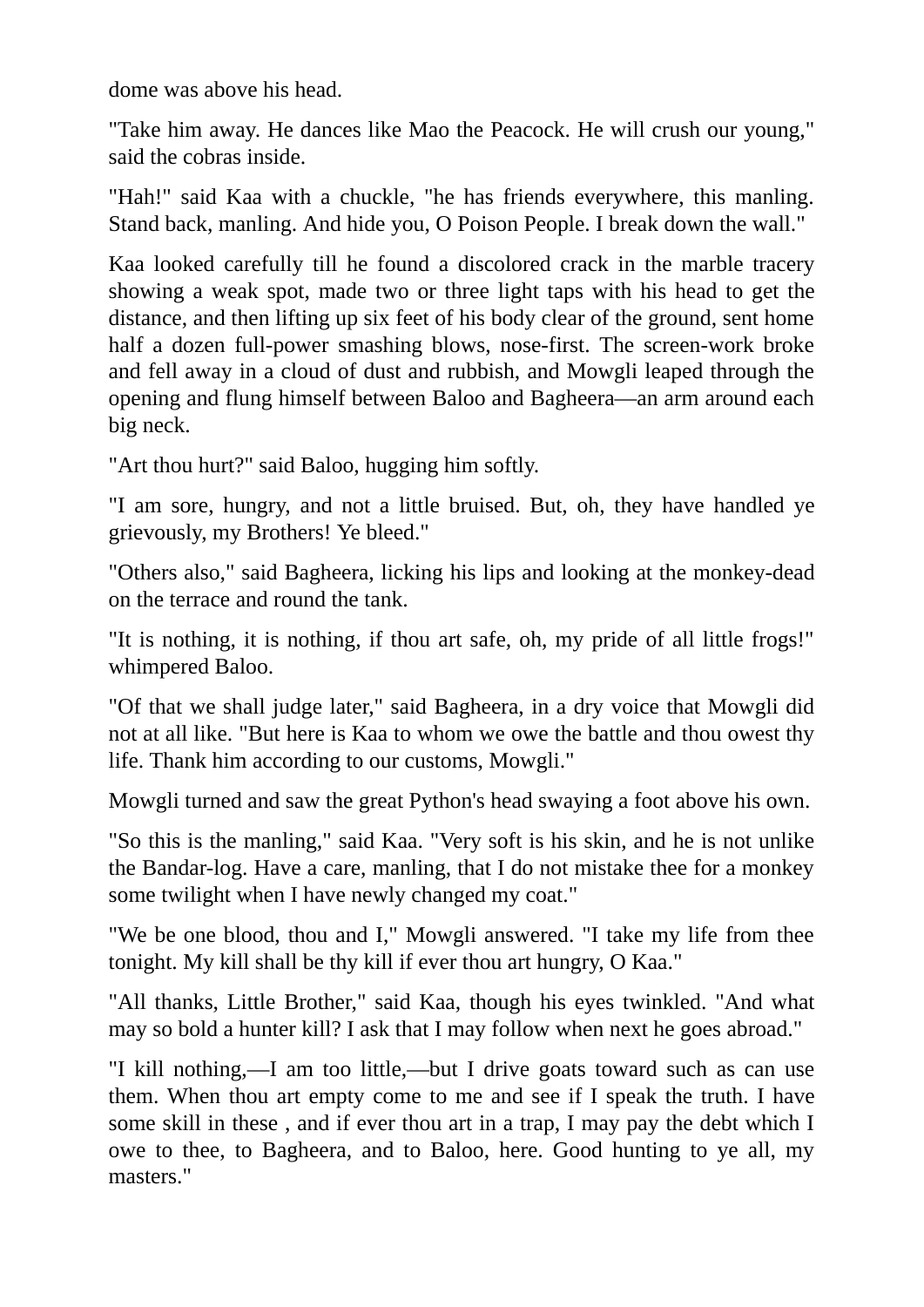dome was above his head.

"Take him away. He dances like Mao the Peacock. He will crush our young," said the cobras inside.

"Hah!" said Kaa with a chuckle, "he has friends everywhere, this manling. Stand back, manling. And hide you, O Poison People. I break down the wall."

Kaa looked carefully till he found a discolored crack in the marble tracery showing a weak spot, made two or three light taps with his head to get the distance, and then lifting up six feet of his body clear of the ground, sent home half a dozen full-power smashing blows, nose-first. The screen-work broke and fell away in a cloud of dust and rubbish, and Mowgli leaped through the opening and flung himself between Baloo and Bagheera—an arm around each big neck.

"Art thou hurt?" said Baloo, hugging him softly.

"I am sore, hungry, and not a little bruised. But, oh, they have handled ye grievously, my Brothers! Ye bleed."

"Others also," said Bagheera, licking his lips and looking at the monkey-dead on the terrace and round the tank.

"It is nothing, it is nothing, if thou art safe, oh, my pride of all little frogs!" whimpered Baloo.

"Of that we shall judge later," said Bagheera, in a dry voice that Mowgli did not at all like. "But here is Kaa to whom we owe the battle and thou owest thy life. Thank him according to our customs, Mowgli."

Mowgli turned and saw the great Python's head swaying a foot above his own.

"So this is the manling," said Kaa. "Very soft is his skin, and he is not unlike the Bandar-log. Have a care, manling, that I do not mistake thee for a monkey some twilight when I have newly changed my coat."

"We be one blood, thou and I," Mowgli answered. "I take my life from thee tonight. My kill shall be thy kill if ever thou art hungry, O Kaa."

"All thanks, Little Brother," said Kaa, though his eyes twinkled. "And what may so bold a hunter kill? I ask that I may follow when next he goes abroad."

"I kill nothing,—I am too little,—but I drive goats toward such as can use them. When thou art empty come to me and see if I speak the truth. I have some skill in these , and if ever thou art in a trap, I may pay the debt which I owe to thee, to Bagheera, and to Baloo, here. Good hunting to ye all, my masters."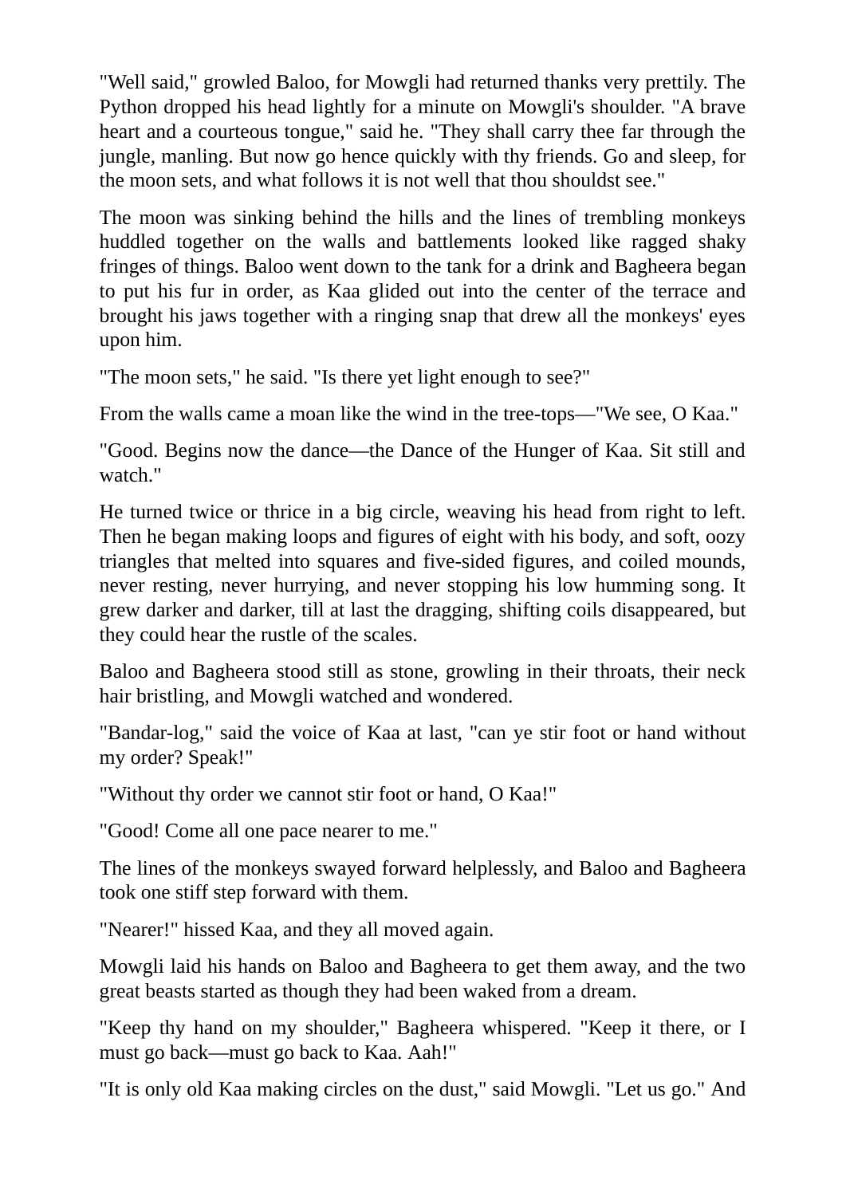"Well said," growled Baloo, for Mowgli had returned thanks very prettily. The Python dropped his head lightly for a minute on Mowgli's shoulder. "A brave heart and a courteous tongue," said he. "They shall carry thee far through the jungle, manling. But now go hence quickly with thy friends. Go and sleep, for the moon sets, and what follows it is not well that thou shouldst see."

The moon was sinking behind the hills and the lines of trembling monkeys huddled together on the walls and battlements looked like ragged shaky fringes of things. Baloo went down to the tank for a drink and Bagheera began to put his fur in order, as Kaa glided out into the center of the terrace and brought his jaws together with a ringing snap that drew all the monkeys' eyes upon him.

"The moon sets," he said. "Is there yet light enough to see?"

From the walls came a moan like the wind in the tree-tops—"We see, O Kaa."

"Good. Begins now the dance—the Dance of the Hunger of Kaa. Sit still and watch."

He turned twice or thrice in a big circle, weaving his head from right to left. Then he began making loops and figures of eight with his body, and soft, oozy triangles that melted into squares and five-sided figures, and coiled mounds, never resting, never hurrying, and never stopping his low humming song. It grew darker and darker, till at last the dragging, shifting coils disappeared, but they could hear the rustle of the scales.

Baloo and Bagheera stood still as stone, growling in their throats, their neck hair bristling, and Mowgli watched and wondered.

"Bandar-log," said the voice of Kaa at last, "can ye stir foot or hand without my order? Speak!"

"Without thy order we cannot stir foot or hand, O Kaa!"

"Good! Come all one pace nearer to me."

The lines of the monkeys swayed forward helplessly, and Baloo and Bagheera took one stiff step forward with them.

"Nearer!" hissed Kaa, and they all moved again.

Mowgli laid his hands on Baloo and Bagheera to get them away, and the two great beasts started as though they had been waked from a dream.

"Keep thy hand on my shoulder," Bagheera whispered. "Keep it there, or I must go back—must go back to Kaa. Aah!"

"It is only old Kaa making circles on the dust," said Mowgli. "Let us go." And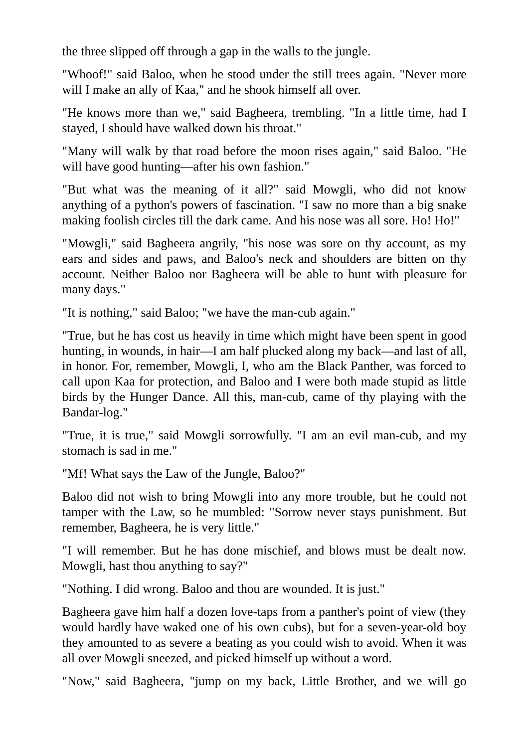the three slipped off through a gap in the walls to the jungle.

"Whoof!" said Baloo, when he stood under the still trees again. "Never more will I make an ally of Kaa," and he shook himself all over.

"He knows more than we," said Bagheera, trembling. "In a little time, had I stayed, I should have walked down his throat."

"Many will walk by that road before the moon rises again," said Baloo. "He will have good hunting—after his own fashion."

"But what was the meaning of it all?" said Mowgli, who did not know anything of a python's powers of fascination. "I saw no more than a big snake making foolish circles till the dark came. And his nose was all sore. Ho! Ho!"

"Mowgli," said Bagheera angrily, "his nose was sore on thy account, as my ears and sides and paws, and Baloo's neck and shoulders are bitten on thy account. Neither Baloo nor Bagheera will be able to hunt with pleasure for many days."

"It is nothing," said Baloo; "we have the man-cub again."

"True, but he has cost us heavily in time which might have been spent in good hunting, in wounds, in hair—I am half plucked along my back—and last of all, in honor. For, remember, Mowgli, I, who am the Black Panther, was forced to call upon Kaa for protection, and Baloo and I were both made stupid as little birds by the Hunger Dance. All this, man-cub, came of thy playing with the Bandar-log."

"True, it is true," said Mowgli sorrowfully. "I am an evil man-cub, and my stomach is sad in me."

"Mf! What says the Law of the Jungle, Baloo?"

Baloo did not wish to bring Mowgli into any more trouble, but he could not tamper with the Law, so he mumbled: "Sorrow never stays punishment. But remember, Bagheera, he is very little."

"I will remember. But he has done mischief, and blows must be dealt now. Mowgli, hast thou anything to say?"

"Nothing. I did wrong. Baloo and thou are wounded. It is just."

Bagheera gave him half a dozen love-taps from a panther's point of view (they would hardly have waked one of his own cubs), but for a seven-year-old boy they amounted to as severe a beating as you could wish to avoid. When it was all over Mowgli sneezed, and picked himself up without a word.

"Now," said Bagheera, "jump on my back, Little Brother, and we will go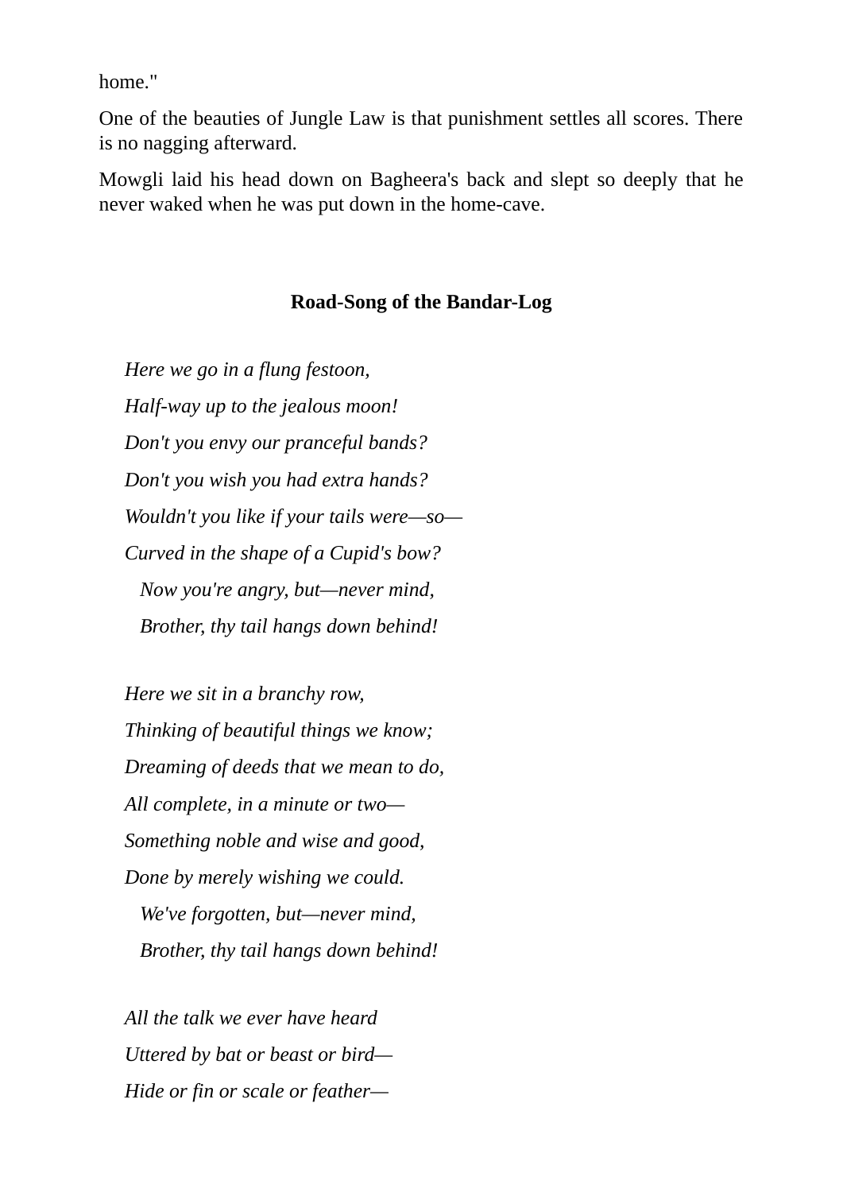home."

One of the beauties of Jungle Law is that punishment settles all scores. There is no nagging afterward.

Mowgli laid his head down on Bagheera's back and slept so deeply that he never waked when he was put down in the home-cave.

## Road-Song of the Bandar-Log

*Here we go in a flung festoon,*
*Half-way up to the jealous moon!*
*Don't you envy our pranceful bands?*
*Don't you wish you had extra hands?*
*Wouldn't you like if your tails were—so—*
*Curved in the shape of a Cupid's bow?*
  *Now you're angry, but—never mind,*
  *Brother, thy tail hangs down behind!*

*Here we sit in a branchy row,*
*Thinking of beautiful things we know;*
*Dreaming of deeds that we mean to do,*
*All complete, in a minute or two—*
*Something noble and wise and good,*
*Done by merely wishing we could.*
  *We've forgotten, but—never mind,*
  *Brother, thy tail hangs down behind!*

*All the talk we ever have heard*
*Uttered by bat or beast or bird—*
*Hide or fin or scale or feather—*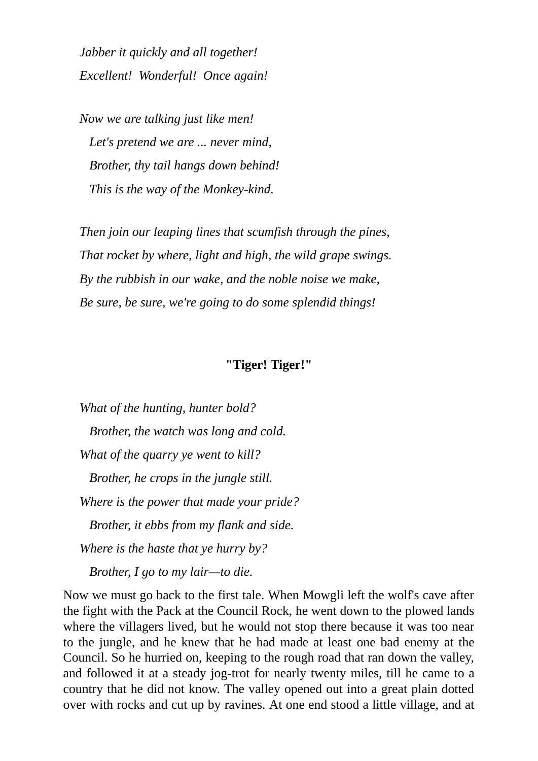*Jabber it quickly and all together!*
*Excellent! Wonderful! Once again!*

*Now we are talking just like men!*
*Let's pretend we are ... never mind,*
*Brother, thy tail hangs down behind!*
*This is the way of the Monkey-kind.*

*Then join our leaping lines that scumfish through the pines,*
*That rocket by where, light and high, the wild grape swings.*
*By the rubbish in our wake, and the noble noise we make,*
*Be sure, be sure, we're going to do some splendid things!*

## "Tiger! Tiger!"

*What of the hunting, hunter bold?*
*Brother, the watch was long and cold.*
*What of the quarry ye went to kill?*
*Brother, he crops in the jungle still.*
*Where is the power that made your pride?*
*Brother, it ebbs from my flank and side.*
*Where is the haste that ye hurry by?*
*Brother, I go to my lair—to die.*

Now we must go back to the first tale. When Mowgli left the wolf's cave after the fight with the Pack at the Council Rock, he went down to the plowed lands where the villagers lived, but he would not stop there because it was too near to the jungle, and he knew that he had made at least one bad enemy at the Council. So he hurried on, keeping to the rough road that ran down the valley, and followed it at a steady jog-trot for nearly twenty miles, till he came to a country that he did not know. The valley opened out into a great plain dotted over with rocks and cut up by ravines. At one end stood a little village, and at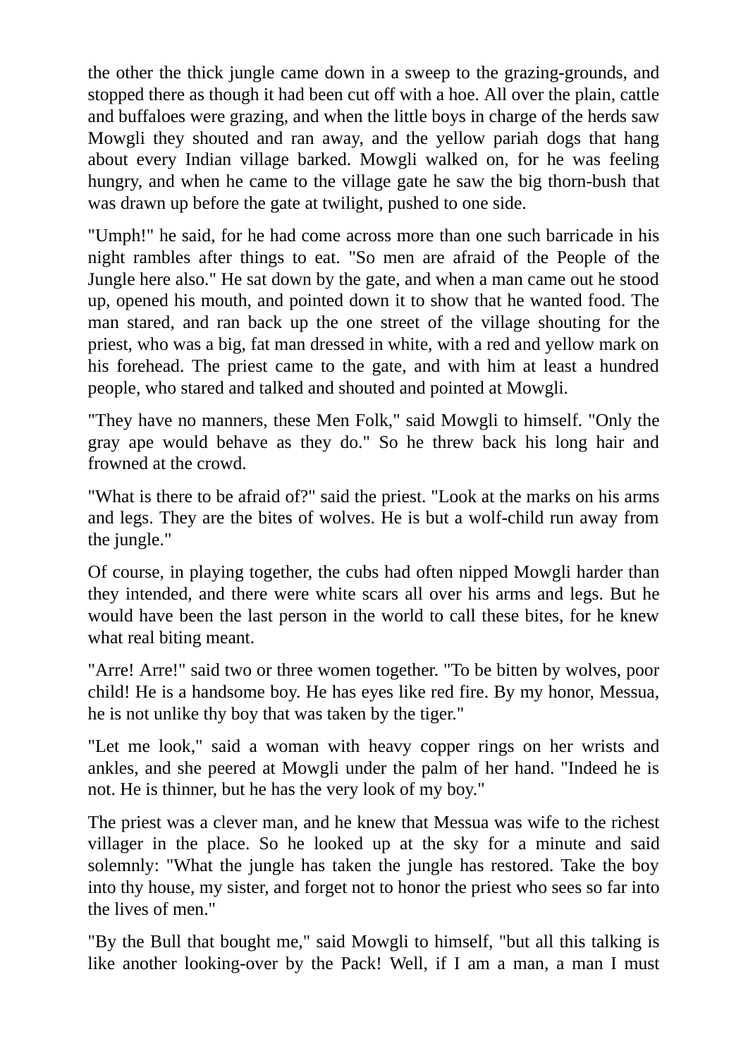the other the thick jungle came down in a sweep to the grazing-grounds, and stopped there as though it had been cut off with a hoe. All over the plain, cattle and buffaloes were grazing, and when the little boys in charge of the herds saw Mowgli they shouted and ran away, and the yellow pariah dogs that hang about every Indian village barked. Mowgli walked on, for he was feeling hungry, and when he came to the village gate he saw the big thorn-bush that was drawn up before the gate at twilight, pushed to one side.

"Umph!" he said, for he had come across more than one such barricade in his night rambles after things to eat. "So men are afraid of the People of the Jungle here also." He sat down by the gate, and when a man came out he stood up, opened his mouth, and pointed down it to show that he wanted food. The man stared, and ran back up the one street of the village shouting for the priest, who was a big, fat man dressed in white, with a red and yellow mark on his forehead. The priest came to the gate, and with him at least a hundred people, who stared and talked and shouted and pointed at Mowgli.

"They have no manners, these Men Folk," said Mowgli to himself. "Only the gray ape would behave as they do." So he threw back his long hair and frowned at the crowd.

"What is there to be afraid of?" said the priest. "Look at the marks on his arms and legs. They are the bites of wolves. He is but a wolf-child run away from the jungle."

Of course, in playing together, the cubs had often nipped Mowgli harder than they intended, and there were white scars all over his arms and legs. But he would have been the last person in the world to call these bites, for he knew what real biting meant.

"Arre! Arre!" said two or three women together. "To be bitten by wolves, poor child! He is a handsome boy. He has eyes like red fire. By my honor, Messua, he is not unlike thy boy that was taken by the tiger."

"Let me look," said a woman with heavy copper rings on her wrists and ankles, and she peered at Mowgli under the palm of her hand. "Indeed he is not. He is thinner, but he has the very look of my boy."

The priest was a clever man, and he knew that Messua was wife to the richest villager in the place. So he looked up at the sky for a minute and said solemnly: "What the jungle has taken the jungle has restored. Take the boy into thy house, my sister, and forget not to honor the priest who sees so far into the lives of men."

"By the Bull that bought me," said Mowgli to himself, "but all this talking is like another looking-over by the Pack! Well, if I am a man, a man I must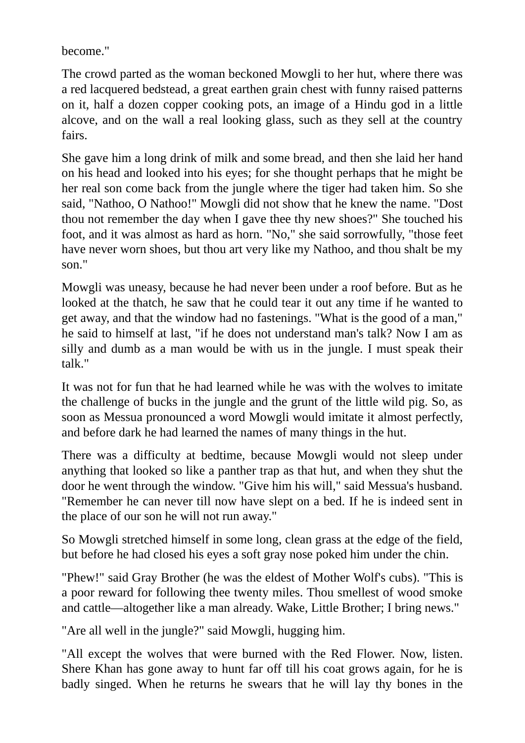become."

The crowd parted as the woman beckoned Mowgli to her hut, where there was a red lacquered bedstead, a great earthen grain chest with funny raised patterns on it, half a dozen copper cooking pots, an image of a Hindu god in a little alcove, and on the wall a real looking glass, such as they sell at the country fairs.

She gave him a long drink of milk and some bread, and then she laid her hand on his head and looked into his eyes; for she thought perhaps that he might be her real son come back from the jungle where the tiger had taken him. So she said, "Nathoo, O Nathoo!" Mowgli did not show that he knew the name. "Dost thou not remember the day when I gave thee thy new shoes?" She touched his foot, and it was almost as hard as horn. "No," she said sorrowfully, "those feet have never worn shoes, but thou art very like my Nathoo, and thou shalt be my son."

Mowgli was uneasy, because he had never been under a roof before. But as he looked at the thatch, he saw that he could tear it out any time if he wanted to get away, and that the window had no fastenings. "What is the good of a man," he said to himself at last, "if he does not understand man's talk? Now I am as silly and dumb as a man would be with us in the jungle. I must speak their talk."

It was not for fun that he had learned while he was with the wolves to imitate the challenge of bucks in the jungle and the grunt of the little wild pig. So, as soon as Messua pronounced a word Mowgli would imitate it almost perfectly, and before dark he had learned the names of many things in the hut.

There was a difficulty at bedtime, because Mowgli would not sleep under anything that looked so like a panther trap as that hut, and when they shut the door he went through the window. "Give him his will," said Messua's husband. "Remember he can never till now have slept on a bed. If he is indeed sent in the place of our son he will not run away."

So Mowgli stretched himself in some long, clean grass at the edge of the field, but before he had closed his eyes a soft gray nose poked him under the chin.

"Phew!" said Gray Brother (he was the eldest of Mother Wolf's cubs). "This is a poor reward for following thee twenty miles. Thou smellest of wood smoke and cattle—altogether like a man already. Wake, Little Brother; I bring news."

"Are all well in the jungle?" said Mowgli, hugging him.

"All except the wolves that were burned with the Red Flower. Now, listen. Shere Khan has gone away to hunt far off till his coat grows again, for he is badly singed. When he returns he swears that he will lay thy bones in the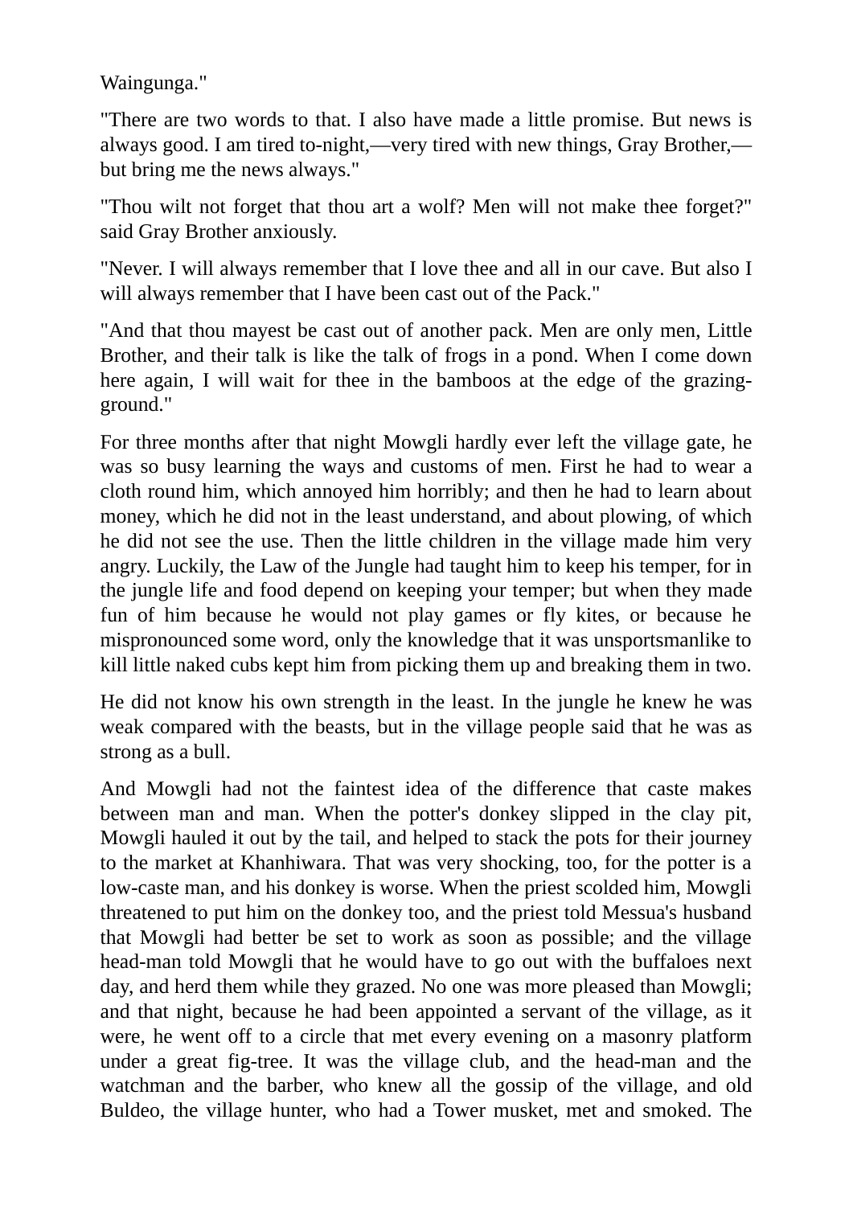Waingunga."

"There are two words to that. I also have made a little promise. But news is always good. I am tired to-night,—very tired with new things, Gray Brother,—but bring me the news always."

"Thou wilt not forget that thou art a wolf? Men will not make thee forget?" said Gray Brother anxiously.

"Never. I will always remember that I love thee and all in our cave. But also I will always remember that I have been cast out of the Pack."

"And that thou mayest be cast out of another pack. Men are only men, Little Brother, and their talk is like the talk of frogs in a pond. When I come down here again, I will wait for thee in the bamboos at the edge of the grazing-ground."

For three months after that night Mowgli hardly ever left the village gate, he was so busy learning the ways and customs of men. First he had to wear a cloth round him, which annoyed him horribly; and then he had to learn about money, which he did not in the least understand, and about plowing, of which he did not see the use. Then the little children in the village made him very angry. Luckily, the Law of the Jungle had taught him to keep his temper, for in the jungle life and food depend on keeping your temper; but when they made fun of him because he would not play games or fly kites, or because he mispronounced some word, only the knowledge that it was unsportsmanlike to kill little naked cubs kept him from picking them up and breaking them in two.

He did not know his own strength in the least. In the jungle he knew he was weak compared with the beasts, but in the village people said that he was as strong as a bull.

And Mowgli had not the faintest idea of the difference that caste makes between man and man. When the potter's donkey slipped in the clay pit, Mowgli hauled it out by the tail, and helped to stack the pots for their journey to the market at Khanhiwara. That was very shocking, too, for the potter is a low-caste man, and his donkey is worse. When the priest scolded him, Mowgli threatened to put him on the donkey too, and the priest told Messua's husband that Mowgli had better be set to work as soon as possible; and the village head-man told Mowgli that he would have to go out with the buffaloes next day, and herd them while they grazed. No one was more pleased than Mowgli; and that night, because he had been appointed a servant of the village, as it were, he went off to a circle that met every evening on a masonry platform under a great fig-tree. It was the village club, and the head-man and the watchman and the barber, who knew all the gossip of the village, and old Buldeo, the village hunter, who had a Tower musket, met and smoked. The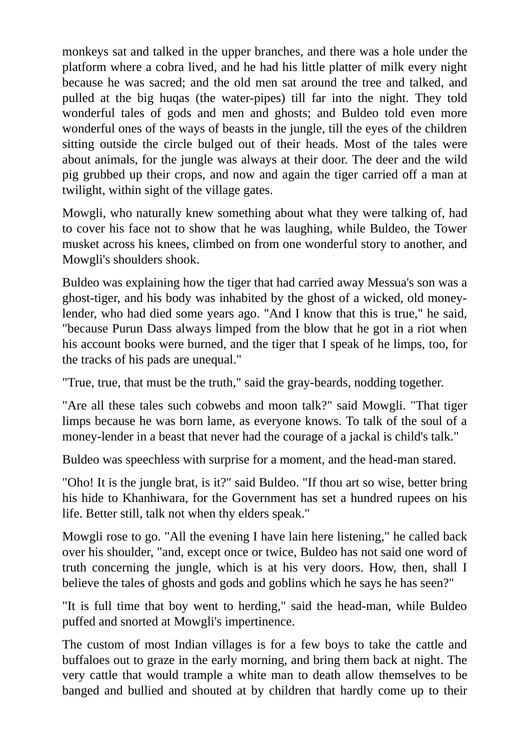monkeys sat and talked in the upper branches, and there was a hole under the platform where a cobra lived, and he had his little platter of milk every night because he was sacred; and the old men sat around the tree and talked, and pulled at the big huqas (the water-pipes) till far into the night. They told wonderful tales of gods and men and ghosts; and Buldeo told even more wonderful ones of the ways of beasts in the jungle, till the eyes of the children sitting outside the circle bulged out of their heads. Most of the tales were about animals, for the jungle was always at their door. The deer and the wild pig grubbed up their crops, and now and again the tiger carried off a man at twilight, within sight of the village gates.

Mowgli, who naturally knew something about what they were talking of, had to cover his face not to show that he was laughing, while Buldeo, the Tower musket across his knees, climbed on from one wonderful story to another, and Mowgli's shoulders shook.

Buldeo was explaining how the tiger that had carried away Messua's son was a ghost-tiger, and his body was inhabited by the ghost of a wicked, old money-lender, who had died some years ago. "And I know that this is true," he said, "because Purun Dass always limped from the blow that he got in a riot when his account books were burned, and the tiger that I speak of he limps, too, for the tracks of his pads are unequal."

"True, true, that must be the truth," said the gray-beards, nodding together.

"Are all these tales such cobwebs and moon talk?" said Mowgli. "That tiger limps because he was born lame, as everyone knows. To talk of the soul of a money-lender in a beast that never had the courage of a jackal is child's talk."

Buldeo was speechless with surprise for a moment, and the head-man stared.

"Oho! It is the jungle brat, is it?" said Buldeo. "If thou art so wise, better bring his hide to Khanhiwara, for the Government has set a hundred rupees on his life. Better still, talk not when thy elders speak."

Mowgli rose to go. "All the evening I have lain here listening," he called back over his shoulder, "and, except once or twice, Buldeo has not said one word of truth concerning the jungle, which is at his very doors. How, then, shall I believe the tales of ghosts and gods and goblins which he says he has seen?"

"It is full time that boy went to herding," said the head-man, while Buldeo puffed and snorted at Mowgli's impertinence.

The custom of most Indian villages is for a few boys to take the cattle and buffaloes out to graze in the early morning, and bring them back at night. The very cattle that would trample a white man to death allow themselves to be banged and bullied and shouted at by children that hardly come up to their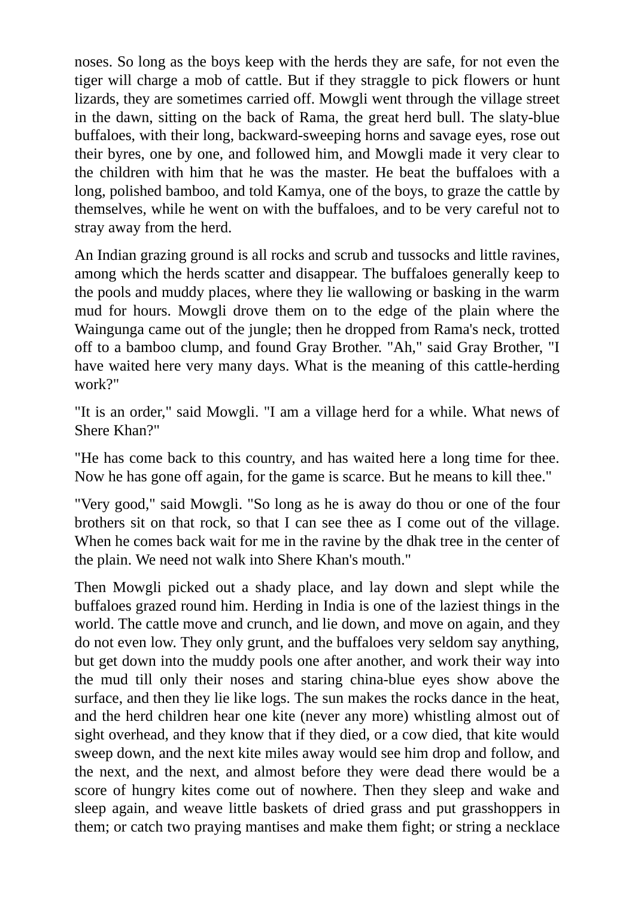noses. So long as the boys keep with the herds they are safe, for not even the tiger will charge a mob of cattle. But if they straggle to pick flowers or hunt lizards, they are sometimes carried off. Mowgli went through the village street in the dawn, sitting on the back of Rama, the great herd bull. The slaty-blue buffaloes, with their long, backward-sweeping horns and savage eyes, rose out their byres, one by one, and followed him, and Mowgli made it very clear to the children with him that he was the master. He beat the buffaloes with a long, polished bamboo, and told Kamya, one of the boys, to graze the cattle by themselves, while he went on with the buffaloes, and to be very careful not to stray away from the herd.

An Indian grazing ground is all rocks and scrub and tussocks and little ravines, among which the herds scatter and disappear. The buffaloes generally keep to the pools and muddy places, where they lie wallowing or basking in the warm mud for hours. Mowgli drove them on to the edge of the plain where the Waingunga came out of the jungle; then he dropped from Rama's neck, trotted off to a bamboo clump, and found Gray Brother. "Ah," said Gray Brother, "I have waited here very many days. What is the meaning of this cattle-herding work?"

"It is an order," said Mowgli. "I am a village herd for a while. What news of Shere Khan?"

"He has come back to this country, and has waited here a long time for thee. Now he has gone off again, for the game is scarce. But he means to kill thee."

"Very good," said Mowgli. "So long as he is away do thou or one of the four brothers sit on that rock, so that I can see thee as I come out of the village. When he comes back wait for me in the ravine by the dhak tree in the center of the plain. We need not walk into Shere Khan's mouth."

Then Mowgli picked out a shady place, and lay down and slept while the buffaloes grazed round him. Herding in India is one of the laziest things in the world. The cattle move and crunch, and lie down, and move on again, and they do not even low. They only grunt, and the buffaloes very seldom say anything, but get down into the muddy pools one after another, and work their way into the mud till only their noses and staring china-blue eyes show above the surface, and then they lie like logs. The sun makes the rocks dance in the heat, and the herd children hear one kite (never any more) whistling almost out of sight overhead, and they know that if they died, or a cow died, that kite would sweep down, and the next kite miles away would see him drop and follow, and the next, and the next, and almost before they were dead there would be a score of hungry kites come out of nowhere. Then they sleep and wake and sleep again, and weave little baskets of dried grass and put grasshoppers in them; or catch two praying mantises and make them fight; or string a necklace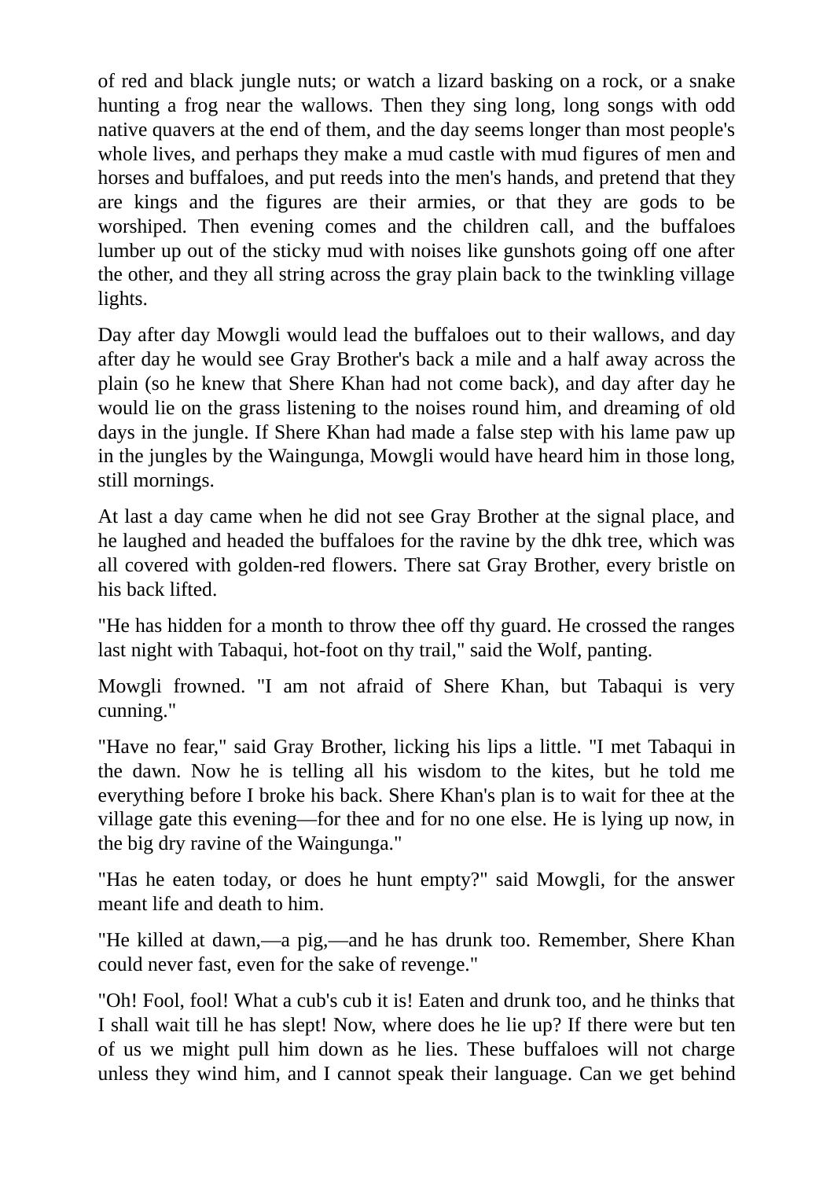of red and black jungle nuts; or watch a lizard basking on a rock, or a snake hunting a frog near the wallows. Then they sing long, long songs with odd native quavers at the end of them, and the day seems longer than most people's whole lives, and perhaps they make a mud castle with mud figures of men and horses and buffaloes, and put reeds into the men's hands, and pretend that they are kings and the figures are their armies, or that they are gods to be worshiped. Then evening comes and the children call, and the buffaloes lumber up out of the sticky mud with noises like gunshots going off one after the other, and they all string across the gray plain back to the twinkling village lights.

Day after day Mowgli would lead the buffaloes out to their wallows, and day after day he would see Gray Brother's back a mile and a half away across the plain (so he knew that Shere Khan had not come back), and day after day he would lie on the grass listening to the noises round him, and dreaming of old days in the jungle. If Shere Khan had made a false step with his lame paw up in the jungles by the Waingunga, Mowgli would have heard him in those long, still mornings.

At last a day came when he did not see Gray Brother at the signal place, and he laughed and headed the buffaloes for the ravine by the dhk tree, which was all covered with golden-red flowers. There sat Gray Brother, every bristle on his back lifted.

"He has hidden for a month to throw thee off thy guard. He crossed the ranges last night with Tabaqui, hot-foot on thy trail," said the Wolf, panting.

Mowgli frowned. "I am not afraid of Shere Khan, but Tabaqui is very cunning."

"Have no fear," said Gray Brother, licking his lips a little. "I met Tabaqui in the dawn. Now he is telling all his wisdom to the kites, but he told me everything before I broke his back. Shere Khan's plan is to wait for thee at the village gate this evening—for thee and for no one else. He is lying up now, in the big dry ravine of the Waingunga."

"Has he eaten today, or does he hunt empty?" said Mowgli, for the answer meant life and death to him.

"He killed at dawn,—a pig,—and he has drunk too. Remember, Shere Khan could never fast, even for the sake of revenge."

"Oh! Fool, fool! What a cub's cub it is! Eaten and drunk too, and he thinks that I shall wait till he has slept! Now, where does he lie up? If there were but ten of us we might pull him down as he lies. These buffaloes will not charge unless they wind him, and I cannot speak their language. Can we get behind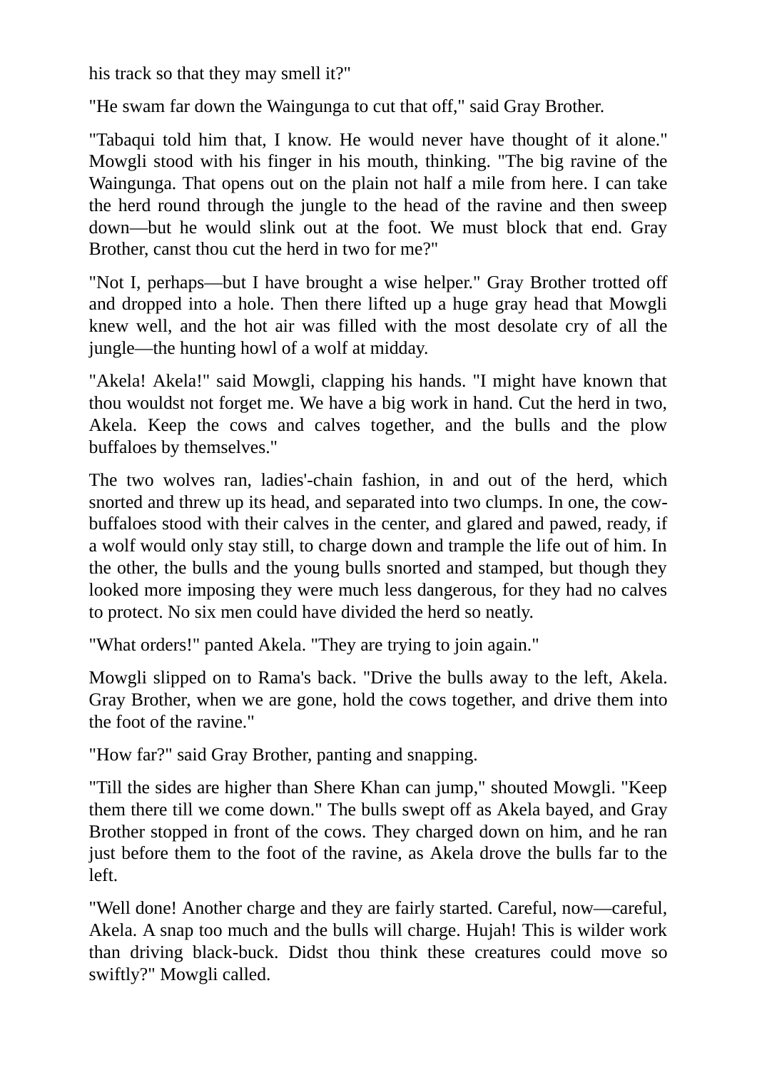his track so that they may smell it?"

"He swam far down the Waingunga to cut that off," said Gray Brother.

"Tabaqui told him that, I know. He would never have thought of it alone." Mowgli stood with his finger in his mouth, thinking. "The big ravine of the Waingunga. That opens out on the plain not half a mile from here. I can take the herd round through the jungle to the head of the ravine and then sweep down—but he would slink out at the foot. We must block that end. Gray Brother, canst thou cut the herd in two for me?"

"Not I, perhaps—but I have brought a wise helper." Gray Brother trotted off and dropped into a hole. Then there lifted up a huge gray head that Mowgli knew well, and the hot air was filled with the most desolate cry of all the jungle—the hunting howl of a wolf at midday.

"Akela! Akela!" said Mowgli, clapping his hands. "I might have known that thou wouldst not forget me. We have a big work in hand. Cut the herd in two, Akela. Keep the cows and calves together, and the bulls and the plow buffaloes by themselves."

The two wolves ran, ladies'-chain fashion, in and out of the herd, which snorted and threw up its head, and separated into two clumps. In one, the cow-buffaloes stood with their calves in the center, and glared and pawed, ready, if a wolf would only stay still, to charge down and trample the life out of him. In the other, the bulls and the young bulls snorted and stamped, but though they looked more imposing they were much less dangerous, for they had no calves to protect. No six men could have divided the herd so neatly.

"What orders!" panted Akela. "They are trying to join again."

Mowgli slipped on to Rama's back. "Drive the bulls away to the left, Akela. Gray Brother, when we are gone, hold the cows together, and drive them into the foot of the ravine."

"How far?" said Gray Brother, panting and snapping.

"Till the sides are higher than Shere Khan can jump," shouted Mowgli. "Keep them there till we come down." The bulls swept off as Akela bayed, and Gray Brother stopped in front of the cows. They charged down on him, and he ran just before them to the foot of the ravine, as Akela drove the bulls far to the left.

"Well done! Another charge and they are fairly started. Careful, now—careful, Akela. A snap too much and the bulls will charge. Hujah! This is wilder work than driving black-buck. Didst thou think these creatures could move so swiftly?" Mowgli called.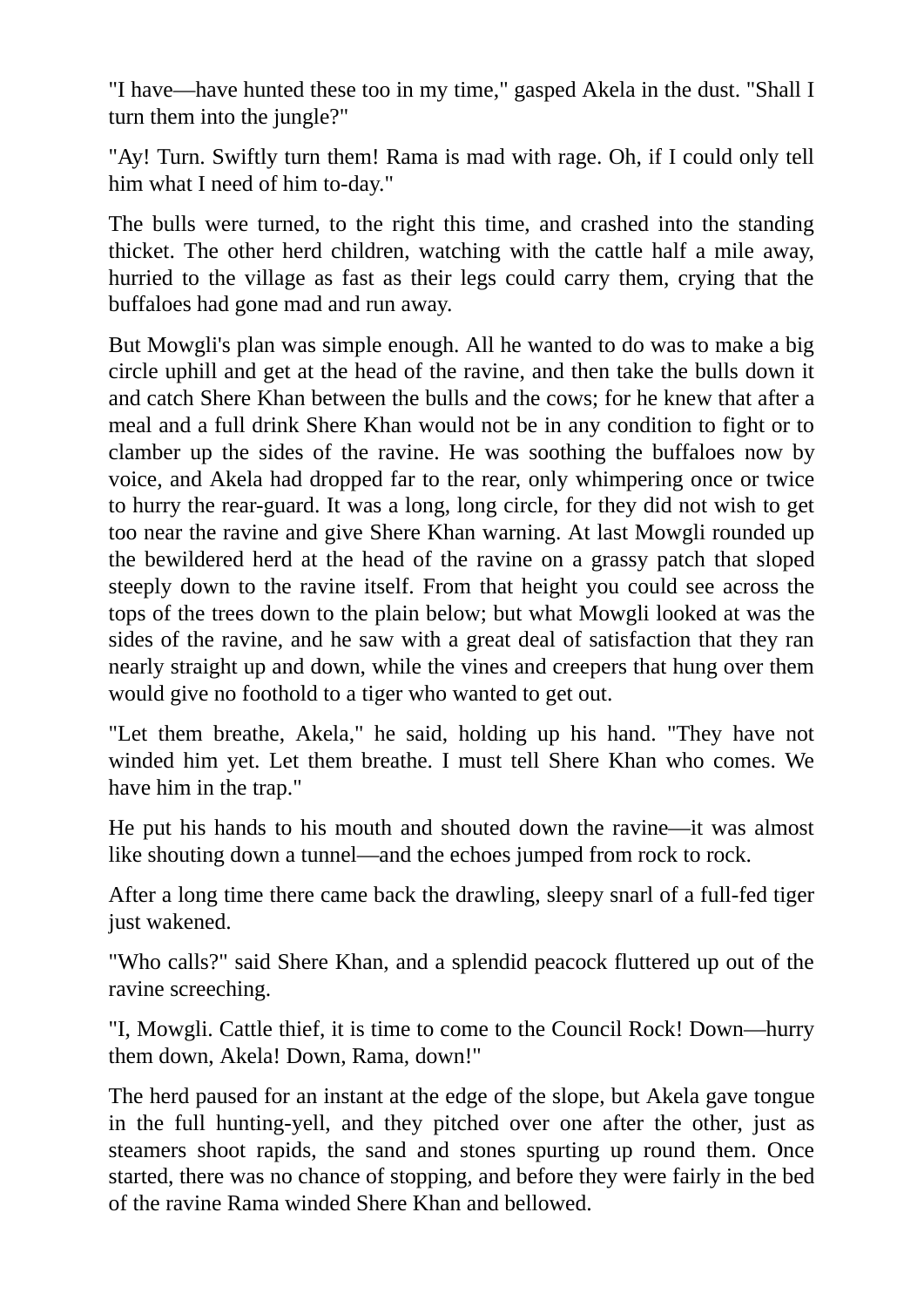"I have—have hunted these too in my time," gasped Akela in the dust. "Shall I turn them into the jungle?"

"Ay! Turn. Swiftly turn them! Rama is mad with rage. Oh, if I could only tell him what I need of him to-day."

The bulls were turned, to the right this time, and crashed into the standing thicket. The other herd children, watching with the cattle half a mile away, hurried to the village as fast as their legs could carry them, crying that the buffaloes had gone mad and run away.

But Mowgli's plan was simple enough. All he wanted to do was to make a big circle uphill and get at the head of the ravine, and then take the bulls down it and catch Shere Khan between the bulls and the cows; for he knew that after a meal and a full drink Shere Khan would not be in any condition to fight or to clamber up the sides of the ravine. He was soothing the buffaloes now by voice, and Akela had dropped far to the rear, only whimpering once or twice to hurry the rear-guard. It was a long, long circle, for they did not wish to get too near the ravine and give Shere Khan warning. At last Mowgli rounded up the bewildered herd at the head of the ravine on a grassy patch that sloped steeply down to the ravine itself. From that height you could see across the tops of the trees down to the plain below; but what Mowgli looked at was the sides of the ravine, and he saw with a great deal of satisfaction that they ran nearly straight up and down, while the vines and creepers that hung over them would give no foothold to a tiger who wanted to get out.

"Let them breathe, Akela," he said, holding up his hand. "They have not winded him yet. Let them breathe. I must tell Shere Khan who comes. We have him in the trap."

He put his hands to his mouth and shouted down the ravine—it was almost like shouting down a tunnel—and the echoes jumped from rock to rock.

After a long time there came back the drawling, sleepy snarl of a full-fed tiger just wakened.

"Who calls?" said Shere Khan, and a splendid peacock fluttered up out of the ravine screeching.

"I, Mowgli. Cattle thief, it is time to come to the Council Rock! Down—hurry them down, Akela! Down, Rama, down!"

The herd paused for an instant at the edge of the slope, but Akela gave tongue in the full hunting-yell, and they pitched over one after the other, just as steamers shoot rapids, the sand and stones spurting up round them. Once started, there was no chance of stopping, and before they were fairly in the bed of the ravine Rama winded Shere Khan and bellowed.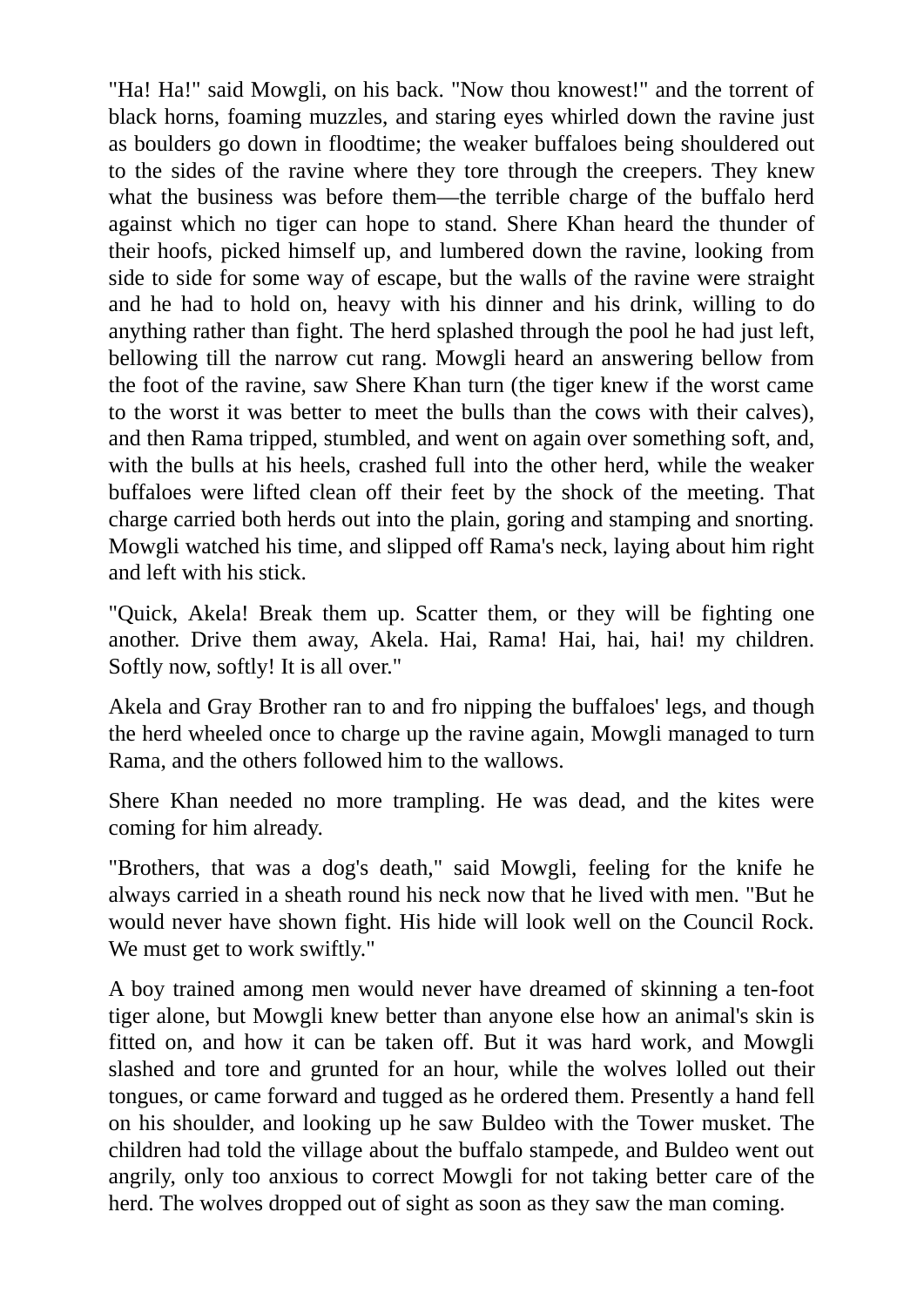"Ha! Ha!" said Mowgli, on his back. "Now thou knowest!" and the torrent of black horns, foaming muzzles, and staring eyes whirled down the ravine just as boulders go down in floodtime; the weaker buffaloes being shouldered out to the sides of the ravine where they tore through the creepers. They knew what the business was before them—the terrible charge of the buffalo herd against which no tiger can hope to stand. Shere Khan heard the thunder of their hoofs, picked himself up, and lumbered down the ravine, looking from side to side for some way of escape, but the walls of the ravine were straight and he had to hold on, heavy with his dinner and his drink, willing to do anything rather than fight. The herd splashed through the pool he had just left, bellowing till the narrow cut rang. Mowgli heard an answering bellow from the foot of the ravine, saw Shere Khan turn (the tiger knew if the worst came to the worst it was better to meet the bulls than the cows with their calves), and then Rama tripped, stumbled, and went on again over something soft, and, with the bulls at his heels, crashed full into the other herd, while the weaker buffaloes were lifted clean off their feet by the shock of the meeting. That charge carried both herds out into the plain, goring and stamping and snorting. Mowgli watched his time, and slipped off Rama's neck, laying about him right and left with his stick.

"Quick, Akela! Break them up. Scatter them, or they will be fighting one another. Drive them away, Akela. Hai, Rama! Hai, hai, hai! my children. Softly now, softly! It is all over."

Akela and Gray Brother ran to and fro nipping the buffaloes' legs, and though the herd wheeled once to charge up the ravine again, Mowgli managed to turn Rama, and the others followed him to the wallows.

Shere Khan needed no more trampling. He was dead, and the kites were coming for him already.

"Brothers, that was a dog's death," said Mowgli, feeling for the knife he always carried in a sheath round his neck now that he lived with men. "But he would never have shown fight. His hide will look well on the Council Rock. We must get to work swiftly."

A boy trained among men would never have dreamed of skinning a ten-foot tiger alone, but Mowgli knew better than anyone else how an animal's skin is fitted on, and how it can be taken off. But it was hard work, and Mowgli slashed and tore and grunted for an hour, while the wolves lolled out their tongues, or came forward and tugged as he ordered them. Presently a hand fell on his shoulder, and looking up he saw Buldeo with the Tower musket. The children had told the village about the buffalo stampede, and Buldeo went out angrily, only too anxious to correct Mowgli for not taking better care of the herd. The wolves dropped out of sight as soon as they saw the man coming.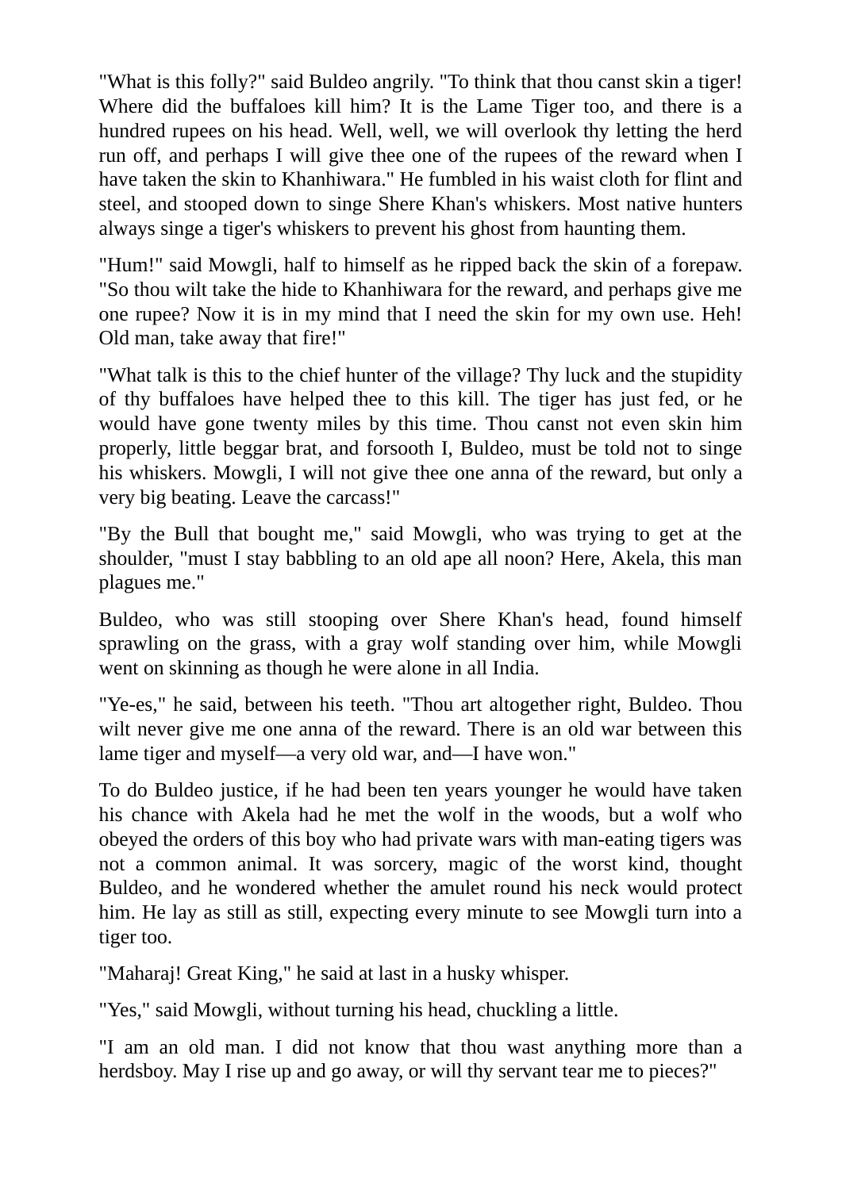"What is this folly?" said Buldeo angrily. "To think that thou canst skin a tiger! Where did the buffaloes kill him? It is the Lame Tiger too, and there is a hundred rupees on his head. Well, well, we will overlook thy letting the herd run off, and perhaps I will give thee one of the rupees of the reward when I have taken the skin to Khanhiwara." He fumbled in his waist cloth for flint and steel, and stooped down to singe Shere Khan's whiskers. Most native hunters always singe a tiger's whiskers to prevent his ghost from haunting them.

"Hum!" said Mowgli, half to himself as he ripped back the skin of a forepaw. "So thou wilt take the hide to Khanhiwara for the reward, and perhaps give me one rupee? Now it is in my mind that I need the skin for my own use. Heh! Old man, take away that fire!"

"What talk is this to the chief hunter of the village? Thy luck and the stupidity of thy buffaloes have helped thee to this kill. The tiger has just fed, or he would have gone twenty miles by this time. Thou canst not even skin him properly, little beggar brat, and forsooth I, Buldeo, must be told not to singe his whiskers. Mowgli, I will not give thee one anna of the reward, but only a very big beating. Leave the carcass!"

"By the Bull that bought me," said Mowgli, who was trying to get at the shoulder, "must I stay babbling to an old ape all noon? Here, Akela, this man plagues me."

Buldeo, who was still stooping over Shere Khan's head, found himself sprawling on the grass, with a gray wolf standing over him, while Mowgli went on skinning as though he were alone in all India.

"Ye-es," he said, between his teeth. "Thou art altogether right, Buldeo. Thou wilt never give me one anna of the reward. There is an old war between this lame tiger and myself—a very old war, and—I have won."

To do Buldeo justice, if he had been ten years younger he would have taken his chance with Akela had he met the wolf in the woods, but a wolf who obeyed the orders of this boy who had private wars with man-eating tigers was not a common animal. It was sorcery, magic of the worst kind, thought Buldeo, and he wondered whether the amulet round his neck would protect him. He lay as still as still, expecting every minute to see Mowgli turn into a tiger too.

"Maharaj! Great King," he said at last in a husky whisper.

"Yes," said Mowgli, without turning his head, chuckling a little.

"I am an old man. I did not know that thou wast anything more than a herdsboy. May I rise up and go away, or will thy servant tear me to pieces?"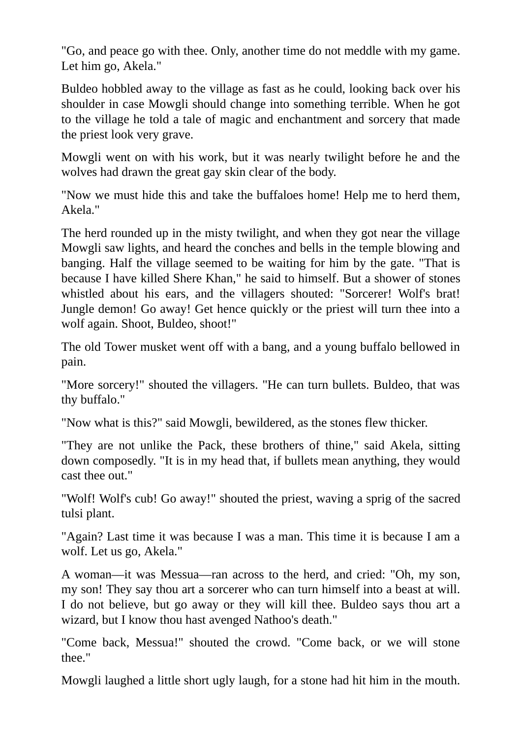"Go, and peace go with thee. Only, another time do not meddle with my game. Let him go, Akela."

Buldeo hobbled away to the village as fast as he could, looking back over his shoulder in case Mowgli should change into something terrible. When he got to the village he told a tale of magic and enchantment and sorcery that made the priest look very grave.

Mowgli went on with his work, but it was nearly twilight before he and the wolves had drawn the great gay skin clear of the body.

"Now we must hide this and take the buffaloes home! Help me to herd them, Akela."

The herd rounded up in the misty twilight, and when they got near the village Mowgli saw lights, and heard the conches and bells in the temple blowing and banging. Half the village seemed to be waiting for him by the gate. "That is because I have killed Shere Khan," he said to himself. But a shower of stones whistled about his ears, and the villagers shouted: "Sorcerer! Wolf's brat! Jungle demon! Go away! Get hence quickly or the priest will turn thee into a wolf again. Shoot, Buldeo, shoot!"

The old Tower musket went off with a bang, and a young buffalo bellowed in pain.

"More sorcery!" shouted the villagers. "He can turn bullets. Buldeo, that was thy buffalo."

"Now what is this?" said Mowgli, bewildered, as the stones flew thicker.

"They are not unlike the Pack, these brothers of thine," said Akela, sitting down composedly. "It is in my head that, if bullets mean anything, they would cast thee out."

"Wolf! Wolf's cub! Go away!" shouted the priest, waving a sprig of the sacred tulsi plant.

"Again? Last time it was because I was a man. This time it is because I am a wolf. Let us go, Akela."

A woman—it was Messua—ran across to the herd, and cried: "Oh, my son, my son! They say thou art a sorcerer who can turn himself into a beast at will. I do not believe, but go away or they will kill thee. Buldeo says thou art a wizard, but I know thou hast avenged Nathoo's death."

"Come back, Messua!" shouted the crowd. "Come back, or we will stone thee."

Mowgli laughed a little short ugly laugh, for a stone had hit him in the mouth.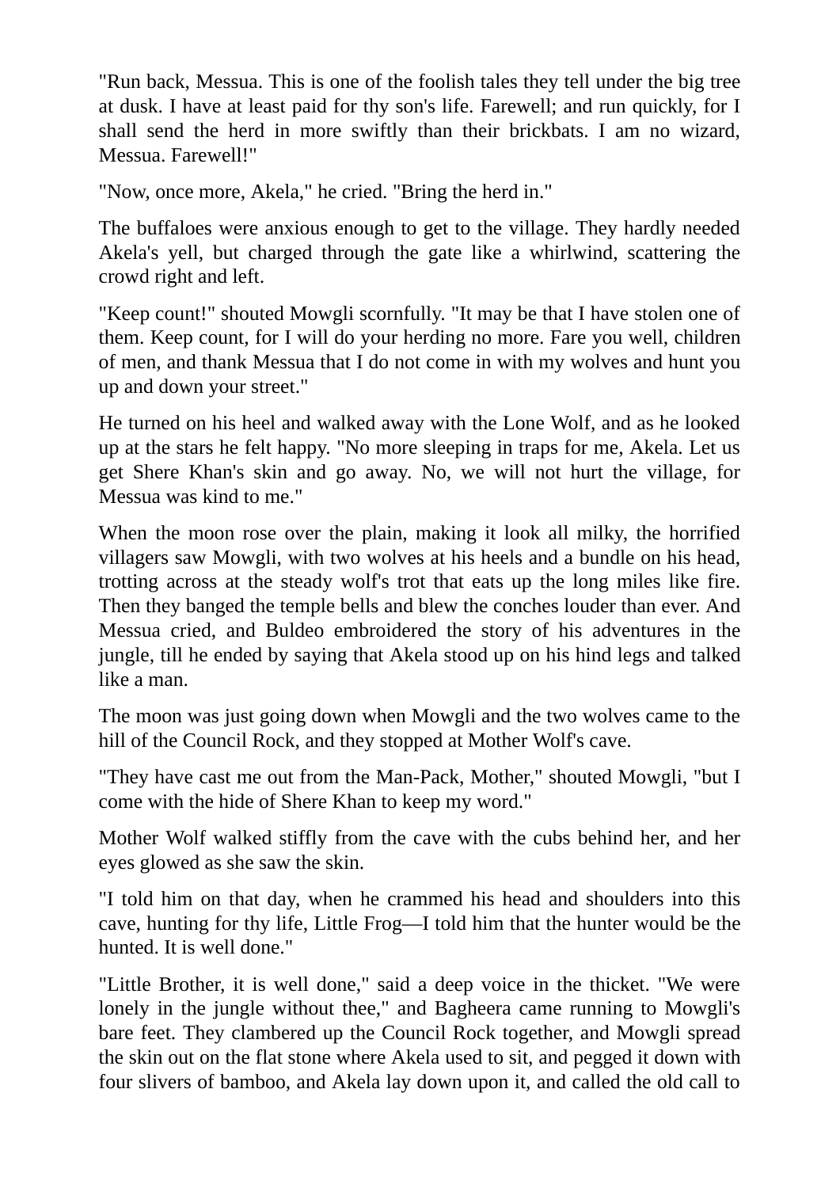"Run back, Messua. This is one of the foolish tales they tell under the big tree at dusk. I have at least paid for thy son's life. Farewell; and run quickly, for I shall send the herd in more swiftly than their brickbats. I am no wizard, Messua. Farewell!"

"Now, once more, Akela," he cried. "Bring the herd in."

The buffaloes were anxious enough to get to the village. They hardly needed Akela's yell, but charged through the gate like a whirlwind, scattering the crowd right and left.

"Keep count!" shouted Mowgli scornfully. "It may be that I have stolen one of them. Keep count, for I will do your herding no more. Fare you well, children of men, and thank Messua that I do not come in with my wolves and hunt you up and down your street."

He turned on his heel and walked away with the Lone Wolf, and as he looked up at the stars he felt happy. "No more sleeping in traps for me, Akela. Let us get Shere Khan's skin and go away. No, we will not hurt the village, for Messua was kind to me."

When the moon rose over the plain, making it look all milky, the horrified villagers saw Mowgli, with two wolves at his heels and a bundle on his head, trotting across at the steady wolf's trot that eats up the long miles like fire. Then they banged the temple bells and blew the conches louder than ever. And Messua cried, and Buldeo embroidered the story of his adventures in the jungle, till he ended by saying that Akela stood up on his hind legs and talked like a man.

The moon was just going down when Mowgli and the two wolves came to the hill of the Council Rock, and they stopped at Mother Wolf's cave.

"They have cast me out from the Man-Pack, Mother," shouted Mowgli, "but I come with the hide of Shere Khan to keep my word."

Mother Wolf walked stiffly from the cave with the cubs behind her, and her eyes glowed as she saw the skin.

"I told him on that day, when he crammed his head and shoulders into this cave, hunting for thy life, Little Frog—I told him that the hunter would be the hunted. It is well done."

"Little Brother, it is well done," said a deep voice in the thicket. "We were lonely in the jungle without thee," and Bagheera came running to Mowgli's bare feet. They clambered up the Council Rock together, and Mowgli spread the skin out on the flat stone where Akela used to sit, and pegged it down with four slivers of bamboo, and Akela lay down upon it, and called the old call to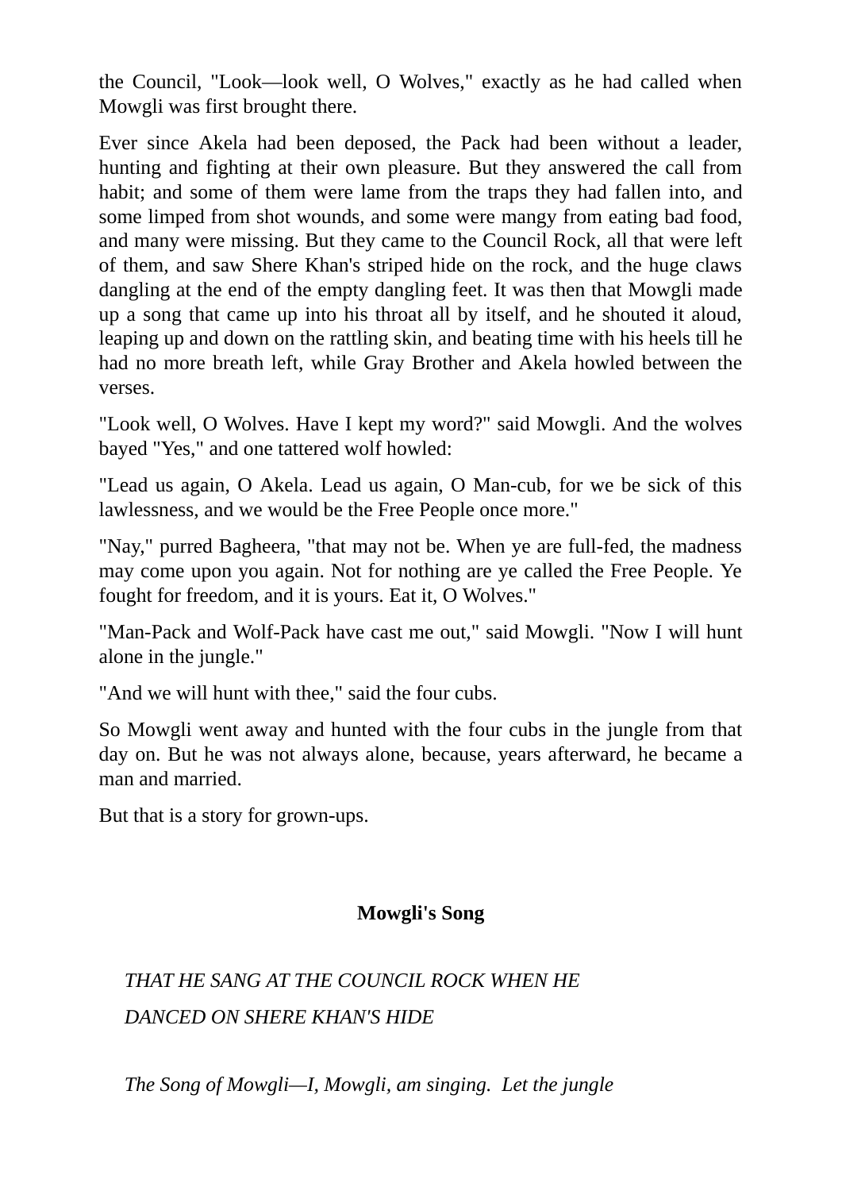the Council, "Look—look well, O Wolves," exactly as he had called when Mowgli was first brought there.

Ever since Akela had been deposed, the Pack had been without a leader, hunting and fighting at their own pleasure. But they answered the call from habit; and some of them were lame from the traps they had fallen into, and some limped from shot wounds, and some were mangy from eating bad food, and many were missing. But they came to the Council Rock, all that were left of them, and saw Shere Khan's striped hide on the rock, and the huge claws dangling at the end of the empty dangling feet. It was then that Mowgli made up a song that came up into his throat all by itself, and he shouted it aloud, leaping up and down on the rattling skin, and beating time with his heels till he had no more breath left, while Gray Brother and Akela howled between the verses.

"Look well, O Wolves. Have I kept my word?" said Mowgli. And the wolves bayed "Yes," and one tattered wolf howled:

"Lead us again, O Akela. Lead us again, O Man-cub, for we be sick of this lawlessness, and we would be the Free People once more."

"Nay," purred Bagheera, "that may not be. When ye are full-fed, the madness may come upon you again. Not for nothing are ye called the Free People. Ye fought for freedom, and it is yours. Eat it, O Wolves."

"Man-Pack and Wolf-Pack have cast me out," said Mowgli. "Now I will hunt alone in the jungle."

"And we will hunt with thee," said the four cubs.

So Mowgli went away and hunted with the four cubs in the jungle from that day on. But he was not always alone, because, years afterward, he became a man and married.

But that is a story for grown-ups.

## Mowgli's Song

*THAT HE SANG AT THE COUNCIL ROCK WHEN HE*

*DANCED ON SHERE KHAN'S HIDE*

*The Song of Mowgli—I, Mowgli, am singing. Let the jungle*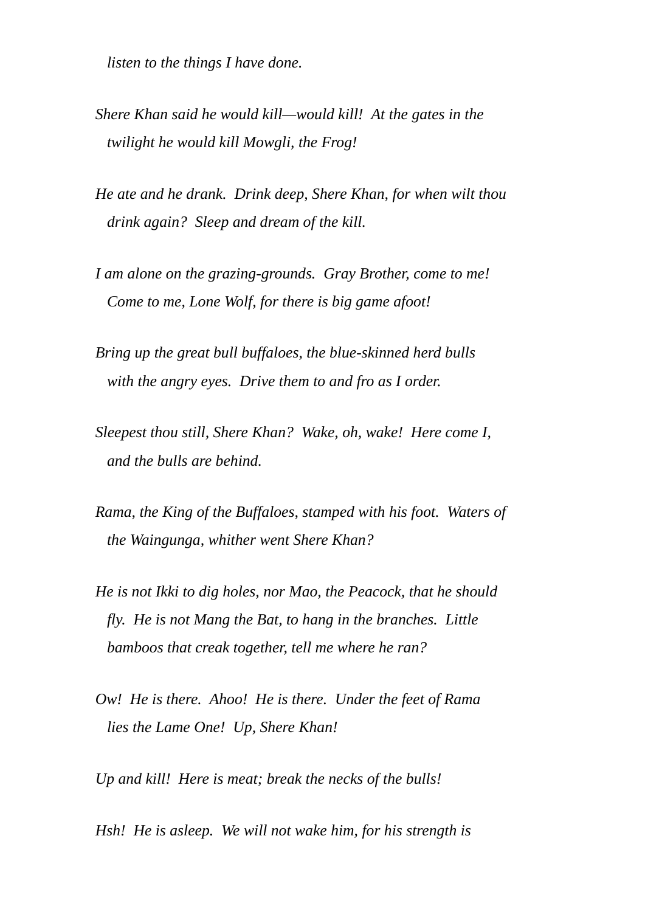*listen to the things I have done.*

*Shere Khan said he would kill—would kill! At the gates in the twilight he would kill Mowgli, the Frog!*

*He ate and he drank. Drink deep, Shere Khan, for when wilt thou drink again? Sleep and dream of the kill.*

*I am alone on the grazing-grounds. Gray Brother, come to me! Come to me, Lone Wolf, for there is big game afoot!*

*Bring up the great bull buffaloes, the blue-skinned herd bulls with the angry eyes. Drive them to and fro as I order.*

*Sleepest thou still, Shere Khan? Wake, oh, wake! Here come I, and the bulls are behind.*

*Rama, the King of the Buffaloes, stamped with his foot. Waters of the Waingunga, whither went Shere Khan?*

*He is not Ikki to dig holes, nor Mao, the Peacock, that he should fly. He is not Mang the Bat, to hang in the branches. Little bamboos that creak together, tell me where he ran?*

*Ow! He is there. Ahoo! He is there. Under the feet of Rama lies the Lame One! Up, Shere Khan!*

*Up and kill! Here is meat; break the necks of the bulls!*

*Hsh! He is asleep. We will not wake him, for his strength is*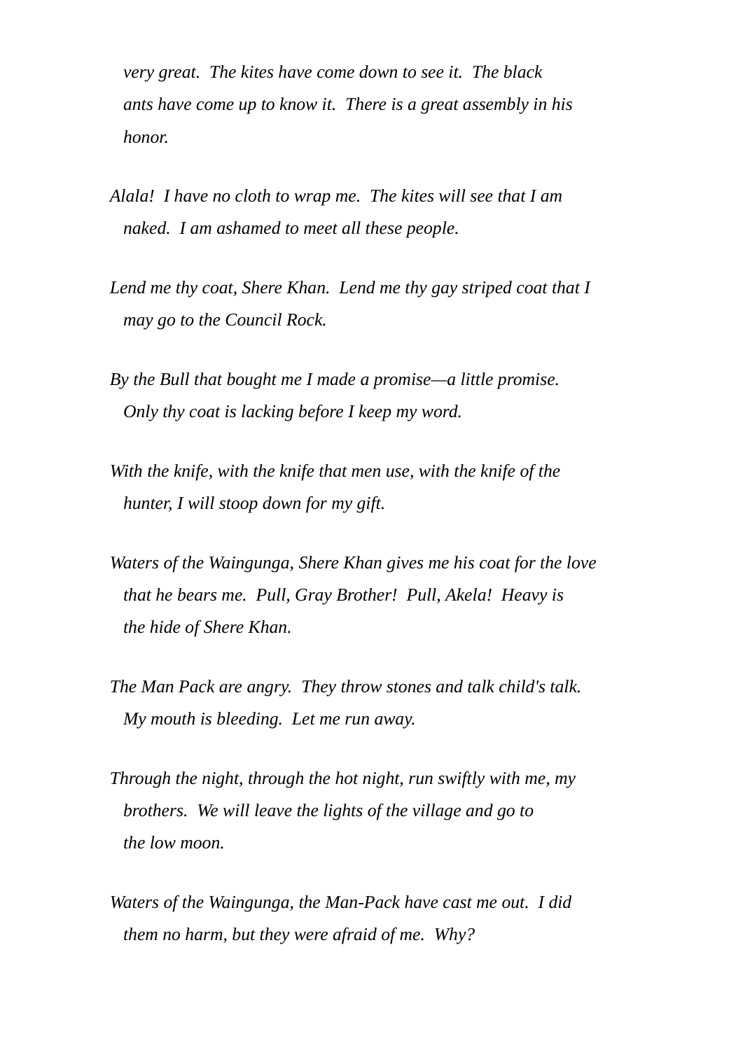*very great. The kites have come down to see it. The black ants have come up to know it. There is a great assembly in his honor.*

*Alala! I have no cloth to wrap me. The kites will see that I am naked. I am ashamed to meet all these people.*

*Lend me thy coat, Shere Khan. Lend me thy gay striped coat that I may go to the Council Rock.*

*By the Bull that bought me I made a promise—a little promise. Only thy coat is lacking before I keep my word.*

*With the knife, with the knife that men use, with the knife of the hunter, I will stoop down for my gift.*

*Waters of the Waingunga, Shere Khan gives me his coat for the love that he bears me. Pull, Gray Brother! Pull, Akela! Heavy is the hide of Shere Khan.*

*The Man Pack are angry. They throw stones and talk child's talk. My mouth is bleeding. Let me run away.*

*Through the night, through the hot night, run swiftly with me, my brothers. We will leave the lights of the village and go to the low moon.*

*Waters of the Waingunga, the Man-Pack have cast me out. I did them no harm, but they were afraid of me. Why?*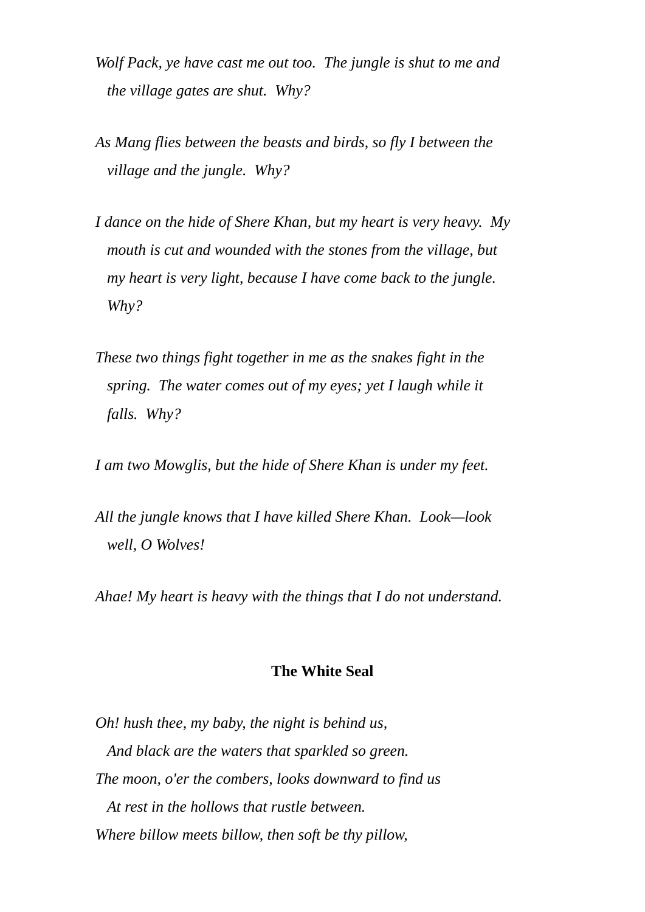*Wolf Pack, ye have cast me out too. The jungle is shut to me and the village gates are shut. Why?*

*As Mang flies between the beasts and birds, so fly I between the village and the jungle. Why?*

*I dance on the hide of Shere Khan, but my heart is very heavy. My mouth is cut and wounded with the stones from the village, but my heart is very light, because I have come back to the jungle. Why?*

*These two things fight together in me as the snakes fight in the spring. The water comes out of my eyes; yet I laugh while it falls. Why?*

*I am two Mowglis, but the hide of Shere Khan is under my feet.*

*All the jungle knows that I have killed Shere Khan. Look—look well, O Wolves!*

*Ahae! My heart is heavy with the things that I do not understand.*

## The White Seal

*Oh! hush thee, my baby, the night is behind us,*  
*And black are the waters that sparkled so green.*  
*The moon, o'er the combers, looks downward to find us*  
*At rest in the hollows that rustle between.*  
*Where billow meets billow, then soft be thy pillow,*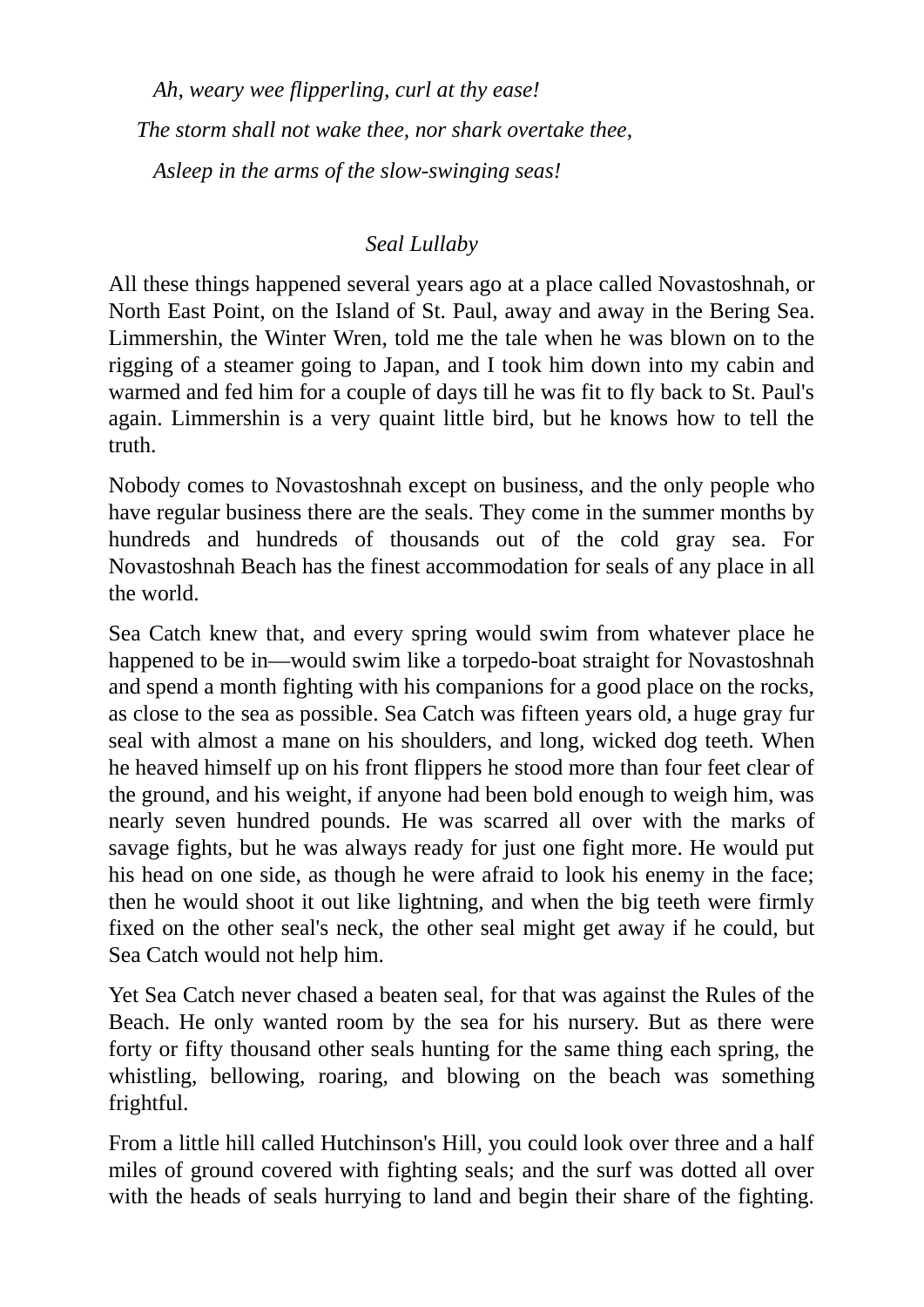*Ah, weary wee flipperling, curl at thy ease!*
*The storm shall not wake thee, nor shark overtake thee,*
*Asleep in the arms of the slow-swinging seas!*

*Seal Lullaby*

All these things happened several years ago at a place called Novastoshnah, or North East Point, on the Island of St. Paul, away and away in the Bering Sea. Limmershin, the Winter Wren, told me the tale when he was blown on to the rigging of a steamer going to Japan, and I took him down into my cabin and warmed and fed him for a couple of days till he was fit to fly back to St. Paul's again. Limmershin is a very quaint little bird, but he knows how to tell the truth.

Nobody comes to Novastoshnah except on business, and the only people who have regular business there are the seals. They come in the summer months by hundreds and hundreds of thousands out of the cold gray sea. For Novastoshnah Beach has the finest accommodation for seals of any place in all the world.

Sea Catch knew that, and every spring would swim from whatever place he happened to be in—would swim like a torpedo-boat straight for Novastoshnah and spend a month fighting with his companions for a good place on the rocks, as close to the sea as possible. Sea Catch was fifteen years old, a huge gray fur seal with almost a mane on his shoulders, and long, wicked dog teeth. When he heaved himself up on his front flippers he stood more than four feet clear of the ground, and his weight, if anyone had been bold enough to weigh him, was nearly seven hundred pounds. He was scarred all over with the marks of savage fights, but he was always ready for just one fight more. He would put his head on one side, as though he were afraid to look his enemy in the face; then he would shoot it out like lightning, and when the big teeth were firmly fixed on the other seal's neck, the other seal might get away if he could, but Sea Catch would not help him.

Yet Sea Catch never chased a beaten seal, for that was against the Rules of the Beach. He only wanted room by the sea for his nursery. But as there were forty or fifty thousand other seals hunting for the same thing each spring, the whistling, bellowing, roaring, and blowing on the beach was something frightful.

From a little hill called Hutchinson's Hill, you could look over three and a half miles of ground covered with fighting seals; and the surf was dotted all over with the heads of seals hurrying to land and begin their share of the fighting.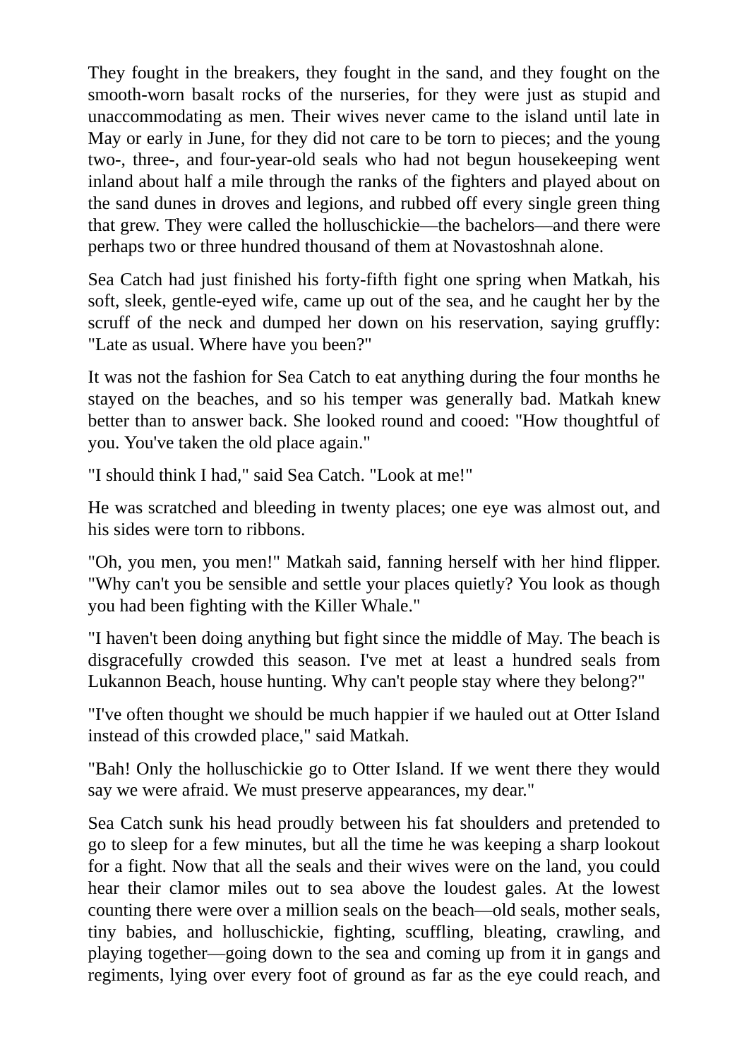They fought in the breakers, they fought in the sand, and they fought on the smooth-worn basalt rocks of the nurseries, for they were just as stupid and unaccommodating as men. Their wives never came to the island until late in May or early in June, for they did not care to be torn to pieces; and the young two-, three-, and four-year-old seals who had not begun housekeeping went inland about half a mile through the ranks of the fighters and played about on the sand dunes in droves and legions, and rubbed off every single green thing that grew. They were called the holluschickie—the bachelors—and there were perhaps two or three hundred thousand of them at Novastoshnah alone.

Sea Catch had just finished his forty-fifth fight one spring when Matkah, his soft, sleek, gentle-eyed wife, came up out of the sea, and he caught her by the scruff of the neck and dumped her down on his reservation, saying gruffly: "Late as usual. Where have you been?"

It was not the fashion for Sea Catch to eat anything during the four months he stayed on the beaches, and so his temper was generally bad. Matkah knew better than to answer back. She looked round and cooed: "How thoughtful of you. You've taken the old place again."

"I should think I had," said Sea Catch. "Look at me!"

He was scratched and bleeding in twenty places; one eye was almost out, and his sides were torn to ribbons.

"Oh, you men, you men!" Matkah said, fanning herself with her hind flipper. "Why can't you be sensible and settle your places quietly? You look as though you had been fighting with the Killer Whale."

"I haven't been doing anything but fight since the middle of May. The beach is disgracefully crowded this season. I've met at least a hundred seals from Lukannon Beach, house hunting. Why can't people stay where they belong?"

"I've often thought we should be much happier if we hauled out at Otter Island instead of this crowded place," said Matkah.

"Bah! Only the holluschickie go to Otter Island. If we went there they would say we were afraid. We must preserve appearances, my dear."

Sea Catch sunk his head proudly between his fat shoulders and pretended to go to sleep for a few minutes, but all the time he was keeping a sharp lookout for a fight. Now that all the seals and their wives were on the land, you could hear their clamor miles out to sea above the loudest gales. At the lowest counting there were over a million seals on the beach—old seals, mother seals, tiny babies, and holluschickie, fighting, scuffling, bleating, crawling, and playing together—going down to the sea and coming up from it in gangs and regiments, lying over every foot of ground as far as the eye could reach, and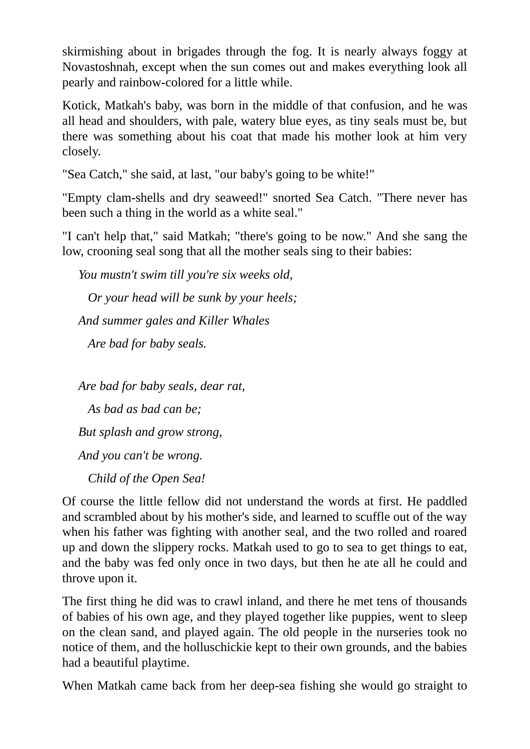skirmishing about in brigades through the fog. It is nearly always foggy at Novastoshnah, except when the sun comes out and makes everything look all pearly and rainbow-colored for a little while.

Kotick, Matkah's baby, was born in the middle of that confusion, and he was all head and shoulders, with pale, watery blue eyes, as tiny seals must be, but there was something about his coat that made his mother look at him very closely.

"Sea Catch," she said, at last, "our baby's going to be white!"

"Empty clam-shells and dry seaweed!" snorted Sea Catch. "There never has been such a thing in the world as a white seal."

"I can't help that," said Matkah; "there's going to be now." And she sang the low, crooning seal song that all the mother seals sing to their babies:

*You mustn't swim till you're six weeks old,*

*Or your head will be sunk by your heels;*

*And summer gales and Killer Whales*

*Are bad for baby seals.*

*Are bad for baby seals, dear rat,*

*As bad as bad can be;*

*But splash and grow strong,*

*And you can't be wrong.*

*Child of the Open Sea!*

Of course the little fellow did not understand the words at first. He paddled and scrambled about by his mother's side, and learned to scuffle out of the way when his father was fighting with another seal, and the two rolled and roared up and down the slippery rocks. Matkah used to go to sea to get things to eat, and the baby was fed only once in two days, but then he ate all he could and throve upon it.

The first thing he did was to crawl inland, and there he met tens of thousands of babies of his own age, and they played together like puppies, went to sleep on the clean sand, and played again. The old people in the nurseries took no notice of them, and the holluschickie kept to their own grounds, and the babies had a beautiful playtime.

When Matkah came back from her deep-sea fishing she would go straight to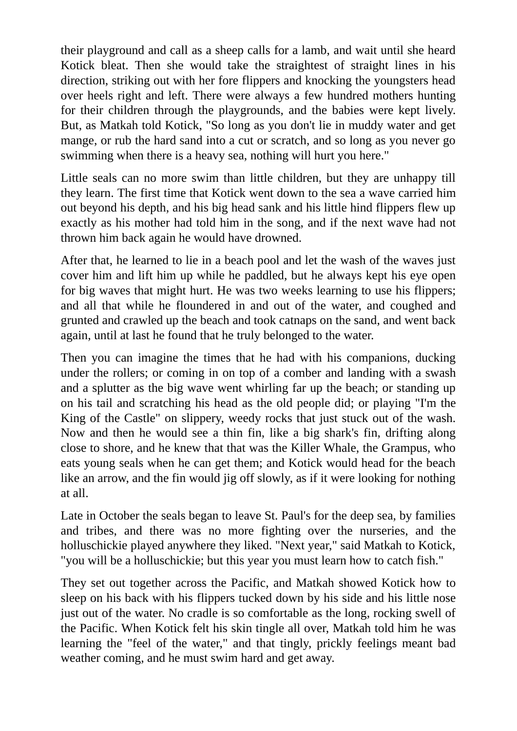their playground and call as a sheep calls for a lamb, and wait until she heard Kotick bleat. Then she would take the straightest of straight lines in his direction, striking out with her fore flippers and knocking the youngsters head over heels right and left. There were always a few hundred mothers hunting for their children through the playgrounds, and the babies were kept lively. But, as Matkah told Kotick, "So long as you don't lie in muddy water and get mange, or rub the hard sand into a cut or scratch, and so long as you never go swimming when there is a heavy sea, nothing will hurt you here."

Little seals can no more swim than little children, but they are unhappy till they learn. The first time that Kotick went down to the sea a wave carried him out beyond his depth, and his big head sank and his little hind flippers flew up exactly as his mother had told him in the song, and if the next wave had not thrown him back again he would have drowned.

After that, he learned to lie in a beach pool and let the wash of the waves just cover him and lift him up while he paddled, but he always kept his eye open for big waves that might hurt. He was two weeks learning to use his flippers; and all that while he floundered in and out of the water, and coughed and grunted and crawled up the beach and took catnaps on the sand, and went back again, until at last he found that he truly belonged to the water.

Then you can imagine the times that he had with his companions, ducking under the rollers; or coming in on top of a comber and landing with a swash and a splutter as the big wave went whirling far up the beach; or standing up on his tail and scratching his head as the old people did; or playing "I'm the King of the Castle" on slippery, weedy rocks that just stuck out of the wash. Now and then he would see a thin fin, like a big shark's fin, drifting along close to shore, and he knew that that was the Killer Whale, the Grampus, who eats young seals when he can get them; and Kotick would head for the beach like an arrow, and the fin would jig off slowly, as if it were looking for nothing at all.

Late in October the seals began to leave St. Paul's for the deep sea, by families and tribes, and there was no more fighting over the nurseries, and the holluschickie played anywhere they liked. "Next year," said Matkah to Kotick, "you will be a holluschickie; but this year you must learn how to catch fish."

They set out together across the Pacific, and Matkah showed Kotick how to sleep on his back with his flippers tucked down by his side and his little nose just out of the water. No cradle is so comfortable as the long, rocking swell of the Pacific. When Kotick felt his skin tingle all over, Matkah told him he was learning the "feel of the water," and that tingly, prickly feelings meant bad weather coming, and he must swim hard and get away.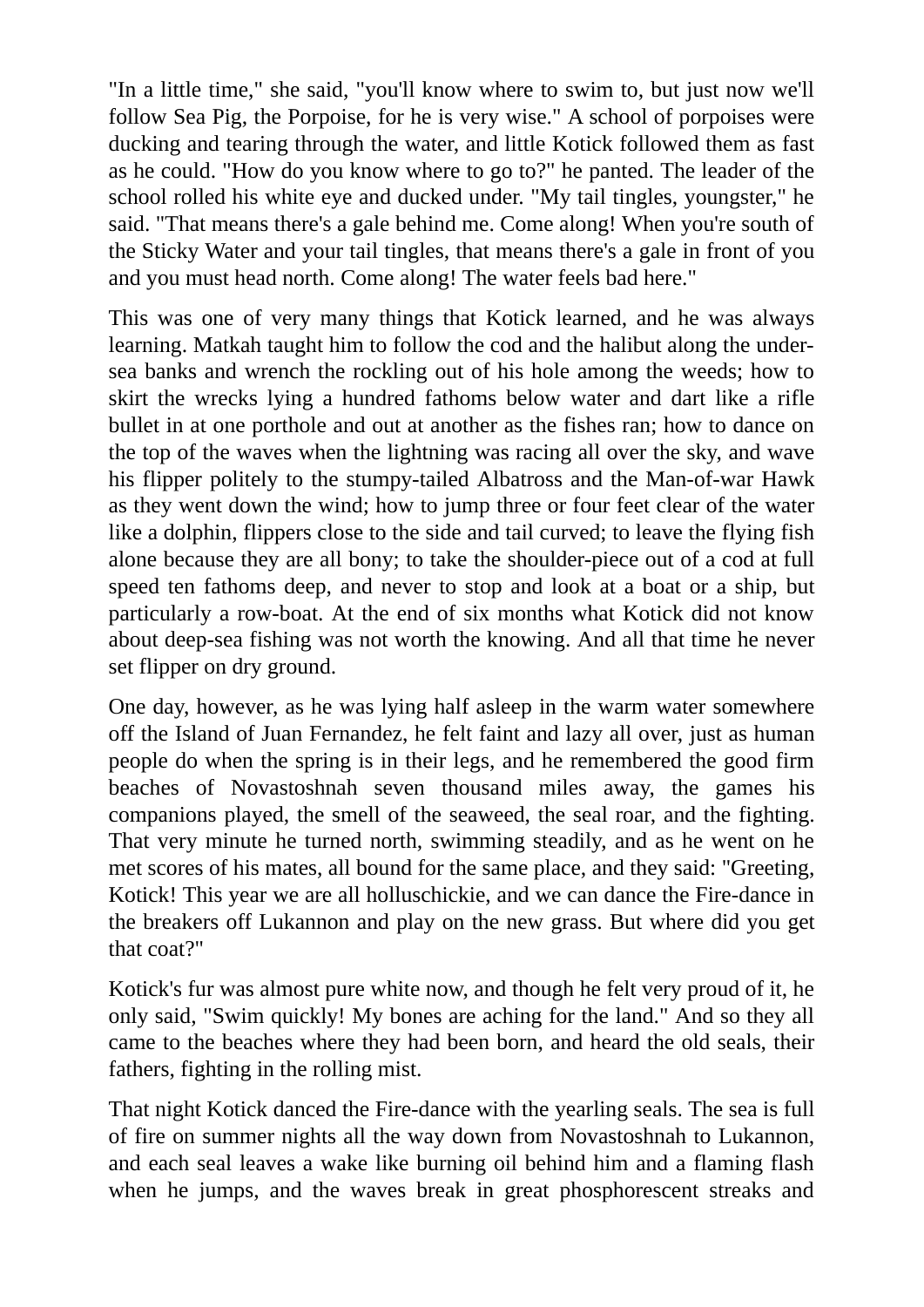"In a little time," she said, "you'll know where to swim to, but just now we'll follow Sea Pig, the Porpoise, for he is very wise." A school of porpoises were ducking and tearing through the water, and little Kotick followed them as fast as he could. "How do you know where to go to?" he panted. The leader of the school rolled his white eye and ducked under. "My tail tingles, youngster," he said. "That means there's a gale behind me. Come along! When you're south of the Sticky Water and your tail tingles, that means there's a gale in front of you and you must head north. Come along! The water feels bad here."

This was one of very many things that Kotick learned, and he was always learning. Matkah taught him to follow the cod and the halibut along the under-sea banks and wrench the rockling out of his hole among the weeds; how to skirt the wrecks lying a hundred fathoms below water and dart like a rifle bullet in at one porthole and out at another as the fishes ran; how to dance on the top of the waves when the lightning was racing all over the sky, and wave his flipper politely to the stumpy-tailed Albatross and the Man-of-war Hawk as they went down the wind; how to jump three or four feet clear of the water like a dolphin, flippers close to the side and tail curved; to leave the flying fish alone because they are all bony; to take the shoulder-piece out of a cod at full speed ten fathoms deep, and never to stop and look at a boat or a ship, but particularly a row-boat. At the end of six months what Kotick did not know about deep-sea fishing was not worth the knowing. And all that time he never set flipper on dry ground.

One day, however, as he was lying half asleep in the warm water somewhere off the Island of Juan Fernandez, he felt faint and lazy all over, just as human people do when the spring is in their legs, and he remembered the good firm beaches of Novastoshnah seven thousand miles away, the games his companions played, the smell of the seaweed, the seal roar, and the fighting. That very minute he turned north, swimming steadily, and as he went on he met scores of his mates, all bound for the same place, and they said: "Greeting, Kotick! This year we are all holluschickie, and we can dance the Fire-dance in the breakers off Lukannon and play on the new grass. But where did you get that coat?"

Kotick's fur was almost pure white now, and though he felt very proud of it, he only said, "Swim quickly! My bones are aching for the land." And so they all came to the beaches where they had been born, and heard the old seals, their fathers, fighting in the rolling mist.

That night Kotick danced the Fire-dance with the yearling seals. The sea is full of fire on summer nights all the way down from Novastoshnah to Lukannon, and each seal leaves a wake like burning oil behind him and a flaming flash when he jumps, and the waves break in great phosphorescent streaks and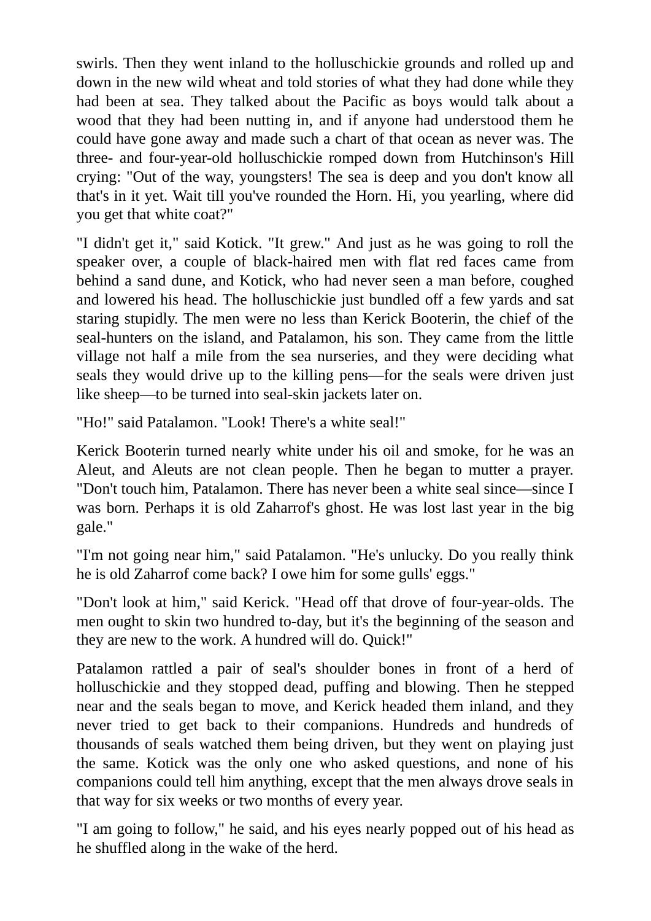swirls. Then they went inland to the holluschickie grounds and rolled up and down in the new wild wheat and told stories of what they had done while they had been at sea. They talked about the Pacific as boys would talk about a wood that they had been nutting in, and if anyone had understood them he could have gone away and made such a chart of that ocean as never was. The three- and four-year-old holluschickie romped down from Hutchinson's Hill crying: "Out of the way, youngsters! The sea is deep and you don't know all that's in it yet. Wait till you've rounded the Horn. Hi, you yearling, where did you get that white coat?"

"I didn't get it," said Kotick. "It grew." And just as he was going to roll the speaker over, a couple of black-haired men with flat red faces came from behind a sand dune, and Kotick, who had never seen a man before, coughed and lowered his head. The holluschickie just bundled off a few yards and sat staring stupidly. The men were no less than Kerick Booterin, the chief of the seal-hunters on the island, and Patalamon, his son. They came from the little village not half a mile from the sea nurseries, and they were deciding what seals they would drive up to the killing pens—for the seals were driven just like sheep—to be turned into seal-skin jackets later on.

"Ho!" said Patalamon. "Look! There's a white seal!"

Kerick Booterin turned nearly white under his oil and smoke, for he was an Aleut, and Aleuts are not clean people. Then he began to mutter a prayer. "Don't touch him, Patalamon. There has never been a white seal since—since I was born. Perhaps it is old Zaharrof's ghost. He was lost last year in the big gale."

"I'm not going near him," said Patalamon. "He's unlucky. Do you really think he is old Zaharrof come back? I owe him for some gulls' eggs."

"Don't look at him," said Kerick. "Head off that drove of four-year-olds. The men ought to skin two hundred to-day, but it's the beginning of the season and they are new to the work. A hundred will do. Quick!"

Patalamon rattled a pair of seal's shoulder bones in front of a herd of holluschickie and they stopped dead, puffing and blowing. Then he stepped near and the seals began to move, and Kerick headed them inland, and they never tried to get back to their companions. Hundreds and hundreds of thousands of seals watched them being driven, but they went on playing just the same. Kotick was the only one who asked questions, and none of his companions could tell him anything, except that the men always drove seals in that way for six weeks or two months of every year.

"I am going to follow," he said, and his eyes nearly popped out of his head as he shuffled along in the wake of the herd.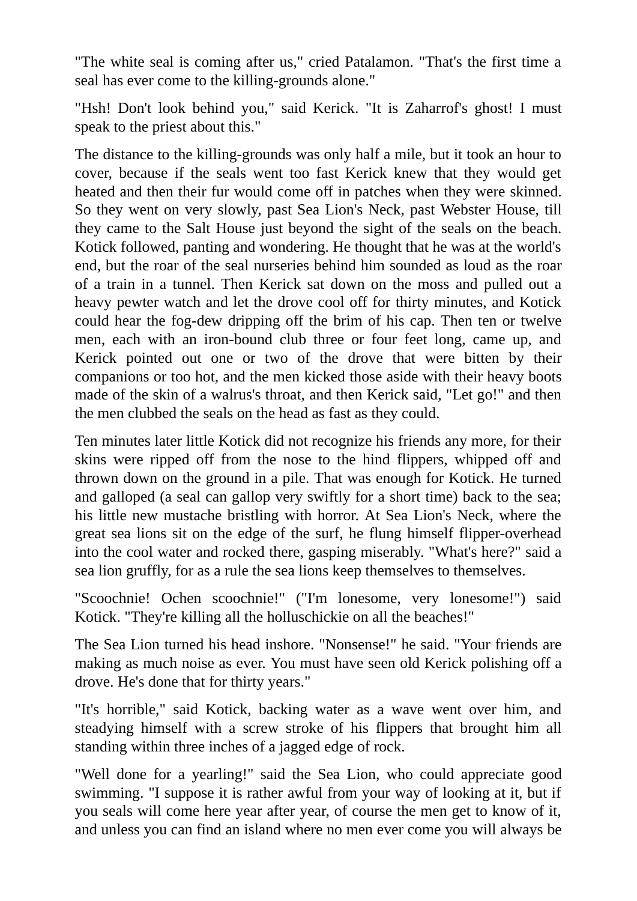"The white seal is coming after us," cried Patalamon. "That's the first time a seal has ever come to the killing-grounds alone."

"Hsh! Don't look behind you," said Kerick. "It is Zaharrof's ghost! I must speak to the priest about this."

The distance to the killing-grounds was only half a mile, but it took an hour to cover, because if the seals went too fast Kerick knew that they would get heated and then their fur would come off in patches when they were skinned. So they went on very slowly, past Sea Lion's Neck, past Webster House, till they came to the Salt House just beyond the sight of the seals on the beach. Kotick followed, panting and wondering. He thought that he was at the world's end, but the roar of the seal nurseries behind him sounded as loud as the roar of a train in a tunnel. Then Kerick sat down on the moss and pulled out a heavy pewter watch and let the drove cool off for thirty minutes, and Kotick could hear the fog-dew dripping off the brim of his cap. Then ten or twelve men, each with an iron-bound club three or four feet long, came up, and Kerick pointed out one or two of the drove that were bitten by their companions or too hot, and the men kicked those aside with their heavy boots made of the skin of a walrus's throat, and then Kerick said, "Let go!" and then the men clubbed the seals on the head as fast as they could.

Ten minutes later little Kotick did not recognize his friends any more, for their skins were ripped off from the nose to the hind flippers, whipped off and thrown down on the ground in a pile. That was enough for Kotick. He turned and galloped (a seal can gallop very swiftly for a short time) back to the sea; his little new mustache bristling with horror. At Sea Lion's Neck, where the great sea lions sit on the edge of the surf, he flung himself flipper-overhead into the cool water and rocked there, gasping miserably. "What's here?" said a sea lion gruffly, for as a rule the sea lions keep themselves to themselves.

"Scoochnie! Ochen scoochnie!" ("I'm lonesome, very lonesome!") said Kotick. "They're killing all the holluschickie on all the beaches!"

The Sea Lion turned his head inshore. "Nonsense!" he said. "Your friends are making as much noise as ever. You must have seen old Kerick polishing off a drove. He's done that for thirty years."

"It's horrible," said Kotick, backing water as a wave went over him, and steadying himself with a screw stroke of his flippers that brought him all standing within three inches of a jagged edge of rock.

"Well done for a yearling!" said the Sea Lion, who could appreciate good swimming. "I suppose it is rather awful from your way of looking at it, but if you seals will come here year after year, of course the men get to know of it, and unless you can find an island where no men ever come you will always be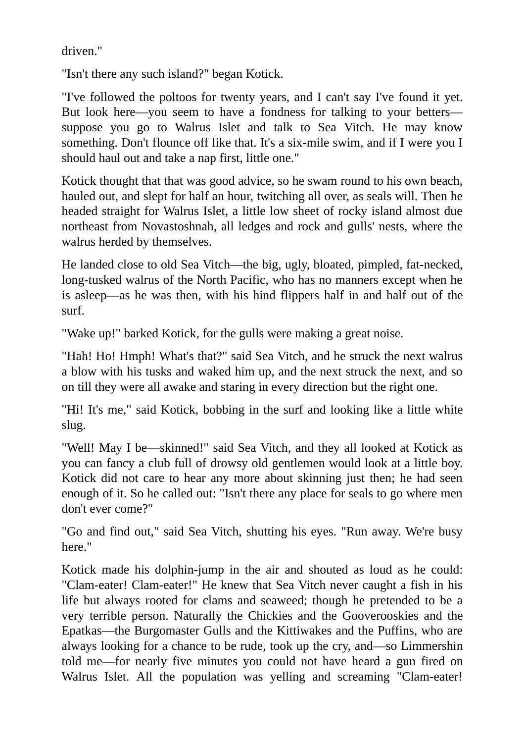driven."

"Isn't there any such island?" began Kotick.

"I've followed the poltoos for twenty years, and I can't say I've found it yet. But look here—you seem to have a fondness for talking to your betters—suppose you go to Walrus Islet and talk to Sea Vitch. He may know something. Don't flounce off like that. It's a six-mile swim, and if I were you I should haul out and take a nap first, little one."

Kotick thought that that was good advice, so he swam round to his own beach, hauled out, and slept for half an hour, twitching all over, as seals will. Then he headed straight for Walrus Islet, a little low sheet of rocky island almost due northeast from Novastoshnah, all ledges and rock and gulls' nests, where the walrus herded by themselves.

He landed close to old Sea Vitch—the big, ugly, bloated, pimpled, fat-necked, long-tusked walrus of the North Pacific, who has no manners except when he is asleep—as he was then, with his hind flippers half in and half out of the surf.

"Wake up!" barked Kotick, for the gulls were making a great noise.

"Hah! Ho! Hmph! What's that?" said Sea Vitch, and he struck the next walrus a blow with his tusks and waked him up, and the next struck the next, and so on till they were all awake and staring in every direction but the right one.

"Hi! It's me," said Kotick, bobbing in the surf and looking like a little white slug.

"Well! May I be—skinned!" said Sea Vitch, and they all looked at Kotick as you can fancy a club full of drowsy old gentlemen would look at a little boy. Kotick did not care to hear any more about skinning just then; he had seen enough of it. So he called out: "Isn't there any place for seals to go where men don't ever come?"

"Go and find out," said Sea Vitch, shutting his eyes. "Run away. We're busy here."

Kotick made his dolphin-jump in the air and shouted as loud as he could: "Clam-eater! Clam-eater!" He knew that Sea Vitch never caught a fish in his life but always rooted for clams and seaweed; though he pretended to be a very terrible person. Naturally the Chickies and the Gooverooskies and the Epatkas—the Burgomaster Gulls and the Kittiwakes and the Puffins, who are always looking for a chance to be rude, took up the cry, and—so Limmershin told me—for nearly five minutes you could not have heard a gun fired on Walrus Islet. All the population was yelling and screaming "Clam-eater!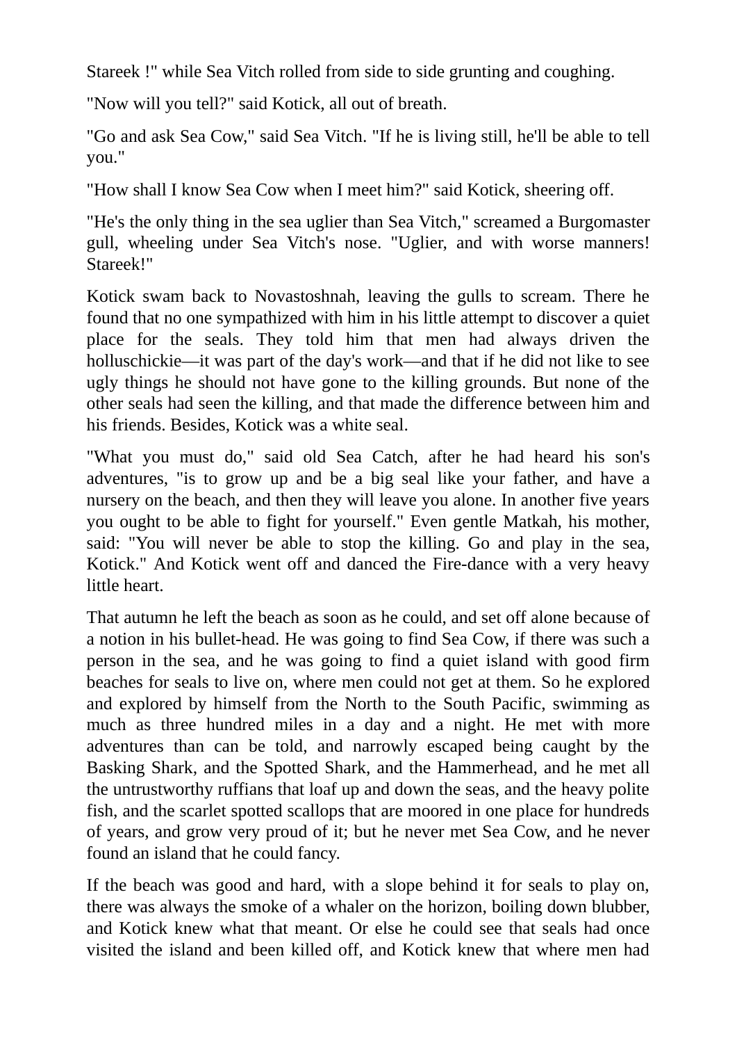Stareek !" while Sea Vitch rolled from side to side grunting and coughing.

"Now will you tell?" said Kotick, all out of breath.

"Go and ask Sea Cow," said Sea Vitch. "If he is living still, he'll be able to tell you."

"How shall I know Sea Cow when I meet him?" said Kotick, sheering off.

"He's the only thing in the sea uglier than Sea Vitch," screamed a Burgomaster gull, wheeling under Sea Vitch's nose. "Uglier, and with worse manners! Stareek!"

Kotick swam back to Novastoshnah, leaving the gulls to scream. There he found that no one sympathized with him in his little attempt to discover a quiet place for the seals. They told him that men had always driven the holluschickie—it was part of the day's work—and that if he did not like to see ugly things he should not have gone to the killing grounds. But none of the other seals had seen the killing, and that made the difference between him and his friends. Besides, Kotick was a white seal.

"What you must do," said old Sea Catch, after he had heard his son's adventures, "is to grow up and be a big seal like your father, and have a nursery on the beach, and then they will leave you alone. In another five years you ought to be able to fight for yourself." Even gentle Matkah, his mother, said: "You will never be able to stop the killing. Go and play in the sea, Kotick." And Kotick went off and danced the Fire-dance with a very heavy little heart.

That autumn he left the beach as soon as he could, and set off alone because of a notion in his bullet-head. He was going to find Sea Cow, if there was such a person in the sea, and he was going to find a quiet island with good firm beaches for seals to live on, where men could not get at them. So he explored and explored by himself from the North to the South Pacific, swimming as much as three hundred miles in a day and a night. He met with more adventures than can be told, and narrowly escaped being caught by the Basking Shark, and the Spotted Shark, and the Hammerhead, and he met all the untrustworthy ruffians that loaf up and down the seas, and the heavy polite fish, and the scarlet spotted scallops that are moored in one place for hundreds of years, and grow very proud of it; but he never met Sea Cow, and he never found an island that he could fancy.

If the beach was good and hard, with a slope behind it for seals to play on, there was always the smoke of a whaler on the horizon, boiling down blubber, and Kotick knew what that meant. Or else he could see that seals had once visited the island and been killed off, and Kotick knew that where men had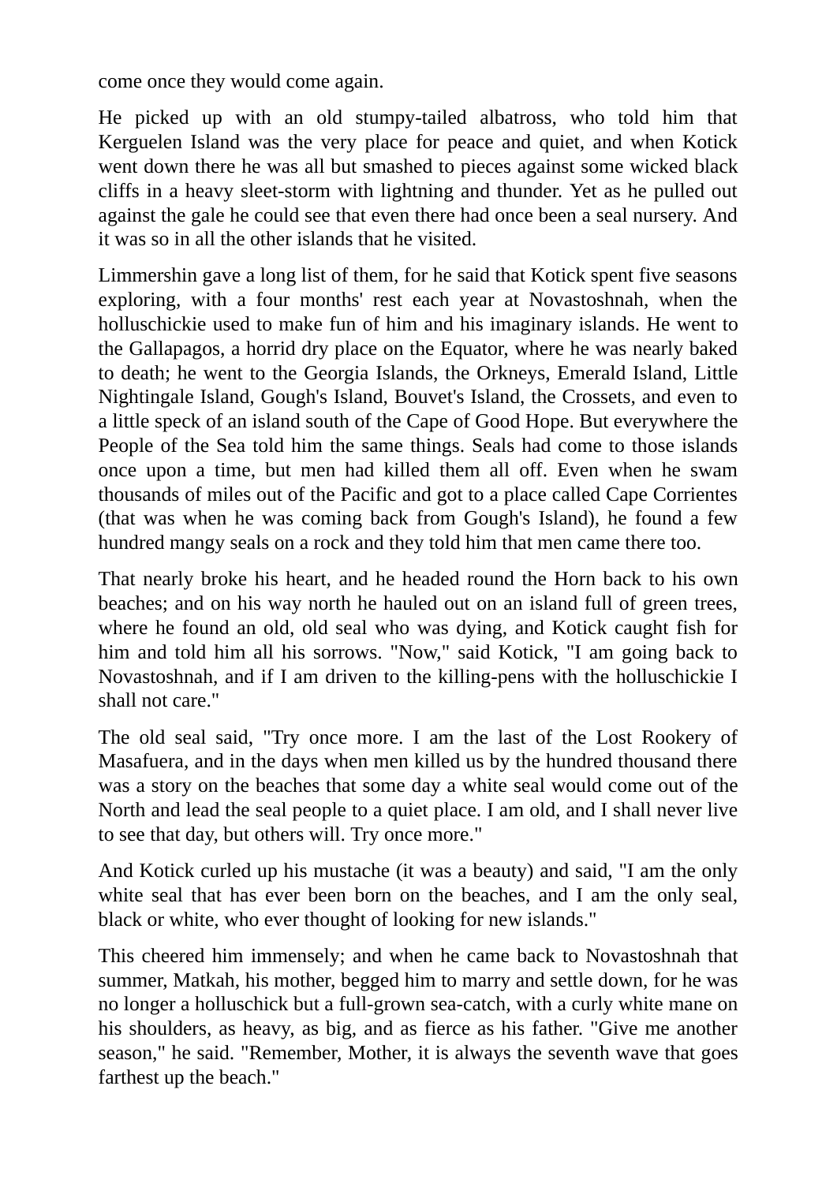come once they would come again.

He picked up with an old stumpy-tailed albatross, who told him that Kerguelen Island was the very place for peace and quiet, and when Kotick went down there he was all but smashed to pieces against some wicked black cliffs in a heavy sleet-storm with lightning and thunder. Yet as he pulled out against the gale he could see that even there had once been a seal nursery. And it was so in all the other islands that he visited.

Limmershin gave a long list of them, for he said that Kotick spent five seasons exploring, with a four months' rest each year at Novastoshnah, when the holluschickie used to make fun of him and his imaginary islands. He went to the Gallapagos, a horrid dry place on the Equator, where he was nearly baked to death; he went to the Georgia Islands, the Orkneys, Emerald Island, Little Nightingale Island, Gough's Island, Bouvet's Island, the Crossets, and even to a little speck of an island south of the Cape of Good Hope. But everywhere the People of the Sea told him the same things. Seals had come to those islands once upon a time, but men had killed them all off. Even when he swam thousands of miles out of the Pacific and got to a place called Cape Corrientes (that was when he was coming back from Gough's Island), he found a few hundred mangy seals on a rock and they told him that men came there too.

That nearly broke his heart, and he headed round the Horn back to his own beaches; and on his way north he hauled out on an island full of green trees, where he found an old, old seal who was dying, and Kotick caught fish for him and told him all his sorrows. "Now," said Kotick, "I am going back to Novastoshnah, and if I am driven to the killing-pens with the holluschickie I shall not care."

The old seal said, "Try once more. I am the last of the Lost Rookery of Masafuera, and in the days when men killed us by the hundred thousand there was a story on the beaches that some day a white seal would come out of the North and lead the seal people to a quiet place. I am old, and I shall never live to see that day, but others will. Try once more."

And Kotick curled up his mustache (it was a beauty) and said, "I am the only white seal that has ever been born on the beaches, and I am the only seal, black or white, who ever thought of looking for new islands."

This cheered him immensely; and when he came back to Novastoshnah that summer, Matkah, his mother, begged him to marry and settle down, for he was no longer a holluschick but a full-grown sea-catch, with a curly white mane on his shoulders, as heavy, as big, and as fierce as his father. "Give me another season," he said. "Remember, Mother, it is always the seventh wave that goes farthest up the beach."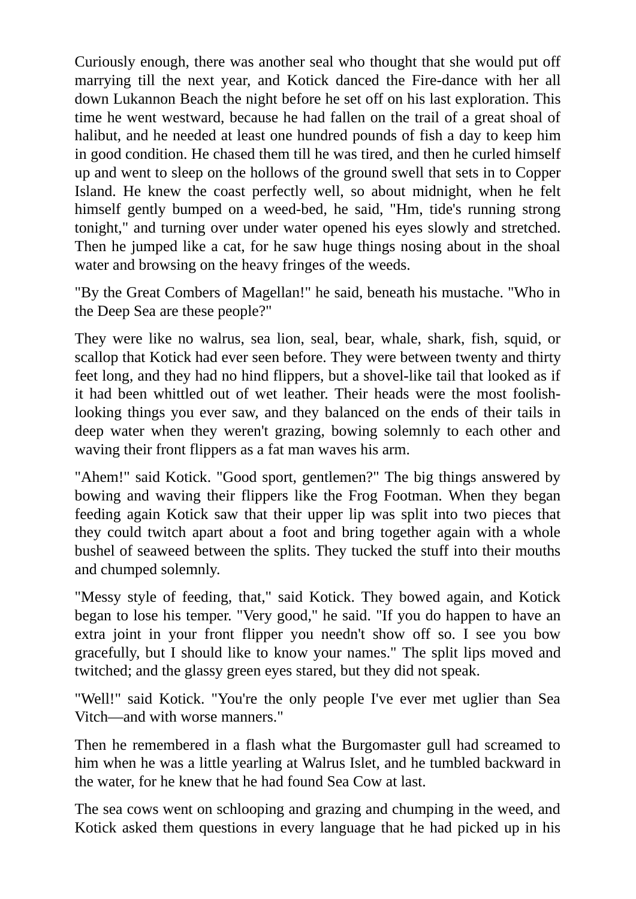Curiously enough, there was another seal who thought that she would put off marrying till the next year, and Kotick danced the Fire-dance with her all down Lukannon Beach the night before he set off on his last exploration. This time he went westward, because he had fallen on the trail of a great shoal of halibut, and he needed at least one hundred pounds of fish a day to keep him in good condition. He chased them till he was tired, and then he curled himself up and went to sleep on the hollows of the ground swell that sets in to Copper Island. He knew the coast perfectly well, so about midnight, when he felt himself gently bumped on a weed-bed, he said, "Hm, tide's running strong tonight," and turning over under water opened his eyes slowly and stretched. Then he jumped like a cat, for he saw huge things nosing about in the shoal water and browsing on the heavy fringes of the weeds.

"By the Great Combers of Magellan!" he said, beneath his mustache. "Who in the Deep Sea are these people?"

They were like no walrus, sea lion, seal, bear, whale, shark, fish, squid, or scallop that Kotick had ever seen before. They were between twenty and thirty feet long, and they had no hind flippers, but a shovel-like tail that looked as if it had been whittled out of wet leather. Their heads were the most foolish-looking things you ever saw, and they balanced on the ends of their tails in deep water when they weren't grazing, bowing solemnly to each other and waving their front flippers as a fat man waves his arm.

"Ahem!" said Kotick. "Good sport, gentlemen?" The big things answered by bowing and waving their flippers like the Frog Footman. When they began feeding again Kotick saw that their upper lip was split into two pieces that they could twitch apart about a foot and bring together again with a whole bushel of seaweed between the splits. They tucked the stuff into their mouths and chumped solemnly.

"Messy style of feeding, that," said Kotick. They bowed again, and Kotick began to lose his temper. "Very good," he said. "If you do happen to have an extra joint in your front flipper you needn't show off so. I see you bow gracefully, but I should like to know your names." The split lips moved and twitched; and the glassy green eyes stared, but they did not speak.

"Well!" said Kotick. "You're the only people I've ever met uglier than Sea Vitch—and with worse manners."

Then he remembered in a flash what the Burgomaster gull had screamed to him when he was a little yearling at Walrus Islet, and he tumbled backward in the water, for he knew that he had found Sea Cow at last.

The sea cows went on schlooping and grazing and chumping in the weed, and Kotick asked them questions in every language that he had picked up in his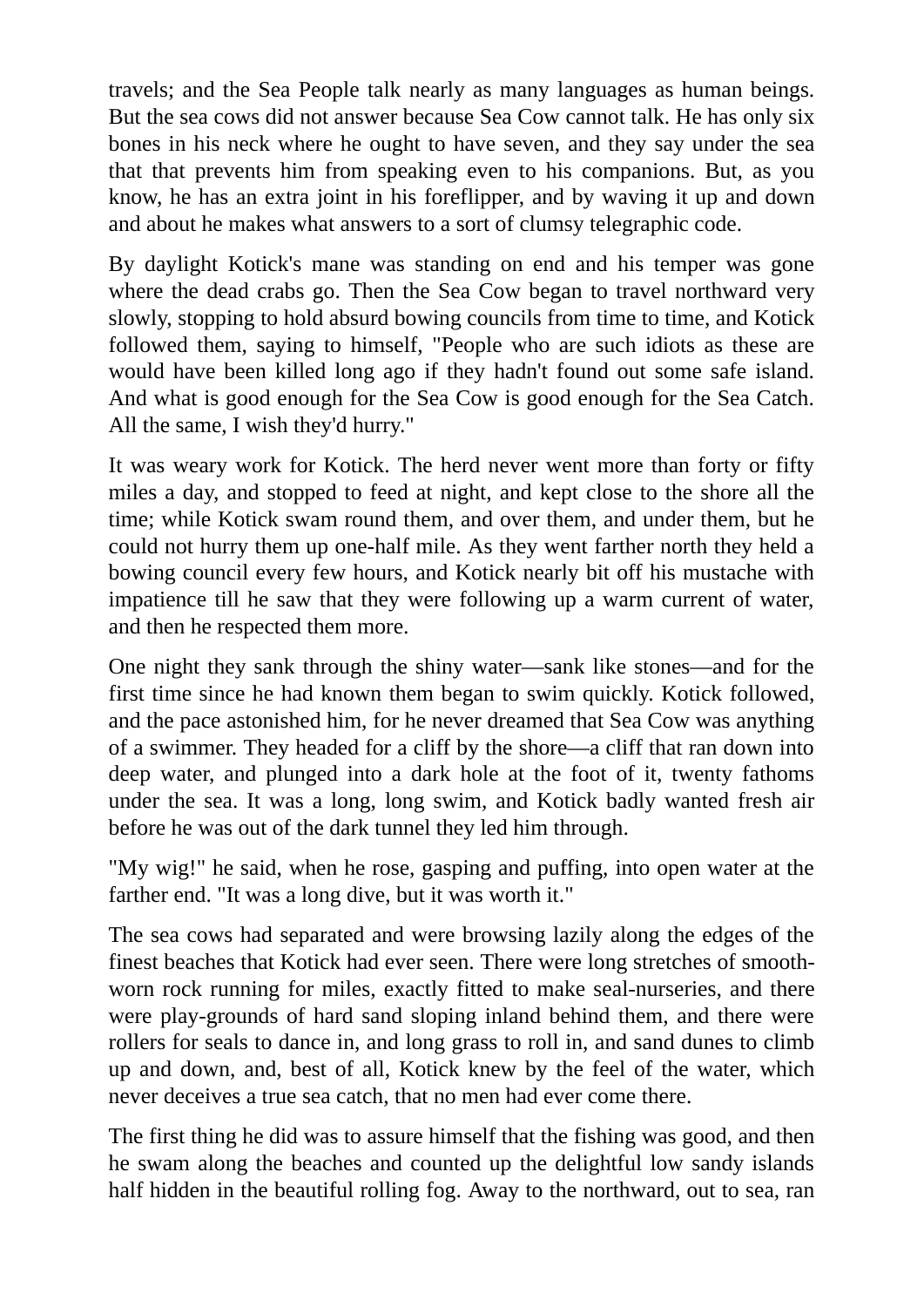travels; and the Sea People talk nearly as many languages as human beings. But the sea cows did not answer because Sea Cow cannot talk. He has only six bones in his neck where he ought to have seven, and they say under the sea that that prevents him from speaking even to his companions. But, as you know, he has an extra joint in his foreflipper, and by waving it up and down and about he makes what answers to a sort of clumsy telegraphic code.

By daylight Kotick's mane was standing on end and his temper was gone where the dead crabs go. Then the Sea Cow began to travel northward very slowly, stopping to hold absurd bowing councils from time to time, and Kotick followed them, saying to himself, "People who are such idiots as these are would have been killed long ago if they hadn't found out some safe island. And what is good enough for the Sea Cow is good enough for the Sea Catch. All the same, I wish they'd hurry."

It was weary work for Kotick. The herd never went more than forty or fifty miles a day, and stopped to feed at night, and kept close to the shore all the time; while Kotick swam round them, and over them, and under them, but he could not hurry them up one-half mile. As they went farther north they held a bowing council every few hours, and Kotick nearly bit off his mustache with impatience till he saw that they were following up a warm current of water, and then he respected them more.

One night they sank through the shiny water—sank like stones—and for the first time since he had known them began to swim quickly. Kotick followed, and the pace astonished him, for he never dreamed that Sea Cow was anything of a swimmer. They headed for a cliff by the shore—a cliff that ran down into deep water, and plunged into a dark hole at the foot of it, twenty fathoms under the sea. It was a long, long swim, and Kotick badly wanted fresh air before he was out of the dark tunnel they led him through.

"My wig!" he said, when he rose, gasping and puffing, into open water at the farther end. "It was a long dive, but it was worth it."

The sea cows had separated and were browsing lazily along the edges of the finest beaches that Kotick had ever seen. There were long stretches of smooth-worn rock running for miles, exactly fitted to make seal-nurseries, and there were play-grounds of hard sand sloping inland behind them, and there were rollers for seals to dance in, and long grass to roll in, and sand dunes to climb up and down, and, best of all, Kotick knew by the feel of the water, which never deceives a true sea catch, that no men had ever come there.

The first thing he did was to assure himself that the fishing was good, and then he swam along the beaches and counted up the delightful low sandy islands half hidden in the beautiful rolling fog. Away to the northward, out to sea, ran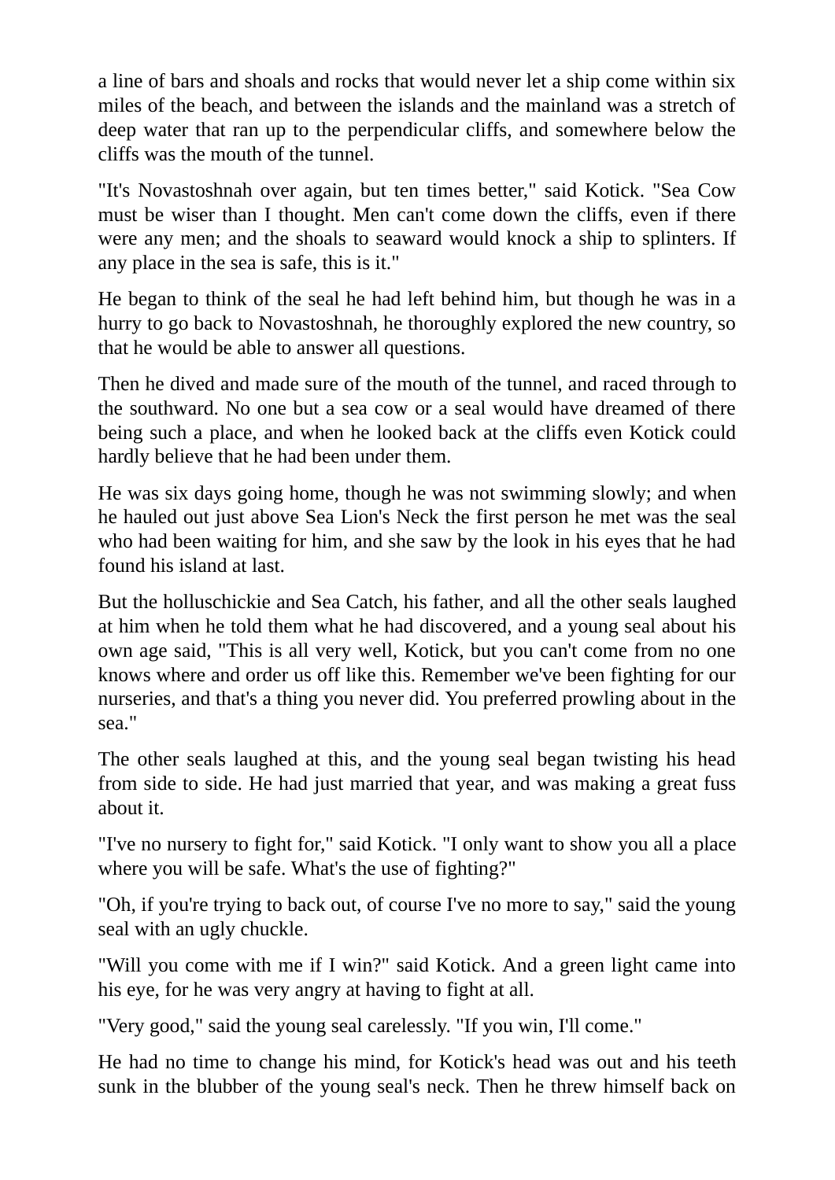a line of bars and shoals and rocks that would never let a ship come within six miles of the beach, and between the islands and the mainland was a stretch of deep water that ran up to the perpendicular cliffs, and somewhere below the cliffs was the mouth of the tunnel.

"It's Novastoshnah over again, but ten times better," said Kotick. "Sea Cow must be wiser than I thought. Men can't come down the cliffs, even if there were any men; and the shoals to seaward would knock a ship to splinters. If any place in the sea is safe, this is it."

He began to think of the seal he had left behind him, but though he was in a hurry to go back to Novastoshnah, he thoroughly explored the new country, so that he would be able to answer all questions.

Then he dived and made sure of the mouth of the tunnel, and raced through to the southward. No one but a sea cow or a seal would have dreamed of there being such a place, and when he looked back at the cliffs even Kotick could hardly believe that he had been under them.

He was six days going home, though he was not swimming slowly; and when he hauled out just above Sea Lion's Neck the first person he met was the seal who had been waiting for him, and she saw by the look in his eyes that he had found his island at last.

But the holluschickie and Sea Catch, his father, and all the other seals laughed at him when he told them what he had discovered, and a young seal about his own age said, "This is all very well, Kotick, but you can't come from no one knows where and order us off like this. Remember we've been fighting for our nurseries, and that's a thing you never did. You preferred prowling about in the sea."

The other seals laughed at this, and the young seal began twisting his head from side to side. He had just married that year, and was making a great fuss about it.

"I've no nursery to fight for," said Kotick. "I only want to show you all a place where you will be safe. What's the use of fighting?"

"Oh, if you're trying to back out, of course I've no more to say," said the young seal with an ugly chuckle.

"Will you come with me if I win?" said Kotick. And a green light came into his eye, for he was very angry at having to fight at all.

"Very good," said the young seal carelessly. "If you win, I'll come."

He had no time to change his mind, for Kotick's head was out and his teeth sunk in the blubber of the young seal's neck. Then he threw himself back on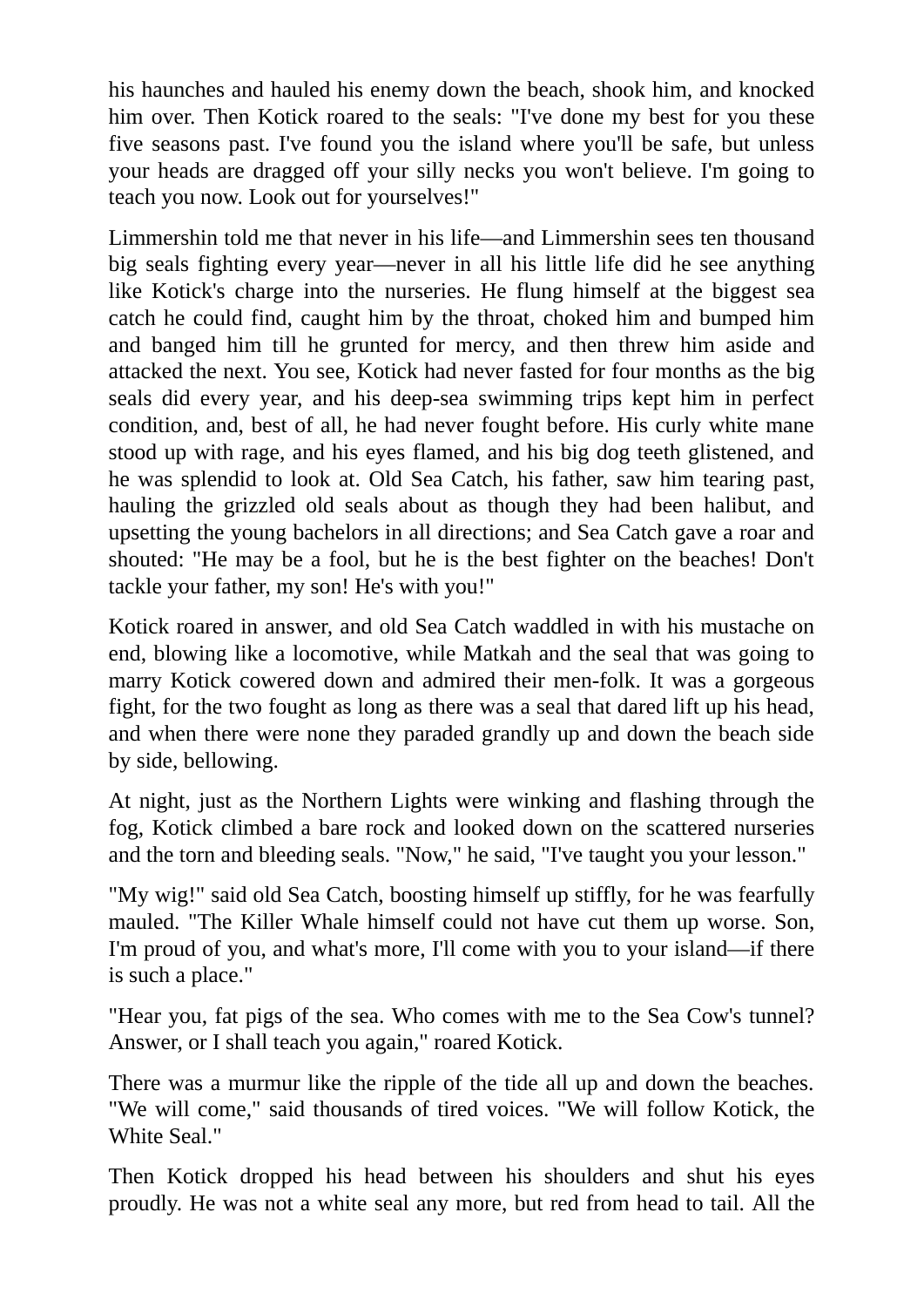his haunches and hauled his enemy down the beach, shook him, and knocked him over. Then Kotick roared to the seals: "I've done my best for you these five seasons past. I've found you the island where you'll be safe, but unless your heads are dragged off your silly necks you won't believe. I'm going to teach you now. Look out for yourselves!"

Limmershin told me that never in his life—and Limmershin sees ten thousand big seals fighting every year—never in all his little life did he see anything like Kotick's charge into the nurseries. He flung himself at the biggest sea catch he could find, caught him by the throat, choked him and bumped him and banged him till he grunted for mercy, and then threw him aside and attacked the next. You see, Kotick had never fasted for four months as the big seals did every year, and his deep-sea swimming trips kept him in perfect condition, and, best of all, he had never fought before. His curly white mane stood up with rage, and his eyes flamed, and his big dog teeth glistened, and he was splendid to look at. Old Sea Catch, his father, saw him tearing past, hauling the grizzled old seals about as though they had been halibut, and upsetting the young bachelors in all directions; and Sea Catch gave a roar and shouted: "He may be a fool, but he is the best fighter on the beaches! Don't tackle your father, my son! He's with you!"

Kotick roared in answer, and old Sea Catch waddled in with his mustache on end, blowing like a locomotive, while Matkah and the seal that was going to marry Kotick cowered down and admired their men-folk. It was a gorgeous fight, for the two fought as long as there was a seal that dared lift up his head, and when there were none they paraded grandly up and down the beach side by side, bellowing.

At night, just as the Northern Lights were winking and flashing through the fog, Kotick climbed a bare rock and looked down on the scattered nurseries and the torn and bleeding seals. "Now," he said, "I've taught you your lesson."

"My wig!" said old Sea Catch, boosting himself up stiffly, for he was fearfully mauled. "The Killer Whale himself could not have cut them up worse. Son, I'm proud of you, and what's more, I'll come with you to your island—if there is such a place."

"Hear you, fat pigs of the sea. Who comes with me to the Sea Cow's tunnel? Answer, or I shall teach you again," roared Kotick.

There was a murmur like the ripple of the tide all up and down the beaches. "We will come," said thousands of tired voices. "We will follow Kotick, the White Seal."

Then Kotick dropped his head between his shoulders and shut his eyes proudly. He was not a white seal any more, but red from head to tail. All the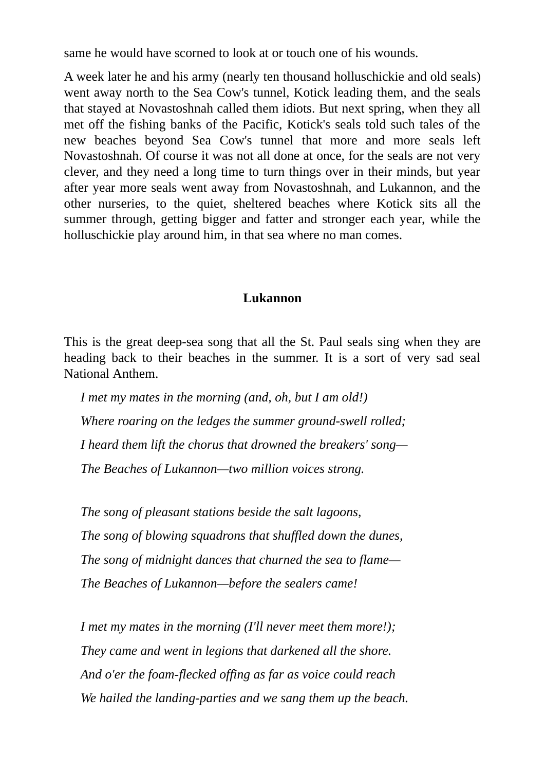same he would have scorned to look at or touch one of his wounds.

A week later he and his army (nearly ten thousand holluschickie and old seals) went away north to the Sea Cow's tunnel, Kotick leading them, and the seals that stayed at Novastoshnah called them idiots. But next spring, when they all met off the fishing banks of the Pacific, Kotick's seals told such tales of the new beaches beyond Sea Cow's tunnel that more and more seals left Novastoshnah. Of course it was not all done at once, for the seals are not very clever, and they need a long time to turn things over in their minds, but year after year more seals went away from Novastoshnah, and Lukannon, and the other nurseries, to the quiet, sheltered beaches where Kotick sits all the summer through, getting bigger and fatter and stronger each year, while the holluschickie play around him, in that sea where no man comes.

## Lukannon

This is the great deep-sea song that all the St. Paul seals sing when they are heading back to their beaches in the summer. It is a sort of very sad seal National Anthem.

*I met my mates in the morning (and, oh, but I am old!)*

*Where roaring on the ledges the summer ground-swell rolled;*

*I heard them lift the chorus that drowned the breakers' song—*

*The Beaches of Lukannon—two million voices strong.*

*The song of pleasant stations beside the salt lagoons,*

*The song of blowing squadrons that shuffled down the dunes,*

*The song of midnight dances that churned the sea to flame—*

*The Beaches of Lukannon—before the sealers came!*

*I met my mates in the morning (I'll never meet them more!);*

*They came and went in legions that darkened all the shore.*

*And o'er the foam-flecked offing as far as voice could reach*

*We hailed the landing-parties and we sang them up the beach.*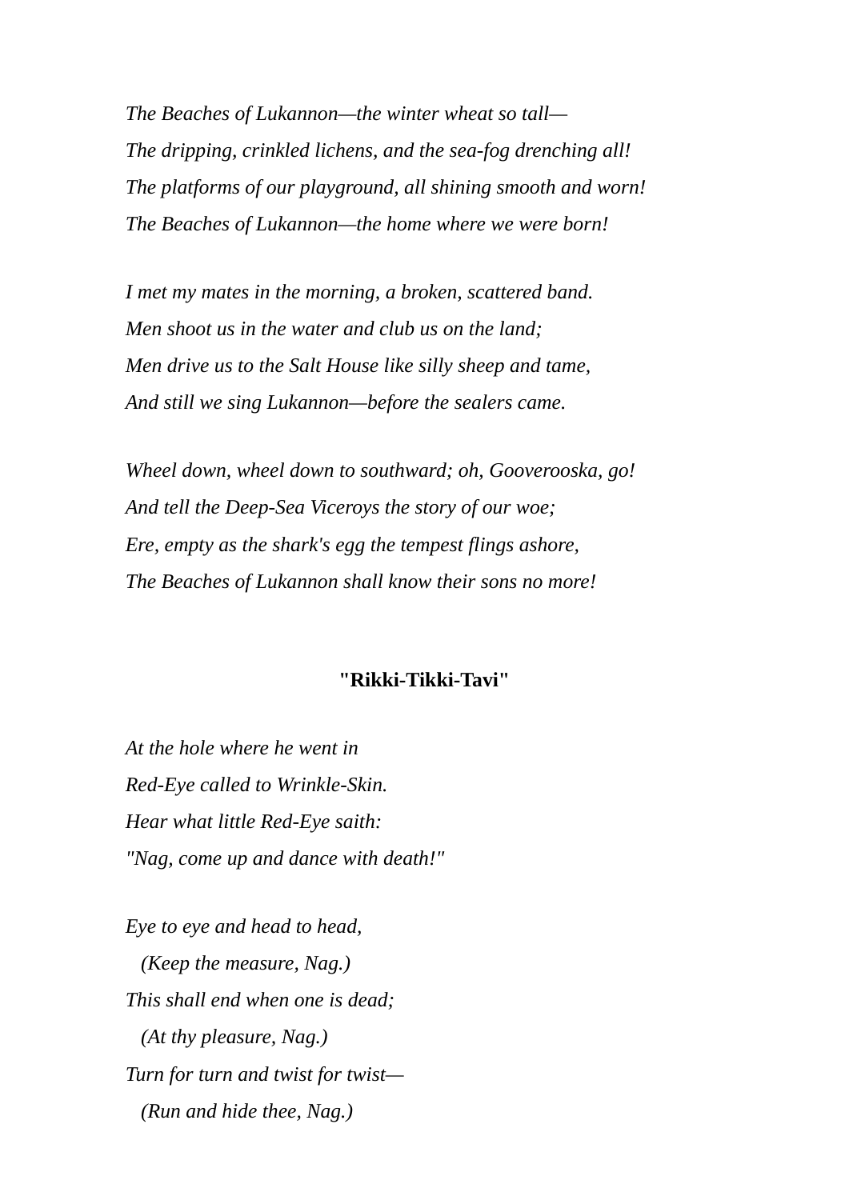*The Beaches of Lukannon—the winter wheat so tall—*
*The dripping, crinkled lichens, and the sea-fog drenching all!*
*The platforms of our playground, all shining smooth and worn!*
*The Beaches of Lukannon—the home where we were born!*

*I met my mates in the morning, a broken, scattered band.*
*Men shoot us in the water and club us on the land;*
*Men drive us to the Salt House like silly sheep and tame,*
*And still we sing Lukannon—before the sealers came.*

*Wheel down, wheel down to southward; oh, Gooverooska, go!*
*And tell the Deep-Sea Viceroys the story of our woe;*
*Ere, empty as the shark's egg the tempest flings ashore,*
*The Beaches of Lukannon shall know their sons no more!*

## "Rikki-Tikki-Tavi"

*At the hole where he went in*
*Red-Eye called to Wrinkle-Skin.*
*Hear what little Red-Eye saith:*
*"Nag, come up and dance with death!"*

*Eye to eye and head to head,*
  *(Keep the measure, Nag.)*
*This shall end when one is dead;*
  *(At thy pleasure, Nag.)*
*Turn for turn and twist for twist—*
  *(Run and hide thee, Nag.)*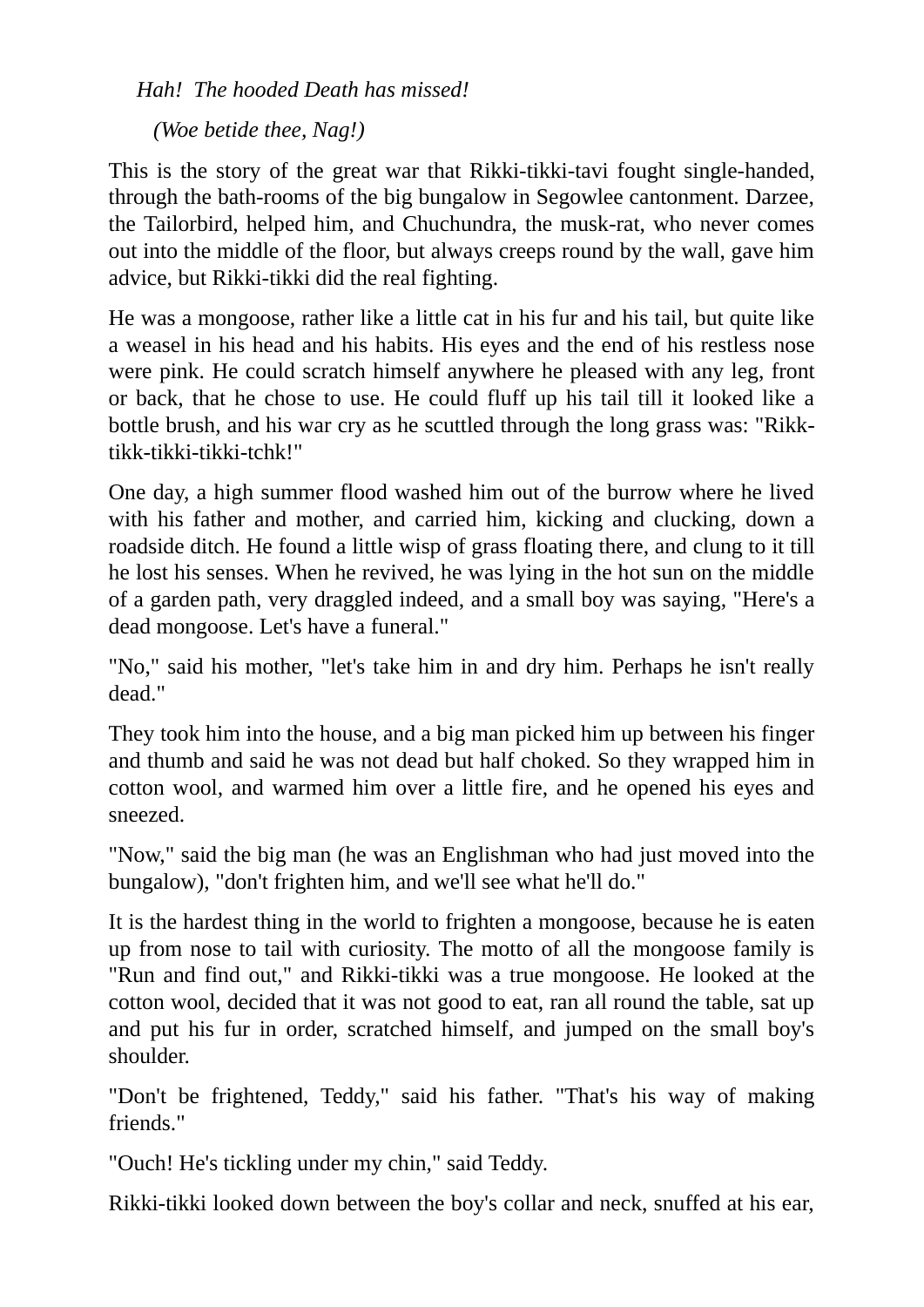*Hah! The hooded Death has missed!*

*(Woe betide thee, Nag!)*

This is the story of the great war that Rikki-tikki-tavi fought single-handed, through the bath-rooms of the big bungalow in Segowlee cantonment. Darzee, the Tailorbird, helped him, and Chuchundra, the musk-rat, who never comes out into the middle of the floor, but always creeps round by the wall, gave him advice, but Rikki-tikki did the real fighting.

He was a mongoose, rather like a little cat in his fur and his tail, but quite like a weasel in his head and his habits. His eyes and the end of his restless nose were pink. He could scratch himself anywhere he pleased with any leg, front or back, that he chose to use. He could fluff up his tail till it looked like a bottle brush, and his war cry as he scuttled through the long grass was: "Rikk-tikk-tikki-tikki-tchk!"

One day, a high summer flood washed him out of the burrow where he lived with his father and mother, and carried him, kicking and clucking, down a roadside ditch. He found a little wisp of grass floating there, and clung to it till he lost his senses. When he revived, he was lying in the hot sun on the middle of a garden path, very draggled indeed, and a small boy was saying, "Here's a dead mongoose. Let's have a funeral."

"No," said his mother, "let's take him in and dry him. Perhaps he isn't really dead."

They took him into the house, and a big man picked him up between his finger and thumb and said he was not dead but half choked. So they wrapped him in cotton wool, and warmed him over a little fire, and he opened his eyes and sneezed.

"Now," said the big man (he was an Englishman who had just moved into the bungalow), "don't frighten him, and we'll see what he'll do."

It is the hardest thing in the world to frighten a mongoose, because he is eaten up from nose to tail with curiosity. The motto of all the mongoose family is "Run and find out," and Rikki-tikki was a true mongoose. He looked at the cotton wool, decided that it was not good to eat, ran all round the table, sat up and put his fur in order, scratched himself, and jumped on the small boy's shoulder.

"Don't be frightened, Teddy," said his father. "That's his way of making friends."

"Ouch! He's tickling under my chin," said Teddy.

Rikki-tikki looked down between the boy's collar and neck, snuffed at his ear,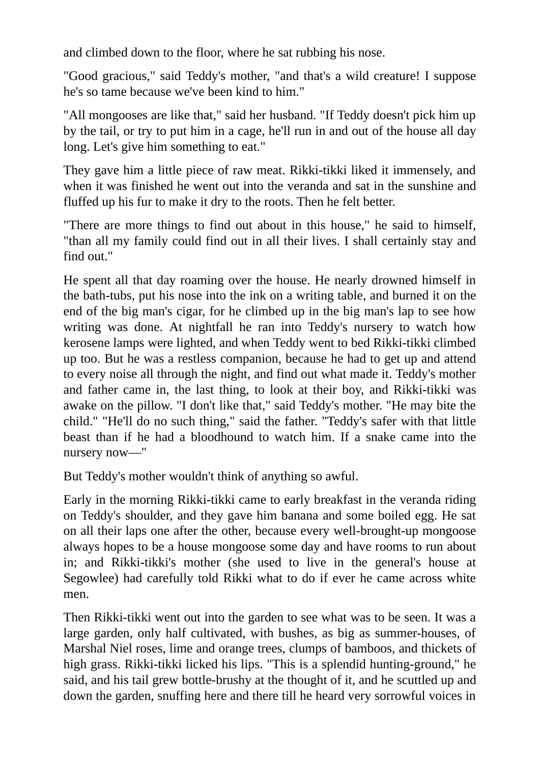and climbed down to the floor, where he sat rubbing his nose.

"Good gracious," said Teddy's mother, "and that's a wild creature! I suppose he's so tame because we've been kind to him."

"All mongooses are like that," said her husband. "If Teddy doesn't pick him up by the tail, or try to put him in a cage, he'll run in and out of the house all day long. Let's give him something to eat."

They gave him a little piece of raw meat. Rikki-tikki liked it immensely, and when it was finished he went out into the veranda and sat in the sunshine and fluffed up his fur to make it dry to the roots. Then he felt better.

"There are more things to find out about in this house," he said to himself, "than all my family could find out in all their lives. I shall certainly stay and find out."

He spent all that day roaming over the house. He nearly drowned himself in the bath-tubs, put his nose into the ink on a writing table, and burned it on the end of the big man's cigar, for he climbed up in the big man's lap to see how writing was done. At nightfall he ran into Teddy's nursery to watch how kerosene lamps were lighted, and when Teddy went to bed Rikki-tikki climbed up too. But he was a restless companion, because he had to get up and attend to every noise all through the night, and find out what made it. Teddy's mother and father came in, the last thing, to look at their boy, and Rikki-tikki was awake on the pillow. "I don't like that," said Teddy's mother. "He may bite the child." "He'll do no such thing," said the father. "Teddy's safer with that little beast than if he had a bloodhound to watch him. If a snake came into the nursery now—"

But Teddy's mother wouldn't think of anything so awful.

Early in the morning Rikki-tikki came to early breakfast in the veranda riding on Teddy's shoulder, and they gave him banana and some boiled egg. He sat on all their laps one after the other, because every well-brought-up mongoose always hopes to be a house mongoose some day and have rooms to run about in; and Rikki-tikki's mother (she used to live in the general's house at Segowlee) had carefully told Rikki what to do if ever he came across white men.

Then Rikki-tikki went out into the garden to see what was to be seen. It was a large garden, only half cultivated, with bushes, as big as summer-houses, of Marshal Niel roses, lime and orange trees, clumps of bamboos, and thickets of high grass. Rikki-tikki licked his lips. "This is a splendid hunting-ground," he said, and his tail grew bottle-brushy at the thought of it, and he scuttled up and down the garden, snuffing here and there till he heard very sorrowful voices in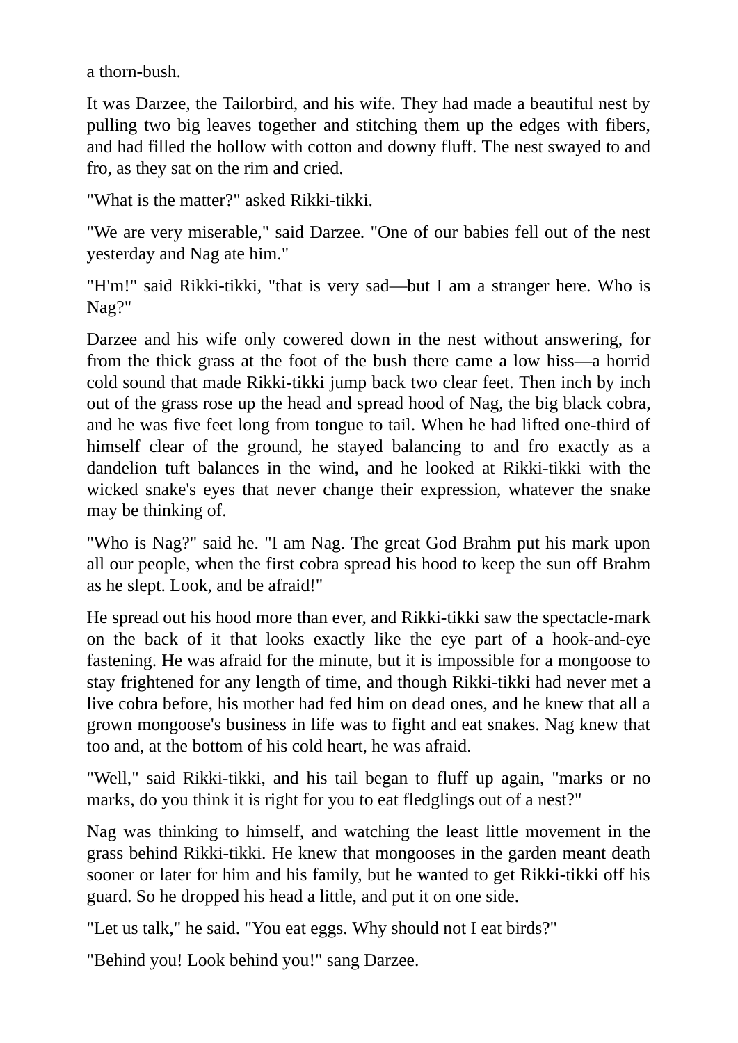a thorn-bush.

It was Darzee, the Tailorbird, and his wife. They had made a beautiful nest by pulling two big leaves together and stitching them up the edges with fibers, and had filled the hollow with cotton and downy fluff. The nest swayed to and fro, as they sat on the rim and cried.

"What is the matter?" asked Rikki-tikki.

"We are very miserable," said Darzee. "One of our babies fell out of the nest yesterday and Nag ate him."

"H'm!" said Rikki-tikki, "that is very sad—but I am a stranger here. Who is Nag?"

Darzee and his wife only cowered down in the nest without answering, for from the thick grass at the foot of the bush there came a low hiss—a horrid cold sound that made Rikki-tikki jump back two clear feet. Then inch by inch out of the grass rose up the head and spread hood of Nag, the big black cobra, and he was five feet long from tongue to tail. When he had lifted one-third of himself clear of the ground, he stayed balancing to and fro exactly as a dandelion tuft balances in the wind, and he looked at Rikki-tikki with the wicked snake's eyes that never change their expression, whatever the snake may be thinking of.

"Who is Nag?" said he. "I am Nag. The great God Brahm put his mark upon all our people, when the first cobra spread his hood to keep the sun off Brahm as he slept. Look, and be afraid!"

He spread out his hood more than ever, and Rikki-tikki saw the spectacle-mark on the back of it that looks exactly like the eye part of a hook-and-eye fastening. He was afraid for the minute, but it is impossible for a mongoose to stay frightened for any length of time, and though Rikki-tikki had never met a live cobra before, his mother had fed him on dead ones, and he knew that all a grown mongoose's business in life was to fight and eat snakes. Nag knew that too and, at the bottom of his cold heart, he was afraid.

"Well," said Rikki-tikki, and his tail began to fluff up again, "marks or no marks, do you think it is right for you to eat fledglings out of a nest?"

Nag was thinking to himself, and watching the least little movement in the grass behind Rikki-tikki. He knew that mongooses in the garden meant death sooner or later for him and his family, but he wanted to get Rikki-tikki off his guard. So he dropped his head a little, and put it on one side.

"Let us talk," he said. "You eat eggs. Why should not I eat birds?"

"Behind you! Look behind you!" sang Darzee.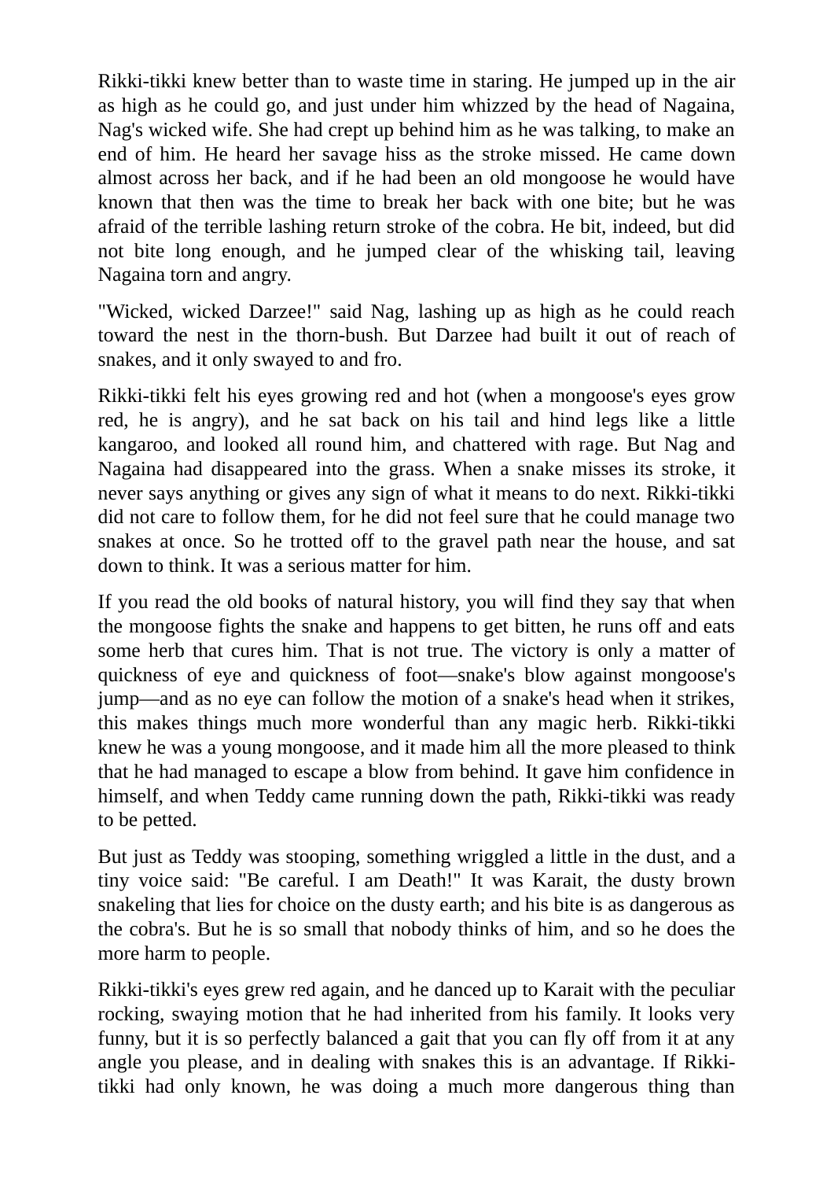Rikki-tikki knew better than to waste time in staring. He jumped up in the air as high as he could go, and just under him whizzed by the head of Nagaina, Nag's wicked wife. She had crept up behind him as he was talking, to make an end of him. He heard her savage hiss as the stroke missed. He came down almost across her back, and if he had been an old mongoose he would have known that then was the time to break her back with one bite; but he was afraid of the terrible lashing return stroke of the cobra. He bit, indeed, but did not bite long enough, and he jumped clear of the whisking tail, leaving Nagaina torn and angry.

"Wicked, wicked Darzee!" said Nag, lashing up as high as he could reach toward the nest in the thorn-bush. But Darzee had built it out of reach of snakes, and it only swayed to and fro.

Rikki-tikki felt his eyes growing red and hot (when a mongoose's eyes grow red, he is angry), and he sat back on his tail and hind legs like a little kangaroo, and looked all round him, and chattered with rage. But Nag and Nagaina had disappeared into the grass. When a snake misses its stroke, it never says anything or gives any sign of what it means to do next. Rikki-tikki did not care to follow them, for he did not feel sure that he could manage two snakes at once. So he trotted off to the gravel path near the house, and sat down to think. It was a serious matter for him.

If you read the old books of natural history, you will find they say that when the mongoose fights the snake and happens to get bitten, he runs off and eats some herb that cures him. That is not true. The victory is only a matter of quickness of eye and quickness of foot—snake's blow against mongoose's jump—and as no eye can follow the motion of a snake's head when it strikes, this makes things much more wonderful than any magic herb. Rikki-tikki knew he was a young mongoose, and it made him all the more pleased to think that he had managed to escape a blow from behind. It gave him confidence in himself, and when Teddy came running down the path, Rikki-tikki was ready to be petted.

But just as Teddy was stooping, something wriggled a little in the dust, and a tiny voice said: "Be careful. I am Death!" It was Karait, the dusty brown snakeling that lies for choice on the dusty earth; and his bite is as dangerous as the cobra's. But he is so small that nobody thinks of him, and so he does the more harm to people.

Rikki-tikki's eyes grew red again, and he danced up to Karait with the peculiar rocking, swaying motion that he had inherited from his family. It looks very funny, but it is so perfectly balanced a gait that you can fly off from it at any angle you please, and in dealing with snakes this is an advantage. If Rikki-tikki had only known, he was doing a much more dangerous thing than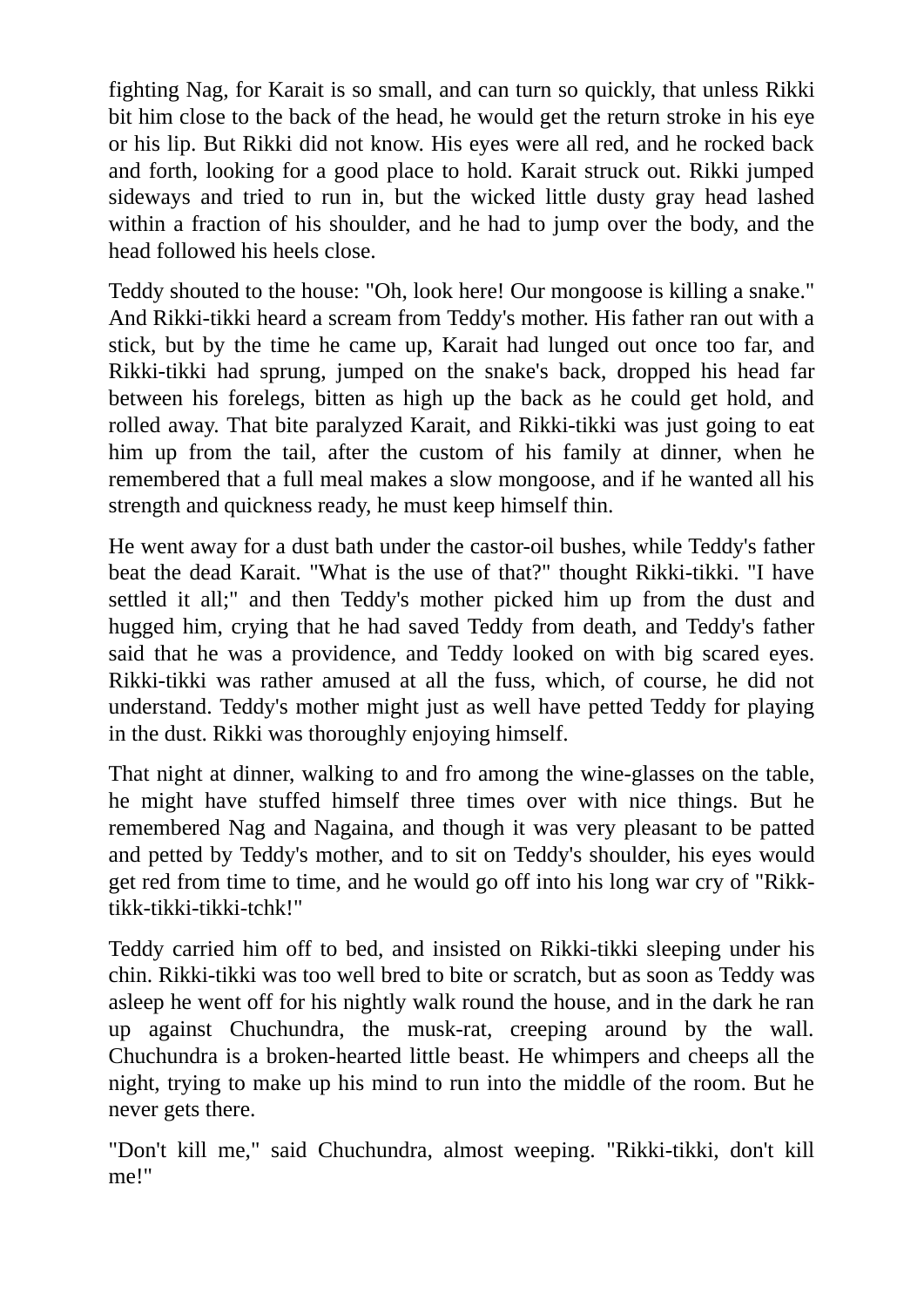fighting Nag, for Karait is so small, and can turn so quickly, that unless Rikki bit him close to the back of the head, he would get the return stroke in his eye or his lip. But Rikki did not know. His eyes were all red, and he rocked back and forth, looking for a good place to hold. Karait struck out. Rikki jumped sideways and tried to run in, but the wicked little dusty gray head lashed within a fraction of his shoulder, and he had to jump over the body, and the head followed his heels close.

Teddy shouted to the house: "Oh, look here! Our mongoose is killing a snake." And Rikki-tikki heard a scream from Teddy's mother. His father ran out with a stick, but by the time he came up, Karait had lunged out once too far, and Rikki-tikki had sprung, jumped on the snake's back, dropped his head far between his forelegs, bitten as high up the back as he could get hold, and rolled away. That bite paralyzed Karait, and Rikki-tikki was just going to eat him up from the tail, after the custom of his family at dinner, when he remembered that a full meal makes a slow mongoose, and if he wanted all his strength and quickness ready, he must keep himself thin.

He went away for a dust bath under the castor-oil bushes, while Teddy's father beat the dead Karait. "What is the use of that?" thought Rikki-tikki. "I have settled it all;" and then Teddy's mother picked him up from the dust and hugged him, crying that he had saved Teddy from death, and Teddy's father said that he was a providence, and Teddy looked on with big scared eyes. Rikki-tikki was rather amused at all the fuss, which, of course, he did not understand. Teddy's mother might just as well have petted Teddy for playing in the dust. Rikki was thoroughly enjoying himself.

That night at dinner, walking to and fro among the wine-glasses on the table, he might have stuffed himself three times over with nice things. But he remembered Nag and Nagaina, and though it was very pleasant to be patted and petted by Teddy's mother, and to sit on Teddy's shoulder, his eyes would get red from time to time, and he would go off into his long war cry of "Rikk-tikk-tikki-tikki-tchk!"

Teddy carried him off to bed, and insisted on Rikki-tikki sleeping under his chin. Rikki-tikki was too well bred to bite or scratch, but as soon as Teddy was asleep he went off for his nightly walk round the house, and in the dark he ran up against Chuchundra, the musk-rat, creeping around by the wall. Chuchundra is a broken-hearted little beast. He whimpers and cheeps all the night, trying to make up his mind to run into the middle of the room. But he never gets there.

"Don't kill me," said Chuchundra, almost weeping. "Rikki-tikki, don't kill me!"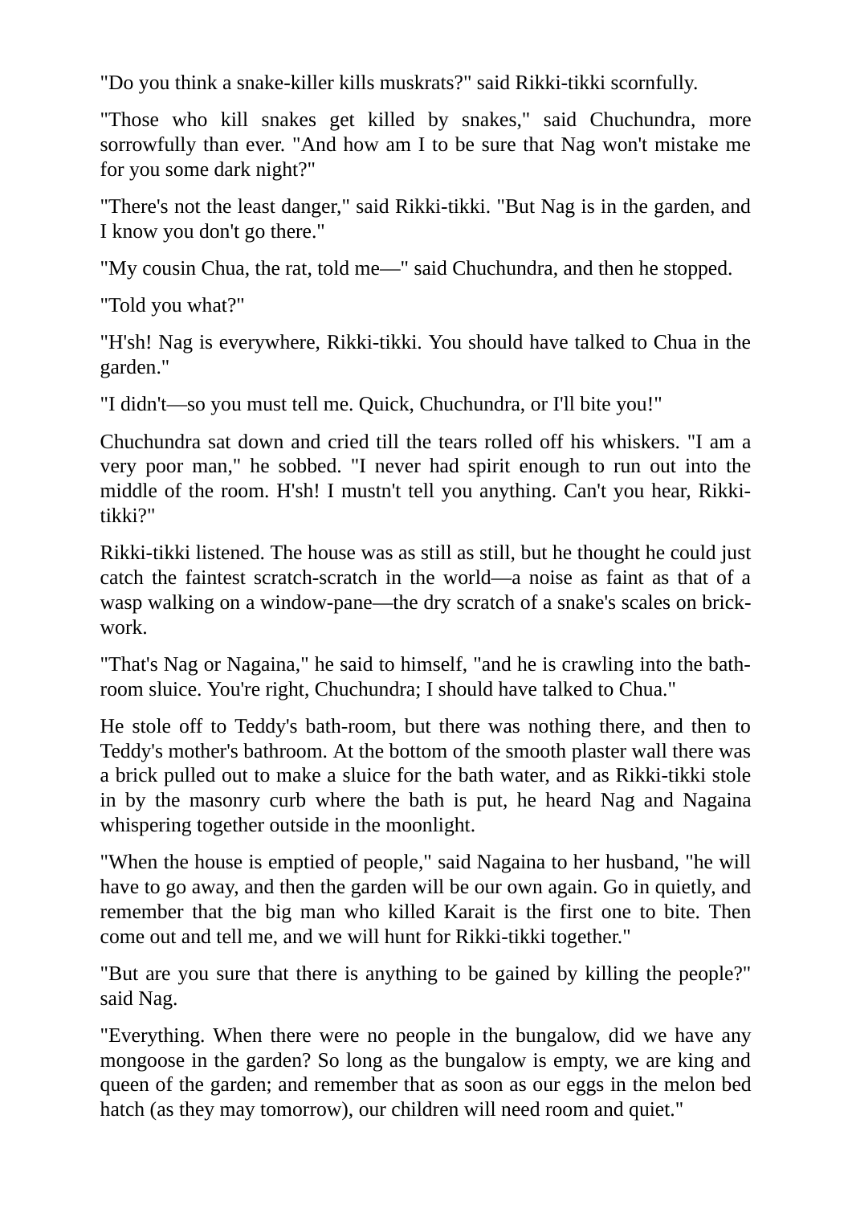"Do you think a snake-killer kills muskrats?" said Rikki-tikki scornfully.

"Those who kill snakes get killed by snakes," said Chuchundra, more sorrowfully than ever. "And how am I to be sure that Nag won't mistake me for you some dark night?"

"There's not the least danger," said Rikki-tikki. "But Nag is in the garden, and I know you don't go there."

"My cousin Chua, the rat, told me—" said Chuchundra, and then he stopped.

"Told you what?"

"H'sh! Nag is everywhere, Rikki-tikki. You should have talked to Chua in the garden."

"I didn't—so you must tell me. Quick, Chuchundra, or I'll bite you!"

Chuchundra sat down and cried till the tears rolled off his whiskers. "I am a very poor man," he sobbed. "I never had spirit enough to run out into the middle of the room. H'sh! I mustn't tell you anything. Can't you hear, Rikki-tikki?"

Rikki-tikki listened. The house was as still as still, but he thought he could just catch the faintest scratch-scratch in the world—a noise as faint as that of a wasp walking on a window-pane—the dry scratch of a snake's scales on brick-work.

"That's Nag or Nagaina," he said to himself, "and he is crawling into the bath-room sluice. You're right, Chuchundra; I should have talked to Chua."

He stole off to Teddy's bath-room, but there was nothing there, and then to Teddy's mother's bathroom. At the bottom of the smooth plaster wall there was a brick pulled out to make a sluice for the bath water, and as Rikki-tikki stole in by the masonry curb where the bath is put, he heard Nag and Nagaina whispering together outside in the moonlight.

"When the house is emptied of people," said Nagaina to her husband, "he will have to go away, and then the garden will be our own again. Go in quietly, and remember that the big man who killed Karait is the first one to bite. Then come out and tell me, and we will hunt for Rikki-tikki together."

"But are you sure that there is anything to be gained by killing the people?" said Nag.

"Everything. When there were no people in the bungalow, did we have any mongoose in the garden? So long as the bungalow is empty, we are king and queen of the garden; and remember that as soon as our eggs in the melon bed hatch (as they may tomorrow), our children will need room and quiet."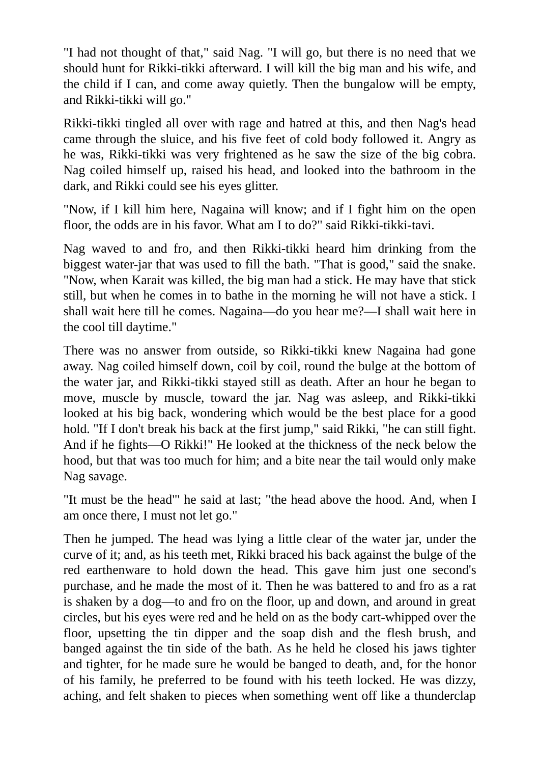"I had not thought of that," said Nag. "I will go, but there is no need that we should hunt for Rikki-tikki afterward. I will kill the big man and his wife, and the child if I can, and come away quietly. Then the bungalow will be empty, and Rikki-tikki will go."

Rikki-tikki tingled all over with rage and hatred at this, and then Nag's head came through the sluice, and his five feet of cold body followed it. Angry as he was, Rikki-tikki was very frightened as he saw the size of the big cobra. Nag coiled himself up, raised his head, and looked into the bathroom in the dark, and Rikki could see his eyes glitter.

"Now, if I kill him here, Nagaina will know; and if I fight him on the open floor, the odds are in his favor. What am I to do?" said Rikki-tikki-tavi.

Nag waved to and fro, and then Rikki-tikki heard him drinking from the biggest water-jar that was used to fill the bath. "That is good," said the snake. "Now, when Karait was killed, the big man had a stick. He may have that stick still, but when he comes in to bathe in the morning he will not have a stick. I shall wait here till he comes. Nagaina—do you hear me?—I shall wait here in the cool till daytime."

There was no answer from outside, so Rikki-tikki knew Nagaina had gone away. Nag coiled himself down, coil by coil, round the bulge at the bottom of the water jar, and Rikki-tikki stayed still as death. After an hour he began to move, muscle by muscle, toward the jar. Nag was asleep, and Rikki-tikki looked at his big back, wondering which would be the best place for a good hold. "If I don't break his back at the first jump," said Rikki, "he can still fight. And if he fights—O Rikki!" He looked at the thickness of the neck below the hood, but that was too much for him; and a bite near the tail would only make Nag savage.

"It must be the head"' he said at last; "the head above the hood. And, when I am once there, I must not let go."

Then he jumped. The head was lying a little clear of the water jar, under the curve of it; and, as his teeth met, Rikki braced his back against the bulge of the red earthenware to hold down the head. This gave him just one second's purchase, and he made the most of it. Then he was battered to and fro as a rat is shaken by a dog—to and fro on the floor, up and down, and around in great circles, but his eyes were red and he held on as the body cart-whipped over the floor, upsetting the tin dipper and the soap dish and the flesh brush, and banged against the tin side of the bath. As he held he closed his jaws tighter and tighter, for he made sure he would be banged to death, and, for the honor of his family, he preferred to be found with his teeth locked. He was dizzy, aching, and felt shaken to pieces when something went off like a thunderclap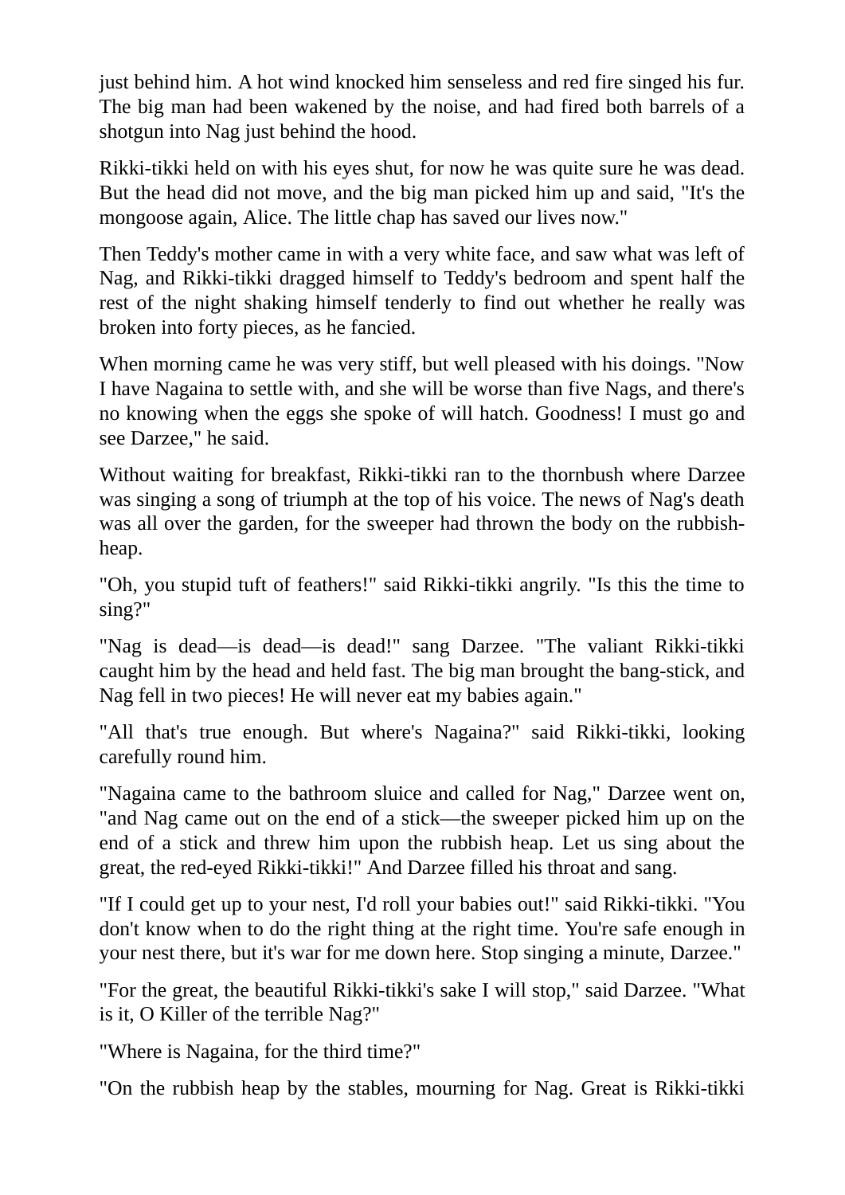just behind him. A hot wind knocked him senseless and red fire singed his fur. The big man had been wakened by the noise, and had fired both barrels of a shotgun into Nag just behind the hood.

Rikki-tikki held on with his eyes shut, for now he was quite sure he was dead. But the head did not move, and the big man picked him up and said, "It's the mongoose again, Alice. The little chap has saved our lives now."

Then Teddy's mother came in with a very white face, and saw what was left of Nag, and Rikki-tikki dragged himself to Teddy's bedroom and spent half the rest of the night shaking himself tenderly to find out whether he really was broken into forty pieces, as he fancied.

When morning came he was very stiff, but well pleased with his doings. "Now I have Nagaina to settle with, and she will be worse than five Nags, and there's no knowing when the eggs she spoke of will hatch. Goodness! I must go and see Darzee," he said.

Without waiting for breakfast, Rikki-tikki ran to the thornbush where Darzee was singing a song of triumph at the top of his voice. The news of Nag's death was all over the garden, for the sweeper had thrown the body on the rubbish-heap.

"Oh, you stupid tuft of feathers!" said Rikki-tikki angrily. "Is this the time to sing?"

"Nag is dead—is dead—is dead!" sang Darzee. "The valiant Rikki-tikki caught him by the head and held fast. The big man brought the bang-stick, and Nag fell in two pieces! He will never eat my babies again."

"All that's true enough. But where's Nagaina?" said Rikki-tikki, looking carefully round him.

"Nagaina came to the bathroom sluice and called for Nag," Darzee went on, "and Nag came out on the end of a stick—the sweeper picked him up on the end of a stick and threw him upon the rubbish heap. Let us sing about the great, the red-eyed Rikki-tikki!" And Darzee filled his throat and sang.

"If I could get up to your nest, I'd roll your babies out!" said Rikki-tikki. "You don't know when to do the right thing at the right time. You're safe enough in your nest there, but it's war for me down here. Stop singing a minute, Darzee."

"For the great, the beautiful Rikki-tikki's sake I will stop," said Darzee. "What is it, O Killer of the terrible Nag?"

"Where is Nagaina, for the third time?"

"On the rubbish heap by the stables, mourning for Nag. Great is Rikki-tikki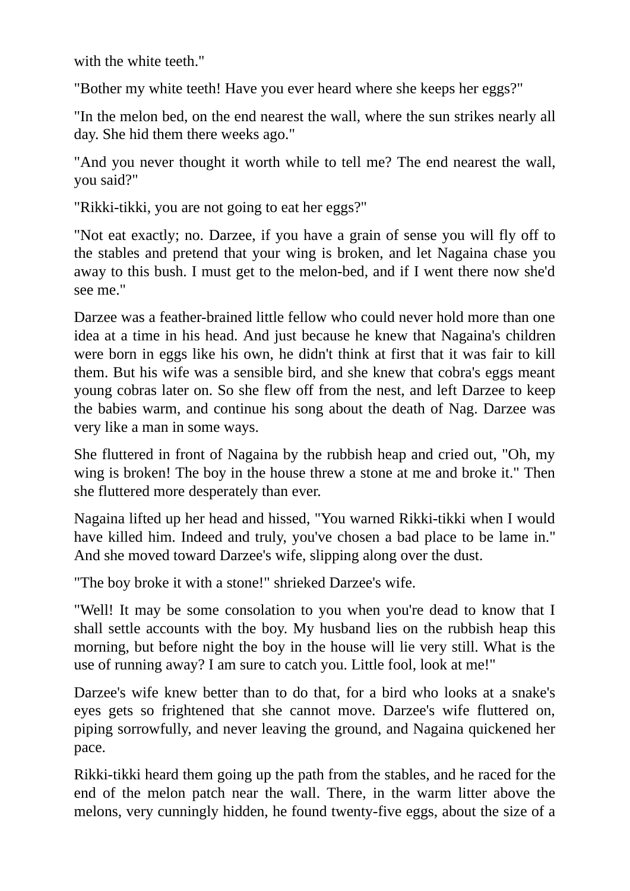with the white teeth."

"Bother my white teeth! Have you ever heard where she keeps her eggs?"

"In the melon bed, on the end nearest the wall, where the sun strikes nearly all day. She hid them there weeks ago."

"And you never thought it worth while to tell me? The end nearest the wall, you said?"

"Rikki-tikki, you are not going to eat her eggs?"

"Not eat exactly; no. Darzee, if you have a grain of sense you will fly off to the stables and pretend that your wing is broken, and let Nagaina chase you away to this bush. I must get to the melon-bed, and if I went there now she'd see me."

Darzee was a feather-brained little fellow who could never hold more than one idea at a time in his head. And just because he knew that Nagaina's children were born in eggs like his own, he didn't think at first that it was fair to kill them. But his wife was a sensible bird, and she knew that cobra's eggs meant young cobras later on. So she flew off from the nest, and left Darzee to keep the babies warm, and continue his song about the death of Nag. Darzee was very like a man in some ways.

She fluttered in front of Nagaina by the rubbish heap and cried out, "Oh, my wing is broken! The boy in the house threw a stone at me and broke it." Then she fluttered more desperately than ever.

Nagaina lifted up her head and hissed, "You warned Rikki-tikki when I would have killed him. Indeed and truly, you've chosen a bad place to be lame in." And she moved toward Darzee's wife, slipping along over the dust.

"The boy broke it with a stone!" shrieked Darzee's wife.

"Well! It may be some consolation to you when you're dead to know that I shall settle accounts with the boy. My husband lies on the rubbish heap this morning, but before night the boy in the house will lie very still. What is the use of running away? I am sure to catch you. Little fool, look at me!"

Darzee's wife knew better than to do that, for a bird who looks at a snake's eyes gets so frightened that she cannot move. Darzee's wife fluttered on, piping sorrowfully, and never leaving the ground, and Nagaina quickened her pace.

Rikki-tikki heard them going up the path from the stables, and he raced for the end of the melon patch near the wall. There, in the warm litter above the melons, very cunningly hidden, he found twenty-five eggs, about the size of a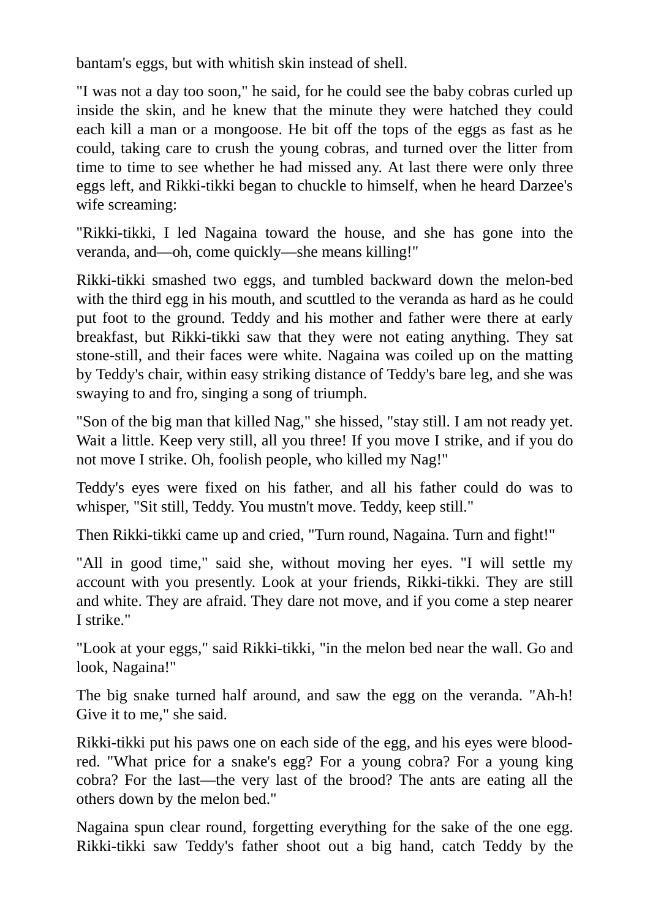bantam's eggs, but with whitish skin instead of shell.

"I was not a day too soon," he said, for he could see the baby cobras curled up inside the skin, and he knew that the minute they were hatched they could each kill a man or a mongoose. He bit off the tops of the eggs as fast as he could, taking care to crush the young cobras, and turned over the litter from time to time to see whether he had missed any. At last there were only three eggs left, and Rikki-tikki began to chuckle to himself, when he heard Darzee's wife screaming:

"Rikki-tikki, I led Nagaina toward the house, and she has gone into the veranda, and—oh, come quickly—she means killing!"

Rikki-tikki smashed two eggs, and tumbled backward down the melon-bed with the third egg in his mouth, and scuttled to the veranda as hard as he could put foot to the ground. Teddy and his mother and father were there at early breakfast, but Rikki-tikki saw that they were not eating anything. They sat stone-still, and their faces were white. Nagaina was coiled up on the matting by Teddy's chair, within easy striking distance of Teddy's bare leg, and she was swaying to and fro, singing a song of triumph.

"Son of the big man that killed Nag," she hissed, "stay still. I am not ready yet. Wait a little. Keep very still, all you three! If you move I strike, and if you do not move I strike. Oh, foolish people, who killed my Nag!"

Teddy's eyes were fixed on his father, and all his father could do was to whisper, "Sit still, Teddy. You mustn't move. Teddy, keep still."

Then Rikki-tikki came up and cried, "Turn round, Nagaina. Turn and fight!"

"All in good time," said she, without moving her eyes. "I will settle my account with you presently. Look at your friends, Rikki-tikki. They are still and white. They are afraid. They dare not move, and if you come a step nearer I strike."

"Look at your eggs," said Rikki-tikki, "in the melon bed near the wall. Go and look, Nagaina!"

The big snake turned half around, and saw the egg on the veranda. "Ah-h! Give it to me," she said.

Rikki-tikki put his paws one on each side of the egg, and his eyes were blood-red. "What price for a snake's egg? For a young cobra? For a young king cobra? For the last—the very last of the brood? The ants are eating all the others down by the melon bed."

Nagaina spun clear round, forgetting everything for the sake of the one egg. Rikki-tikki saw Teddy's father shoot out a big hand, catch Teddy by the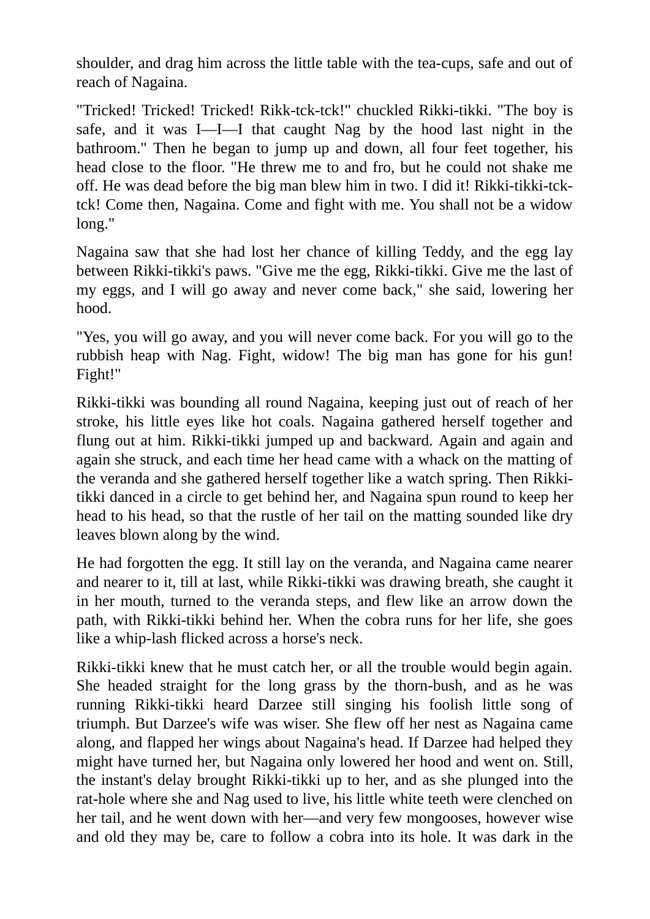shoulder, and drag him across the little table with the tea-cups, safe and out of reach of Nagaina.

"Tricked! Tricked! Tricked! Rikk-tck-tck!" chuckled Rikki-tikki. "The boy is safe, and it was I—I—I that caught Nag by the hood last night in the bathroom." Then he began to jump up and down, all four feet together, his head close to the floor. "He threw me to and fro, but he could not shake me off. He was dead before the big man blew him in two. I did it! Rikki-tikki-tck-tck! Come then, Nagaina. Come and fight with me. You shall not be a widow long."

Nagaina saw that she had lost her chance of killing Teddy, and the egg lay between Rikki-tikki's paws. "Give me the egg, Rikki-tikki. Give me the last of my eggs, and I will go away and never come back," she said, lowering her hood.

"Yes, you will go away, and you will never come back. For you will go to the rubbish heap with Nag. Fight, widow! The big man has gone for his gun! Fight!"

Rikki-tikki was bounding all round Nagaina, keeping just out of reach of her stroke, his little eyes like hot coals. Nagaina gathered herself together and flung out at him. Rikki-tikki jumped up and backward. Again and again and again she struck, and each time her head came with a whack on the matting of the veranda and she gathered herself together like a watch spring. Then Rikki-tikki danced in a circle to get behind her, and Nagaina spun round to keep her head to his head, so that the rustle of her tail on the matting sounded like dry leaves blown along by the wind.

He had forgotten the egg. It still lay on the veranda, and Nagaina came nearer and nearer to it, till at last, while Rikki-tikki was drawing breath, she caught it in her mouth, turned to the veranda steps, and flew like an arrow down the path, with Rikki-tikki behind her. When the cobra runs for her life, she goes like a whip-lash flicked across a horse's neck.

Rikki-tikki knew that he must catch her, or all the trouble would begin again. She headed straight for the long grass by the thorn-bush, and as he was running Rikki-tikki heard Darzee still singing his foolish little song of triumph. But Darzee's wife was wiser. She flew off her nest as Nagaina came along, and flapped her wings about Nagaina's head. If Darzee had helped they might have turned her, but Nagaina only lowered her hood and went on. Still, the instant's delay brought Rikki-tikki up to her, and as she plunged into the rat-hole where she and Nag used to live, his little white teeth were clenched on her tail, and he went down with her—and very few mongooses, however wise and old they may be, care to follow a cobra into its hole. It was dark in the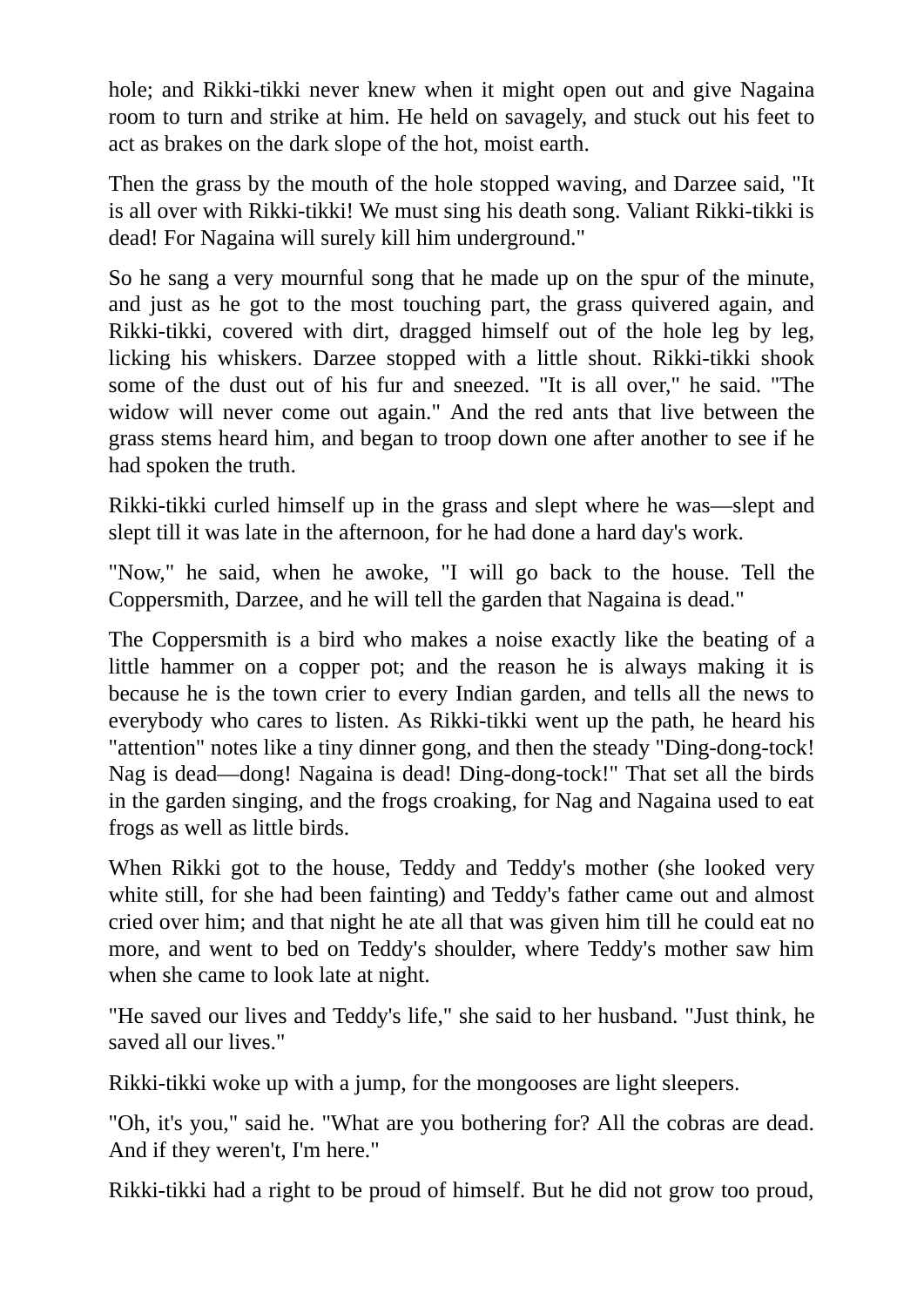hole; and Rikki-tikki never knew when it might open out and give Nagaina room to turn and strike at him. He held on savagely, and stuck out his feet to act as brakes on the dark slope of the hot, moist earth.

Then the grass by the mouth of the hole stopped waving, and Darzee said, "It is all over with Rikki-tikki! We must sing his death song. Valiant Rikki-tikki is dead! For Nagaina will surely kill him underground."

So he sang a very mournful song that he made up on the spur of the minute, and just as he got to the most touching part, the grass quivered again, and Rikki-tikki, covered with dirt, dragged himself out of the hole leg by leg, licking his whiskers. Darzee stopped with a little shout. Rikki-tikki shook some of the dust out of his fur and sneezed. "It is all over," he said. "The widow will never come out again." And the red ants that live between the grass stems heard him, and began to troop down one after another to see if he had spoken the truth.

Rikki-tikki curled himself up in the grass and slept where he was—slept and slept till it was late in the afternoon, for he had done a hard day's work.

"Now," he said, when he awoke, "I will go back to the house. Tell the Coppersmith, Darzee, and he will tell the garden that Nagaina is dead."

The Coppersmith is a bird who makes a noise exactly like the beating of a little hammer on a copper pot; and the reason he is always making it is because he is the town crier to every Indian garden, and tells all the news to everybody who cares to listen. As Rikki-tikki went up the path, he heard his "attention" notes like a tiny dinner gong, and then the steady "Ding-dong-tock! Nag is dead—dong! Nagaina is dead! Ding-dong-tock!" That set all the birds in the garden singing, and the frogs croaking, for Nag and Nagaina used to eat frogs as well as little birds.

When Rikki got to the house, Teddy and Teddy's mother (she looked very white still, for she had been fainting) and Teddy's father came out and almost cried over him; and that night he ate all that was given him till he could eat no more, and went to bed on Teddy's shoulder, where Teddy's mother saw him when she came to look late at night.

"He saved our lives and Teddy's life," she said to her husband. "Just think, he saved all our lives."

Rikki-tikki woke up with a jump, for the mongooses are light sleepers.

"Oh, it's you," said he. "What are you bothering for? All the cobras are dead. And if they weren't, I'm here."

Rikki-tikki had a right to be proud of himself. But he did not grow too proud,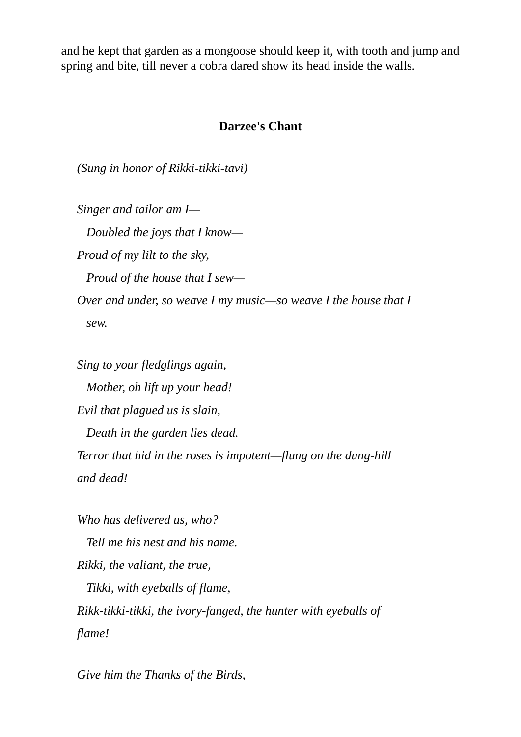and he kept that garden as a mongoose should keep it, with tooth and jump and spring and bite, till never a cobra dared show its head inside the walls.

### Darzee's Chant

*(Sung in honor of Rikki-tikki-tavi)*

*Singer and tailor am I—*  
  *Doubled the joys that I know—*  
*Proud of my lilt to the sky,*  
  *Proud of the house that I sew—*  
*Over and under, so weave I my music—so weave I the house that I sew.*

*Sing to your fledglings again,*  
  *Mother, oh lift up your head!*  
*Evil that plagued us is slain,*  
  *Death in the garden lies dead.*  
*Terror that hid in the roses is impotent—flung on the dung-hill and dead!*

*Who has delivered us, who?*  
  *Tell me his nest and his name.*  
*Rikki, the valiant, the true,*  
  *Tikki, with eyeballs of flame,*  
*Rikk-tikki-tikki, the ivory-fanged, the hunter with eyeballs of flame!*

*Give him the Thanks of the Birds,*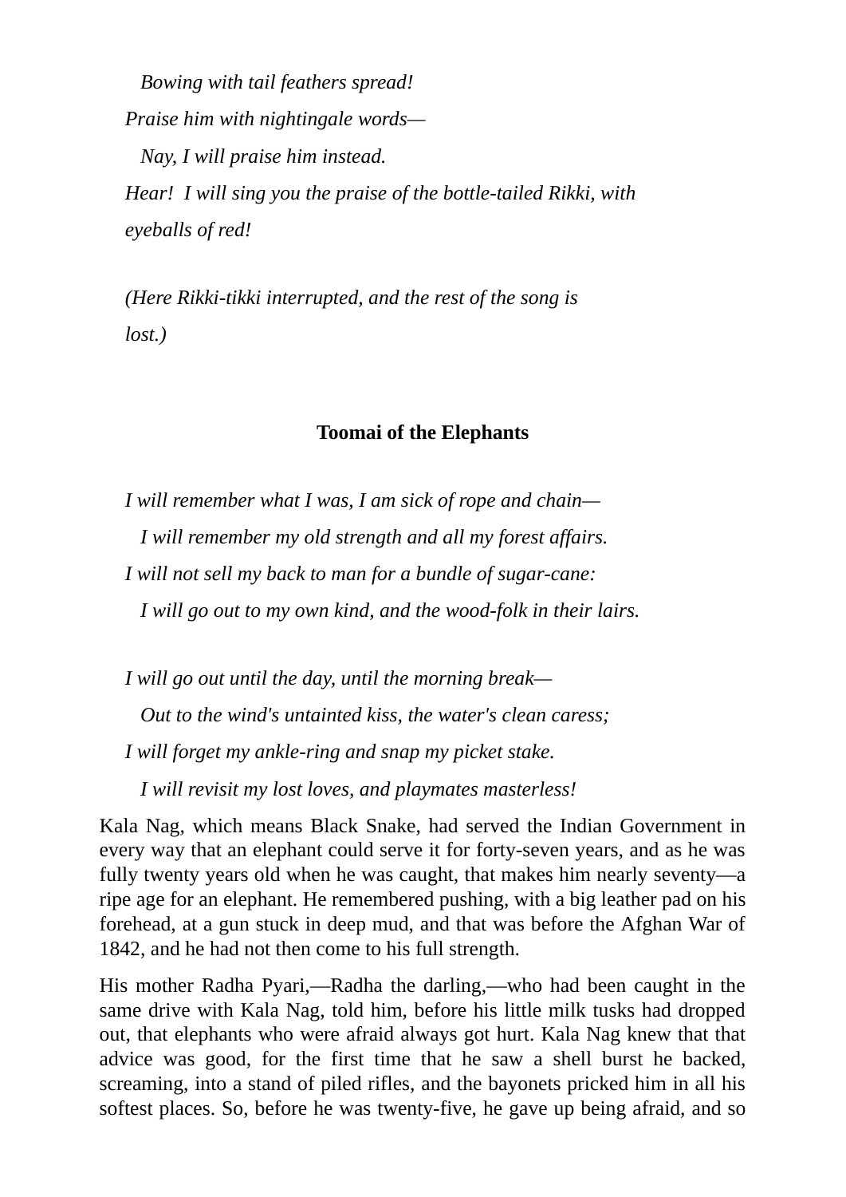*Bowing with tail feathers spread!*

*Praise him with nightingale words—*

*Nay, I will praise him instead.*

*Hear! I will sing you the praise of the bottle-tailed Rikki, with eyeballs of red!*

*(Here Rikki-tikki interrupted, and the rest of the song is lost.)*

## Toomai of the Elephants

*I will remember what I was, I am sick of rope and chain—*

*I will remember my old strength and all my forest affairs.*

*I will not sell my back to man for a bundle of sugar-cane:*

*I will go out to my own kind, and the wood-folk in their lairs.*

*I will go out until the day, until the morning break—*

*Out to the wind's untainted kiss, the water's clean caress;*

*I will forget my ankle-ring and snap my picket stake.*

*I will revisit my lost loves, and playmates masterless!*

Kala Nag, which means Black Snake, had served the Indian Government in every way that an elephant could serve it for forty-seven years, and as he was fully twenty years old when he was caught, that makes him nearly seventy—a ripe age for an elephant. He remembered pushing, with a big leather pad on his forehead, at a gun stuck in deep mud, and that was before the Afghan War of 1842, and he had not then come to his full strength.

His mother Radha Pyari,—Radha the darling,—who had been caught in the same drive with Kala Nag, told him, before his little milk tusks had dropped out, that elephants who were afraid always got hurt. Kala Nag knew that that advice was good, for the first time that he saw a shell burst he backed, screaming, into a stand of piled rifles, and the bayonets pricked him in all his softest places. So, before he was twenty-five, he gave up being afraid, and so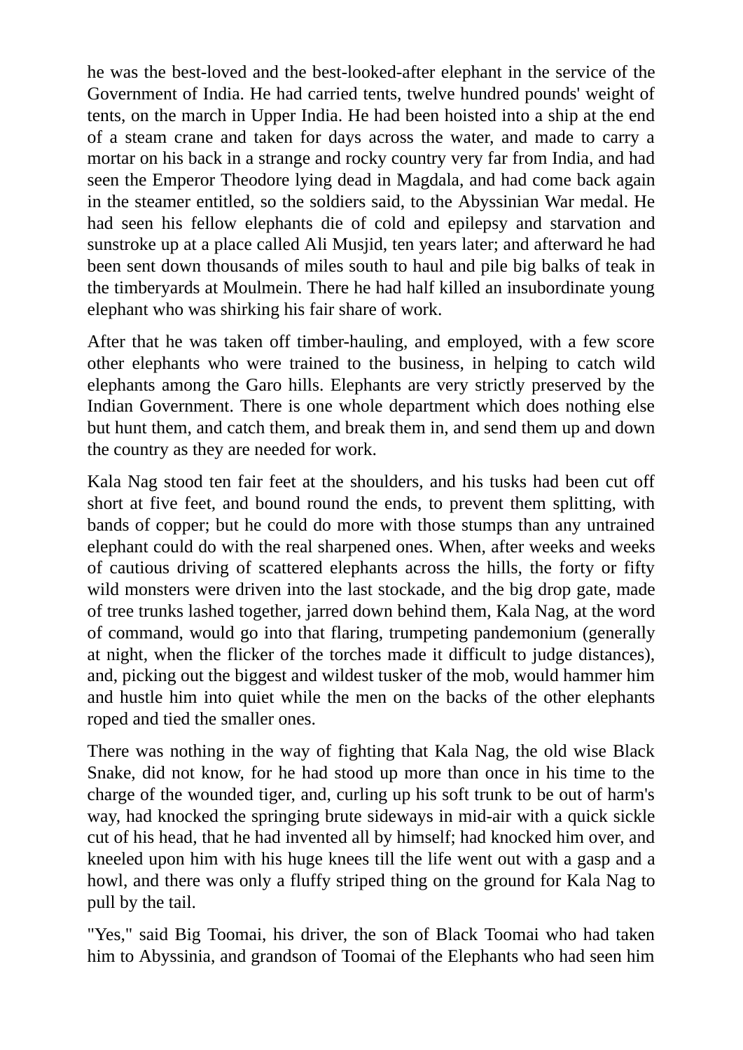he was the best-loved and the best-looked-after elephant in the service of the Government of India. He had carried tents, twelve hundred pounds' weight of tents, on the march in Upper India. He had been hoisted into a ship at the end of a steam crane and taken for days across the water, and made to carry a mortar on his back in a strange and rocky country very far from India, and had seen the Emperor Theodore lying dead in Magdala, and had come back again in the steamer entitled, so the soldiers said, to the Abyssinian War medal. He had seen his fellow elephants die of cold and epilepsy and starvation and sunstroke up at a place called Ali Musjid, ten years later; and afterward he had been sent down thousands of miles south to haul and pile big balks of teak in the timberyards at Moulmein. There he had half killed an insubordinate young elephant who was shirking his fair share of work.

After that he was taken off timber-hauling, and employed, with a few score other elephants who were trained to the business, in helping to catch wild elephants among the Garo hills. Elephants are very strictly preserved by the Indian Government. There is one whole department which does nothing else but hunt them, and catch them, and break them in, and send them up and down the country as they are needed for work.

Kala Nag stood ten fair feet at the shoulders, and his tusks had been cut off short at five feet, and bound round the ends, to prevent them splitting, with bands of copper; but he could do more with those stumps than any untrained elephant could do with the real sharpened ones. When, after weeks and weeks of cautious driving of scattered elephants across the hills, the forty or fifty wild monsters were driven into the last stockade, and the big drop gate, made of tree trunks lashed together, jarred down behind them, Kala Nag, at the word of command, would go into that flaring, trumpeting pandemonium (generally at night, when the flicker of the torches made it difficult to judge distances), and, picking out the biggest and wildest tusker of the mob, would hammer him and hustle him into quiet while the men on the backs of the other elephants roped and tied the smaller ones.

There was nothing in the way of fighting that Kala Nag, the old wise Black Snake, did not know, for he had stood up more than once in his time to the charge of the wounded tiger, and, curling up his soft trunk to be out of harm's way, had knocked the springing brute sideways in mid-air with a quick sickle cut of his head, that he had invented all by himself; had knocked him over, and kneeled upon him with his huge knees till the life went out with a gasp and a howl, and there was only a fluffy striped thing on the ground for Kala Nag to pull by the tail.

"Yes," said Big Toomai, his driver, the son of Black Toomai who had taken him to Abyssinia, and grandson of Toomai of the Elephants who had seen him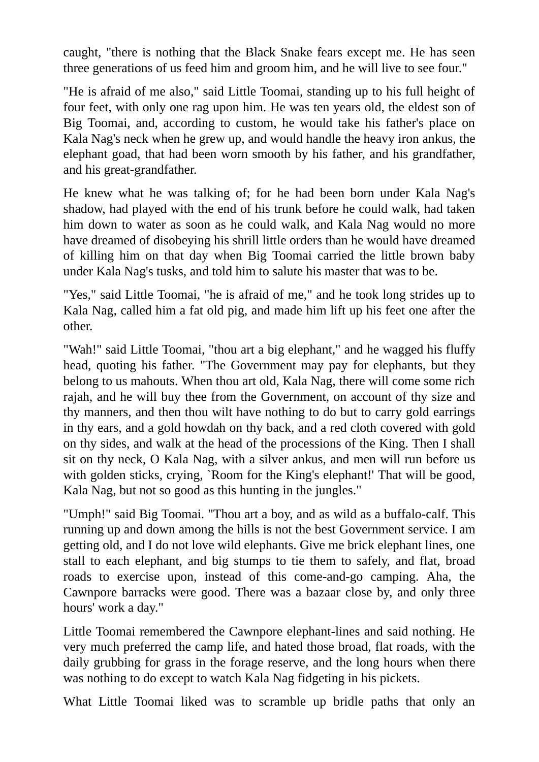caught, "there is nothing that the Black Snake fears except me. He has seen three generations of us feed him and groom him, and he will live to see four."

"He is afraid of me also," said Little Toomai, standing up to his full height of four feet, with only one rag upon him. He was ten years old, the eldest son of Big Toomai, and, according to custom, he would take his father's place on Kala Nag's neck when he grew up, and would handle the heavy iron ankus, the elephant goad, that had been worn smooth by his father, and his grandfather, and his great-grandfather.

He knew what he was talking of; for he had been born under Kala Nag's shadow, had played with the end of his trunk before he could walk, had taken him down to water as soon as he could walk, and Kala Nag would no more have dreamed of disobeying his shrill little orders than he would have dreamed of killing him on that day when Big Toomai carried the little brown baby under Kala Nag's tusks, and told him to salute his master that was to be.

"Yes," said Little Toomai, "he is afraid of me," and he took long strides up to Kala Nag, called him a fat old pig, and made him lift up his feet one after the other.

"Wah!" said Little Toomai, "thou art a big elephant," and he wagged his fluffy head, quoting his father. "The Government may pay for elephants, but they belong to us mahouts. When thou art old, Kala Nag, there will come some rich rajah, and he will buy thee from the Government, on account of thy size and thy manners, and then thou wilt have nothing to do but to carry gold earrings in thy ears, and a gold howdah on thy back, and a red cloth covered with gold on thy sides, and walk at the head of the processions of the King. Then I shall sit on thy neck, O Kala Nag, with a silver ankus, and men will run before us with golden sticks, crying, `Room for the King's elephant!' That will be good, Kala Nag, but not so good as this hunting in the jungles."

"Umph!" said Big Toomai. "Thou art a boy, and as wild as a buffalo-calf. This running up and down among the hills is not the best Government service. I am getting old, and I do not love wild elephants. Give me brick elephant lines, one stall to each elephant, and big stumps to tie them to safely, and flat, broad roads to exercise upon, instead of this come-and-go camping. Aha, the Cawnpore barracks were good. There was a bazaar close by, and only three hours' work a day."

Little Toomai remembered the Cawnpore elephant-lines and said nothing. He very much preferred the camp life, and hated those broad, flat roads, with the daily grubbing for grass in the forage reserve, and the long hours when there was nothing to do except to watch Kala Nag fidgeting in his pickets.

What Little Toomai liked was to scramble up bridle paths that only an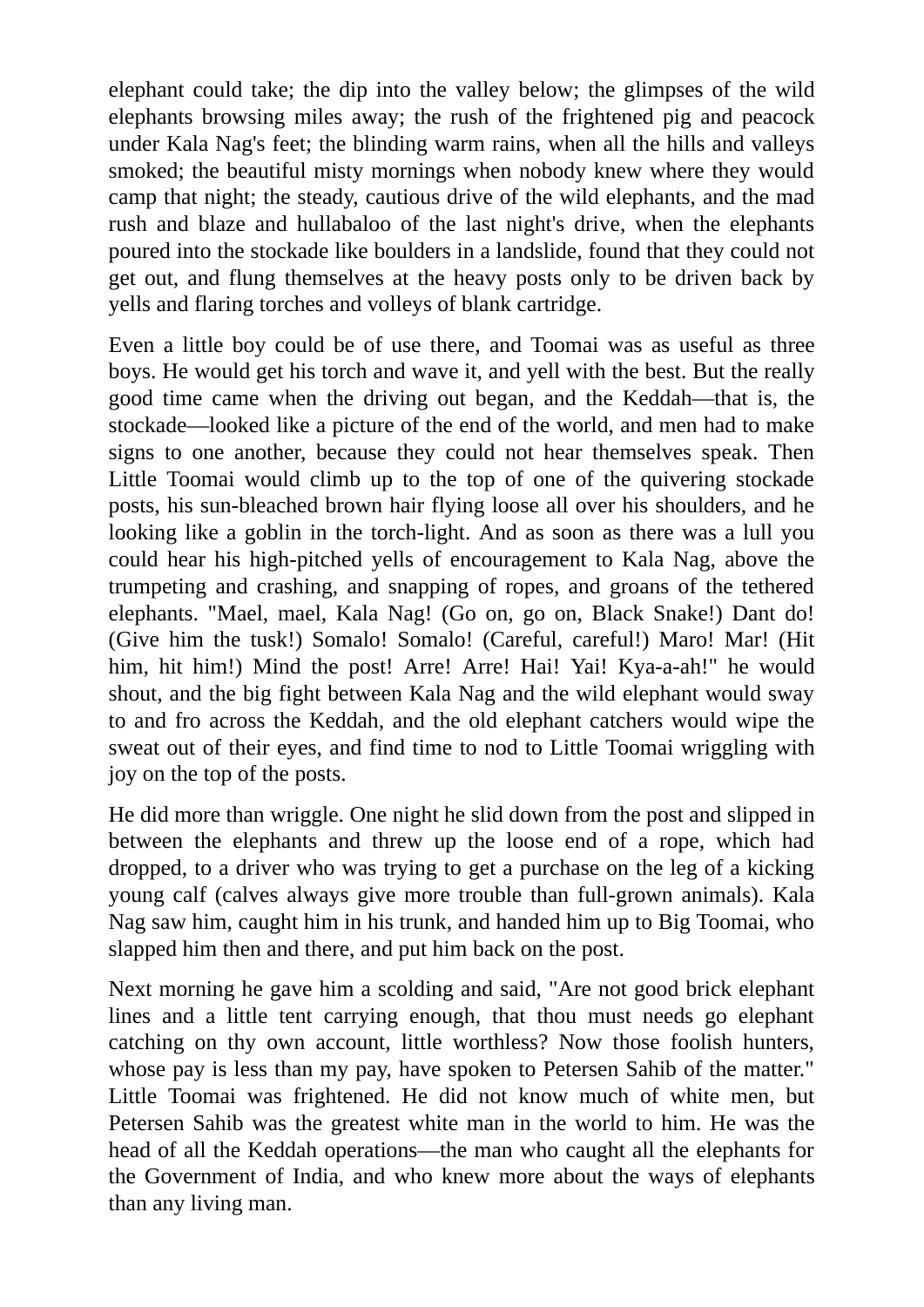elephant could take; the dip into the valley below; the glimpses of the wild elephants browsing miles away; the rush of the frightened pig and peacock under Kala Nag's feet; the blinding warm rains, when all the hills and valleys smoked; the beautiful misty mornings when nobody knew where they would camp that night; the steady, cautious drive of the wild elephants, and the mad rush and blaze and hullabaloo of the last night's drive, when the elephants poured into the stockade like boulders in a landslide, found that they could not get out, and flung themselves at the heavy posts only to be driven back by yells and flaring torches and volleys of blank cartridge.

Even a little boy could be of use there, and Toomai was as useful as three boys. He would get his torch and wave it, and yell with the best. But the really good time came when the driving out began, and the Keddah—that is, the stockade—looked like a picture of the end of the world, and men had to make signs to one another, because they could not hear themselves speak. Then Little Toomai would climb up to the top of one of the quivering stockade posts, his sun-bleached brown hair flying loose all over his shoulders, and he looking like a goblin in the torch-light. And as soon as there was a lull you could hear his high-pitched yells of encouragement to Kala Nag, above the trumpeting and crashing, and snapping of ropes, and groans of the tethered elephants. "Mael, mael, Kala Nag! (Go on, go on, Black Snake!) Dant do! (Give him the tusk!) Somalo! Somalo! (Careful, careful!) Maro! Mar! (Hit him, hit him!) Mind the post! Arre! Arre! Hai! Yai! Kya-a-ah!" he would shout, and the big fight between Kala Nag and the wild elephant would sway to and fro across the Keddah, and the old elephant catchers would wipe the sweat out of their eyes, and find time to nod to Little Toomai wriggling with joy on the top of the posts.

He did more than wriggle. One night he slid down from the post and slipped in between the elephants and threw up the loose end of a rope, which had dropped, to a driver who was trying to get a purchase on the leg of a kicking young calf (calves always give more trouble than full-grown animals). Kala Nag saw him, caught him in his trunk, and handed him up to Big Toomai, who slapped him then and there, and put him back on the post.

Next morning he gave him a scolding and said, "Are not good brick elephant lines and a little tent carrying enough, that thou must needs go elephant catching on thy own account, little worthless? Now those foolish hunters, whose pay is less than my pay, have spoken to Petersen Sahib of the matter." Little Toomai was frightened. He did not know much of white men, but Petersen Sahib was the greatest white man in the world to him. He was the head of all the Keddah operations—the man who caught all the elephants for the Government of India, and who knew more about the ways of elephants than any living man.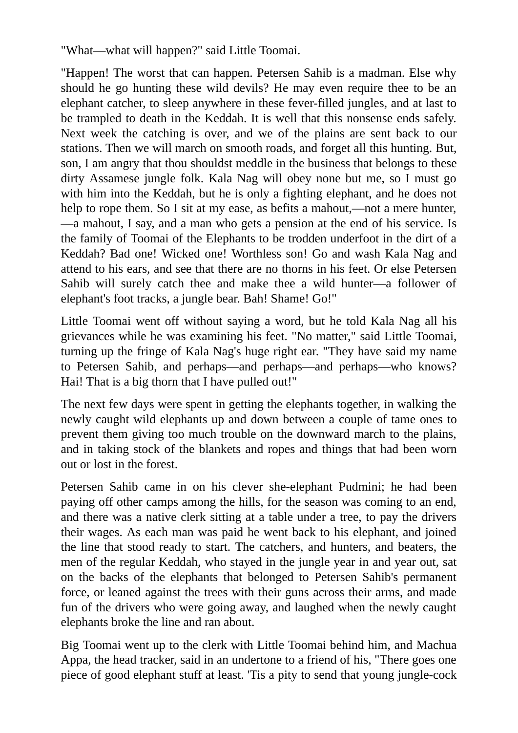"What—what will happen?" said Little Toomai.

"Happen! The worst that can happen. Petersen Sahib is a madman. Else why should he go hunting these wild devils? He may even require thee to be an elephant catcher, to sleep anywhere in these fever-filled jungles, and at last to be trampled to death in the Keddah. It is well that this nonsense ends safely. Next week the catching is over, and we of the plains are sent back to our stations. Then we will march on smooth roads, and forget all this hunting. But, son, I am angry that thou shouldst meddle in the business that belongs to these dirty Assamese jungle folk. Kala Nag will obey none but me, so I must go with him into the Keddah, but he is only a fighting elephant, and he does not help to rope them. So I sit at my ease, as befits a mahout,—not a mere hunter,—a mahout, I say, and a man who gets a pension at the end of his service. Is the family of Toomai of the Elephants to be trodden underfoot in the dirt of a Keddah? Bad one! Wicked one! Worthless son! Go and wash Kala Nag and attend to his ears, and see that there are no thorns in his feet. Or else Petersen Sahib will surely catch thee and make thee a wild hunter—a follower of elephant's foot tracks, a jungle bear. Bah! Shame! Go!"

Little Toomai went off without saying a word, but he told Kala Nag all his grievances while he was examining his feet. "No matter," said Little Toomai, turning up the fringe of Kala Nag's huge right ear. "They have said my name to Petersen Sahib, and perhaps—and perhaps—and perhaps—who knows? Hai! That is a big thorn that I have pulled out!"

The next few days were spent in getting the elephants together, in walking the newly caught wild elephants up and down between a couple of tame ones to prevent them giving too much trouble on the downward march to the plains, and in taking stock of the blankets and ropes and things that had been worn out or lost in the forest.

Petersen Sahib came in on his clever she-elephant Pudmini; he had been paying off other camps among the hills, for the season was coming to an end, and there was a native clerk sitting at a table under a tree, to pay the drivers their wages. As each man was paid he went back to his elephant, and joined the line that stood ready to start. The catchers, and hunters, and beaters, the men of the regular Keddah, who stayed in the jungle year in and year out, sat on the backs of the elephants that belonged to Petersen Sahib's permanent force, or leaned against the trees with their guns across their arms, and made fun of the drivers who were going away, and laughed when the newly caught elephants broke the line and ran about.

Big Toomai went up to the clerk with Little Toomai behind him, and Machua Appa, the head tracker, said in an undertone to a friend of his, "There goes one piece of good elephant stuff at least. 'Tis a pity to send that young jungle-cock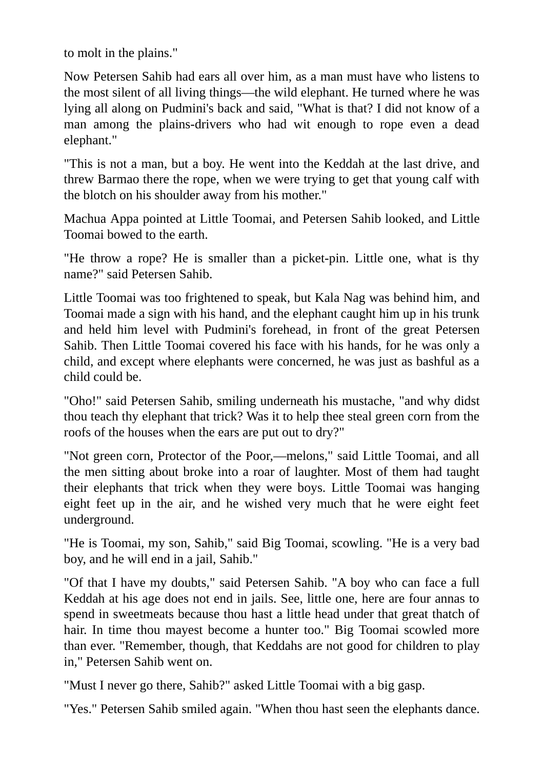to molt in the plains."

Now Petersen Sahib had ears all over him, as a man must have who listens to the most silent of all living things—the wild elephant. He turned where he was lying all along on Pudmini's back and said, "What is that? I did not know of a man among the plains-drivers who had wit enough to rope even a dead elephant."

"This is not a man, but a boy. He went into the Keddah at the last drive, and threw Barmao there the rope, when we were trying to get that young calf with the blotch on his shoulder away from his mother."

Machua Appa pointed at Little Toomai, and Petersen Sahib looked, and Little Toomai bowed to the earth.

"He throw a rope? He is smaller than a picket-pin. Little one, what is thy name?" said Petersen Sahib.

Little Toomai was too frightened to speak, but Kala Nag was behind him, and Toomai made a sign with his hand, and the elephant caught him up in his trunk and held him level with Pudmini's forehead, in front of the great Petersen Sahib. Then Little Toomai covered his face with his hands, for he was only a child, and except where elephants were concerned, he was just as bashful as a child could be.

"Oho!" said Petersen Sahib, smiling underneath his mustache, "and why didst thou teach thy elephant that trick? Was it to help thee steal green corn from the roofs of the houses when the ears are put out to dry?"

"Not green corn, Protector of the Poor,—melons," said Little Toomai, and all the men sitting about broke into a roar of laughter. Most of them had taught their elephants that trick when they were boys. Little Toomai was hanging eight feet up in the air, and he wished very much that he were eight feet underground.

"He is Toomai, my son, Sahib," said Big Toomai, scowling. "He is a very bad boy, and he will end in a jail, Sahib."

"Of that I have my doubts," said Petersen Sahib. "A boy who can face a full Keddah at his age does not end in jails. See, little one, here are four annas to spend in sweetmeats because thou hast a little head under that great thatch of hair. In time thou mayest become a hunter too." Big Toomai scowled more than ever. "Remember, though, that Keddahs are not good for children to play in," Petersen Sahib went on.

"Must I never go there, Sahib?" asked Little Toomai with a big gasp.

"Yes." Petersen Sahib smiled again. "When thou hast seen the elephants dance.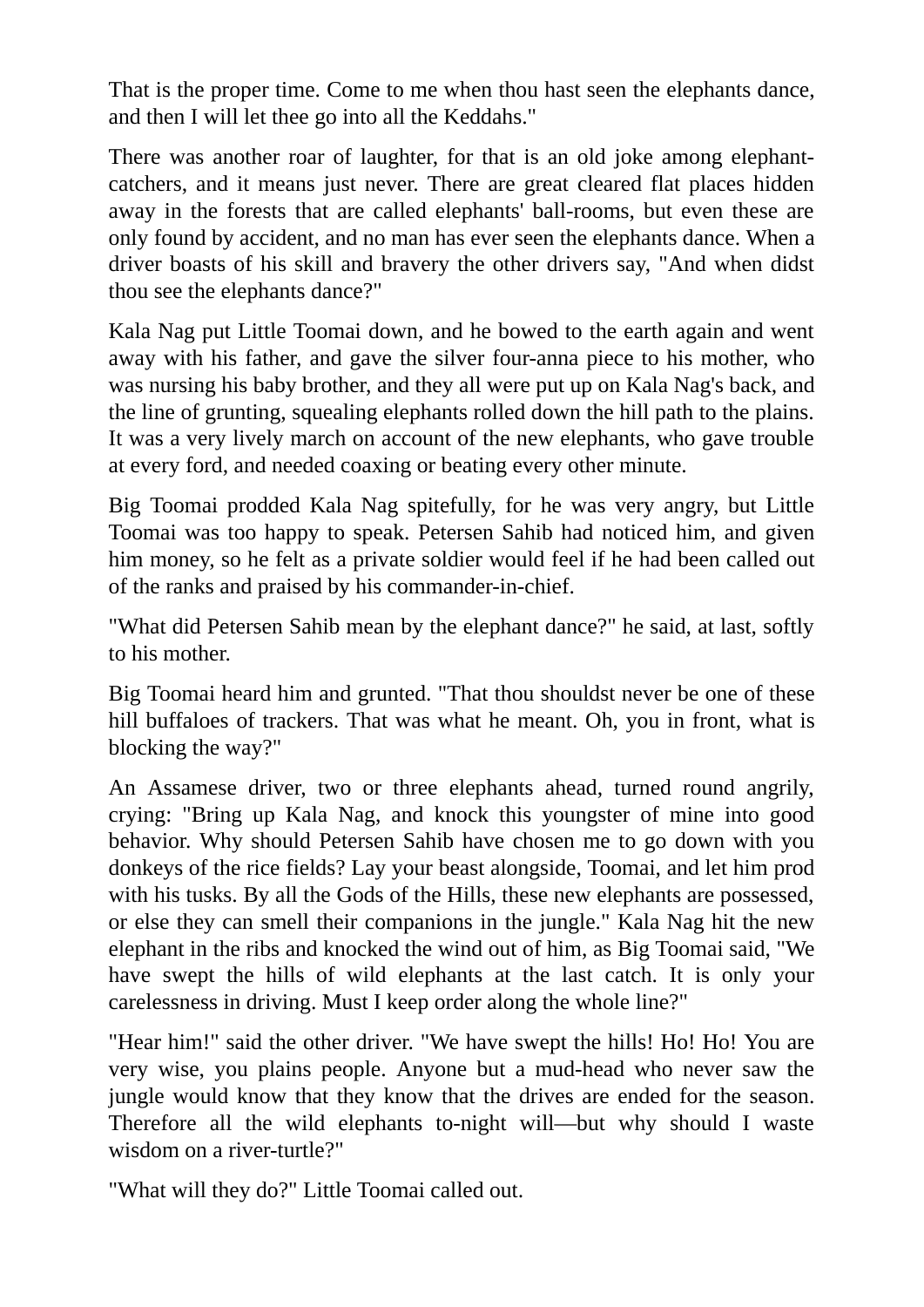That is the proper time. Come to me when thou hast seen the elephants dance, and then I will let thee go into all the Keddahs."

There was another roar of laughter, for that is an old joke among elephant-catchers, and it means just never. There are great cleared flat places hidden away in the forests that are called elephants' ball-rooms, but even these are only found by accident, and no man has ever seen the elephants dance. When a driver boasts of his skill and bravery the other drivers say, "And when didst thou see the elephants dance?"

Kala Nag put Little Toomai down, and he bowed to the earth again and went away with his father, and gave the silver four-anna piece to his mother, who was nursing his baby brother, and they all were put up on Kala Nag's back, and the line of grunting, squealing elephants rolled down the hill path to the plains. It was a very lively march on account of the new elephants, who gave trouble at every ford, and needed coaxing or beating every other minute.

Big Toomai prodded Kala Nag spitefully, for he was very angry, but Little Toomai was too happy to speak. Petersen Sahib had noticed him, and given him money, so he felt as a private soldier would feel if he had been called out of the ranks and praised by his commander-in-chief.

"What did Petersen Sahib mean by the elephant dance?" he said, at last, softly to his mother.

Big Toomai heard him and grunted. "That thou shouldst never be one of these hill buffaloes of trackers. That was what he meant. Oh, you in front, what is blocking the way?"

An Assamese driver, two or three elephants ahead, turned round angrily, crying: "Bring up Kala Nag, and knock this youngster of mine into good behavior. Why should Petersen Sahib have chosen me to go down with you donkeys of the rice fields? Lay your beast alongside, Toomai, and let him prod with his tusks. By all the Gods of the Hills, these new elephants are possessed, or else they can smell their companions in the jungle." Kala Nag hit the new elephant in the ribs and knocked the wind out of him, as Big Toomai said, "We have swept the hills of wild elephants at the last catch. It is only your carelessness in driving. Must I keep order along the whole line?"

"Hear him!" said the other driver. "We have swept the hills! Ho! Ho! You are very wise, you plains people. Anyone but a mud-head who never saw the jungle would know that they know that the drives are ended for the season. Therefore all the wild elephants to-night will—but why should I waste wisdom on a river-turtle?"

"What will they do?" Little Toomai called out.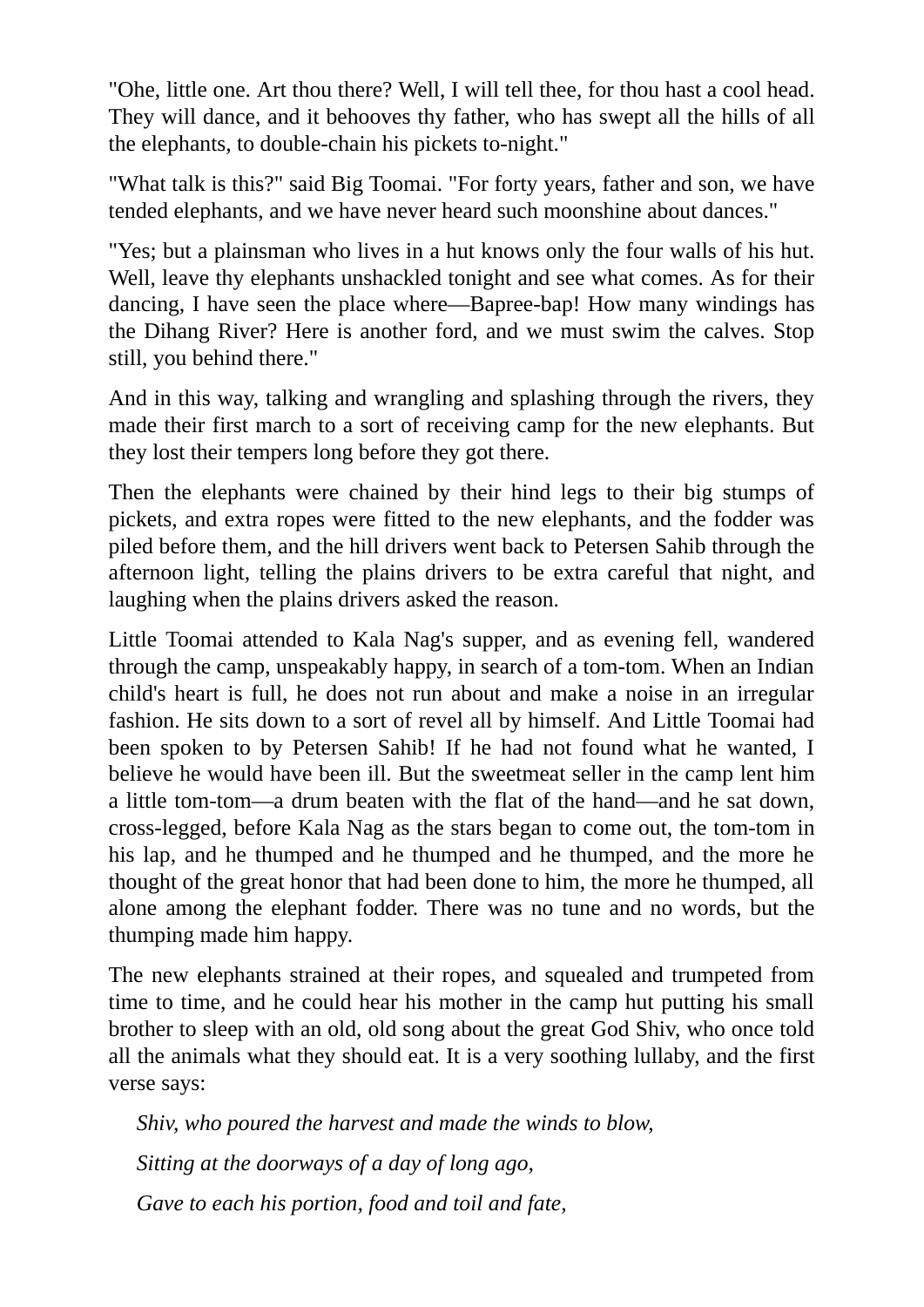"Ohe, little one. Art thou there? Well, I will tell thee, for thou hast a cool head. They will dance, and it behooves thy father, who has swept all the hills of all the elephants, to double-chain his pickets to-night."

"What talk is this?" said Big Toomai. "For forty years, father and son, we have tended elephants, and we have never heard such moonshine about dances."

"Yes; but a plainsman who lives in a hut knows only the four walls of his hut. Well, leave thy elephants unshackled tonight and see what comes. As for their dancing, I have seen the place where—Bapree-bap! How many windings has the Dihang River? Here is another ford, and we must swim the calves. Stop still, you behind there."

And in this way, talking and wrangling and splashing through the rivers, they made their first march to a sort of receiving camp for the new elephants. But they lost their tempers long before they got there.

Then the elephants were chained by their hind legs to their big stumps of pickets, and extra ropes were fitted to the new elephants, and the fodder was piled before them, and the hill drivers went back to Petersen Sahib through the afternoon light, telling the plains drivers to be extra careful that night, and laughing when the plains drivers asked the reason.

Little Toomai attended to Kala Nag's supper, and as evening fell, wandered through the camp, unspeakably happy, in search of a tom-tom. When an Indian child's heart is full, he does not run about and make a noise in an irregular fashion. He sits down to a sort of revel all by himself. And Little Toomai had been spoken to by Petersen Sahib! If he had not found what he wanted, I believe he would have been ill. But the sweetmeat seller in the camp lent him a little tom-tom—a drum beaten with the flat of the hand—and he sat down, cross-legged, before Kala Nag as the stars began to come out, the tom-tom in his lap, and he thumped and he thumped and he thumped, and the more he thought of the great honor that had been done to him, the more he thumped, all alone among the elephant fodder. There was no tune and no words, but the thumping made him happy.

The new elephants strained at their ropes, and squealed and trumpeted from time to time, and he could hear his mother in the camp hut putting his small brother to sleep with an old, old song about the great God Shiv, who once told all the animals what they should eat. It is a very soothing lullaby, and the first verse says:

*Shiv, who poured the harvest and made the winds to blow,*

*Sitting at the doorways of a day of long ago,*

*Gave to each his portion, food and toil and fate,*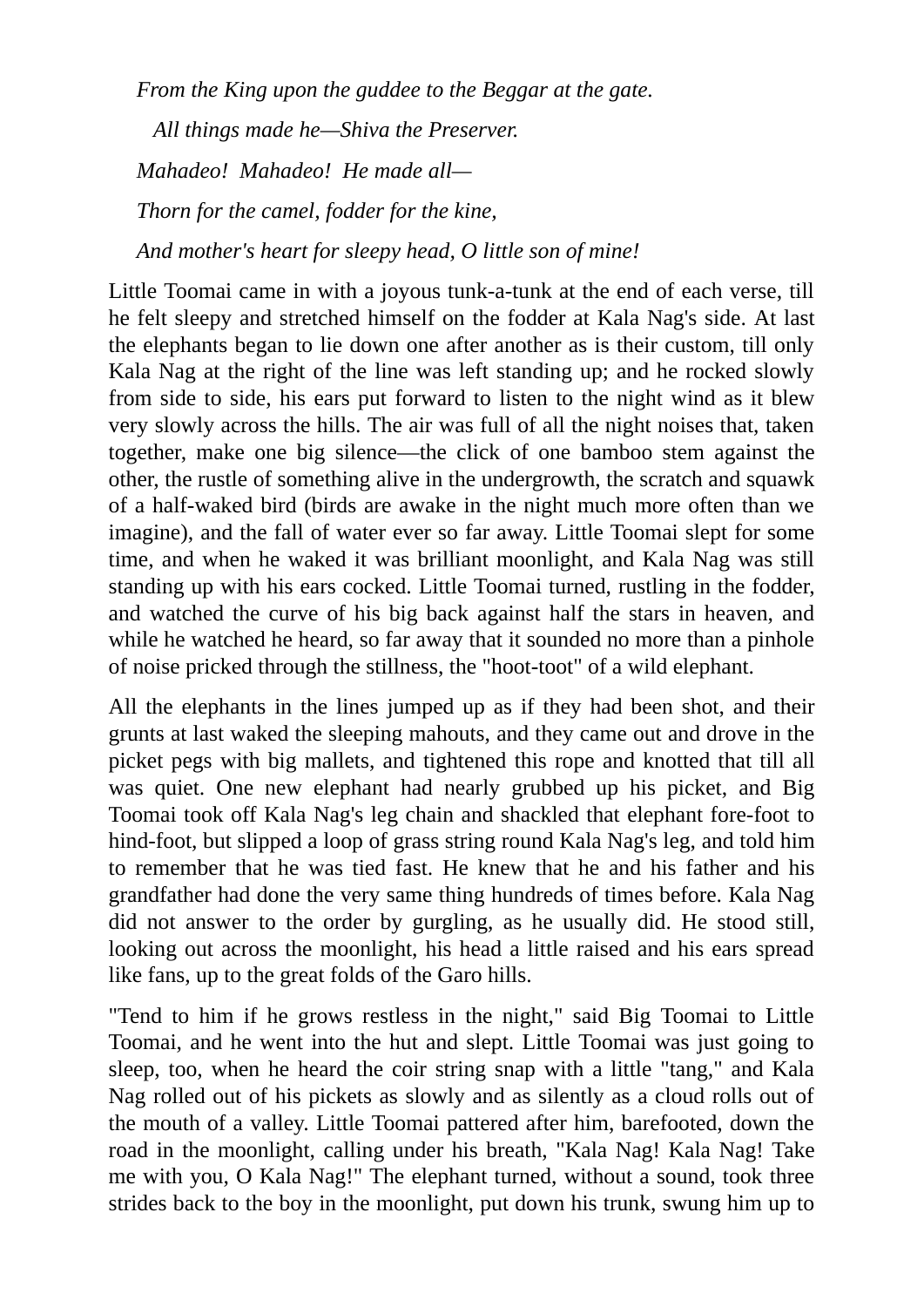*From the King upon the guddee to the Beggar at the gate.*

*All things made he—Shiva the Preserver.*

*Mahadeo! Mahadeo! He made all—*

*Thorn for the camel, fodder for the kine,*

*And mother's heart for sleepy head, O little son of mine!*

Little Toomai came in with a joyous tunk-a-tunk at the end of each verse, till he felt sleepy and stretched himself on the fodder at Kala Nag's side. At last the elephants began to lie down one after another as is their custom, till only Kala Nag at the right of the line was left standing up; and he rocked slowly from side to side, his ears put forward to listen to the night wind as it blew very slowly across the hills. The air was full of all the night noises that, taken together, make one big silence—the click of one bamboo stem against the other, the rustle of something alive in the undergrowth, the scratch and squawk of a half-waked bird (birds are awake in the night much more often than we imagine), and the fall of water ever so far away. Little Toomai slept for some time, and when he waked it was brilliant moonlight, and Kala Nag was still standing up with his ears cocked. Little Toomai turned, rustling in the fodder, and watched the curve of his big back against half the stars in heaven, and while he watched he heard, so far away that it sounded no more than a pinhole of noise pricked through the stillness, the "hoot-toot" of a wild elephant.

All the elephants in the lines jumped up as if they had been shot, and their grunts at last waked the sleeping mahouts, and they came out and drove in the picket pegs with big mallets, and tightened this rope and knotted that till all was quiet. One new elephant had nearly grubbed up his picket, and Big Toomai took off Kala Nag's leg chain and shackled that elephant fore-foot to hind-foot, but slipped a loop of grass string round Kala Nag's leg, and told him to remember that he was tied fast. He knew that he and his father and his grandfather had done the very same thing hundreds of times before. Kala Nag did not answer to the order by gurgling, as he usually did. He stood still, looking out across the moonlight, his head a little raised and his ears spread like fans, up to the great folds of the Garo hills.

"Tend to him if he grows restless in the night," said Big Toomai to Little Toomai, and he went into the hut and slept. Little Toomai was just going to sleep, too, when he heard the coir string snap with a little "tang," and Kala Nag rolled out of his pickets as slowly and as silently as a cloud rolls out of the mouth of a valley. Little Toomai pattered after him, barefooted, down the road in the moonlight, calling under his breath, "Kala Nag! Kala Nag! Take me with you, O Kala Nag!" The elephant turned, without a sound, took three strides back to the boy in the moonlight, put down his trunk, swung him up to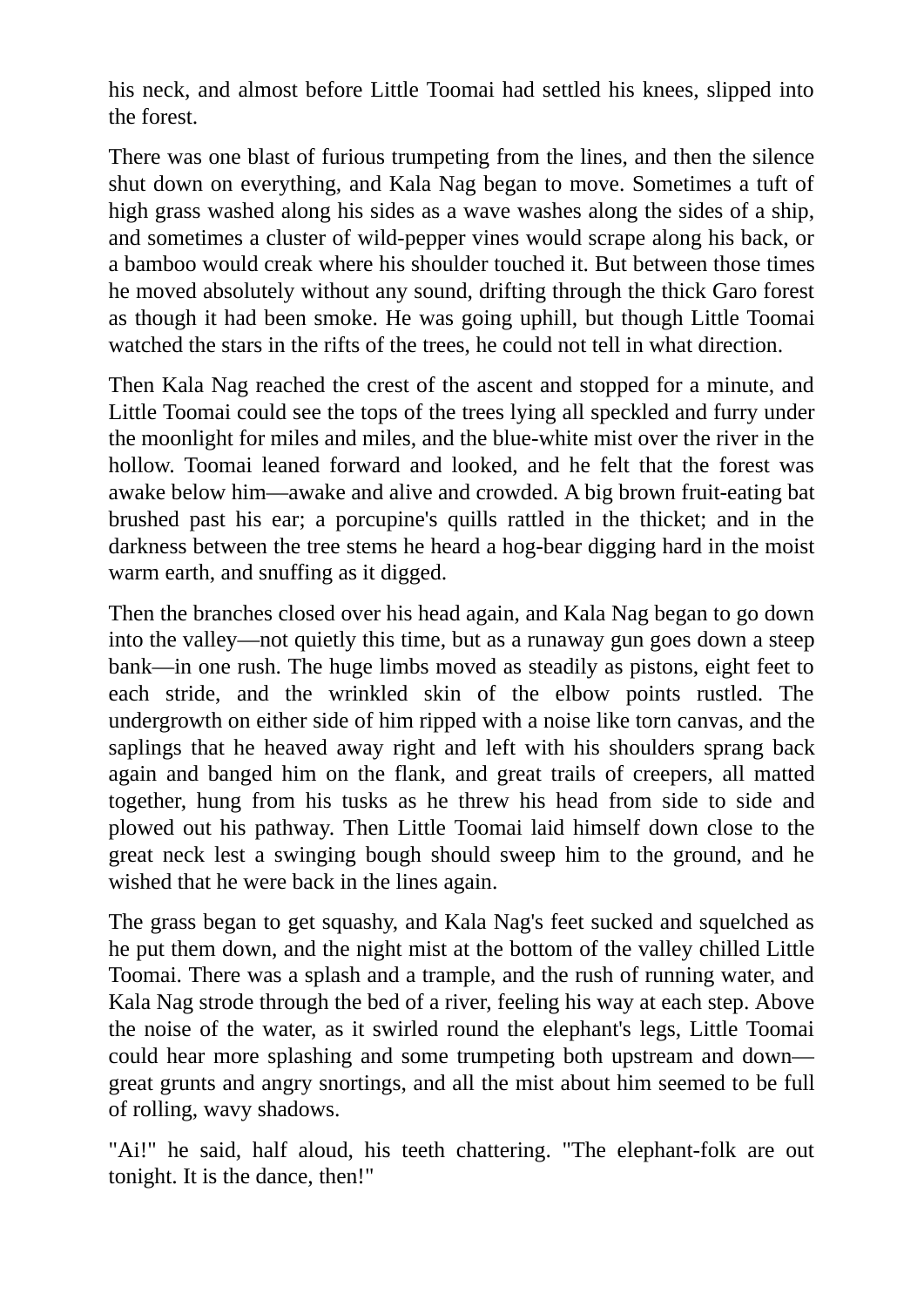his neck, and almost before Little Toomai had settled his knees, slipped into the forest.

There was one blast of furious trumpeting from the lines, and then the silence shut down on everything, and Kala Nag began to move. Sometimes a tuft of high grass washed along his sides as a wave washes along the sides of a ship, and sometimes a cluster of wild-pepper vines would scrape along his back, or a bamboo would creak where his shoulder touched it. But between those times he moved absolutely without any sound, drifting through the thick Garo forest as though it had been smoke. He was going uphill, but though Little Toomai watched the stars in the rifts of the trees, he could not tell in what direction.

Then Kala Nag reached the crest of the ascent and stopped for a minute, and Little Toomai could see the tops of the trees lying all speckled and furry under the moonlight for miles and miles, and the blue-white mist over the river in the hollow. Toomai leaned forward and looked, and he felt that the forest was awake below him—awake and alive and crowded. A big brown fruit-eating bat brushed past his ear; a porcupine's quills rattled in the thicket; and in the darkness between the tree stems he heard a hog-bear digging hard in the moist warm earth, and snuffing as it digged.

Then the branches closed over his head again, and Kala Nag began to go down into the valley—not quietly this time, but as a runaway gun goes down a steep bank—in one rush. The huge limbs moved as steadily as pistons, eight feet to each stride, and the wrinkled skin of the elbow points rustled. The undergrowth on either side of him ripped with a noise like torn canvas, and the saplings that he heaved away right and left with his shoulders sprang back again and banged him on the flank, and great trails of creepers, all matted together, hung from his tusks as he threw his head from side to side and plowed out his pathway. Then Little Toomai laid himself down close to the great neck lest a swinging bough should sweep him to the ground, and he wished that he were back in the lines again.

The grass began to get squashy, and Kala Nag's feet sucked and squelched as he put them down, and the night mist at the bottom of the valley chilled Little Toomai. There was a splash and a trample, and the rush of running water, and Kala Nag strode through the bed of a river, feeling his way at each step. Above the noise of the water, as it swirled round the elephant's legs, Little Toomai could hear more splashing and some trumpeting both upstream and down—great grunts and angry snortings, and all the mist about him seemed to be full of rolling, wavy shadows.

"Ai!" he said, half aloud, his teeth chattering. "The elephant-folk are out tonight. It is the dance, then!"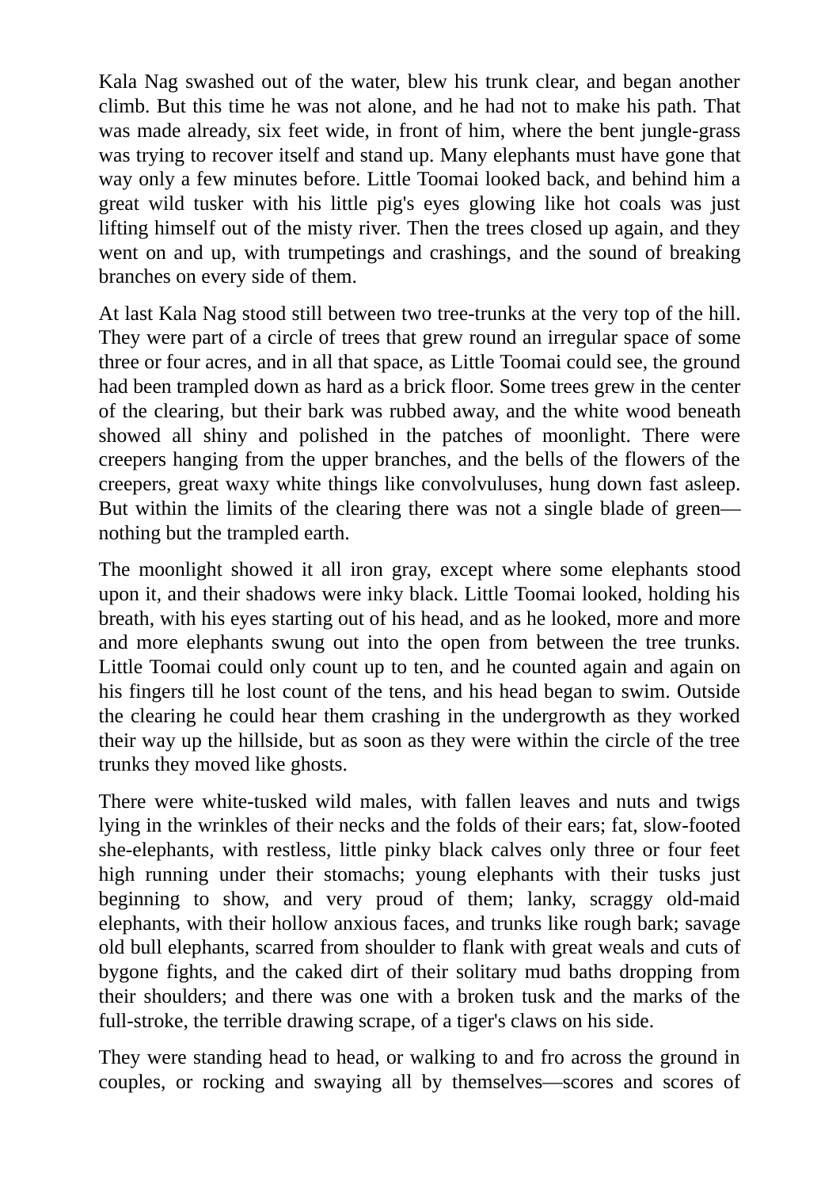Kala Nag swashed out of the water, blew his trunk clear, and began another climb. But this time he was not alone, and he had not to make his path. That was made already, six feet wide, in front of him, where the bent jungle-grass was trying to recover itself and stand up. Many elephants must have gone that way only a few minutes before. Little Toomai looked back, and behind him a great wild tusker with his little pig's eyes glowing like hot coals was just lifting himself out of the misty river. Then the trees closed up again, and they went on and up, with trumpetings and crashings, and the sound of breaking branches on every side of them.

At last Kala Nag stood still between two tree-trunks at the very top of the hill. They were part of a circle of trees that grew round an irregular space of some three or four acres, and in all that space, as Little Toomai could see, the ground had been trampled down as hard as a brick floor. Some trees grew in the center of the clearing, but their bark was rubbed away, and the white wood beneath showed all shiny and polished in the patches of moonlight. There were creepers hanging from the upper branches, and the bells of the flowers of the creepers, great waxy white things like convolvuluses, hung down fast asleep. But within the limits of the clearing there was not a single blade of green—nothing but the trampled earth.

The moonlight showed it all iron gray, except where some elephants stood upon it, and their shadows were inky black. Little Toomai looked, holding his breath, with his eyes starting out of his head, and as he looked, more and more and more elephants swung out into the open from between the tree trunks. Little Toomai could only count up to ten, and he counted again and again on his fingers till he lost count of the tens, and his head began to swim. Outside the clearing he could hear them crashing in the undergrowth as they worked their way up the hillside, but as soon as they were within the circle of the tree trunks they moved like ghosts.

There were white-tusked wild males, with fallen leaves and nuts and twigs lying in the wrinkles of their necks and the folds of their ears; fat, slow-footed she-elephants, with restless, little pinky black calves only three or four feet high running under their stomachs; young elephants with their tusks just beginning to show, and very proud of them; lanky, scraggy old-maid elephants, with their hollow anxious faces, and trunks like rough bark; savage old bull elephants, scarred from shoulder to flank with great weals and cuts of bygone fights, and the caked dirt of their solitary mud baths dropping from their shoulders; and there was one with a broken tusk and the marks of the full-stroke, the terrible drawing scrape, of a tiger's claws on his side.

They were standing head to head, or walking to and fro across the ground in couples, or rocking and swaying all by themselves—scores and scores of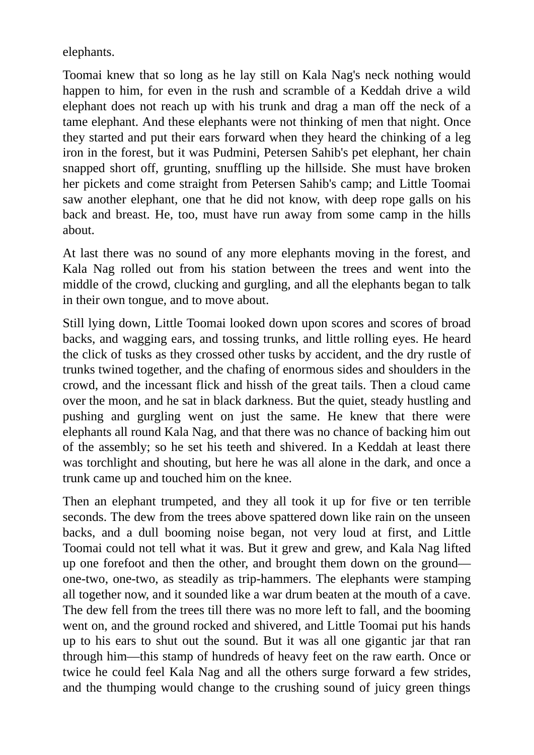elephants.

Toomai knew that so long as he lay still on Kala Nag's neck nothing would happen to him, for even in the rush and scramble of a Keddah drive a wild elephant does not reach up with his trunk and drag a man off the neck of a tame elephant. And these elephants were not thinking of men that night. Once they started and put their ears forward when they heard the chinking of a leg iron in the forest, but it was Pudmini, Petersen Sahib's pet elephant, her chain snapped short off, grunting, snuffling up the hillside. She must have broken her pickets and come straight from Petersen Sahib's camp; and Little Toomai saw another elephant, one that he did not know, with deep rope galls on his back and breast. He, too, must have run away from some camp in the hills about.

At last there was no sound of any more elephants moving in the forest, and Kala Nag rolled out from his station between the trees and went into the middle of the crowd, clucking and gurgling, and all the elephants began to talk in their own tongue, and to move about.

Still lying down, Little Toomai looked down upon scores and scores of broad backs, and wagging ears, and tossing trunks, and little rolling eyes. He heard the click of tusks as they crossed other tusks by accident, and the dry rustle of trunks twined together, and the chafing of enormous sides and shoulders in the crowd, and the incessant flick and hissh of the great tails. Then a cloud came over the moon, and he sat in black darkness. But the quiet, steady hustling and pushing and gurgling went on just the same. He knew that there were elephants all round Kala Nag, and that there was no chance of backing him out of the assembly; so he set his teeth and shivered. In a Keddah at least there was torchlight and shouting, but here he was all alone in the dark, and once a trunk came up and touched him on the knee.

Then an elephant trumpeted, and they all took it up for five or ten terrible seconds. The dew from the trees above spattered down like rain on the unseen backs, and a dull booming noise began, not very loud at first, and Little Toomai could not tell what it was. But it grew and grew, and Kala Nag lifted up one forefoot and then the other, and brought them down on the ground—one-two, one-two, as steadily as trip-hammers. The elephants were stamping all together now, and it sounded like a war drum beaten at the mouth of a cave. The dew fell from the trees till there was no more left to fall, and the booming went on, and the ground rocked and shivered, and Little Toomai put his hands up to his ears to shut out the sound. But it was all one gigantic jar that ran through him—this stamp of hundreds of heavy feet on the raw earth. Once or twice he could feel Kala Nag and all the others surge forward a few strides, and the thumping would change to the crushing sound of juicy green things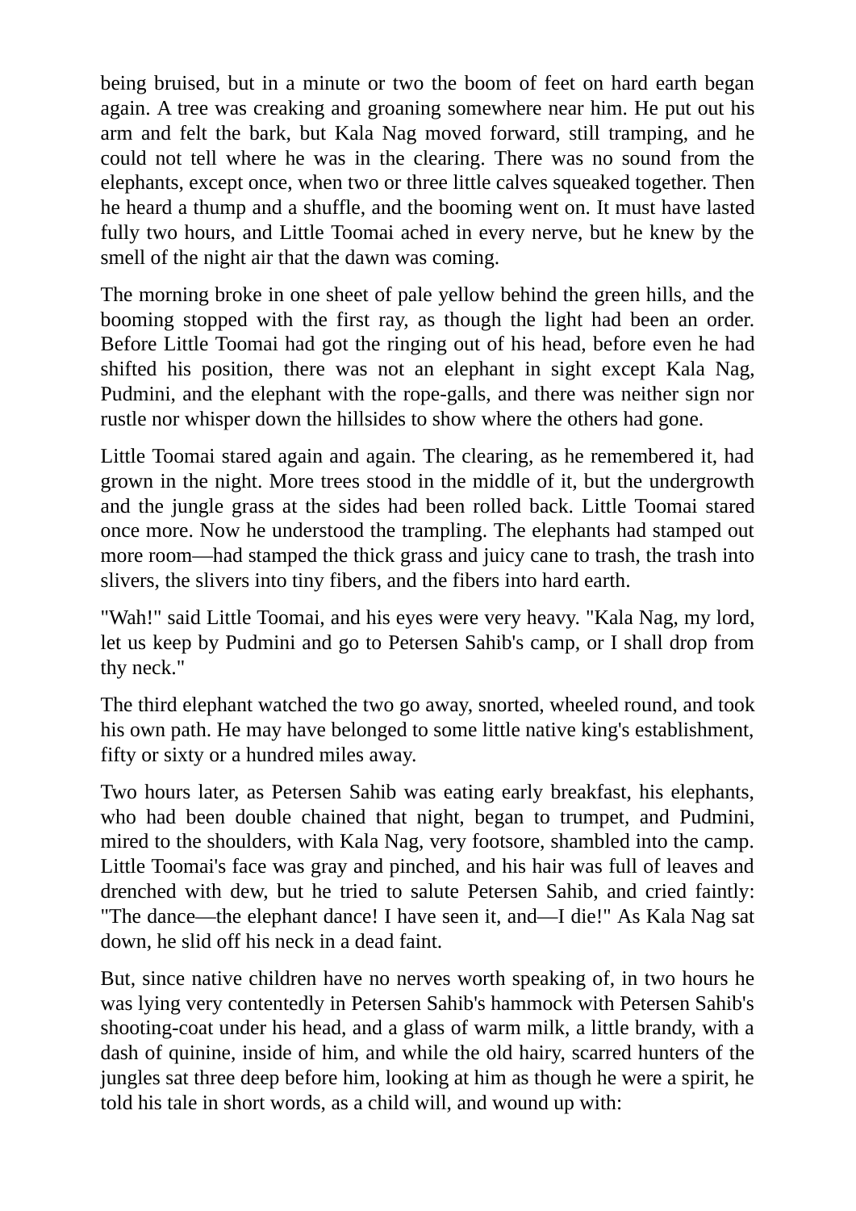being bruised, but in a minute or two the boom of feet on hard earth began again. A tree was creaking and groaning somewhere near him. He put out his arm and felt the bark, but Kala Nag moved forward, still tramping, and he could not tell where he was in the clearing. There was no sound from the elephants, except once, when two or three little calves squeaked together. Then he heard a thump and a shuffle, and the booming went on. It must have lasted fully two hours, and Little Toomai ached in every nerve, but he knew by the smell of the night air that the dawn was coming.

The morning broke in one sheet of pale yellow behind the green hills, and the booming stopped with the first ray, as though the light had been an order. Before Little Toomai had got the ringing out of his head, before even he had shifted his position, there was not an elephant in sight except Kala Nag, Pudmini, and the elephant with the rope-galls, and there was neither sign nor rustle nor whisper down the hillsides to show where the others had gone.

Little Toomai stared again and again. The clearing, as he remembered it, had grown in the night. More trees stood in the middle of it, but the undergrowth and the jungle grass at the sides had been rolled back. Little Toomai stared once more. Now he understood the trampling. The elephants had stamped out more room—had stamped the thick grass and juicy cane to trash, the trash into slivers, the slivers into tiny fibers, and the fibers into hard earth.

"Wah!" said Little Toomai, and his eyes were very heavy. "Kala Nag, my lord, let us keep by Pudmini and go to Petersen Sahib's camp, or I shall drop from thy neck."

The third elephant watched the two go away, snorted, wheeled round, and took his own path. He may have belonged to some little native king's establishment, fifty or sixty or a hundred miles away.

Two hours later, as Petersen Sahib was eating early breakfast, his elephants, who had been double chained that night, began to trumpet, and Pudmini, mired to the shoulders, with Kala Nag, very footsore, shambled into the camp. Little Toomai's face was gray and pinched, and his hair was full of leaves and drenched with dew, but he tried to salute Petersen Sahib, and cried faintly: "The dance—the elephant dance! I have seen it, and—I die!" As Kala Nag sat down, he slid off his neck in a dead faint.

But, since native children have no nerves worth speaking of, in two hours he was lying very contentedly in Petersen Sahib's hammock with Petersen Sahib's shooting-coat under his head, and a glass of warm milk, a little brandy, with a dash of quinine, inside of him, and while the old hairy, scarred hunters of the jungles sat three deep before him, looking at him as though he were a spirit, he told his tale in short words, as a child will, and wound up with: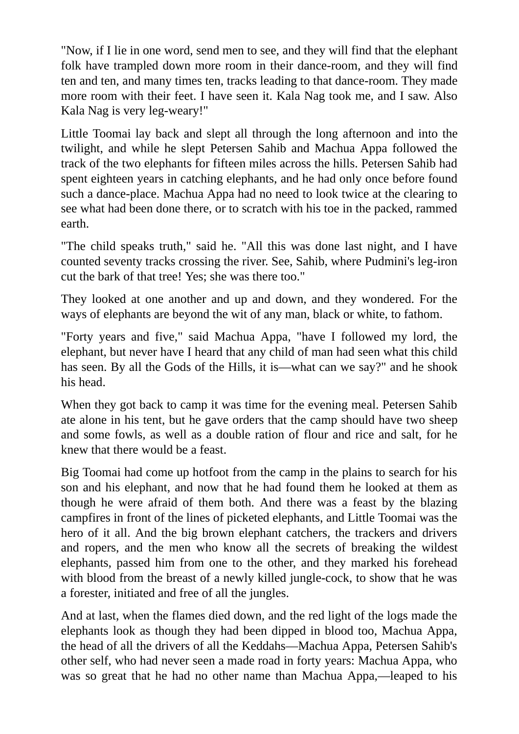"Now, if I lie in one word, send men to see, and they will find that the elephant folk have trampled down more room in their dance-room, and they will find ten and ten, and many times ten, tracks leading to that dance-room. They made more room with their feet. I have seen it. Kala Nag took me, and I saw. Also Kala Nag is very leg-weary!"

Little Toomai lay back and slept all through the long afternoon and into the twilight, and while he slept Petersen Sahib and Machua Appa followed the track of the two elephants for fifteen miles across the hills. Petersen Sahib had spent eighteen years in catching elephants, and he had only once before found such a dance-place. Machua Appa had no need to look twice at the clearing to see what had been done there, or to scratch with his toe in the packed, rammed earth.

"The child speaks truth," said he. "All this was done last night, and I have counted seventy tracks crossing the river. See, Sahib, where Pudmini's leg-iron cut the bark of that tree! Yes; she was there too."

They looked at one another and up and down, and they wondered. For the ways of elephants are beyond the wit of any man, black or white, to fathom.

"Forty years and five," said Machua Appa, "have I followed my lord, the elephant, but never have I heard that any child of man had seen what this child has seen. By all the Gods of the Hills, it is—what can we say?" and he shook his head.

When they got back to camp it was time for the evening meal. Petersen Sahib ate alone in his tent, but he gave orders that the camp should have two sheep and some fowls, as well as a double ration of flour and rice and salt, for he knew that there would be a feast.

Big Toomai had come up hotfoot from the camp in the plains to search for his son and his elephant, and now that he had found them he looked at them as though he were afraid of them both. And there was a feast by the blazing campfires in front of the lines of picketed elephants, and Little Toomai was the hero of it all. And the big brown elephant catchers, the trackers and drivers and ropers, and the men who know all the secrets of breaking the wildest elephants, passed him from one to the other, and they marked his forehead with blood from the breast of a newly killed jungle-cock, to show that he was a forester, initiated and free of all the jungles.

And at last, when the flames died down, and the red light of the logs made the elephants look as though they had been dipped in blood too, Machua Appa, the head of all the drivers of all the Keddahs—Machua Appa, Petersen Sahib's other self, who had never seen a made road in forty years: Machua Appa, who was so great that he had no other name than Machua Appa,—leaped to his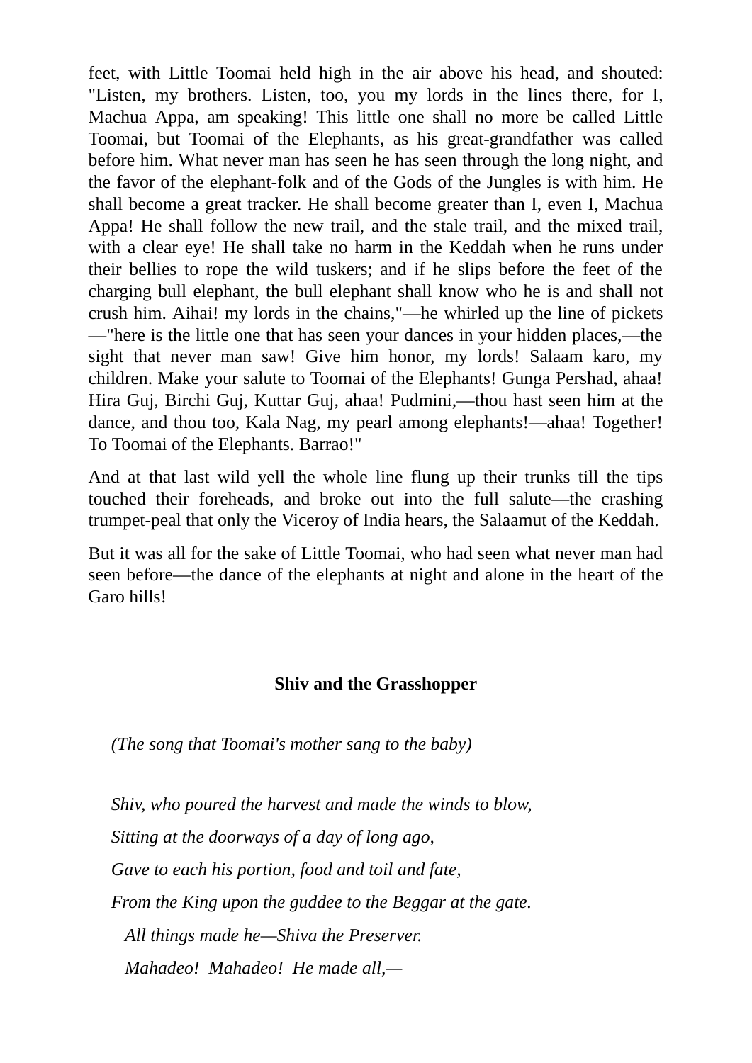feet, with Little Toomai held high in the air above his head, and shouted: "Listen, my brothers. Listen, too, you my lords in the lines there, for I, Machua Appa, am speaking! This little one shall no more be called Little Toomai, but Toomai of the Elephants, as his great-grandfather was called before him. What never man has seen he has seen through the long night, and the favor of the elephant-folk and of the Gods of the Jungles is with him. He shall become a great tracker. He shall become greater than I, even I, Machua Appa! He shall follow the new trail, and the stale trail, and the mixed trail, with a clear eye! He shall take no harm in the Keddah when he runs under their bellies to rope the wild tuskers; and if he slips before the feet of the charging bull elephant, the bull elephant shall know who he is and shall not crush him. Aihai! my lords in the chains,"—he whirled up the line of pickets—"here is the little one that has seen your dances in your hidden places,—the sight that never man saw! Give him honor, my lords! Salaam karo, my children. Make your salute to Toomai of the Elephants! Gunga Pershad, ahaa! Hira Guj, Birchi Guj, Kuttar Guj, ahaa! Pudmini,—thou hast seen him at the dance, and thou too, Kala Nag, my pearl among elephants!—ahaa! Together! To Toomai of the Elephants. Barrao!"

And at that last wild yell the whole line flung up their trunks till the tips touched their foreheads, and broke out into the full salute—the crashing trumpet-peal that only the Viceroy of India hears, the Salaamut of the Keddah.

But it was all for the sake of Little Toomai, who had seen what never man had seen before—the dance of the elephants at night and alone in the heart of the Garo hills!

## Shiv and the Grasshopper

*(The song that Toomai's mother sang to the baby)*

*Shiv, who poured the harvest and made the winds to blow,*

*Sitting at the doorways of a day of long ago,*

*Gave to each his portion, food and toil and fate,*

*From the King upon the guddee to the Beggar at the gate.*

*All things made he—Shiva the Preserver.*

*Mahadeo! Mahadeo! He made all,—*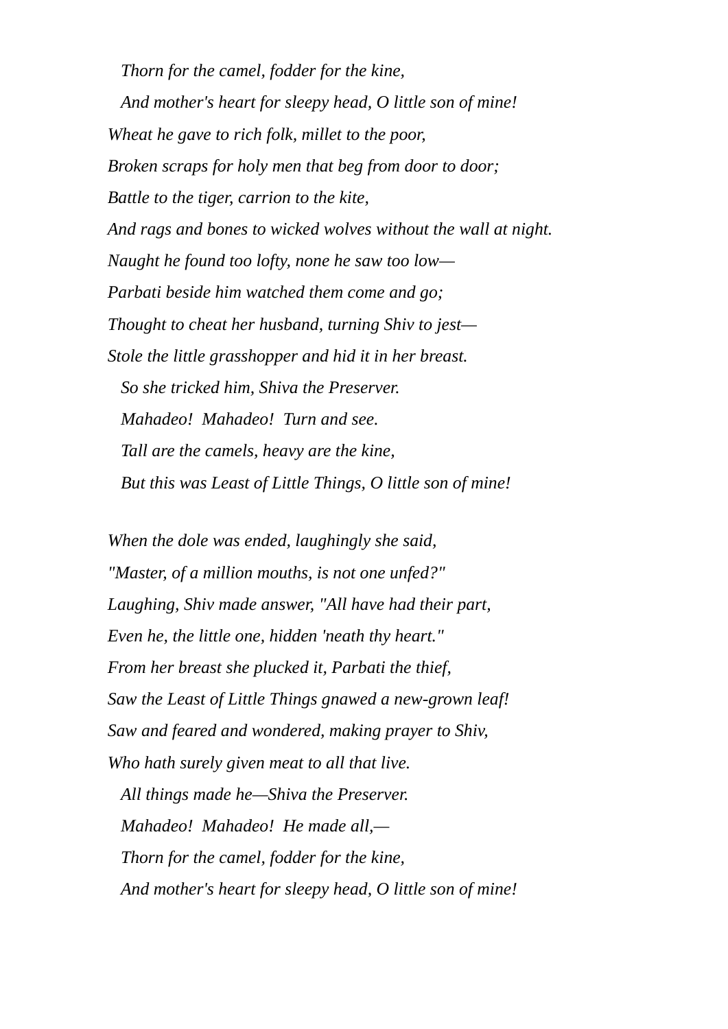*Thorn for the camel, fodder for the kine,*
*And mother's heart for sleepy head, O little son of mine!*

*Wheat he gave to rich folk, millet to the poor,*
*Broken scraps for holy men that beg from door to door;*
*Battle to the tiger, carrion to the kite,*
*And rags and bones to wicked wolves without the wall at night.*
*Naught he found too lofty, none he saw too low—*
*Parbati beside him watched them come and go;*
*Thought to cheat her husband, turning Shiv to jest—*
*Stole the little grasshopper and hid it in her breast.*

*So she tricked him, Shiva the Preserver.*
*Mahadeo! Mahadeo! Turn and see.*
*Tall are the camels, heavy are the kine,*
*But this was Least of Little Things, O little son of mine!*

*When the dole was ended, laughingly she said,*
*"Master, of a million mouths, is not one unfed?"*
*Laughing, Shiv made answer, "All have had their part,*
*Even he, the little one, hidden 'neath thy heart."*
*From her breast she plucked it, Parbati the thief,*
*Saw the Least of Little Things gnawed a new-grown leaf!*
*Saw and feared and wondered, making prayer to Shiv,*
*Who hath surely given meat to all that live.*

*All things made he—Shiva the Preserver.*
*Mahadeo! Mahadeo! He made all,—*
*Thorn for the camel, fodder for the kine,*
*And mother's heart for sleepy head, O little son of mine!*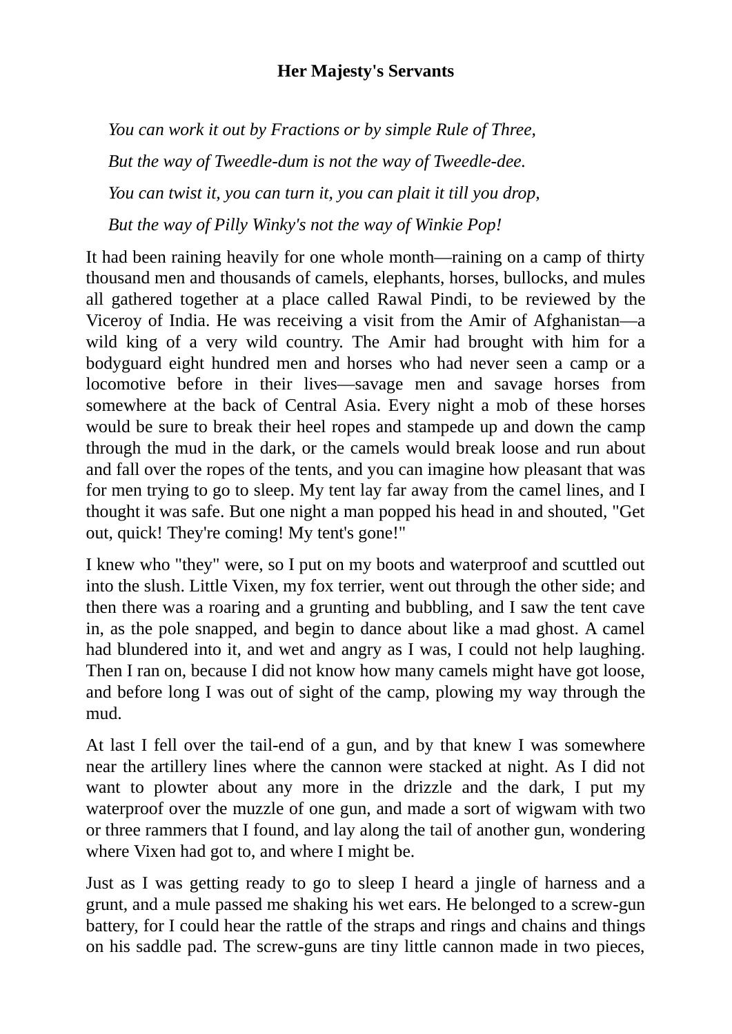## Her Majesty's Servants

*You can work it out by Fractions or by simple Rule of Three,*

*But the way of Tweedle-dum is not the way of Tweedle-dee.*

*You can twist it, you can turn it, you can plait it till you drop,*

*But the way of Pilly Winky's not the way of Winkie Pop!*

It had been raining heavily for one whole month—raining on a camp of thirty thousand men and thousands of camels, elephants, horses, bullocks, and mules all gathered together at a place called Rawal Pindi, to be reviewed by the Viceroy of India. He was receiving a visit from the Amir of Afghanistan—a wild king of a very wild country. The Amir had brought with him for a bodyguard eight hundred men and horses who had never seen a camp or a locomotive before in their lives—savage men and savage horses from somewhere at the back of Central Asia. Every night a mob of these horses would be sure to break their heel ropes and stampede up and down the camp through the mud in the dark, or the camels would break loose and run about and fall over the ropes of the tents, and you can imagine how pleasant that was for men trying to go to sleep. My tent lay far away from the camel lines, and I thought it was safe. But one night a man popped his head in and shouted, "Get out, quick! They're coming! My tent's gone!"

I knew who "they" were, so I put on my boots and waterproof and scuttled out into the slush. Little Vixen, my fox terrier, went out through the other side; and then there was a roaring and a grunting and bubbling, and I saw the tent cave in, as the pole snapped, and begin to dance about like a mad ghost. A camel had blundered into it, and wet and angry as I was, I could not help laughing. Then I ran on, because I did not know how many camels might have got loose, and before long I was out of sight of the camp, plowing my way through the mud.

At last I fell over the tail-end of a gun, and by that knew I was somewhere near the artillery lines where the cannon were stacked at night. As I did not want to plowter about any more in the drizzle and the dark, I put my waterproof over the muzzle of one gun, and made a sort of wigwam with two or three rammers that I found, and lay along the tail of another gun, wondering where Vixen had got to, and where I might be.

Just as I was getting ready to go to sleep I heard a jingle of harness and a grunt, and a mule passed me shaking his wet ears. He belonged to a screw-gun battery, for I could hear the rattle of the straps and rings and chains and things on his saddle pad. The screw-guns are tiny little cannon made in two pieces,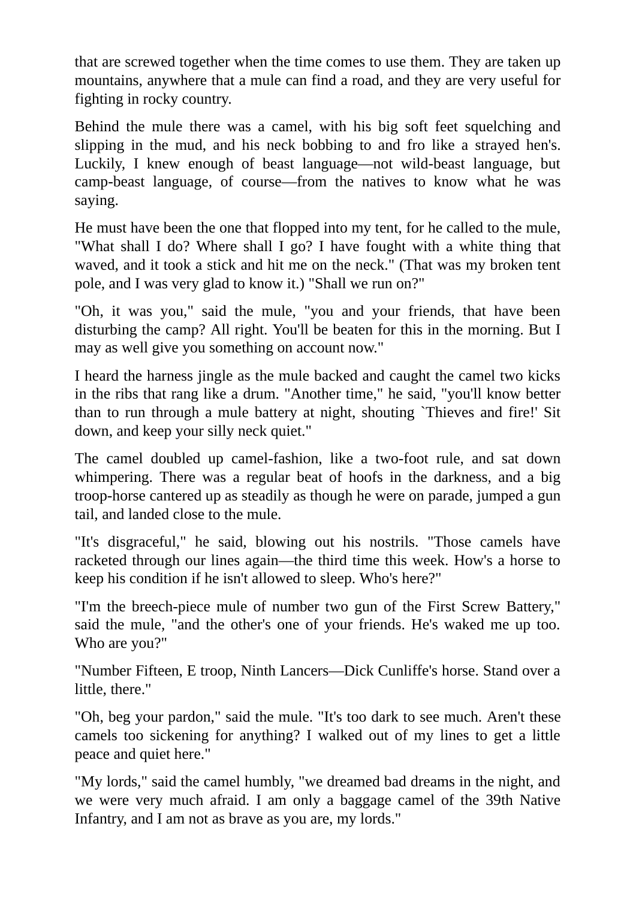that are screwed together when the time comes to use them. They are taken up mountains, anywhere that a mule can find a road, and they are very useful for fighting in rocky country.

Behind the mule there was a camel, with his big soft feet squelching and slipping in the mud, and his neck bobbing to and fro like a strayed hen's. Luckily, I knew enough of beast language—not wild-beast language, but camp-beast language, of course—from the natives to know what he was saying.

He must have been the one that flopped into my tent, for he called to the mule, "What shall I do? Where shall I go? I have fought with a white thing that waved, and it took a stick and hit me on the neck." (That was my broken tent pole, and I was very glad to know it.) "Shall we run on?"

"Oh, it was you," said the mule, "you and your friends, that have been disturbing the camp? All right. You'll be beaten for this in the morning. But I may as well give you something on account now."

I heard the harness jingle as the mule backed and caught the camel two kicks in the ribs that rang like a drum. "Another time," he said, "you'll know better than to run through a mule battery at night, shouting `Thieves and fire!' Sit down, and keep your silly neck quiet."

The camel doubled up camel-fashion, like a two-foot rule, and sat down whimpering. There was a regular beat of hoofs in the darkness, and a big troop-horse cantered up as steadily as though he were on parade, jumped a gun tail, and landed close to the mule.

"It's disgraceful," he said, blowing out his nostrils. "Those camels have racketed through our lines again—the third time this week. How's a horse to keep his condition if he isn't allowed to sleep. Who's here?"

"I'm the breech-piece mule of number two gun of the First Screw Battery," said the mule, "and the other's one of your friends. He's waked me up too. Who are you?"

"Number Fifteen, E troop, Ninth Lancers—Dick Cunliffe's horse. Stand over a little, there."

"Oh, beg your pardon," said the mule. "It's too dark to see much. Aren't these camels too sickening for anything? I walked out of my lines to get a little peace and quiet here."

"My lords," said the camel humbly, "we dreamed bad dreams in the night, and we were very much afraid. I am only a baggage camel of the 39th Native Infantry, and I am not as brave as you are, my lords."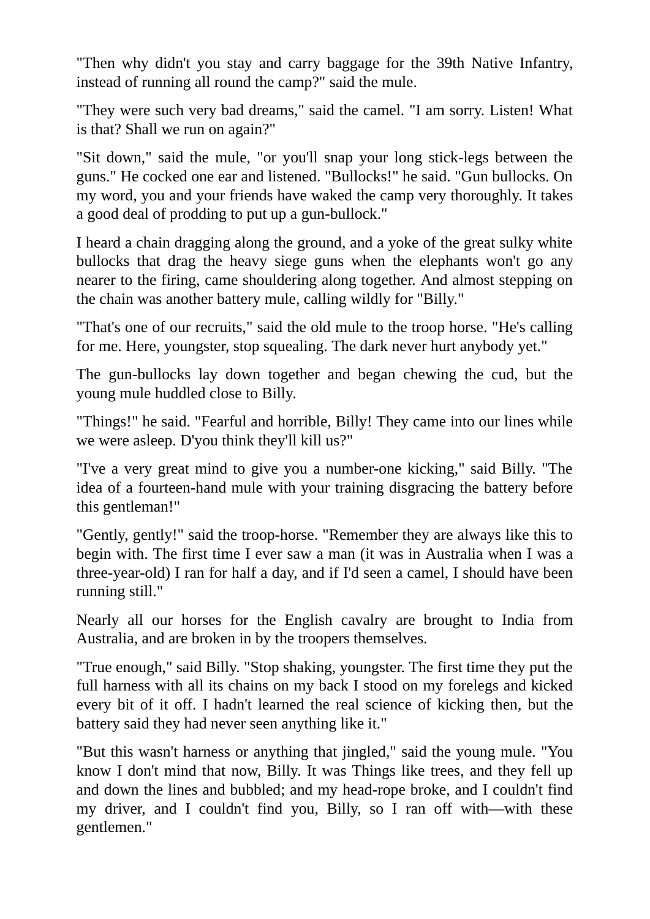"Then why didn't you stay and carry baggage for the 39th Native Infantry, instead of running all round the camp?" said the mule.

"They were such very bad dreams," said the camel. "I am sorry. Listen! What is that? Shall we run on again?"

"Sit down," said the mule, "or you'll snap your long stick-legs between the guns." He cocked one ear and listened. "Bullocks!" he said. "Gun bullocks. On my word, you and your friends have waked the camp very thoroughly. It takes a good deal of prodding to put up a gun-bullock."

I heard a chain dragging along the ground, and a yoke of the great sulky white bullocks that drag the heavy siege guns when the elephants won't go any nearer to the firing, came shouldering along together. And almost stepping on the chain was another battery mule, calling wildly for "Billy."

"That's one of our recruits," said the old mule to the troop horse. "He's calling for me. Here, youngster, stop squealing. The dark never hurt anybody yet."

The gun-bullocks lay down together and began chewing the cud, but the young mule huddled close to Billy.

"Things!" he said. "Fearful and horrible, Billy! They came into our lines while we were asleep. D'you think they'll kill us?"

"I've a very great mind to give you a number-one kicking," said Billy. "The idea of a fourteen-hand mule with your training disgracing the battery before this gentleman!"

"Gently, gently!" said the troop-horse. "Remember they are always like this to begin with. The first time I ever saw a man (it was in Australia when I was a three-year-old) I ran for half a day, and if I'd seen a camel, I should have been running still."

Nearly all our horses for the English cavalry are brought to India from Australia, and are broken in by the troopers themselves.

"True enough," said Billy. "Stop shaking, youngster. The first time they put the full harness with all its chains on my back I stood on my forelegs and kicked every bit of it off. I hadn't learned the real science of kicking then, but the battery said they had never seen anything like it."

"But this wasn't harness or anything that jingled," said the young mule. "You know I don't mind that now, Billy. It was Things like trees, and they fell up and down the lines and bubbled; and my head-rope broke, and I couldn't find my driver, and I couldn't find you, Billy, so I ran off with—with these gentlemen."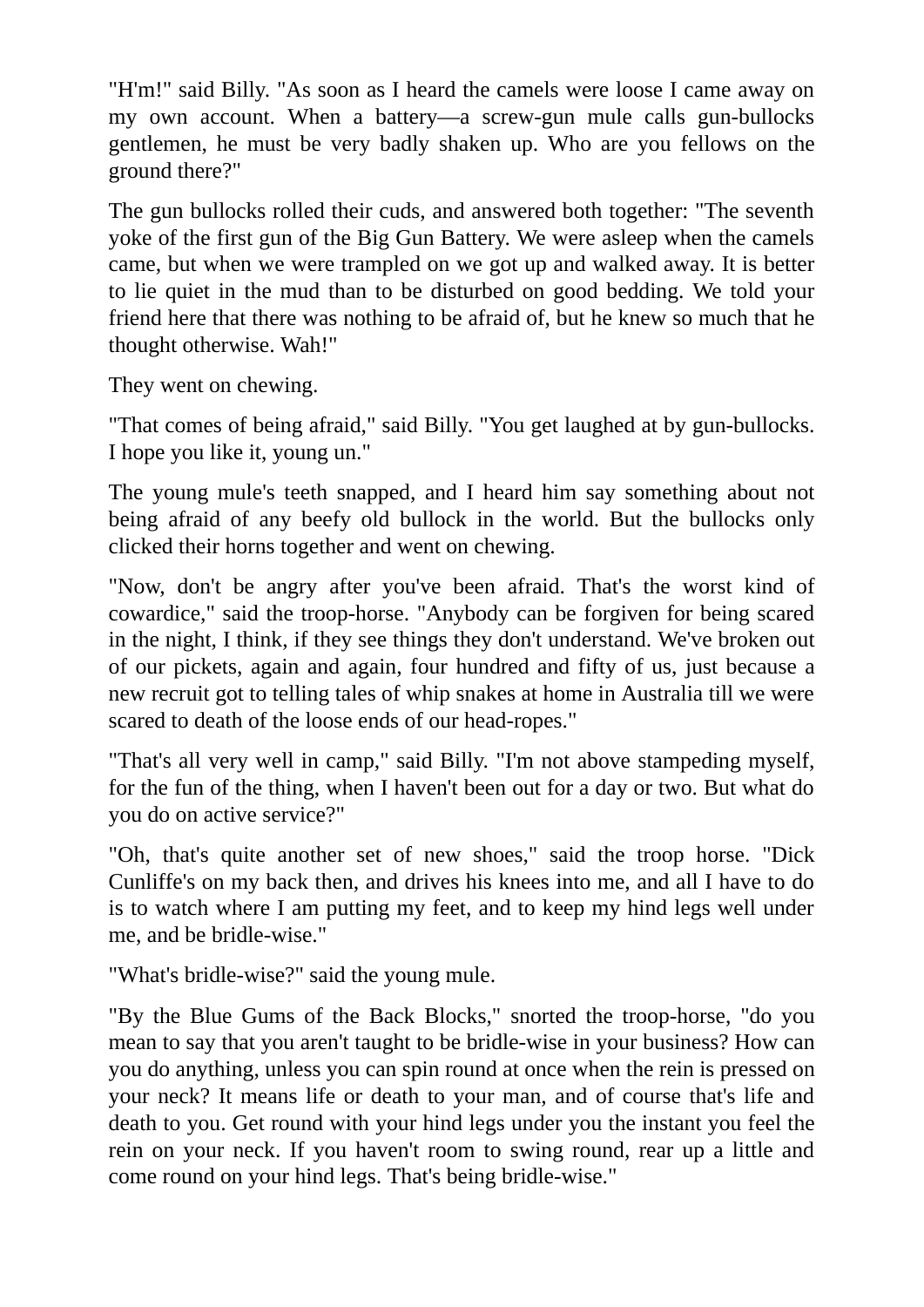"H'm!" said Billy. "As soon as I heard the camels were loose I came away on my own account. When a battery—a screw-gun mule calls gun-bullocks gentlemen, he must be very badly shaken up. Who are you fellows on the ground there?"

The gun bullocks rolled their cuds, and answered both together: "The seventh yoke of the first gun of the Big Gun Battery. We were asleep when the camels came, but when we were trampled on we got up and walked away. It is better to lie quiet in the mud than to be disturbed on good bedding. We told your friend here that there was nothing to be afraid of, but he knew so much that he thought otherwise. Wah!"

They went on chewing.

"That comes of being afraid," said Billy. "You get laughed at by gun-bullocks. I hope you like it, young un."

The young mule's teeth snapped, and I heard him say something about not being afraid of any beefy old bullock in the world. But the bullocks only clicked their horns together and went on chewing.

"Now, don't be angry after you've been afraid. That's the worst kind of cowardice," said the troop-horse. "Anybody can be forgiven for being scared in the night, I think, if they see things they don't understand. We've broken out of our pickets, again and again, four hundred and fifty of us, just because a new recruit got to telling tales of whip snakes at home in Australia till we were scared to death of the loose ends of our head-ropes."

"That's all very well in camp," said Billy. "I'm not above stampeding myself, for the fun of the thing, when I haven't been out for a day or two. But what do you do on active service?"

"Oh, that's quite another set of new shoes," said the troop horse. "Dick Cunliffe's on my back then, and drives his knees into me, and all I have to do is to watch where I am putting my feet, and to keep my hind legs well under me, and be bridle-wise."

"What's bridle-wise?" said the young mule.

"By the Blue Gums of the Back Blocks," snorted the troop-horse, "do you mean to say that you aren't taught to be bridle-wise in your business? How can you do anything, unless you can spin round at once when the rein is pressed on your neck? It means life or death to your man, and of course that's life and death to you. Get round with your hind legs under you the instant you feel the rein on your neck. If you haven't room to swing round, rear up a little and come round on your hind legs. That's being bridle-wise."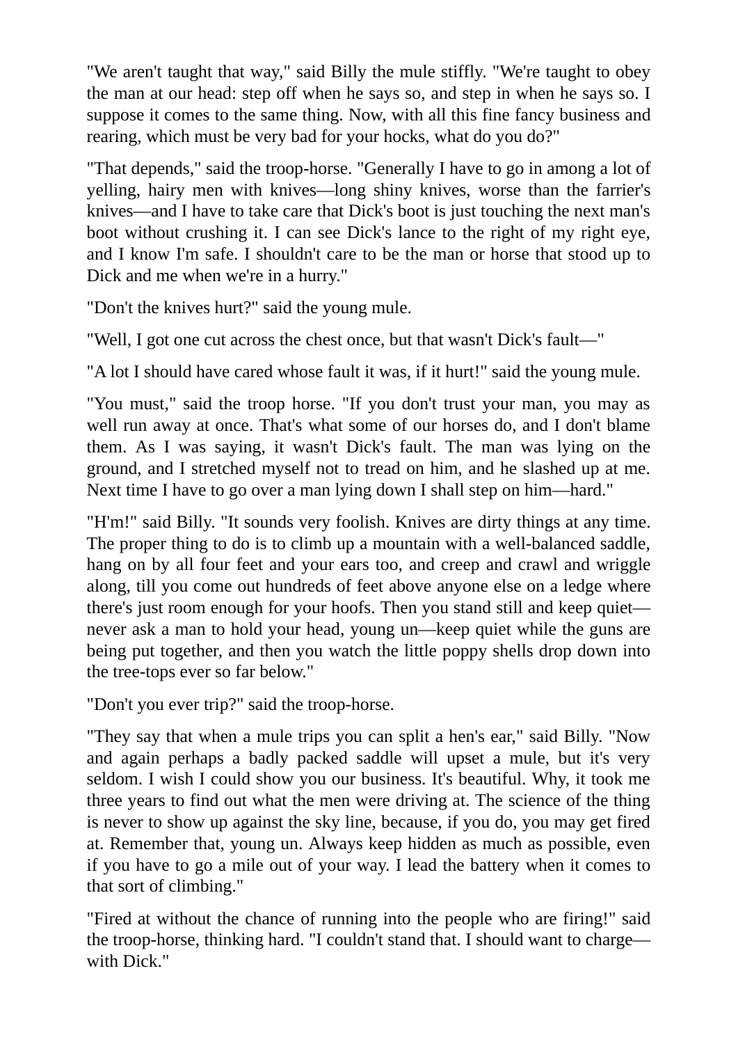"We aren't taught that way," said Billy the mule stiffly. "We're taught to obey the man at our head: step off when he says so, and step in when he says so. I suppose it comes to the same thing. Now, with all this fine fancy business and rearing, which must be very bad for your hocks, what do you do?"

"That depends," said the troop-horse. "Generally I have to go in among a lot of yelling, hairy men with knives—long shiny knives, worse than the farrier's knives—and I have to take care that Dick's boot is just touching the next man's boot without crushing it. I can see Dick's lance to the right of my right eye, and I know I'm safe. I shouldn't care to be the man or horse that stood up to Dick and me when we're in a hurry."

"Don't the knives hurt?" said the young mule.

"Well, I got one cut across the chest once, but that wasn't Dick's fault—"

"A lot I should have cared whose fault it was, if it hurt!" said the young mule.

"You must," said the troop horse. "If you don't trust your man, you may as well run away at once. That's what some of our horses do, and I don't blame them. As I was saying, it wasn't Dick's fault. The man was lying on the ground, and I stretched myself not to tread on him, and he slashed up at me. Next time I have to go over a man lying down I shall step on him—hard."

"H'm!" said Billy. "It sounds very foolish. Knives are dirty things at any time. The proper thing to do is to climb up a mountain with a well-balanced saddle, hang on by all four feet and your ears too, and creep and crawl and wriggle along, till you come out hundreds of feet above anyone else on a ledge where there's just room enough for your hoofs. Then you stand still and keep quiet—never ask a man to hold your head, young un—keep quiet while the guns are being put together, and then you watch the little poppy shells drop down into the tree-tops ever so far below."

"Don't you ever trip?" said the troop-horse.

"They say that when a mule trips you can split a hen's ear," said Billy. "Now and again perhaps a badly packed saddle will upset a mule, but it's very seldom. I wish I could show you our business. It's beautiful. Why, it took me three years to find out what the men were driving at. The science of the thing is never to show up against the sky line, because, if you do, you may get fired at. Remember that, young un. Always keep hidden as much as possible, even if you have to go a mile out of your way. I lead the battery when it comes to that sort of climbing."

"Fired at without the chance of running into the people who are firing!" said the troop-horse, thinking hard. "I couldn't stand that. I should want to charge—with Dick."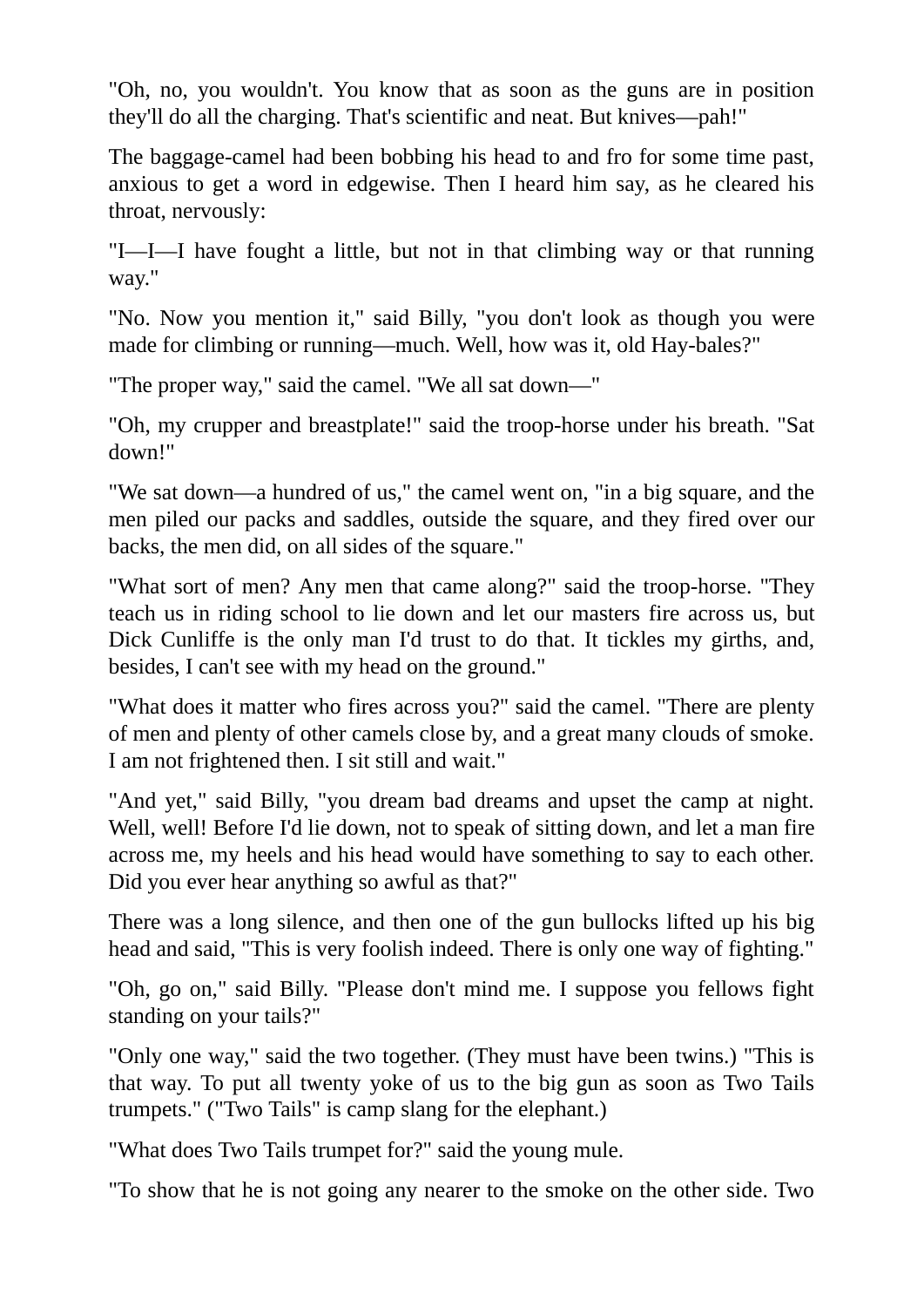"Oh, no, you wouldn't. You know that as soon as the guns are in position they'll do all the charging. That's scientific and neat. But knives—pah!"

The baggage-camel had been bobbing his head to and fro for some time past, anxious to get a word in edgewise. Then I heard him say, as he cleared his throat, nervously:

"I—I—I have fought a little, but not in that climbing way or that running way."

"No. Now you mention it," said Billy, "you don't look as though you were made for climbing or running—much. Well, how was it, old Hay-bales?"

"The proper way," said the camel. "We all sat down—"

"Oh, my crupper and breastplate!" said the troop-horse under his breath. "Sat down!"

"We sat down—a hundred of us," the camel went on, "in a big square, and the men piled our packs and saddles, outside the square, and they fired over our backs, the men did, on all sides of the square."

"What sort of men? Any men that came along?" said the troop-horse. "They teach us in riding school to lie down and let our masters fire across us, but Dick Cunliffe is the only man I'd trust to do that. It tickles my girths, and, besides, I can't see with my head on the ground."

"What does it matter who fires across you?" said the camel. "There are plenty of men and plenty of other camels close by, and a great many clouds of smoke. I am not frightened then. I sit still and wait."

"And yet," said Billy, "you dream bad dreams and upset the camp at night. Well, well! Before I'd lie down, not to speak of sitting down, and let a man fire across me, my heels and his head would have something to say to each other. Did you ever hear anything so awful as that?"

There was a long silence, and then one of the gun bullocks lifted up his big head and said, "This is very foolish indeed. There is only one way of fighting."

"Oh, go on," said Billy. "Please don't mind me. I suppose you fellows fight standing on your tails?"

"Only one way," said the two together. (They must have been twins.) "This is that way. To put all twenty yoke of us to the big gun as soon as Two Tails trumpets." ("Two Tails" is camp slang for the elephant.)

"What does Two Tails trumpet for?" said the young mule.

"To show that he is not going any nearer to the smoke on the other side. Two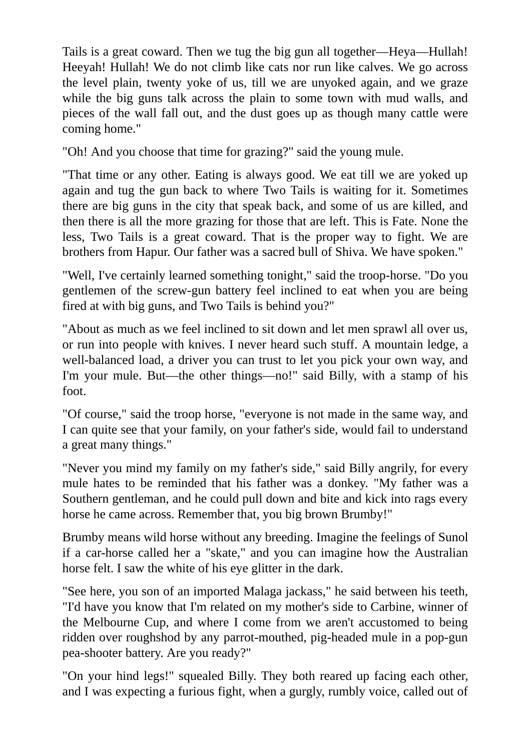Tails is a great coward. Then we tug the big gun all together—Heya—Hullah! Heeyah! Hullah! We do not climb like cats nor run like calves. We go across the level plain, twenty yoke of us, till we are unyoked again, and we graze while the big guns talk across the plain to some town with mud walls, and pieces of the wall fall out, and the dust goes up as though many cattle were coming home."

"Oh! And you choose that time for grazing?" said the young mule.

"That time or any other. Eating is always good. We eat till we are yoked up again and tug the gun back to where Two Tails is waiting for it. Sometimes there are big guns in the city that speak back, and some of us are killed, and then there is all the more grazing for those that are left. This is Fate. None the less, Two Tails is a great coward. That is the proper way to fight. We are brothers from Hapur. Our father was a sacred bull of Shiva. We have spoken."

"Well, I've certainly learned something tonight," said the troop-horse. "Do you gentlemen of the screw-gun battery feel inclined to eat when you are being fired at with big guns, and Two Tails is behind you?"

"About as much as we feel inclined to sit down and let men sprawl all over us, or run into people with knives. I never heard such stuff. A mountain ledge, a well-balanced load, a driver you can trust to let you pick your own way, and I'm your mule. But—the other things—no!" said Billy, with a stamp of his foot.

"Of course," said the troop horse, "everyone is not made in the same way, and I can quite see that your family, on your father's side, would fail to understand a great many things."

"Never you mind my family on my father's side," said Billy angrily, for every mule hates to be reminded that his father was a donkey. "My father was a Southern gentleman, and he could pull down and bite and kick into rags every horse he came across. Remember that, you big brown Brumby!"

Brumby means wild horse without any breeding. Imagine the feelings of Sunol if a car-horse called her a "skate," and you can imagine how the Australian horse felt. I saw the white of his eye glitter in the dark.

"See here, you son of an imported Malaga jackass," he said between his teeth, "I'd have you know that I'm related on my mother's side to Carbine, winner of the Melbourne Cup, and where I come from we aren't accustomed to being ridden over roughshod by any parrot-mouthed, pig-headed mule in a pop-gun pea-shooter battery. Are you ready?"

"On your hind legs!" squealed Billy. They both reared up facing each other, and I was expecting a furious fight, when a gurgly, rumbly voice, called out of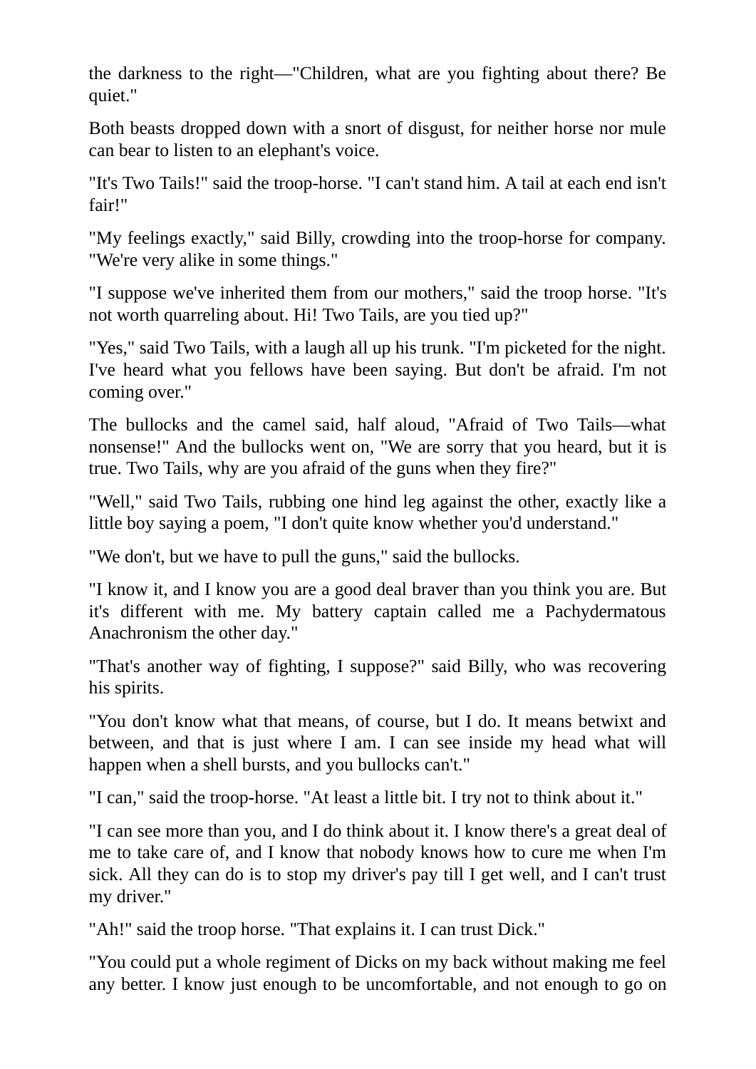the darkness to the right—"Children, what are you fighting about there? Be quiet."

Both beasts dropped down with a snort of disgust, for neither horse nor mule can bear to listen to an elephant's voice.

"It's Two Tails!" said the troop-horse. "I can't stand him. A tail at each end isn't fair!"

"My feelings exactly," said Billy, crowding into the troop-horse for company. "We're very alike in some things."

"I suppose we've inherited them from our mothers," said the troop horse. "It's not worth quarreling about. Hi! Two Tails, are you tied up?"

"Yes," said Two Tails, with a laugh all up his trunk. "I'm picketed for the night. I've heard what you fellows have been saying. But don't be afraid. I'm not coming over."

The bullocks and the camel said, half aloud, "Afraid of Two Tails—what nonsense!" And the bullocks went on, "We are sorry that you heard, but it is true. Two Tails, why are you afraid of the guns when they fire?"

"Well," said Two Tails, rubbing one hind leg against the other, exactly like a little boy saying a poem, "I don't quite know whether you'd understand."

"We don't, but we have to pull the guns," said the bullocks.

"I know it, and I know you are a good deal braver than you think you are. But it's different with me. My battery captain called me a Pachydermatous Anachronism the other day."

"That's another way of fighting, I suppose?" said Billy, who was recovering his spirits.

"You don't know what that means, of course, but I do. It means betwixt and between, and that is just where I am. I can see inside my head what will happen when a shell bursts, and you bullocks can't."

"I can," said the troop-horse. "At least a little bit. I try not to think about it."

"I can see more than you, and I do think about it. I know there's a great deal of me to take care of, and I know that nobody knows how to cure me when I'm sick. All they can do is to stop my driver's pay till I get well, and I can't trust my driver."

"Ah!" said the troop horse. "That explains it. I can trust Dick."

"You could put a whole regiment of Dicks on my back without making me feel any better. I know just enough to be uncomfortable, and not enough to go on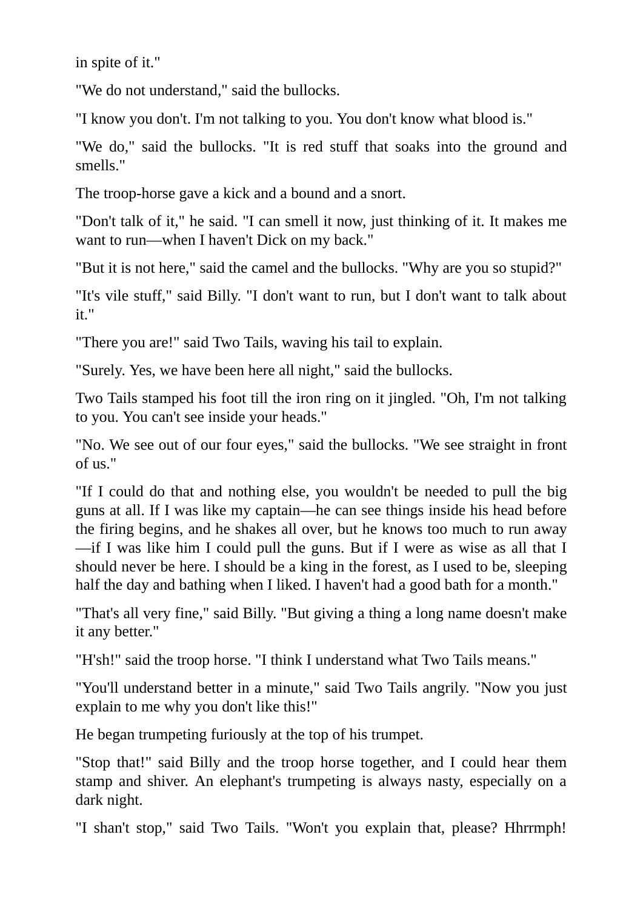in spite of it."

"We do not understand," said the bullocks.

"I know you don't. I'm not talking to you. You don't know what blood is."

"We do," said the bullocks. "It is red stuff that soaks into the ground and smells."

The troop-horse gave a kick and a bound and a snort.

"Don't talk of it," he said. "I can smell it now, just thinking of it. It makes me want to run—when I haven't Dick on my back."

"But it is not here," said the camel and the bullocks. "Why are you so stupid?"

"It's vile stuff," said Billy. "I don't want to run, but I don't want to talk about it."

"There you are!" said Two Tails, waving his tail to explain.

"Surely. Yes, we have been here all night," said the bullocks.

Two Tails stamped his foot till the iron ring on it jingled. "Oh, I'm not talking to you. You can't see inside your heads."

"No. We see out of our four eyes," said the bullocks. "We see straight in front of us."

"If I could do that and nothing else, you wouldn't be needed to pull the big guns at all. If I was like my captain—he can see things inside his head before the firing begins, and he shakes all over, but he knows too much to run away—if I was like him I could pull the guns. But if I were as wise as all that I should never be here. I should be a king in the forest, as I used to be, sleeping half the day and bathing when I liked. I haven't had a good bath for a month."

"That's all very fine," said Billy. "But giving a thing a long name doesn't make it any better."

"H'sh!" said the troop horse. "I think I understand what Two Tails means."

"You'll understand better in a minute," said Two Tails angrily. "Now you just explain to me why you don't like this!"

He began trumpeting furiously at the top of his trumpet.

"Stop that!" said Billy and the troop horse together, and I could hear them stamp and shiver. An elephant's trumpeting is always nasty, especially on a dark night.

"I shan't stop," said Two Tails. "Won't you explain that, please? Hhrrmph!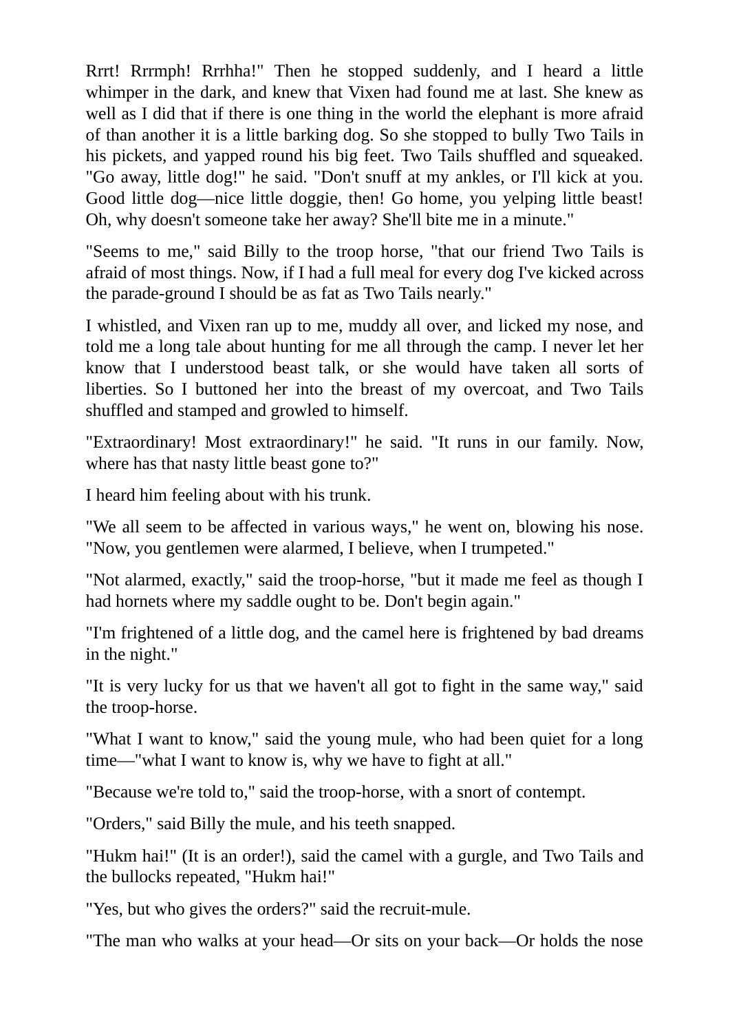Rrrt! Rrrmph! Rrrhha!" Then he stopped suddenly, and I heard a little whimper in the dark, and knew that Vixen had found me at last. She knew as well as I did that if there is one thing in the world the elephant is more afraid of than another it is a little barking dog. So she stopped to bully Two Tails in his pickets, and yapped round his big feet. Two Tails shuffled and squeaked. "Go away, little dog!" he said. "Don't snuff at my ankles, or I'll kick at you. Good little dog—nice little doggie, then! Go home, you yelping little beast! Oh, why doesn't someone take her away? She'll bite me in a minute."

"Seems to me," said Billy to the troop horse, "that our friend Two Tails is afraid of most things. Now, if I had a full meal for every dog I've kicked across the parade-ground I should be as fat as Two Tails nearly."

I whistled, and Vixen ran up to me, muddy all over, and licked my nose, and told me a long tale about hunting for me all through the camp. I never let her know that I understood beast talk, or she would have taken all sorts of liberties. So I buttoned her into the breast of my overcoat, and Two Tails shuffled and stamped and growled to himself.

"Extraordinary! Most extraordinary!" he said. "It runs in our family. Now, where has that nasty little beast gone to?"

I heard him feeling about with his trunk.

"We all seem to be affected in various ways," he went on, blowing his nose. "Now, you gentlemen were alarmed, I believe, when I trumpeted."

"Not alarmed, exactly," said the troop-horse, "but it made me feel as though I had hornets where my saddle ought to be. Don't begin again."

"I'm frightened of a little dog, and the camel here is frightened by bad dreams in the night."

"It is very lucky for us that we haven't all got to fight in the same way," said the troop-horse.

"What I want to know," said the young mule, who had been quiet for a long time—"what I want to know is, why we have to fight at all."

"Because we're told to," said the troop-horse, with a snort of contempt.

"Orders," said Billy the mule, and his teeth snapped.

"Hukm hai!" (It is an order!), said the camel with a gurgle, and Two Tails and the bullocks repeated, "Hukm hai!"

"Yes, but who gives the orders?" said the recruit-mule.

"The man who walks at your head—Or sits on your back—Or holds the nose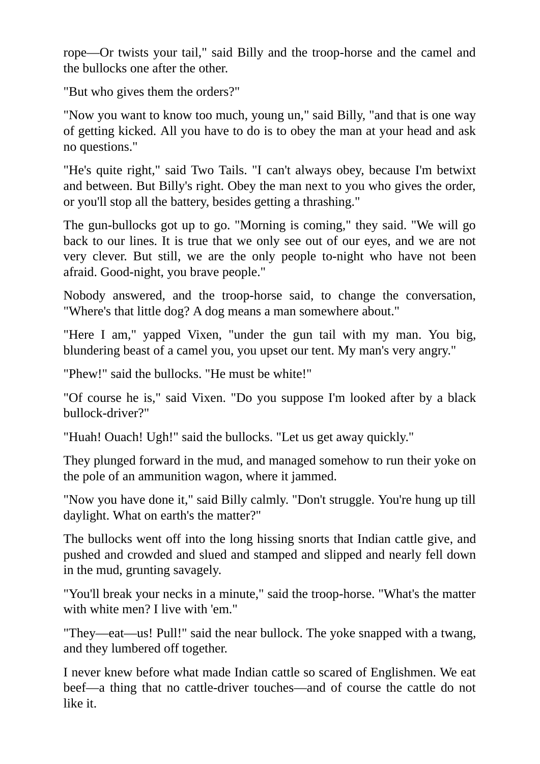rope—Or twists your tail," said Billy and the troop-horse and the camel and the bullocks one after the other.

"But who gives them the orders?"

"Now you want to know too much, young un," said Billy, "and that is one way of getting kicked. All you have to do is to obey the man at your head and ask no questions."

"He's quite right," said Two Tails. "I can't always obey, because I'm betwixt and between. But Billy's right. Obey the man next to you who gives the order, or you'll stop all the battery, besides getting a thrashing."

The gun-bullocks got up to go. "Morning is coming," they said. "We will go back to our lines. It is true that we only see out of our eyes, and we are not very clever. But still, we are the only people to-night who have not been afraid. Good-night, you brave people."

Nobody answered, and the troop-horse said, to change the conversation, "Where's that little dog? A dog means a man somewhere about."

"Here I am," yapped Vixen, "under the gun tail with my man. You big, blundering beast of a camel you, you upset our tent. My man's very angry."

"Phew!" said the bullocks. "He must be white!"

"Of course he is," said Vixen. "Do you suppose I'm looked after by a black bullock-driver?"

"Huah! Ouach! Ugh!" said the bullocks. "Let us get away quickly."

They plunged forward in the mud, and managed somehow to run their yoke on the pole of an ammunition wagon, where it jammed.

"Now you have done it," said Billy calmly. "Don't struggle. You're hung up till daylight. What on earth's the matter?"

The bullocks went off into the long hissing snorts that Indian cattle give, and pushed and crowded and slued and stamped and slipped and nearly fell down in the mud, grunting savagely.

"You'll break your necks in a minute," said the troop-horse. "What's the matter with white men? I live with 'em."

"They—eat—us! Pull!" said the near bullock. The yoke snapped with a twang, and they lumbered off together.

I never knew before what made Indian cattle so scared of Englishmen. We eat beef—a thing that no cattle-driver touches—and of course the cattle do not like it.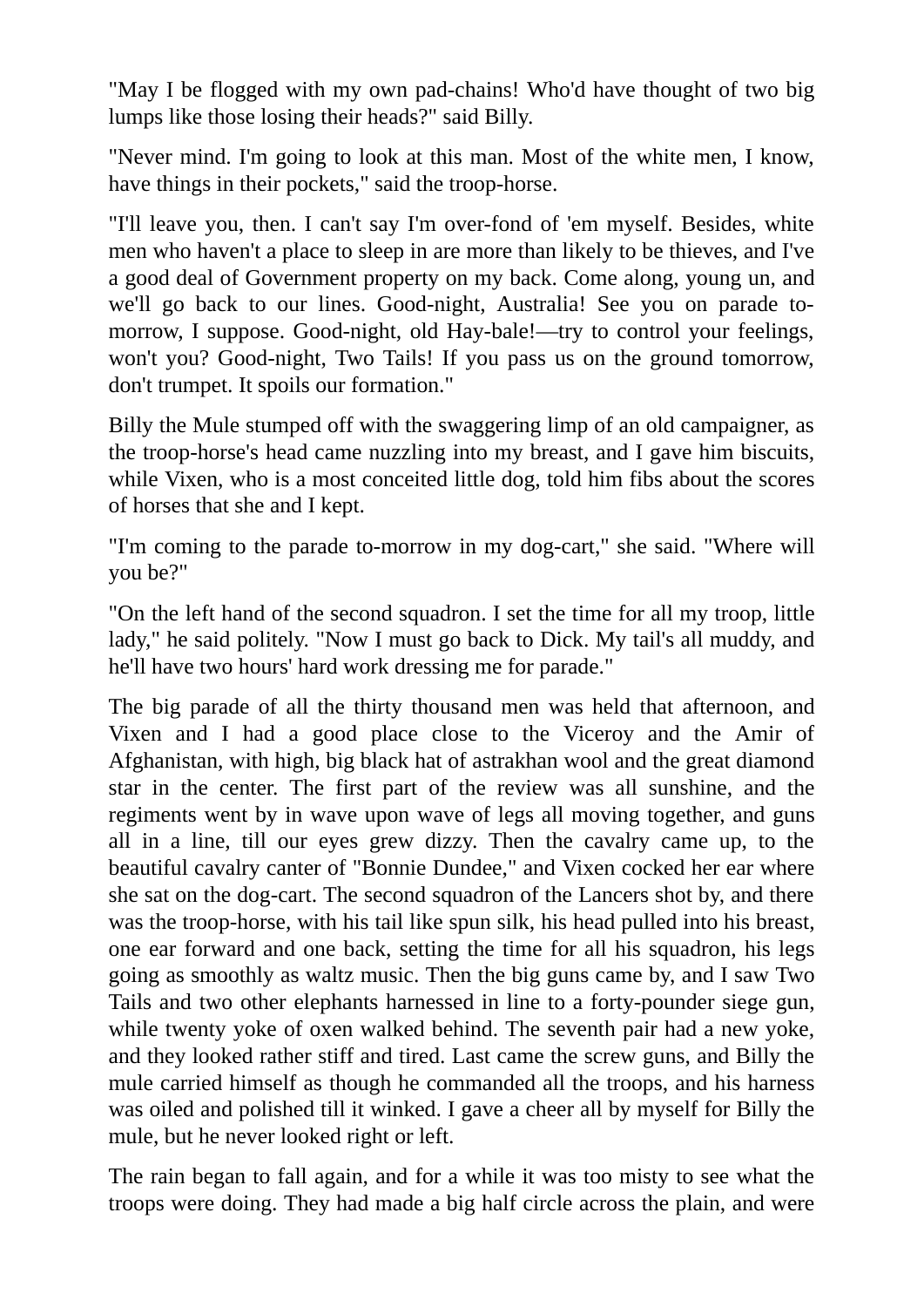"May I be flogged with my own pad-chains! Who'd have thought of two big lumps like those losing their heads?" said Billy.

"Never mind. I'm going to look at this man. Most of the white men, I know, have things in their pockets," said the troop-horse.

"I'll leave you, then. I can't say I'm over-fond of 'em myself. Besides, white men who haven't a place to sleep in are more than likely to be thieves, and I've a good deal of Government property on my back. Come along, young un, and we'll go back to our lines. Good-night, Australia! See you on parade to-morrow, I suppose. Good-night, old Hay-bale!—try to control your feelings, won't you? Good-night, Two Tails! If you pass us on the ground tomorrow, don't trumpet. It spoils our formation."

Billy the Mule stumped off with the swaggering limp of an old campaigner, as the troop-horse's head came nuzzling into my breast, and I gave him biscuits, while Vixen, who is a most conceited little dog, told him fibs about the scores of horses that she and I kept.

"I'm coming to the parade to-morrow in my dog-cart," she said. "Where will you be?"

"On the left hand of the second squadron. I set the time for all my troop, little lady," he said politely. "Now I must go back to Dick. My tail's all muddy, and he'll have two hours' hard work dressing me for parade."

The big parade of all the thirty thousand men was held that afternoon, and Vixen and I had a good place close to the Viceroy and the Amir of Afghanistan, with high, big black hat of astrakhan wool and the great diamond star in the center. The first part of the review was all sunshine, and the regiments went by in wave upon wave of legs all moving together, and guns all in a line, till our eyes grew dizzy. Then the cavalry came up, to the beautiful cavalry canter of "Bonnie Dundee," and Vixen cocked her ear where she sat on the dog-cart. The second squadron of the Lancers shot by, and there was the troop-horse, with his tail like spun silk, his head pulled into his breast, one ear forward and one back, setting the time for all his squadron, his legs going as smoothly as waltz music. Then the big guns came by, and I saw Two Tails and two other elephants harnessed in line to a forty-pounder siege gun, while twenty yoke of oxen walked behind. The seventh pair had a new yoke, and they looked rather stiff and tired. Last came the screw guns, and Billy the mule carried himself as though he commanded all the troops, and his harness was oiled and polished till it winked. I gave a cheer all by myself for Billy the mule, but he never looked right or left.

The rain began to fall again, and for a while it was too misty to see what the troops were doing. They had made a big half circle across the plain, and were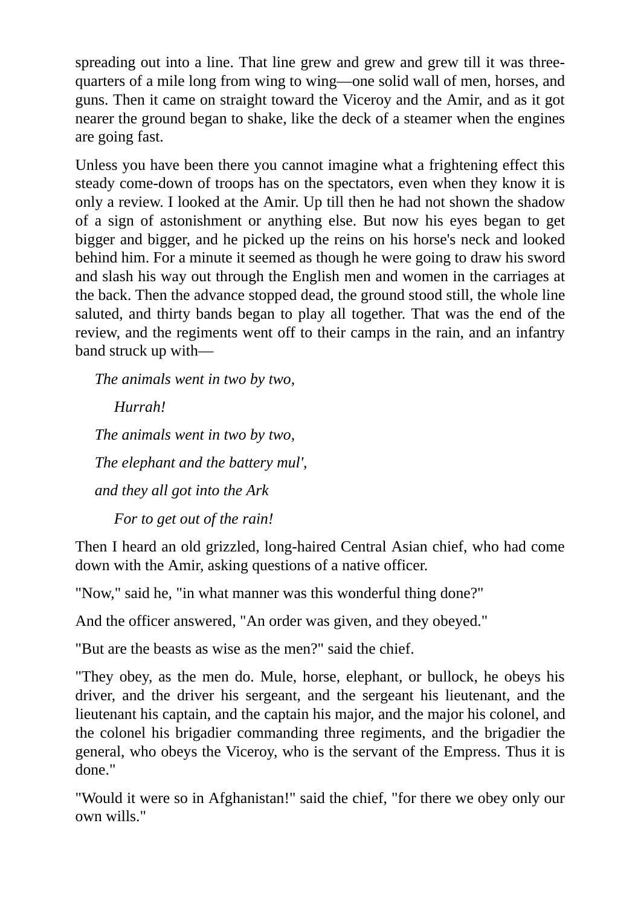spreading out into a line. That line grew and grew and grew till it was three-quarters of a mile long from wing to wing—one solid wall of men, horses, and guns. Then it came on straight toward the Viceroy and the Amir, and as it got nearer the ground began to shake, like the deck of a steamer when the engines are going fast.

Unless you have been there you cannot imagine what a frightening effect this steady come-down of troops has on the spectators, even when they know it is only a review. I looked at the Amir. Up till then he had not shown the shadow of a sign of astonishment or anything else. But now his eyes began to get bigger and bigger, and he picked up the reins on his horse's neck and looked behind him. For a minute it seemed as though he were going to draw his sword and slash his way out through the English men and women in the carriages at the back. Then the advance stopped dead, the ground stood still, the whole line saluted, and thirty bands began to play all together. That was the end of the review, and the regiments went off to their camps in the rain, and an infantry band struck up with—

*The animals went in two by two,*

*Hurrah!*

*The animals went in two by two,*

*The elephant and the battery mul',*

*and they all got into the Ark*

*For to get out of the rain!*

Then I heard an old grizzled, long-haired Central Asian chief, who had come down with the Amir, asking questions of a native officer.

"Now," said he, "in what manner was this wonderful thing done?"

And the officer answered, "An order was given, and they obeyed."

"But are the beasts as wise as the men?" said the chief.

"They obey, as the men do. Mule, horse, elephant, or bullock, he obeys his driver, and the driver his sergeant, and the sergeant his lieutenant, and the lieutenant his captain, and the captain his major, and the major his colonel, and the colonel his brigadier commanding three regiments, and the brigadier the general, who obeys the Viceroy, who is the servant of the Empress. Thus it is done."

"Would it were so in Afghanistan!" said the chief, "for there we obey only our own wills."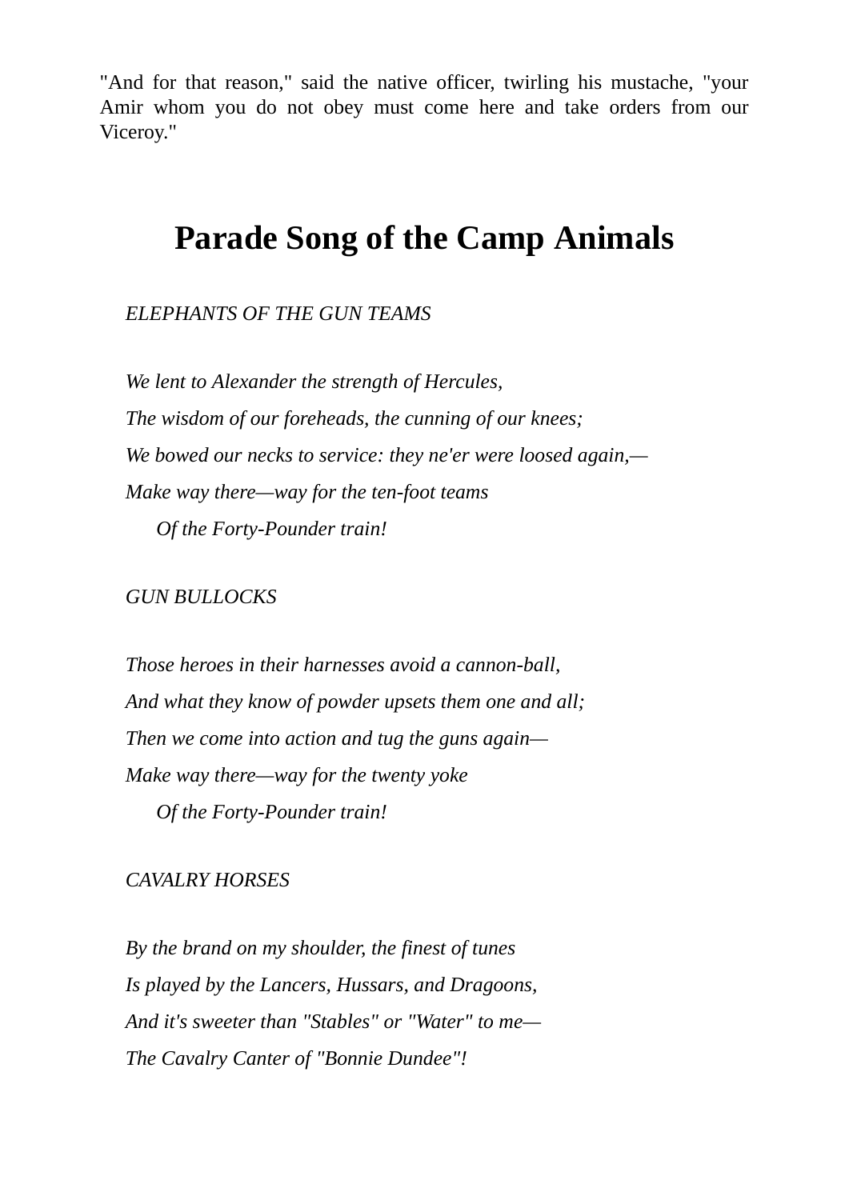"And for that reason," said the native officer, twirling his mustache, "your Amir whom you do not obey must come here and take orders from our Viceroy."

# Parade Song of the Camp Animals

*ELEPHANTS OF THE GUN TEAMS*

*We lent to Alexander the strength of Hercules,*
*The wisdom of our foreheads, the cunning of our knees;*
*We bowed our necks to service: they ne'er were loosed again,—*
*Make way there—way for the ten-foot teams*
*Of the Forty-Pounder train!*

*GUN BULLOCKS*

*Those heroes in their harnesses avoid a cannon-ball,*
*And what they know of powder upsets them one and all;*
*Then we come into action and tug the guns again—*
*Make way there—way for the twenty yoke*
*Of the Forty-Pounder train!*

*CAVALRY HORSES*

*By the brand on my shoulder, the finest of tunes*
*Is played by the Lancers, Hussars, and Dragoons,*
*And it's sweeter than "Stables" or "Water" to me—*
*The Cavalry Canter of "Bonnie Dundee"!*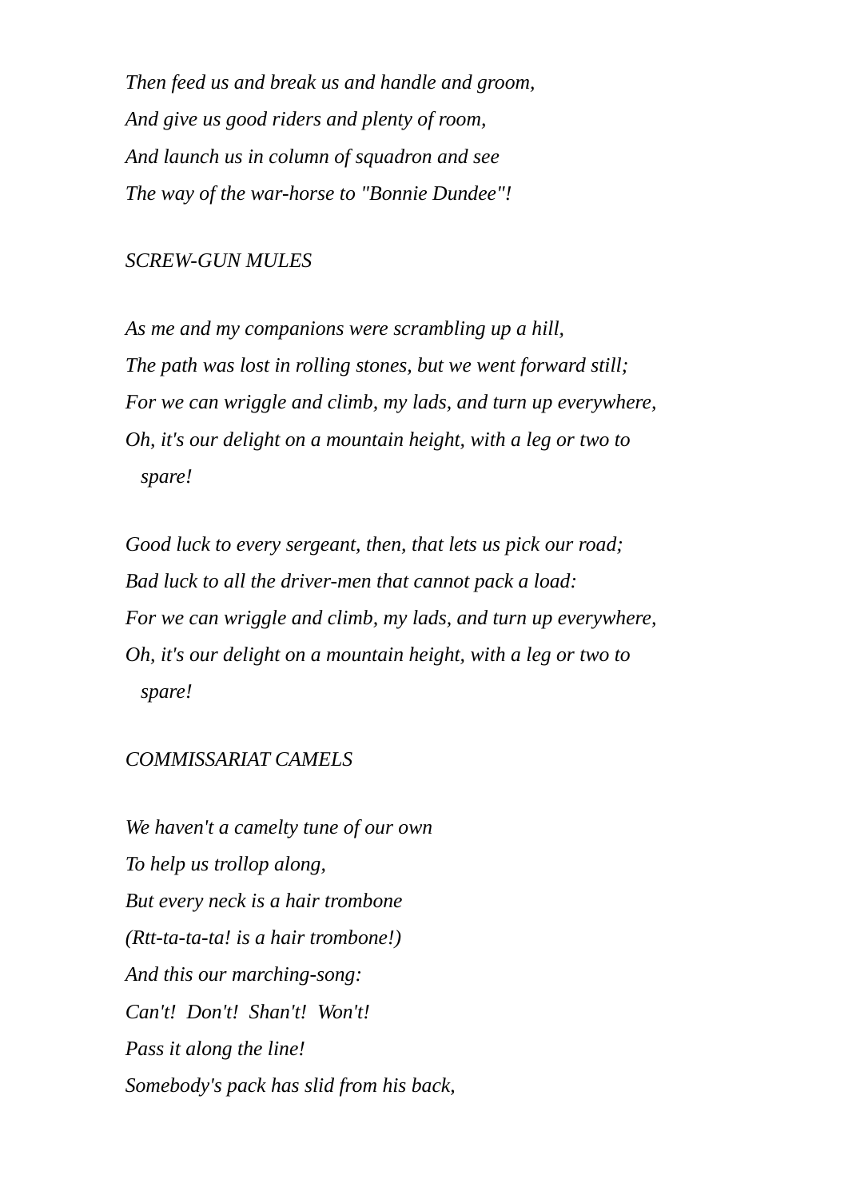*Then feed us and break us and handle and groom,*
*And give us good riders and plenty of room,*
*And launch us in column of squadron and see*
*The way of the war-horse to "Bonnie Dundee"!*

*SCREW-GUN MULES*

*As me and my companions were scrambling up a hill,*
*The path was lost in rolling stones, but we went forward still;*
*For we can wriggle and climb, my lads, and turn up everywhere,*
*Oh, it's our delight on a mountain height, with a leg or two to spare!*

*Good luck to every sergeant, then, that lets us pick our road;*
*Bad luck to all the driver-men that cannot pack a load:*
*For we can wriggle and climb, my lads, and turn up everywhere,*
*Oh, it's our delight on a mountain height, with a leg or two to spare!*

*COMMISSARIAT CAMELS*

*We haven't a camelty tune of our own*
*To help us trollop along,*
*But every neck is a hair trombone*
*(Rtt-ta-ta-ta! is a hair trombone!)*
*And this our marching-song:*
*Can't! Don't! Shan't! Won't!*
*Pass it along the line!*
*Somebody's pack has slid from his back,*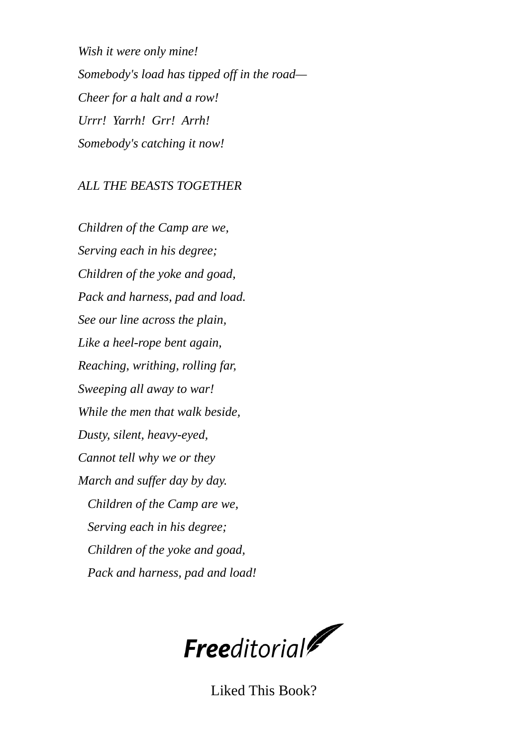*Wish it were only mine!*
*Somebody's load has tipped off in the road—*
*Cheer for a halt and a row!*
*Urrr! Yarrh! Grr! Arrh!*
*Somebody's catching it now!*

*ALL THE BEASTS TOGETHER*

*Children of the Camp are we,*
*Serving each in his degree;*
*Children of the yoke and goad,*
*Pack and harness, pad and load.*
*See our line across the plain,*
*Like a heel-rope bent again,*
*Reaching, writhing, rolling far,*
*Sweeping all away to war!*
*While the men that walk beside,*
*Dusty, silent, heavy-eyed,*
*Cannot tell why we or they*
*March and suffer day by day.*
*Children of the Camp are we,*
*Serving each in his degree;*
*Children of the yoke and goad,*
*Pack and harness, pad and load!*

**Free**ditorial

Liked This Book?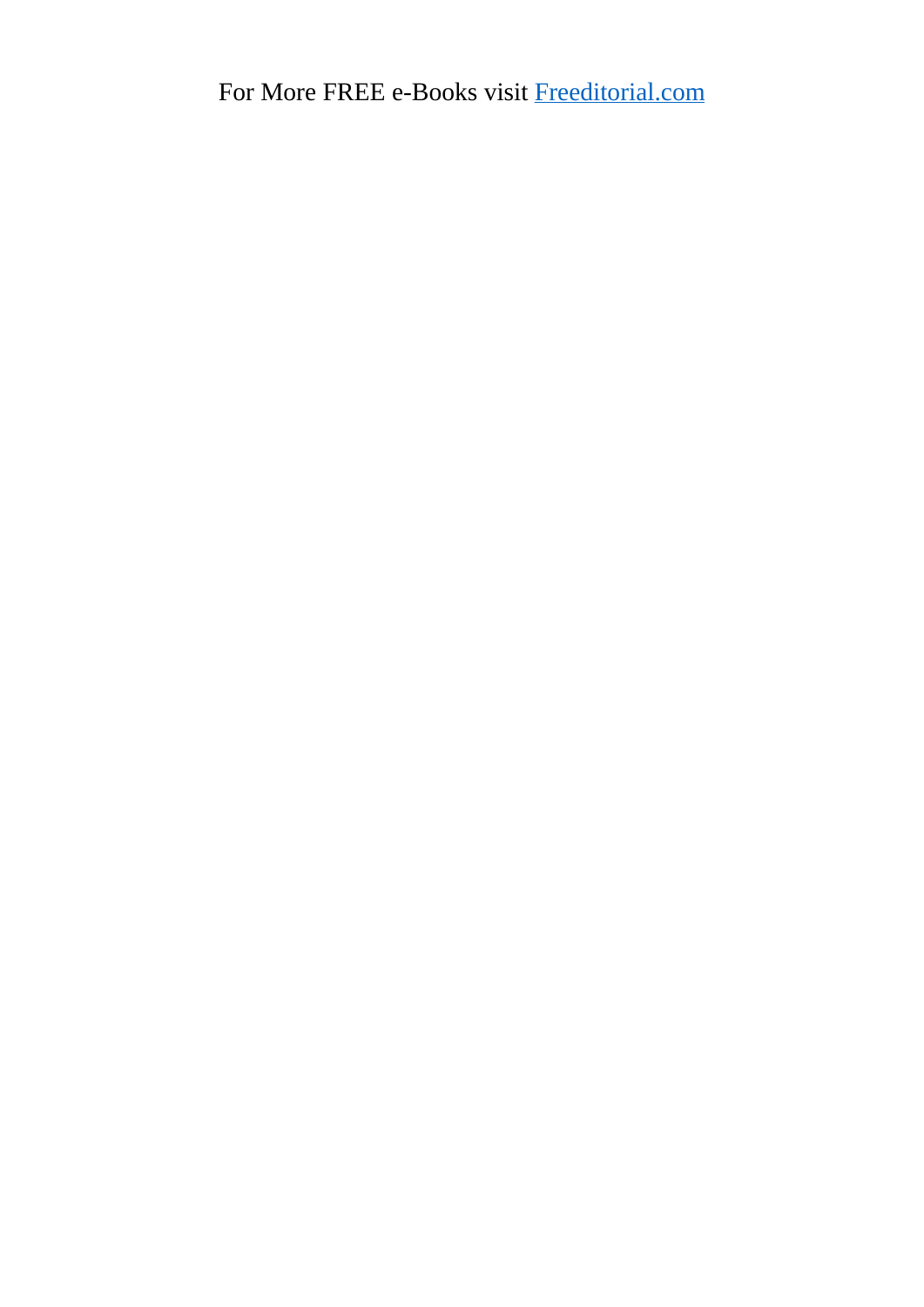For More FREE e-Books visit Freeditorial.com